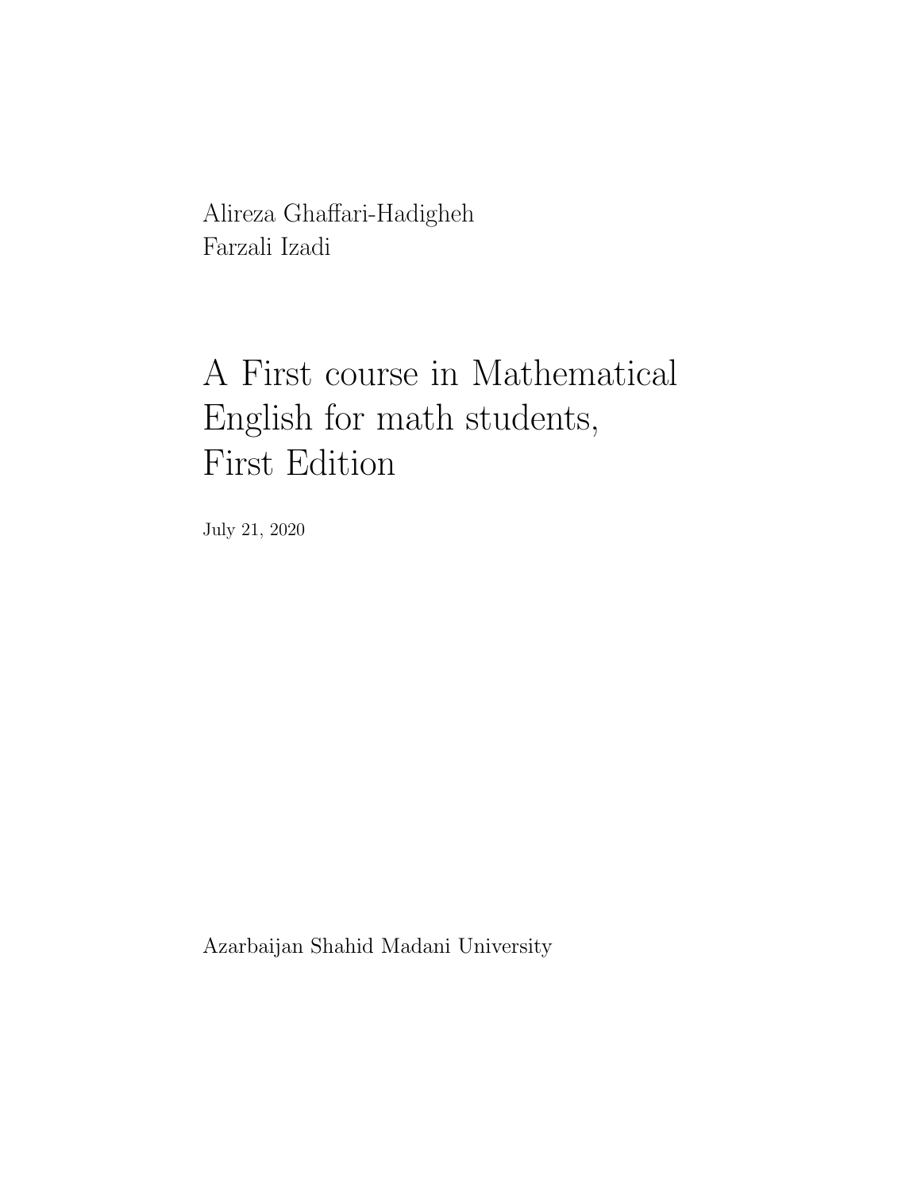Alireza Ghaffari-Hadigheh
Farzali Izadi

# A First course in Mathematical English for math students, First Edition

July 21, 2020

Azarbaijan Shahid Madani University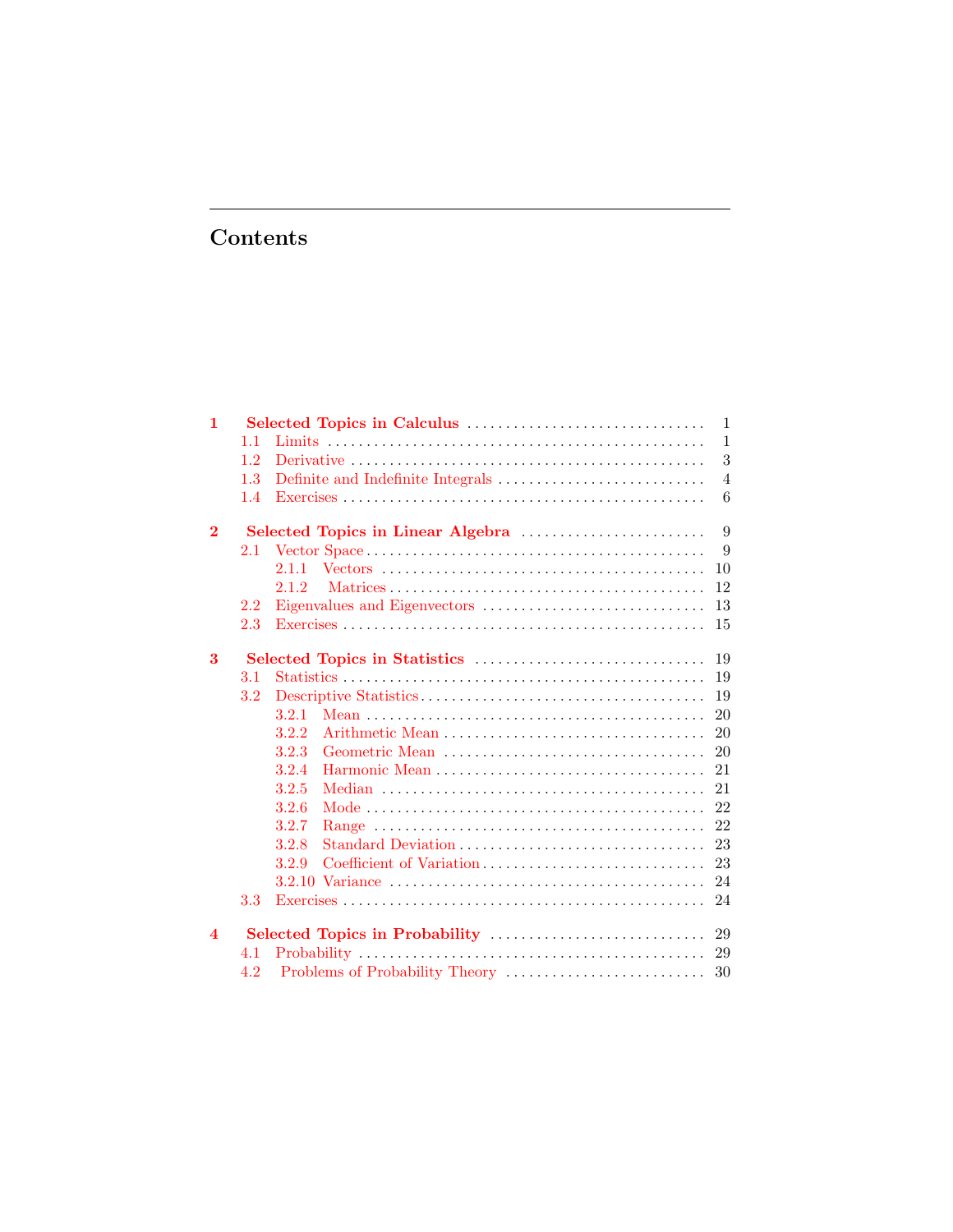# Contents

**1 Selected Topics in Calculus** ........ 1
- 1.1 Limits ........ 1
- 1.2 Derivative ........ 3
- 1.3 Definite and Indefinite Integrals ........ 4
- 1.4 Exercises ........ 6

**2 Selected Topics in Linear Algebra** ........ 9
- 2.1 Vector Space ........ 9
  - 2.1.1 Vectors ........ 10
  - 2.1.2 Matrices ........ 12
- 2.2 Eigenvalues and Eigenvectors ........ 13
- 2.3 Exercises ........ 15

**3 Selected Topics in Statistics** ........ 19
- 3.1 Statistics ........ 19
- 3.2 Descriptive Statistics ........ 19
  - 3.2.1 Mean ........ 20
  - 3.2.2 Arithmetic Mean ........ 20
  - 3.2.3 Geometric Mean ........ 20
  - 3.2.4 Harmonic Mean ........ 21
  - 3.2.5 Median ........ 21
  - 3.2.6 Mode ........ 22
  - 3.2.7 Range ........ 22
  - 3.2.8 Standard Deviation ........ 23
  - 3.2.9 Coefficient of Variation ........ 23
  - 3.2.10 Variance ........ 24
- 3.3 Exercises ........ 24

**4 Selected Topics in Probability** ........ 29
- 4.1 Probability ........ 29
- 4.2 Problems of Probability Theory ........ 30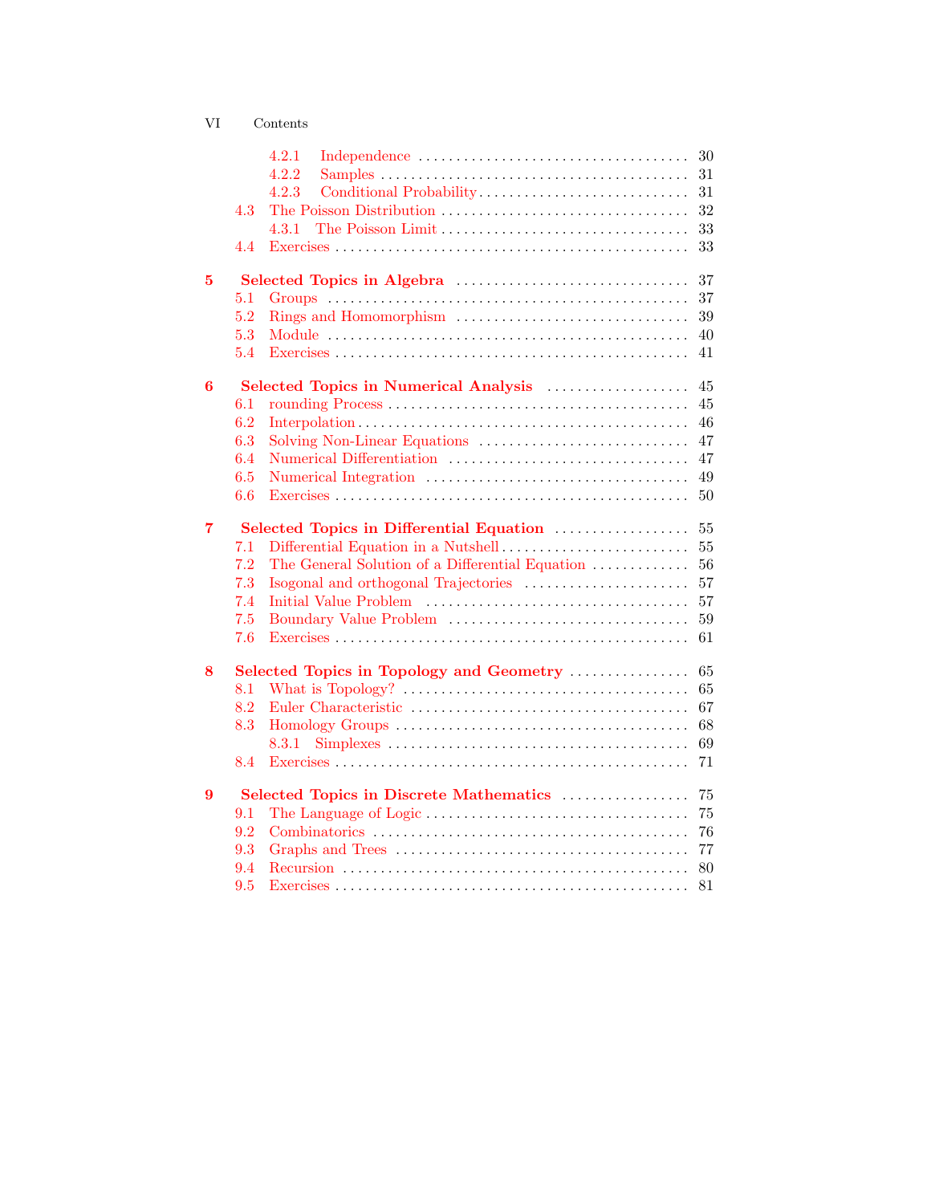4.2.1 Independence ... 30
4.2.2 Samples ... 31
4.2.3 Conditional Probability ... 31
4.3 The Poisson Distribution ... 32
4.3.1 The Poisson Limit ... 33
4.4 Exercises ... 33

**5 Selected Topics in Algebra ... 37**
5.1 Groups ... 37
5.2 Rings and Homomorphism ... 39
5.3 Module ... 40
5.4 Exercises ... 41

**6 Selected Topics in Numerical Analysis ... 45**
6.1 rounding Process ... 45
6.2 Interpolation ... 46
6.3 Solving Non-Linear Equations ... 47
6.4 Numerical Differentiation ... 47
6.5 Numerical Integration ... 49
6.6 Exercises ... 50

**7 Selected Topics in Differential Equation ... 55**
7.1 Differential Equation in a Nutshell ... 55
7.2 The General Solution of a Differential Equation ... 56
7.3 Isogonal and orthogonal Trajectories ... 57
7.4 Initial Value Problem ... 57
7.5 Boundary Value Problem ... 59
7.6 Exercises ... 61

**8 Selected Topics in Topology and Geometry ... 65**
8.1 What is Topology? ... 65
8.2 Euler Characteristic ... 67
8.3 Homology Groups ... 68
8.3.1 Simplexes ... 69
8.4 Exercises ... 71

**9 Selected Topics in Discrete Mathematics ... 75**
9.1 The Language of Logic ... 75
9.2 Combinatorics ... 76
9.3 Graphs and Trees ... 77
9.4 Recursion ... 80
9.5 Exercises ... 81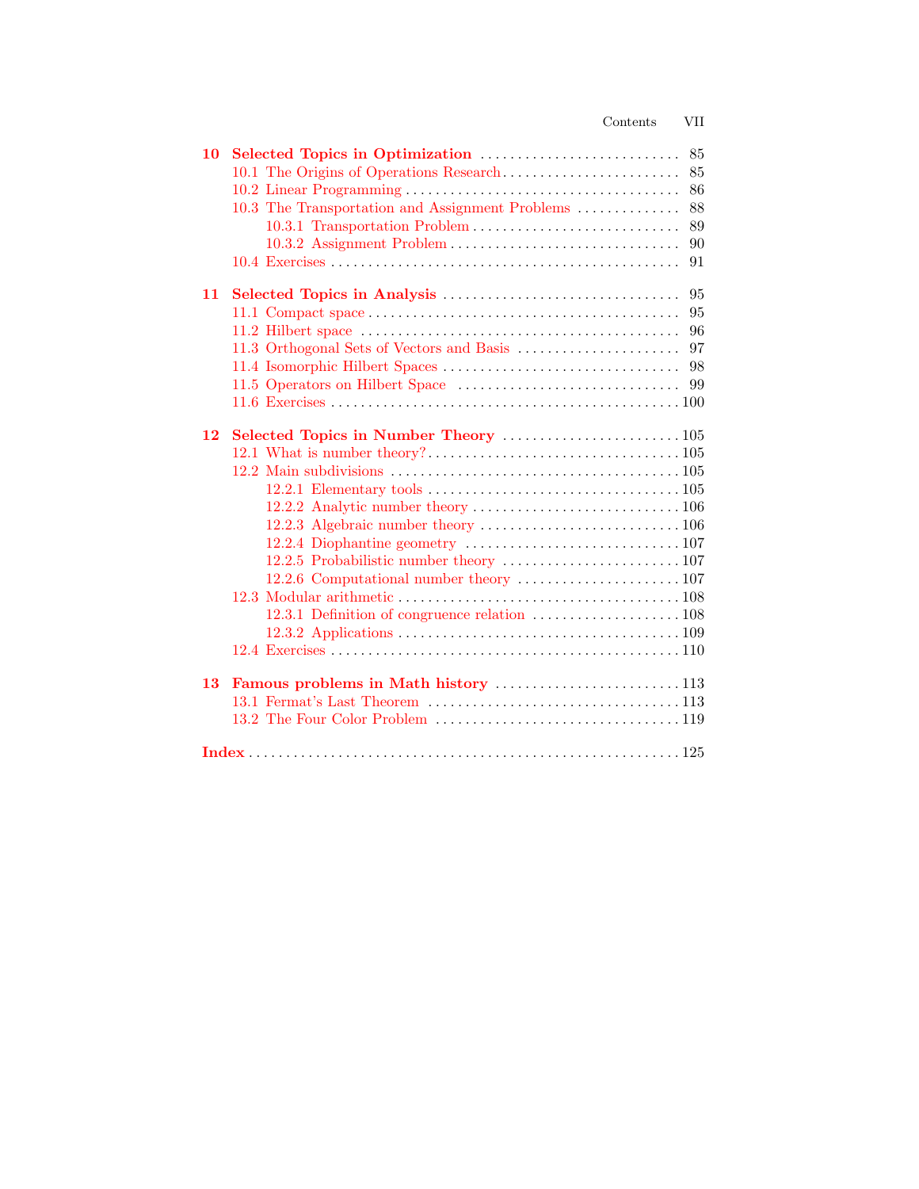**10 Selected Topics in Optimization** ........ 85
- 10.1 The Origins of Operations Research ........ 85
- 10.2 Linear Programming ........ 86
- 10.3 The Transportation and Assignment Problems ........ 88
  - 10.3.1 Transportation Problem ........ 89
  - 10.3.2 Assignment Problem ........ 90
- 10.4 Exercises ........ 91

**11 Selected Topics in Analysis** ........ 95
- 11.1 Compact space ........ 95
- 11.2 Hilbert space ........ 96
- 11.3 Orthogonal Sets of Vectors and Basis ........ 97
- 11.4 Isomorphic Hilbert Spaces ........ 98
- 11.5 Operators on Hilbert Space ........ 99
- 11.6 Exercises ........ 100

**12 Selected Topics in Number Theory** ........ 105
- 12.1 What is number theory? ........ 105
- 12.2 Main subdivisions ........ 105
  - 12.2.1 Elementary tools ........ 105
  - 12.2.2 Analytic number theory ........ 106
  - 12.2.3 Algebraic number theory ........ 106
  - 12.2.4 Diophantine geometry ........ 107
  - 12.2.5 Probabilistic number theory ........ 107
  - 12.2.6 Computational number theory ........ 107
- 12.3 Modular arithmetic ........ 108
  - 12.3.1 Definition of congruence relation ........ 108
  - 12.3.2 Applications ........ 109
- 12.4 Exercises ........ 110

**13 Famous problems in Math history** ........ 113
- 13.1 Fermat's Last Theorem ........ 113
- 13.2 The Four Color Problem ........ 119

**Index** ........ 125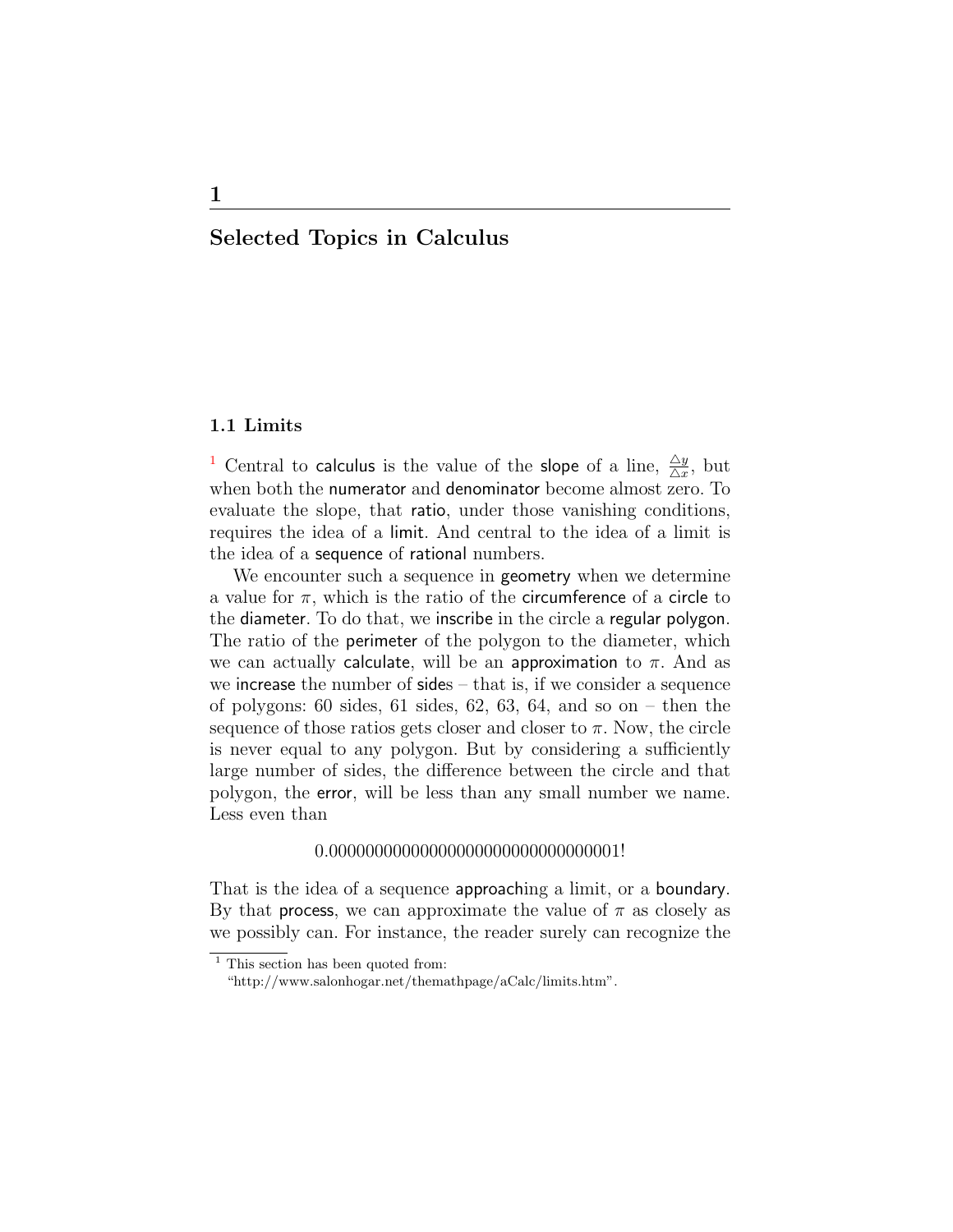# 1 Selected Topics in Calculus

## 1.1 Limits

[1] Central to calculus is the value of the slope of a line, $\frac{\triangle y}{\triangle x}$, but when both the numerator and denominator become almost zero. To evaluate the slope, that ratio, under those vanishing conditions, requires the idea of a limit. And central to the idea of a limit is the idea of a sequence of rational numbers.

We encounter such a sequence in geometry when we determine a value for $\pi$, which is the ratio of the circumference of a circle to the diameter. To do that, we inscribe in the circle a regular polygon. The ratio of the perimeter of the polygon to the diameter, which we can actually calculate, will be an approximation to $\pi$. And as we increase the number of sides – that is, if we consider a sequence of polygons: 60 sides, 61 sides, 62, 63, 64, and so on – then the sequence of those ratios gets closer and closer to $\pi$. Now, the circle is never equal to any polygon. But by considering a sufficiently large number of sides, the difference between the circle and that polygon, the error, will be less than any small number we name. Less even than

$$0.0000000000000000000000000000001!$$

That is the idea of a sequence approaching a limit, or a boundary. By that process, we can approximate the value of $\pi$ as closely as we possibly can. For instance, the reader surely can recognize the

[1] This section has been quoted from: "http://www.salonhogar.net/themathpage/aCalc/limits.htm".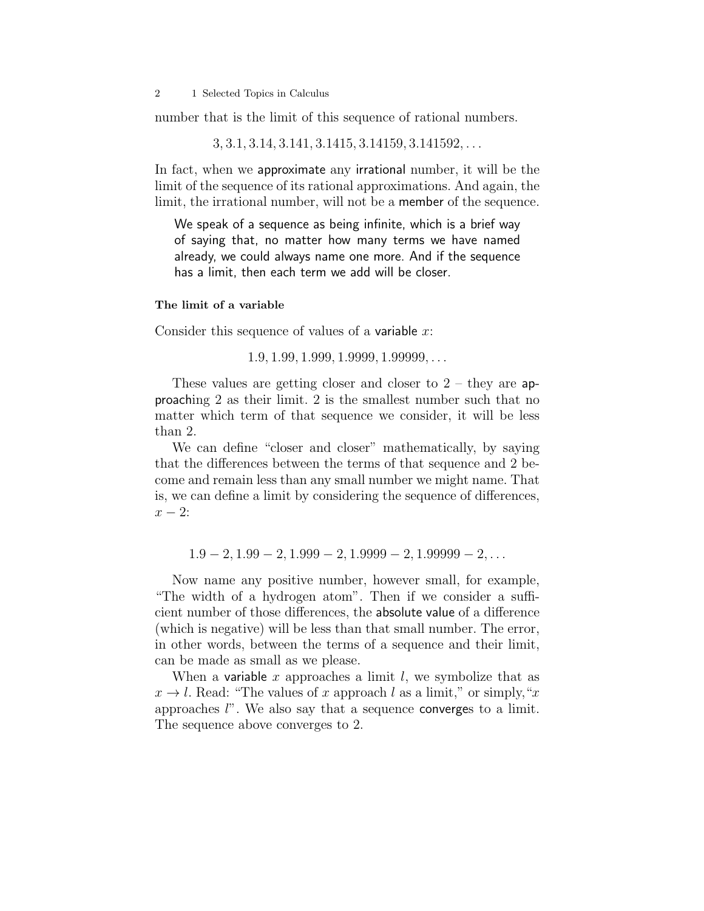number that is the limit of this sequence of rational numbers.

$$3, 3.1, 3.14, 3.141, 3.1415, 3.14159, 3.141592, \ldots$$

In fact, when we approximate any irrational number, it will be the limit of the sequence of its rational approximations. And again, the limit, the irrational number, will not be a member of the sequence.

> We speak of a sequence as being infinite, which is a brief way of saying that, no matter how many terms we have named already, we could always name one more. And if the sequence has a limit, then each term we add will be closer.

**The limit of a variable**

Consider this sequence of values of a variable $x$:

$$1.9, 1.99, 1.999, 1.9999, 1.99999, \ldots$$

These values are getting closer and closer to 2 – they are approaching 2 as their limit. 2 is the smallest number such that no matter which term of that sequence we consider, it will be less than 2.

We can define "closer and closer" mathematically, by saying that the differences between the terms of that sequence and 2 become and remain less than any small number we might name. That is, we can define a limit by considering the sequence of differences, $x - 2$:

$$1.9 - 2, 1.99 - 2, 1.999 - 2, 1.9999 - 2, 1.99999 - 2, \ldots$$

Now name any positive number, however small, for example, "The width of a hydrogen atom". Then if we consider a sufficient number of those differences, the absolute value of a difference (which is negative) will be less than that small number. The error, in other words, between the terms of a sequence and their limit, can be made as small as we please.

When a variable $x$ approaches a limit $l$, we symbolize that as $x \to l$. Read: "The values of $x$ approach $l$ as a limit," or simply, "$x$ approaches $l$". We also say that a sequence converges to a limit. The sequence above converges to 2.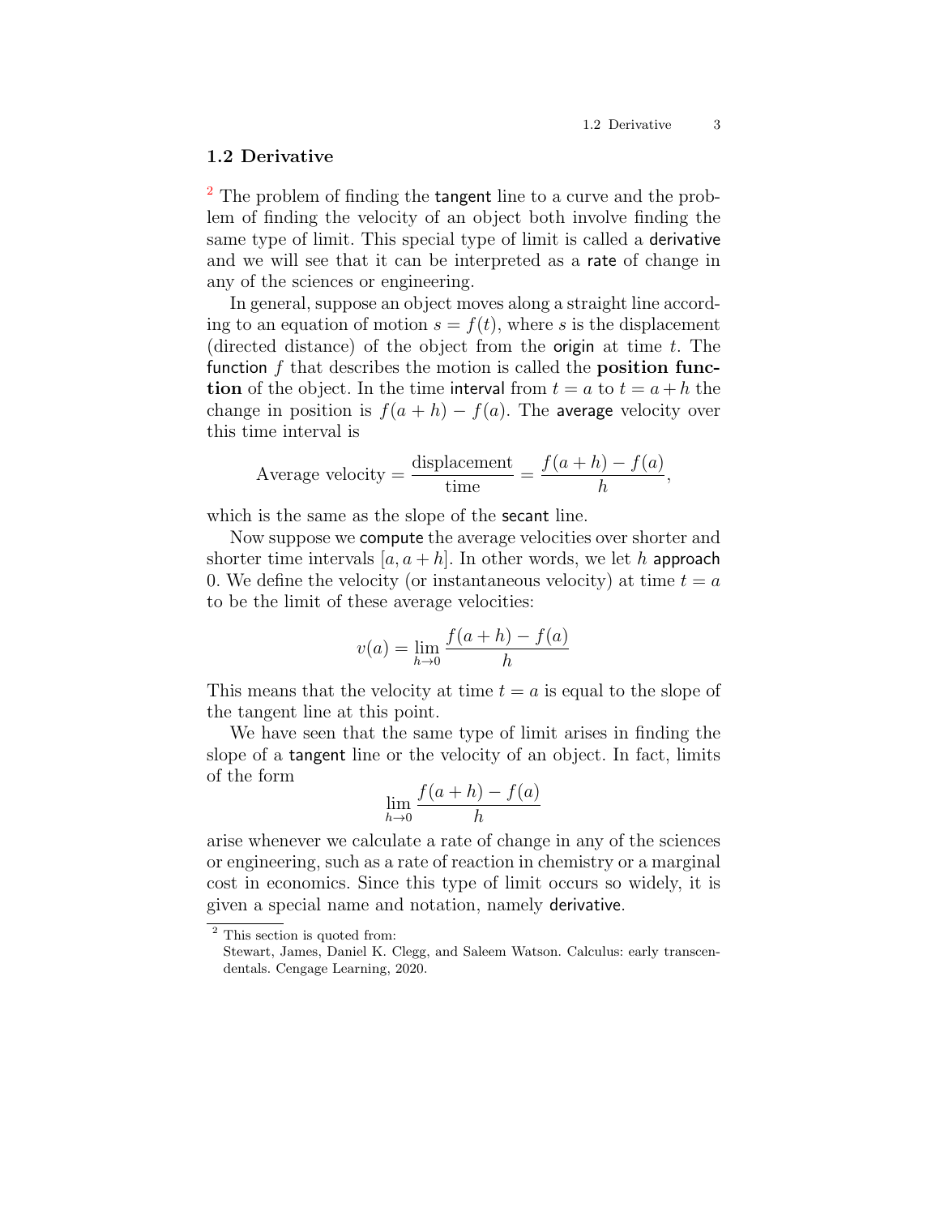## 1.2 Derivative

[2] The problem of finding the tangent line to a curve and the problem of finding the velocity of an object both involve finding the same type of limit. This special type of limit is called a derivative and we will see that it can be interpreted as a rate of change in any of the sciences or engineering.

In general, suppose an object moves along a straight line according to an equation of motion $s = f(t)$, where $s$ is the displacement (directed distance) of the object from the origin at time $t$. The function $f$ that describes the motion is called the **position function** of the object. In the time interval from $t = a$ to $t = a + h$ the change in position is $f(a + h) - f(a)$. The average velocity over this time interval is

$$\text{Average velocity} = \frac{\text{displacement}}{\text{time}} = \frac{f(a+h) - f(a)}{h},$$

which is the same as the slope of the secant line.

Now suppose we compute the average velocities over shorter and shorter time intervals $[a, a + h]$. In other words, we let $h$ approach 0. We define the velocity (or instantaneous velocity) at time $t = a$ to be the limit of these average velocities:

$$v(a) = \lim_{h \to 0} \frac{f(a+h) - f(a)}{h}$$

This means that the velocity at time $t = a$ is equal to the slope of the tangent line at this point.

We have seen that the same type of limit arises in finding the slope of a tangent line or the velocity of an object. In fact, limits of the form

$$\lim_{h \to 0} \frac{f(a+h) - f(a)}{h}$$

arise whenever we calculate a rate of change in any of the sciences or engineering, such as a rate of reaction in chemistry or a marginal cost in economics. Since this type of limit occurs so widely, it is given a special name and notation, namely derivative.

[2] This section is quoted from:
Stewart, James, Daniel K. Clegg, and Saleem Watson. Calculus: early transcendentals. Cengage Learning, 2020.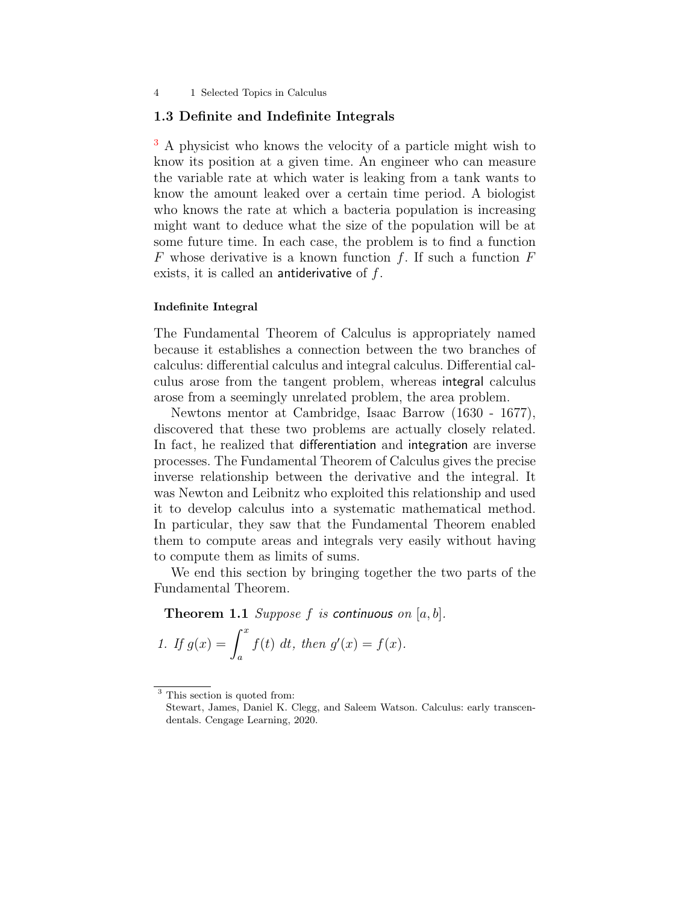## 1.3 Definite and Indefinite Integrals

[3] A physicist who knows the velocity of a particle might wish to know its position at a given time. An engineer who can measure the variable rate at which water is leaking from a tank wants to know the amount leaked over a certain time period. A biologist who knows the rate at which a bacteria population is increasing might want to deduce what the size of the population will be at some future time. In each case, the problem is to find a function $F$ whose derivative is a known function $f$. If such a function $F$ exists, it is called an antiderivative of $f$.

#### Indefinite Integral

The Fundamental Theorem of Calculus is appropriately named because it establishes a connection between the two branches of calculus: differential calculus and integral calculus. Differential calculus arose from the tangent problem, whereas integral calculus arose from a seemingly unrelated problem, the area problem.

Newtons mentor at Cambridge, Isaac Barrow (1630 - 1677), discovered that these two problems are actually closely related. In fact, he realized that differentiation and integration are inverse processes. The Fundamental Theorem of Calculus gives the precise inverse relationship between the derivative and the integral. It was Newton and Leibnitz who exploited this relationship and used it to develop calculus into a systematic mathematical method. In particular, they saw that the Fundamental Theorem enabled them to compute areas and integrals very easily without having to compute them as limits of sums.

We end this section by bringing together the two parts of the Fundamental Theorem.

**Theorem 1.1** *Suppose $f$ is continuous on $[a, b]$.*

*1. If $g(x) = \int_a^x f(t)\ dt$, then $g'(x) = f(x)$.*

---

[3] This section is quoted from:
Stewart, James, Daniel K. Clegg, and Saleem Watson. Calculus: early transcendentals. Cengage Learning, 2020.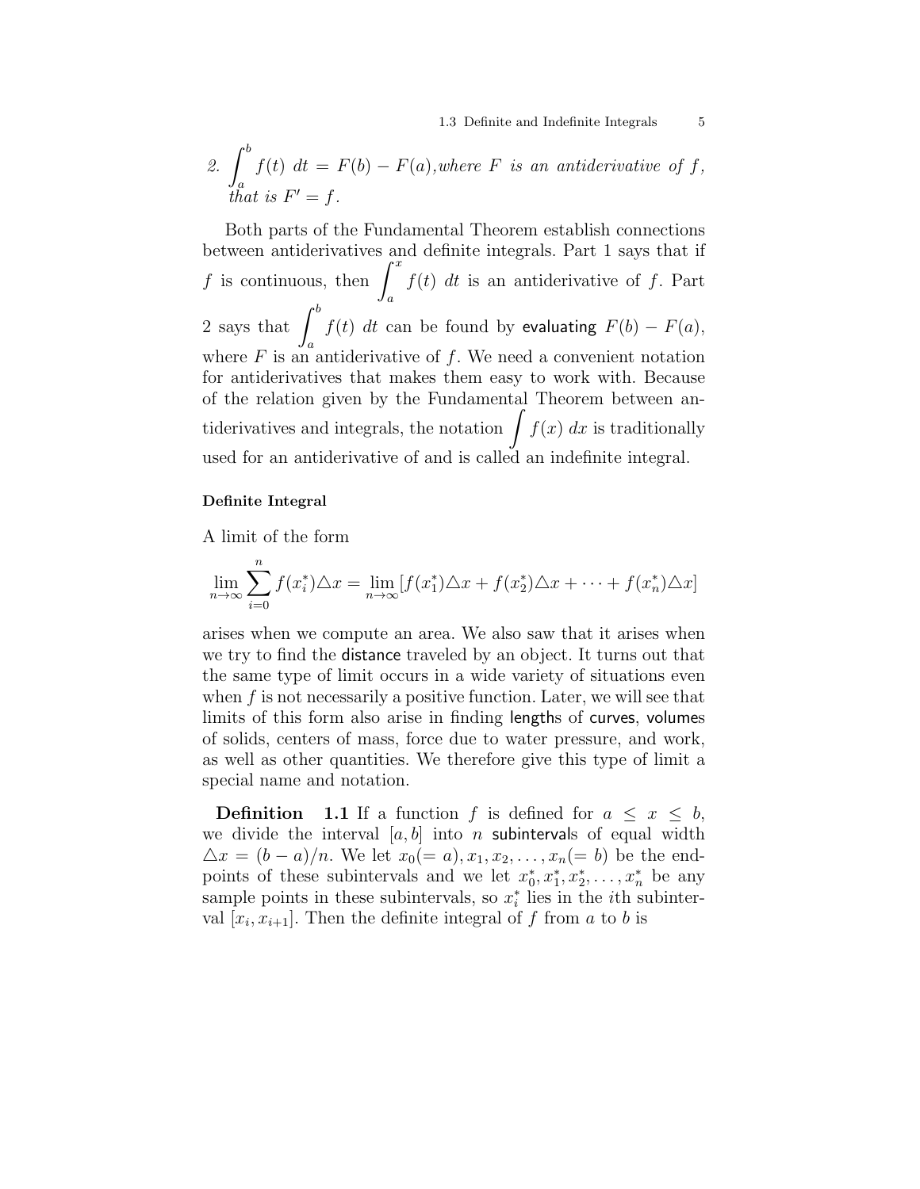*2.* $\int_a^b f(t)\ dt = F(b) - F(a)$*, where $F$ is an antiderivative of $f$, that is $F' = f$.*

Both parts of the Fundamental Theorem establish connections between antiderivatives and definite integrals. Part 1 says that if $f$ is continuous, then $\int_a^x f(t)\ dt$ is an antiderivative of $f$. Part 2 says that $\int_a^b f(t)\ dt$ can be found by evaluating $F(b) - F(a)$, where $F$ is an antiderivative of $f$. We need a convenient notation for antiderivatives that makes them easy to work with. Because of the relation given by the Fundamental Theorem between antiderivatives and integrals, the notation $\int f(x)\ dx$ is traditionally used for an antiderivative of and is called an indefinite integral.

**Definite Integral**

A limit of the form

$$\lim_{n\to\infty} \sum_{i=0}^{n} f(x_i^*)\triangle x = \lim_{n\to\infty} [f(x_1^*)\triangle x + f(x_2^*)\triangle x + \cdots + f(x_n^*)\triangle x]$$

arises when we compute an area. We also saw that it arises when we try to find the distance traveled by an object. It turns out that the same type of limit occurs in a wide variety of situations even when $f$ is not necessarily a positive function. Later, we will see that limits of this form also arise in finding lengths of curves, volumes of solids, centers of mass, force due to water pressure, and work, as well as other quantities. We therefore give this type of limit a special name and notation.

**Definition 1.1** If a function $f$ is defined for $a \leq x \leq b$, we divide the interval $[a, b]$ into $n$ subintervals of equal width $\triangle x = (b - a)/n$. We let $x_0(= a), x_1, x_2, \ldots, x_n(= b)$ be the endpoints of these subintervals and we let $x_0^*, x_1^*, x_2^*, \ldots, x_n^*$ be any sample points in these subintervals, so $x_i^*$ lies in the $i$th subinterval $[x_i, x_{i+1}]$. Then the definite integral of $f$ from $a$ to $b$ is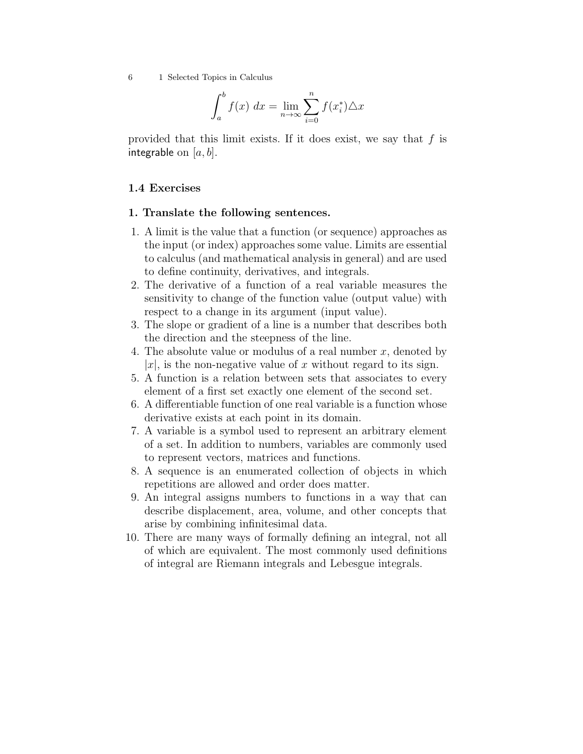$$\int_a^b f(x)\ dx = \lim_{n\to\infty} \sum_{i=0}^{n} f(x_i^*) \triangle x$$

provided that this limit exists. If it does exist, we say that $f$ is integrable on $[a, b]$.

## 1.4 Exercises

### 1. Translate the following sentences.

1. A limit is the value that a function (or sequence) approaches as the input (or index) approaches some value. Limits are essential to calculus (and mathematical analysis in general) and are used to define continuity, derivatives, and integrals.
2. The derivative of a function of a real variable measures the sensitivity to change of the function value (output value) with respect to a change in its argument (input value).
3. The slope or gradient of a line is a number that describes both the direction and the steepness of the line.
4. The absolute value or modulus of a real number $x$, denoted by $|x|$, is the non-negative value of $x$ without regard to its sign.
5. A function is a relation between sets that associates to every element of a first set exactly one element of the second set.
6. A differentiable function of one real variable is a function whose derivative exists at each point in its domain.
7. A variable is a symbol used to represent an arbitrary element of a set. In addition to numbers, variables are commonly used to represent vectors, matrices and functions.
8. A sequence is an enumerated collection of objects in which repetitions are allowed and order does matter.
9. An integral assigns numbers to functions in a way that can describe displacement, area, volume, and other concepts that arise by combining infinitesimal data.
10. There are many ways of formally defining an integral, not all of which are equivalent. The most commonly used definitions of integral are Riemann integrals and Lebesgue integrals.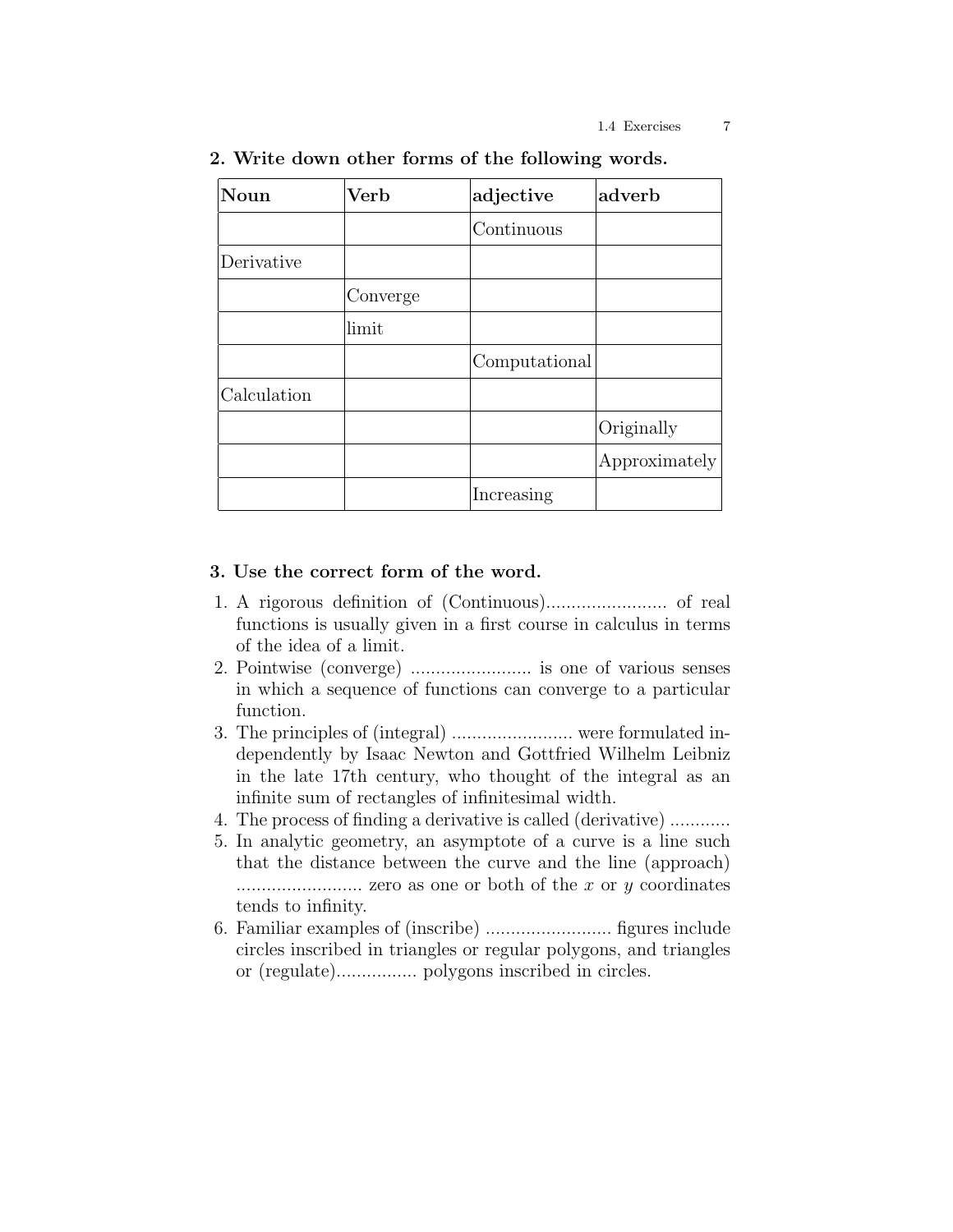**2. Write down other forms of the following words.**

| Noun | Verb | adjective | adverb |
|---|---|---|---|
| | | Continuous | |
| Derivative | | | |
| | Converge | | |
| | limit | | |
| | | Computational | |
| Calculation | | | |
| | | | Originally |
| | | | Approximately |
| | | Increasing | |

**3. Use the correct form of the word.**

1. A rigorous definition of (Continuous)........................ of real functions is usually given in a first course in calculus in terms of the idea of a limit.
2. Pointwise (converge) ........................ is one of various senses in which a sequence of functions can converge to a particular function.
3. The principles of (integral) ........................ were formulated independently by Isaac Newton and Gottfried Wilhelm Leibniz in the late 17th century, who thought of the integral as an infinite sum of rectangles of infinitesimal width.
4. The process of finding a derivative is called (derivative) ............
5. In analytic geometry, an asymptote of a curve is a line such that the distance between the curve and the line (approach) ......................... zero as one or both of the $x$ or $y$ coordinates tends to infinity.
6. Familiar examples of (inscribe) ......................... figures include circles inscribed in triangles or regular polygons, and triangles or (regulate)................ polygons inscribed in circles.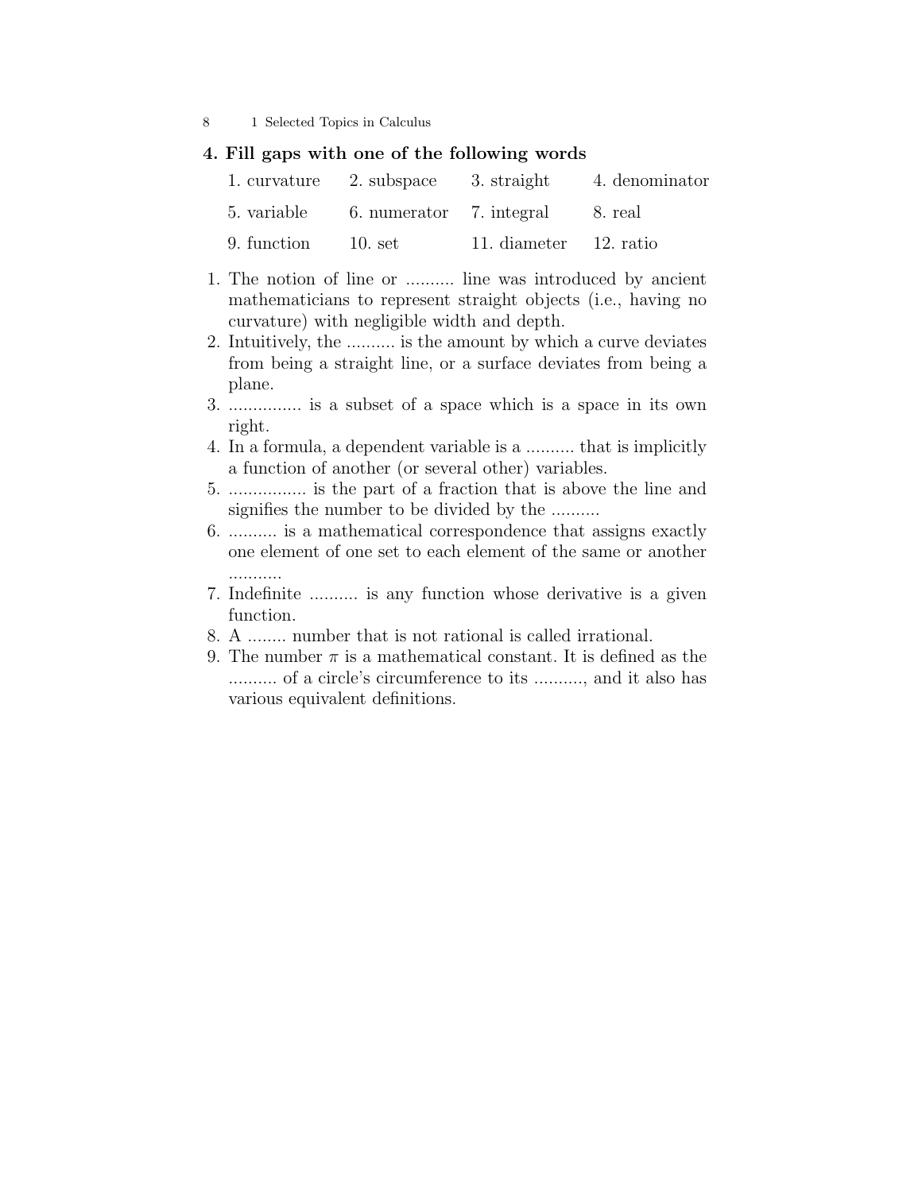## 4. Fill gaps with one of the following words

| | | | |
|---|---|---|---|
| 1. curvature | 2. subspace | 3. straight | 4. denominator |
| 5. variable | 6. numerator | 7. integral | 8. real |
| 9. function | 10. set | 11. diameter | 12. ratio |

1. The notion of line or .......... line was introduced by ancient mathematicians to represent straight objects (i.e., having no curvature) with negligible width and depth.
2. Intuitively, the .......... is the amount by which a curve deviates from being a straight line, or a surface deviates from being a plane.
3. ............... is a subset of a space which is a space in its own right.
4. In a formula, a dependent variable is a .......... that is implicitly a function of another (or several other) variables.
5. ................ is the part of a fraction that is above the line and signifies the number to be divided by the ..........
6. .......... is a mathematical correspondence that assigns exactly one element of one set to each element of the same or another ...........
7. Indefinite .......... is any function whose derivative is a given function.
8. A ........ number that is not rational is called irrational.
9. The number $\pi$ is a mathematical constant. It is defined as the .......... of a circle's circumference to its .........., and it also has various equivalent definitions.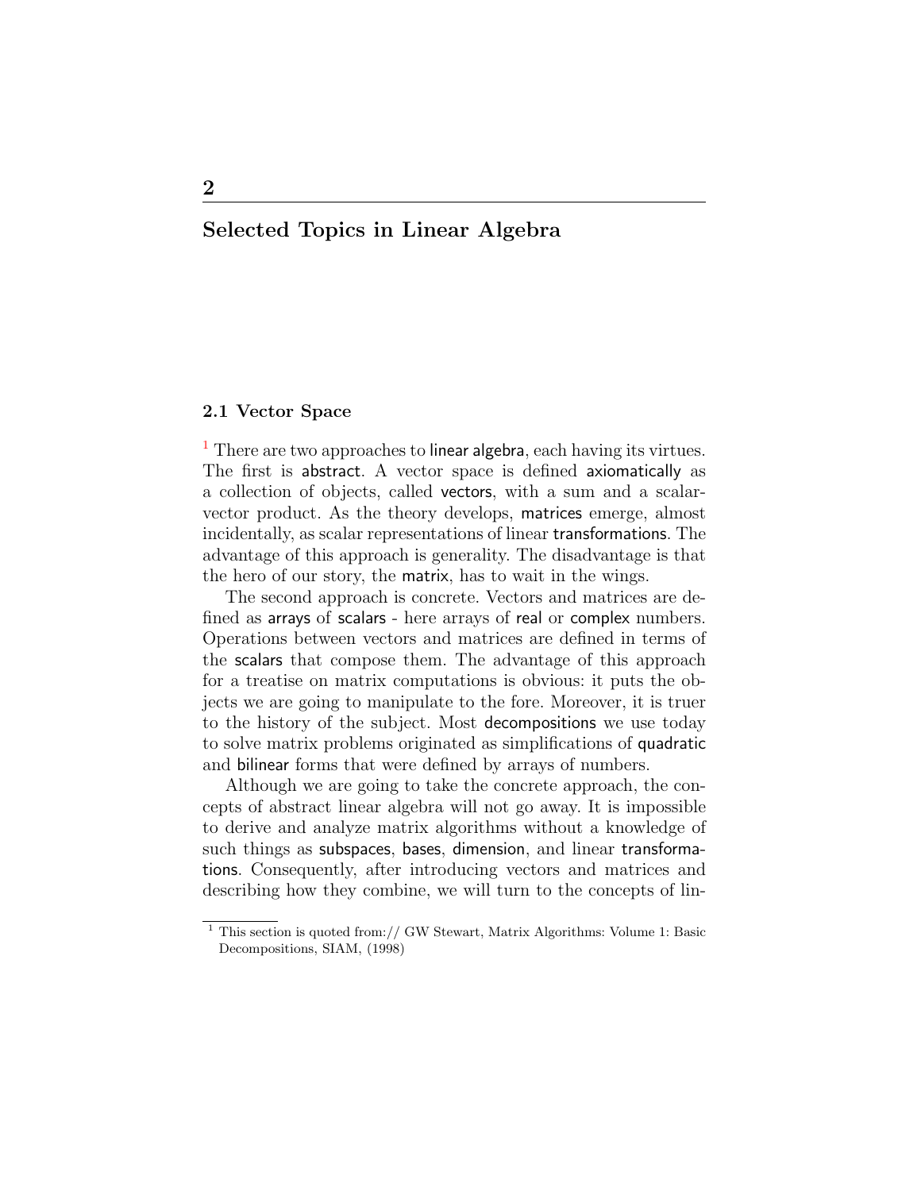# 2

# Selected Topics in Linear Algebra

## 2.1 Vector Space

[1] There are two approaches to linear algebra, each having its virtues. The first is abstract. A vector space is defined axiomatically as a collection of objects, called vectors, with a sum and a scalar-vector product. As the theory develops, matrices emerge, almost incidentally, as scalar representations of linear transformations. The advantage of this approach is generality. The disadvantage is that the hero of our story, the matrix, has to wait in the wings.

The second approach is concrete. Vectors and matrices are defined as arrays of scalars - here arrays of real or complex numbers. Operations between vectors and matrices are defined in terms of the scalars that compose them. The advantage of this approach for a treatise on matrix computations is obvious: it puts the objects we are going to manipulate to the fore. Moreover, it is truer to the history of the subject. Most decompositions we use today to solve matrix problems originated as simplifications of quadratic and bilinear forms that were defined by arrays of numbers.

Although we are going to take the concrete approach, the concepts of abstract linear algebra will not go away. It is impossible to derive and analyze matrix algorithms without a knowledge of such things as subspaces, bases, dimension, and linear transformations. Consequently, after introducing vectors and matrices and describing how they combine, we will turn to the concepts of lin-

---

[1] This section is quoted from:// GW Stewart, Matrix Algorithms: Volume 1: Basic Decompositions, SIAM, (1998)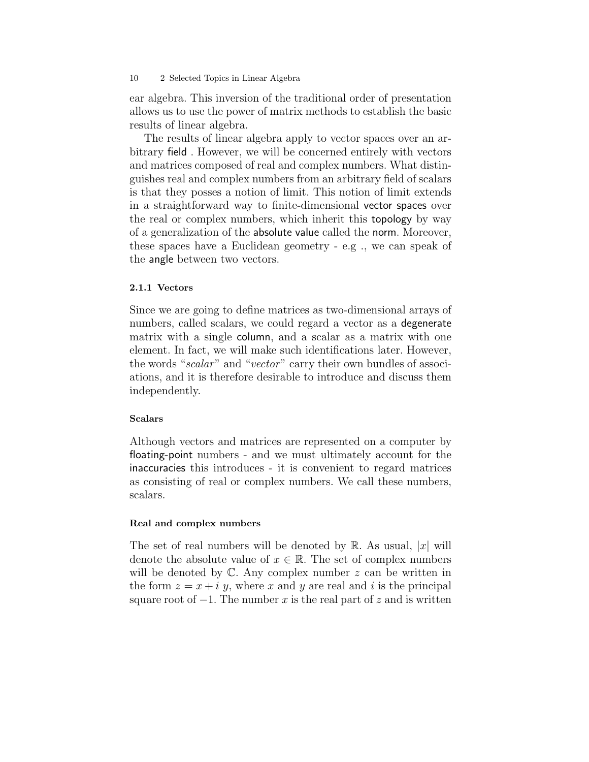ear algebra. This inversion of the traditional order of presentation allows us to use the power of matrix methods to establish the basic results of linear algebra.

The results of linear algebra apply to vector spaces over an arbitrary field . However, we will be concerned entirely with vectors and matrices composed of real and complex numbers. What distinguishes real and complex numbers from an arbitrary field of scalars is that they posses a notion of limit. This notion of limit extends in a straightforward way to finite-dimensional vector spaces over the real or complex numbers, which inherit this topology by way of a generalization of the absolute value called the norm. Moreover, these spaces have a Euclidean geometry - e.g ., we can speak of the angle between two vectors.

### 2.1.1 Vectors

Since we are going to define matrices as two-dimensional arrays of numbers, called scalars, we could regard a vector as a degenerate matrix with a single column, and a scalar as a matrix with one element. In fact, we will make such identifications later. However, the words "*scalar*" and "*vector*" carry their own bundles of associations, and it is therefore desirable to introduce and discuss them independently.

#### Scalars

Although vectors and matrices are represented on a computer by floating-point numbers - and we must ultimately account for the inaccuracies this introduces - it is convenient to regard matrices as consisting of real or complex numbers. We call these numbers, scalars.

#### Real and complex numbers

The set of real numbers will be denoted by $\mathbb{R}$. As usual, $|x|$ will denote the absolute value of $x \in \mathbb{R}$. The set of complex numbers will be denoted by $\mathbb{C}$. Any complex number $z$ can be written in the form $z = x + i\,y$, where $x$ and $y$ are real and $i$ is the principal square root of $-1$. The number $x$ is the real part of $z$ and is written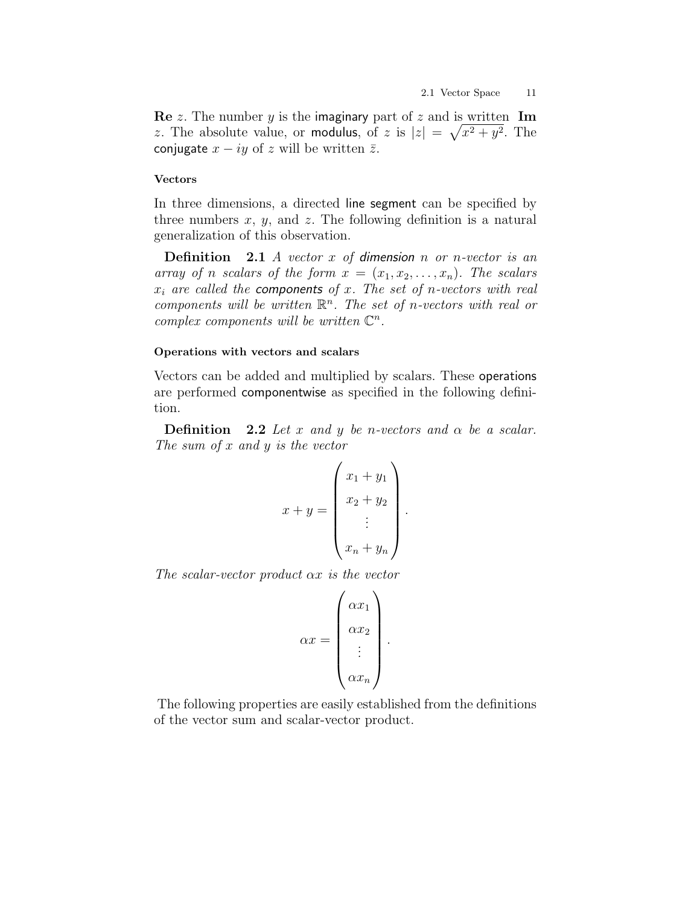**Re** $z$. The number $y$ is the imaginary part of $z$ and is written **Im** $z$. The absolute value, or modulus, of $z$ is $|z| = \sqrt{x^2 + y^2}$. The conjugate $x - iy$ of $z$ will be written $\bar{z}$.

#### Vectors

In three dimensions, a directed line segment can be specified by three numbers $x$, $y$, and $z$. The following definition is a natural generalization of this observation.

**Definition 2.1** *A vector $x$ of dimension $n$ or $n$-vector is an array of $n$ scalars of the form $x = (x_1, x_2, \ldots, x_n)$. The scalars $x_i$ are called the components of $x$. The set of $n$-vectors with real components will be written $\mathbb{R}^n$. The set of $n$-vectors with real or complex components will be written $\mathbb{C}^n$.*

#### Operations with vectors and scalars

Vectors can be added and multiplied by scalars. These operations are performed componentwise as specified in the following definition.

**Definition 2.2** *Let $x$ and $y$ be $n$-vectors and $\alpha$ be a scalar. The sum of $x$ and $y$ is the vector*

$$x + y = \begin{pmatrix} x_1 + y_1 \\ x_2 + y_2 \\ \vdots \\ x_n + y_n \end{pmatrix}.$$

*The scalar-vector product $\alpha x$ is the vector*

$$\alpha x = \begin{pmatrix} \alpha x_1 \\ \alpha x_2 \\ \vdots \\ \alpha x_n \end{pmatrix}.$$

The following properties are easily established from the definitions of the vector sum and scalar-vector product.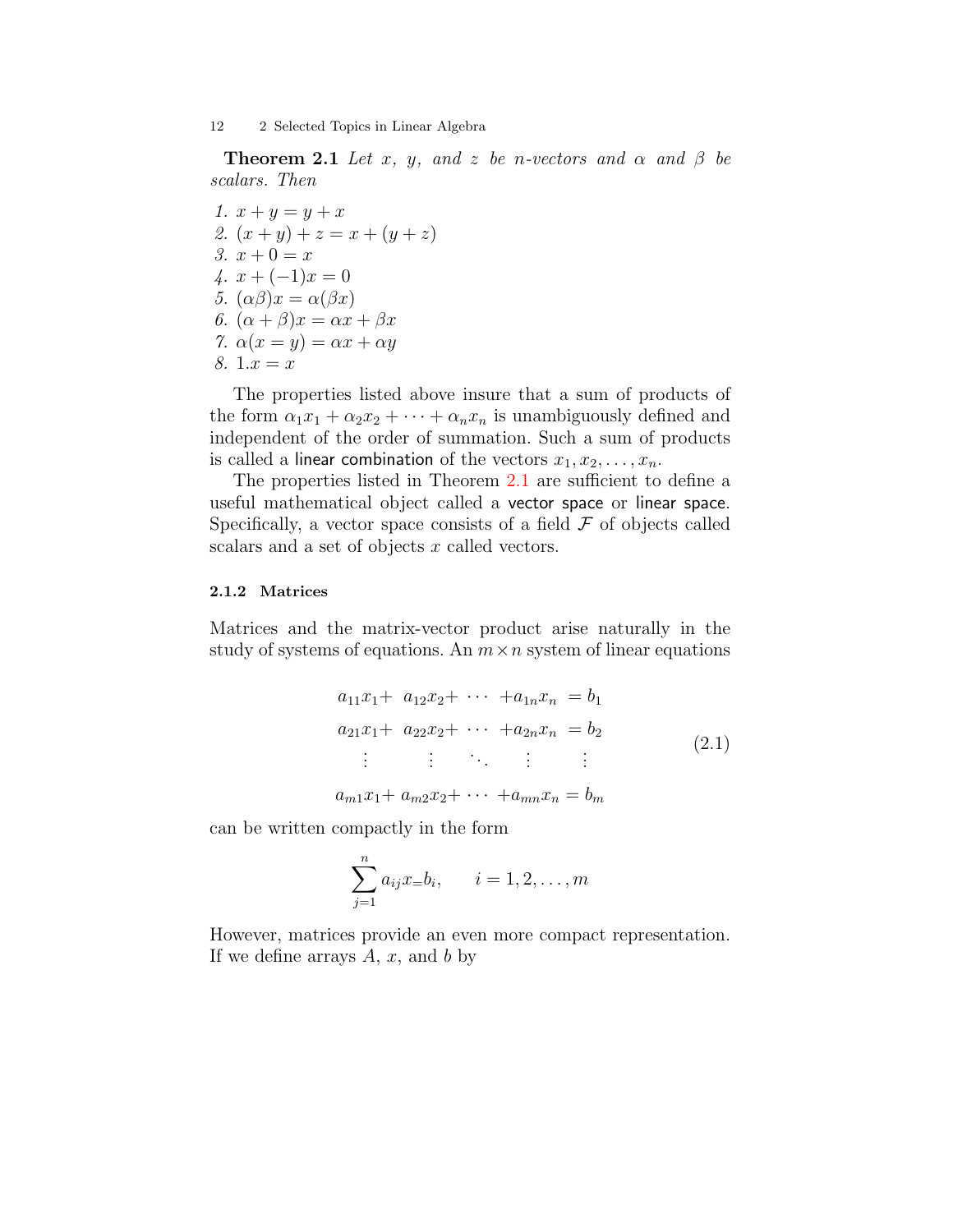**Theorem 2.1** *Let $x$, $y$, and $z$ be $n$-vectors and $\alpha$ and $\beta$ be scalars. Then*

1. $x + y = y + x$
2. $(x + y) + z = x + (y + z)$
3. $x + 0 = x$
4. $x + (-1)x = 0$
5. $(\alpha\beta)x = \alpha(\beta x)$
6. $(\alpha + \beta)x = \alpha x + \beta x$
7. $\alpha(x = y) = \alpha x + \alpha y$
8. $1.x = x$

The properties listed above insure that a sum of products of the form $\alpha_1 x_1 + \alpha_2 x_2 + \cdots + \alpha_n x_n$ is unambiguously defined and independent of the order of summation. Such a sum of products is called a linear combination of the vectors $x_1, x_2, \ldots, x_n$.

The properties listed in Theorem 2.1 are sufficient to define a useful mathematical object called a vector space or linear space. Specifically, a vector space consists of a field $\mathcal{F}$ of objects called scalars and a set of objects $x$ called vectors.

### 2.1.2 Matrices

Matrices and the matrix-vector product arise naturally in the study of systems of equations. An $m \times n$ system of linear equations

$$
\begin{array}{ccccc}
a_{11}x_1 + & a_{12}x_2 + & \cdots & + a_{1n}x_n & = b_1 \\
a_{21}x_1 + & a_{22}x_2 + & \cdots & + a_{2n}x_n & = b_2 \\
\vdots & \vdots & \ddots & \vdots & \vdots \\
a_{m1}x_1 + & a_{m2}x_2 + & \cdots & + a_{mn}x_n & = b_m
\end{array}
\tag{2.1}
$$

can be written compactly in the form

$$
\sum_{j=1}^{n} a_{ij} x_= b_i, \qquad i = 1, 2, \ldots, m
$$

However, matrices provide an even more compact representation. If we define arrays $A$, $x$, and $b$ by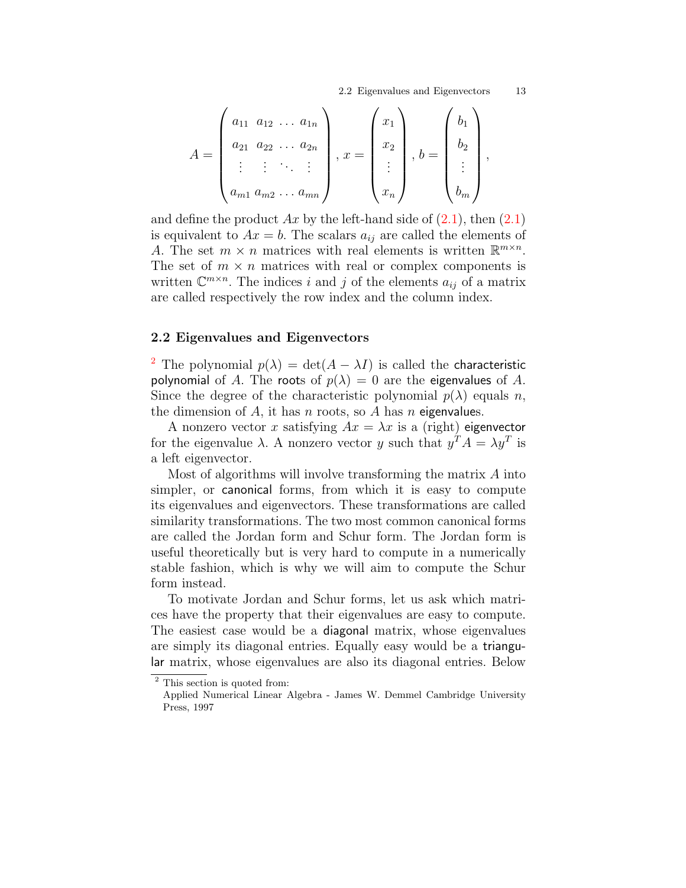$$A = \begin{pmatrix} a_{11} & a_{12} & \dots & a_{1n} \\ a_{21} & a_{22} & \dots & a_{2n} \\ \vdots & \vdots & \ddots & \vdots \\ a_{m1} & a_{m2} & \dots & a_{mn} \end{pmatrix}, \quad x = \begin{pmatrix} x_1 \\ x_2 \\ \vdots \\ x_n \end{pmatrix}, \quad b = \begin{pmatrix} b_1 \\ b_2 \\ \vdots \\ b_m \end{pmatrix},$$

and define the product $Ax$ by the left-hand side of (2.1), then (2.1) is equivalent to $Ax = b$. The scalars $a_{ij}$ are called the elements of $A$. The set $m \times n$ matrices with real elements is written $\mathbb{R}^{m \times n}$. The set of $m \times n$ matrices with real or complex components is written $\mathbb{C}^{m \times n}$. The indices $i$ and $j$ of the elements $a_{ij}$ of a matrix are called respectively the row index and the column index.

## 2.2 Eigenvalues and Eigenvectors

[2] The polynomial $p(\lambda) = \det(A - \lambda I)$ is called the characteristic polynomial of $A$. The roots of $p(\lambda) = 0$ are the eigenvalues of $A$. Since the degree of the characteristic polynomial $p(\lambda)$ equals $n$, the dimension of $A$, it has $n$ roots, so $A$ has $n$ eigenvalues.

A nonzero vector $x$ satisfying $Ax = \lambda x$ is a (right) eigenvector for the eigenvalue $\lambda$. A nonzero vector $y$ such that $y^T A = \lambda y^T$ is a left eigenvector.

Most of algorithms will involve transforming the matrix $A$ into simpler, or canonical forms, from which it is easy to compute its eigenvalues and eigenvectors. These transformations are called similarity transformations. The two most common canonical forms are called the Jordan form and Schur form. The Jordan form is useful theoretically but is very hard to compute in a numerically stable fashion, which is why we will aim to compute the Schur form instead.

To motivate Jordan and Schur forms, let us ask which matrices have the property that their eigenvalues are easy to compute. The easiest case would be a diagonal matrix, whose eigenvalues are simply its diagonal entries. Equally easy would be a triangular matrix, whose eigenvalues are also its diagonal entries. Below

[2] This section is quoted from:
Applied Numerical Linear Algebra - James W. Demmel Cambridge University Press, 1997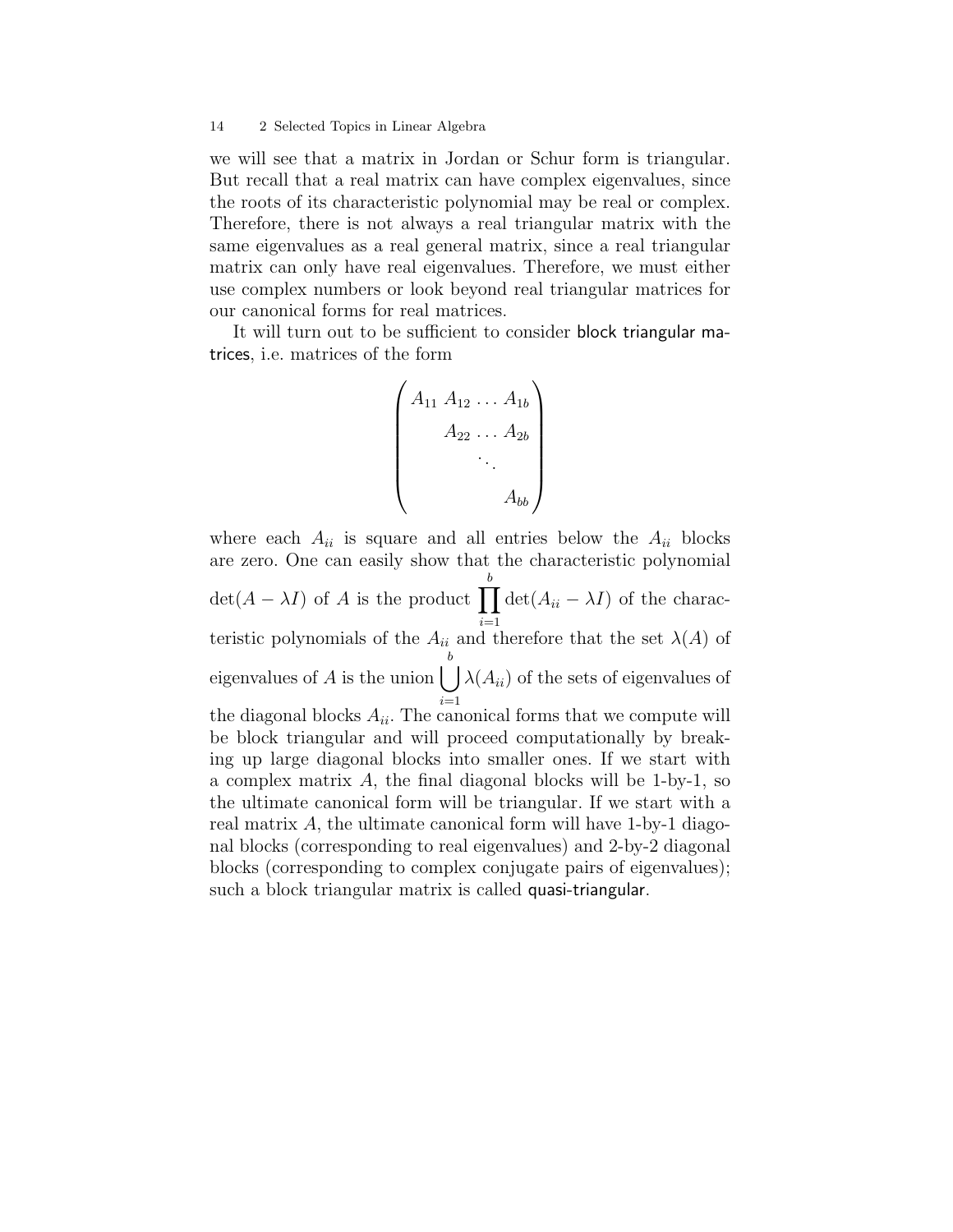we will see that a matrix in Jordan or Schur form is triangular. But recall that a real matrix can have complex eigenvalues, since the roots of its characteristic polynomial may be real or complex. Therefore, there is not always a real triangular matrix with the same eigenvalues as a real general matrix, since a real triangular matrix can only have real eigenvalues. Therefore, we must either use complex numbers or look beyond real triangular matrices for our canonical forms for real matrices.

It will turn out to be sufficient to consider block triangular matrices, i.e. matrices of the form

$$\begin{pmatrix} A_{11} & A_{12} & \dots & A_{1b} \\ & A_{22} & \dots & A_{2b} \\ & & \ddots & \\ & & & A_{bb} \end{pmatrix}$$

where each $A_{ii}$ is square and all entries below the $A_{ii}$ blocks are zero. One can easily show that the characteristic polynomial $\det(A - \lambda I)$ of $A$ is the product $\prod_{i=1}^{b} \det(A_{ii} - \lambda I)$ of the characteristic polynomials of the $A_{ii}$ and therefore that the set $\lambda(A)$ of eigenvalues of $A$ is the union $\bigcup_{i=1}^{b} \lambda(A_{ii})$ of the sets of eigenvalues of the diagonal blocks $A_{ii}$. The canonical forms that we compute will be block triangular and will proceed computationally by breaking up large diagonal blocks into smaller ones. If we start with a complex matrix $A$, the final diagonal blocks will be 1-by-1, so the ultimate canonical form will be triangular. If we start with a real matrix $A$, the ultimate canonical form will have 1-by-1 diagonal blocks (corresponding to real eigenvalues) and 2-by-2 diagonal blocks (corresponding to complex conjugate pairs of eigenvalues); such a block triangular matrix is called quasi-triangular.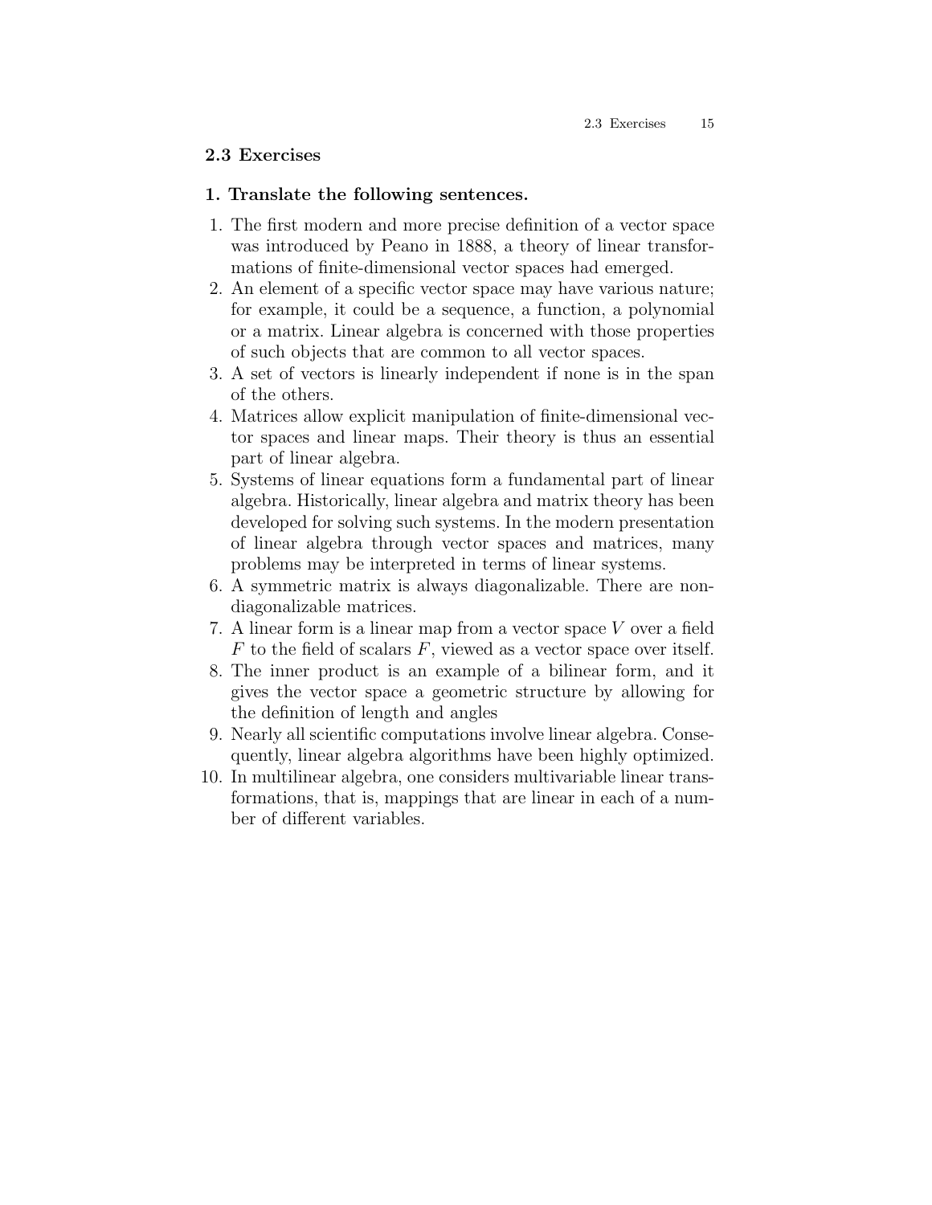## 2.3 Exercises

### 1. Translate the following sentences.

1. The first modern and more precise definition of a vector space was introduced by Peano in 1888, a theory of linear transformations of finite-dimensional vector spaces had emerged.
2. An element of a specific vector space may have various nature; for example, it could be a sequence, a function, a polynomial or a matrix. Linear algebra is concerned with those properties of such objects that are common to all vector spaces.
3. A set of vectors is linearly independent if none is in the span of the others.
4. Matrices allow explicit manipulation of finite-dimensional vector spaces and linear maps. Their theory is thus an essential part of linear algebra.
5. Systems of linear equations form a fundamental part of linear algebra. Historically, linear algebra and matrix theory has been developed for solving such systems. In the modern presentation of linear algebra through vector spaces and matrices, many problems may be interpreted in terms of linear systems.
6. A symmetric matrix is always diagonalizable. There are non-diagonalizable matrices.
7. A linear form is a linear map from a vector space $V$ over a field $F$ to the field of scalars $F$, viewed as a vector space over itself.
8. The inner product is an example of a bilinear form, and it gives the vector space a geometric structure by allowing for the definition of length and angles
9. Nearly all scientific computations involve linear algebra. Consequently, linear algebra algorithms have been highly optimized.
10. In multilinear algebra, one considers multivariable linear transformations, that is, mappings that are linear in each of a number of different variables.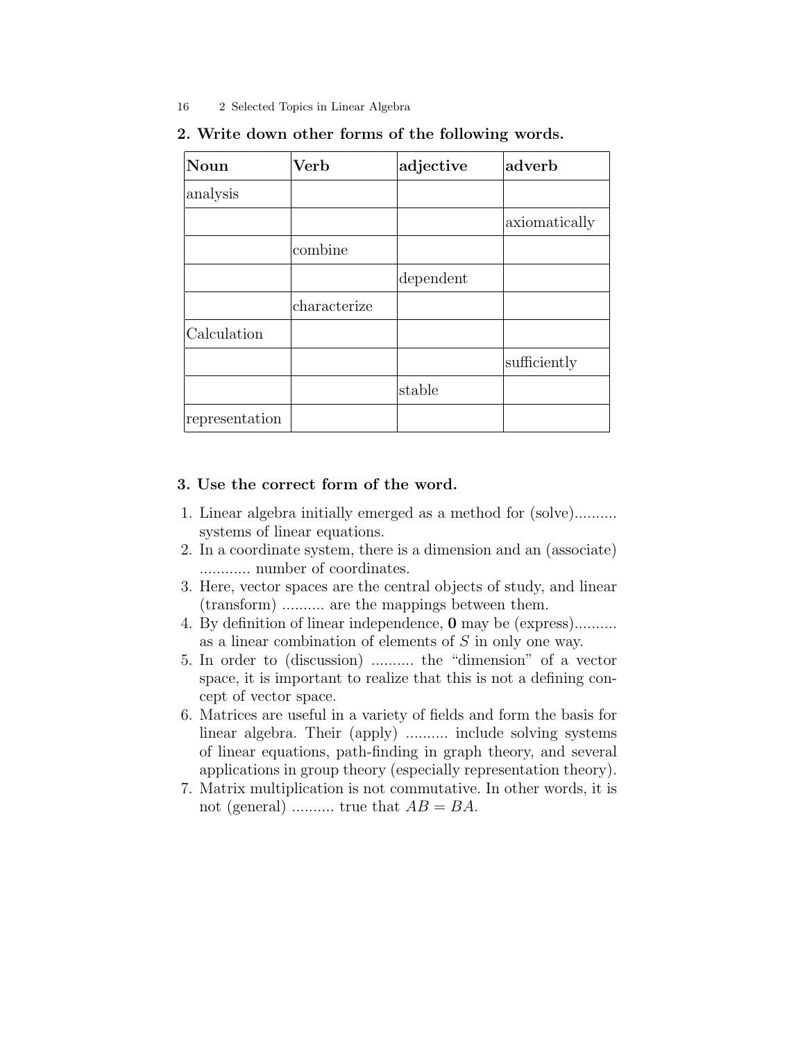## 2. Write down other forms of the following words.

| Noun | Verb | adjective | adverb |
|---|---|---|---|
| analysis | | | |
| | | | axiomatically |
| | combine | | |
| | | dependent | |
| | characterize | | |
| Calculation | | | |
| | | | sufficiently |
| | | stable | |
| representation | | | |

## 3. Use the correct form of the word.

1. Linear algebra initially emerged as a method for (solve).......... systems of linear equations.
2. In a coordinate system, there is a dimension and an (associate) ............ number of coordinates.
3. Here, vector spaces are the central objects of study, and linear (transform) .......... are the mappings between them.
4. By definition of linear independence, $\mathbf{0}$ may be (express).......... as a linear combination of elements of $S$ in only one way.
5. In order to (discussion) .......... the "dimension" of a vector space, it is important to realize that this is not a defining concept of vector space.
6. Matrices are useful in a variety of fields and form the basis for linear algebra. Their (apply) .......... include solving systems of linear equations, path-finding in graph theory, and several applications in group theory (especially representation theory).
7. Matrix multiplication is not commutative. In other words, it is not (general) .......... true that $AB = BA$.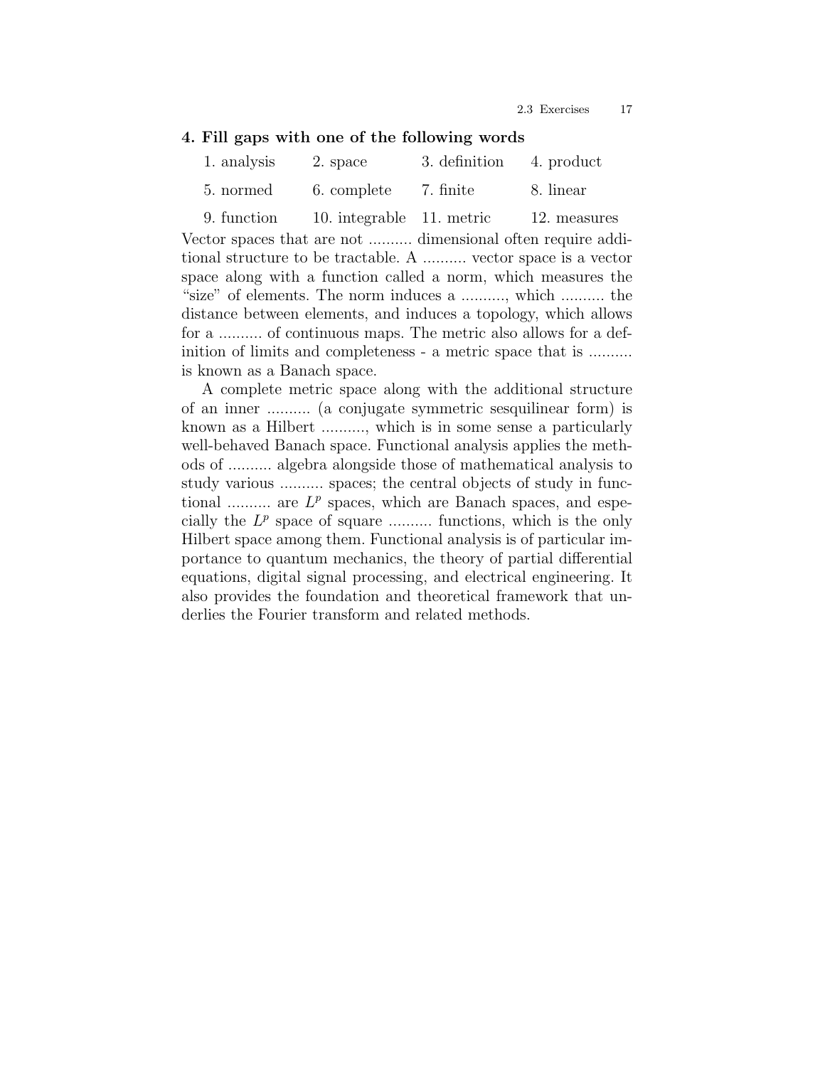**4. Fill gaps with one of the following words**

| | | | |
|---|---|---|---|
| 1. analysis | 2. space | 3. definition | 4. product |
| 5. normed | 6. complete | 7. finite | 8. linear |
| 9. function | 10. integrable | 11. metric | 12. measures |

Vector spaces that are not .......... dimensional often require additional structure to be tractable. A .......... vector space is a vector space along with a function called a norm, which measures the "size" of elements. The norm induces a .........., which .......... the distance between elements, and induces a topology, which allows for a .......... of continuous maps. The metric also allows for a definition of limits and completeness - a metric space that is .......... is known as a Banach space.

A complete metric space along with the additional structure of an inner .......... (a conjugate symmetric sesquilinear form) is known as a Hilbert .........., which is in some sense a particularly well-behaved Banach space. Functional analysis applies the methods of .......... algebra alongside those of mathematical analysis to study various .......... spaces; the central objects of study in functional .......... are $L^p$ spaces, which are Banach spaces, and especially the $L^p$ space of square .......... functions, which is the only Hilbert space among them. Functional analysis is of particular importance to quantum mechanics, the theory of partial differential equations, digital signal processing, and electrical engineering. It also provides the foundation and theoretical framework that underlies the Fourier transform and related methods.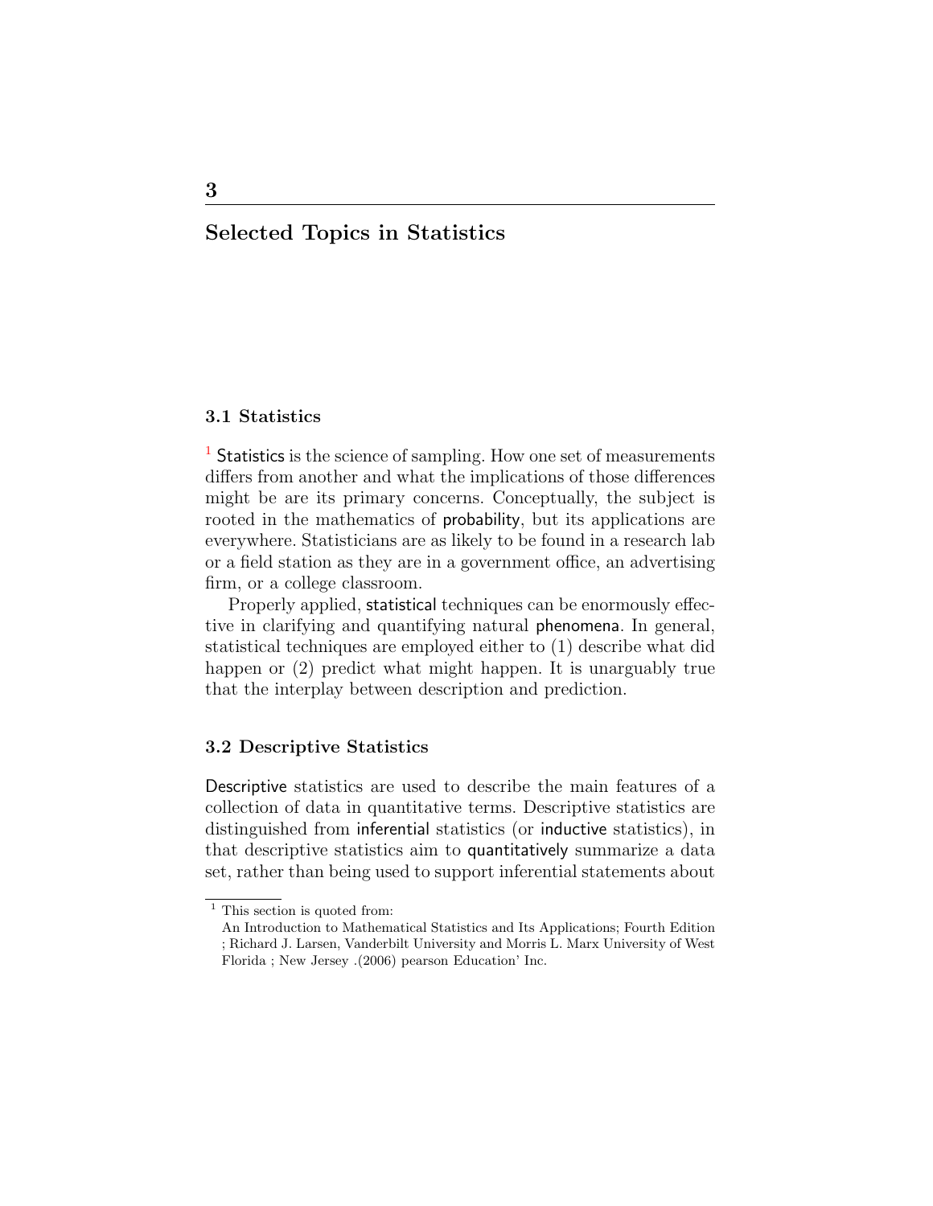# 3

# Selected Topics in Statistics

## 3.1 Statistics

[1] Statistics is the science of sampling. How one set of measurements differs from another and what the implications of those differences might be are its primary concerns. Conceptually, the subject is rooted in the mathematics of probability, but its applications are everywhere. Statisticians are as likely to be found in a research lab or a field station as they are in a government office, an advertising firm, or a college classroom.

Properly applied, statistical techniques can be enormously effective in clarifying and quantifying natural phenomena. In general, statistical techniques are employed either to (1) describe what did happen or (2) predict what might happen. It is unarguably true that the interplay between description and prediction.

## 3.2 Descriptive Statistics

Descriptive statistics are used to describe the main features of a collection of data in quantitative terms. Descriptive statistics are distinguished from inferential statistics (or inductive statistics), in that descriptive statistics aim to quantitatively summarize a data set, rather than being used to support inferential statements about

---

[1] This section is quoted from:
An Introduction to Mathematical Statistics and Its Applications; Fourth Edition ; Richard J. Larsen, Vanderbilt University and Morris L. Marx University of West Florida ; New Jersey .(2006) pearson Education' Inc.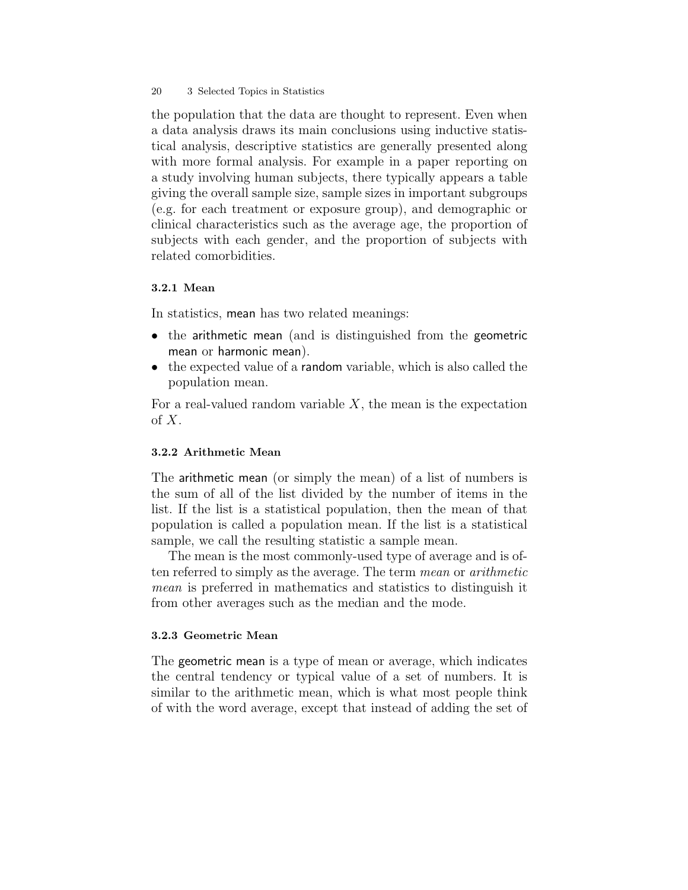the population that the data are thought to represent. Even when a data analysis draws its main conclusions using inductive statistical analysis, descriptive statistics are generally presented along with more formal analysis. For example in a paper reporting on a study involving human subjects, there typically appears a table giving the overall sample size, sample sizes in important subgroups (e.g. for each treatment or exposure group), and demographic or clinical characteristics such as the average age, the proportion of subjects with each gender, and the proportion of subjects with related comorbidities.

### 3.2.1 Mean

In statistics, mean has two related meanings:

- the arithmetic mean (and is distinguished from the geometric mean or harmonic mean).
- the expected value of a random variable, which is also called the population mean.

For a real-valued random variable $X$, the mean is the expectation of $X$.

### 3.2.2 Arithmetic Mean

The arithmetic mean (or simply the mean) of a list of numbers is the sum of all of the list divided by the number of items in the list. If the list is a statistical population, then the mean of that population is called a population mean. If the list is a statistical sample, we call the resulting statistic a sample mean.

The mean is the most commonly-used type of average and is often referred to simply as the average. The term *mean* or *arithmetic mean* is preferred in mathematics and statistics to distinguish it from other averages such as the median and the mode.

### 3.2.3 Geometric Mean

The geometric mean is a type of mean or average, which indicates the central tendency or typical value of a set of numbers. It is similar to the arithmetic mean, which is what most people think of with the word average, except that instead of adding the set of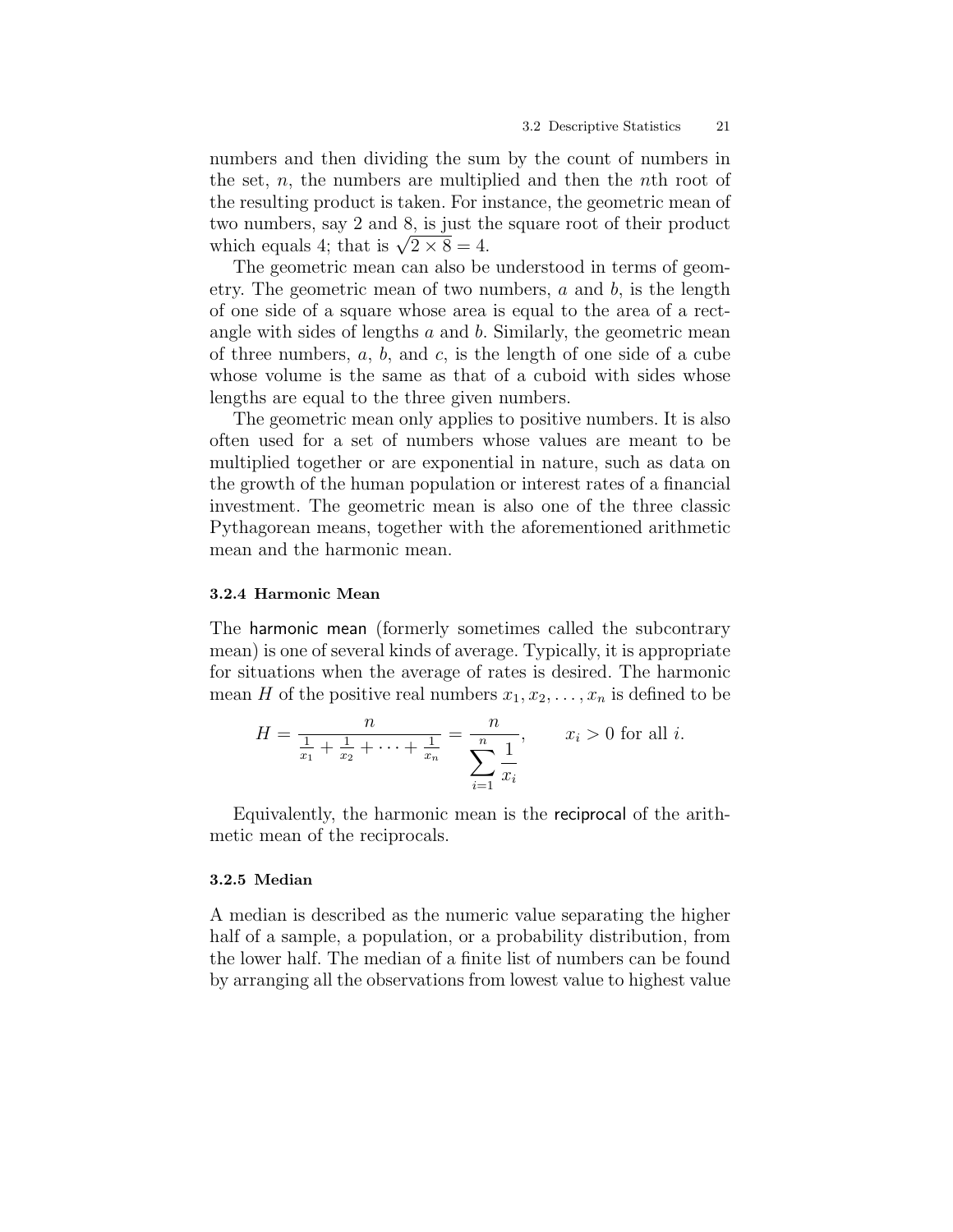numbers and then dividing the sum by the count of numbers in the set, $n$, the numbers are multiplied and then the $n$th root of the resulting product is taken. For instance, the geometric mean of two numbers, say 2 and 8, is just the square root of their product which equals 4; that is $\sqrt{2 \times 8} = 4$.

The geometric mean can also be understood in terms of geometry. The geometric mean of two numbers, $a$ and $b$, is the length of one side of a square whose area is equal to the area of a rectangle with sides of lengths $a$ and $b$. Similarly, the geometric mean of three numbers, $a$, $b$, and $c$, is the length of one side of a cube whose volume is the same as that of a cuboid with sides whose lengths are equal to the three given numbers.

The geometric mean only applies to positive numbers. It is also often used for a set of numbers whose values are meant to be multiplied together or are exponential in nature, such as data on the growth of the human population or interest rates of a financial investment. The geometric mean is also one of the three classic Pythagorean means, together with the aforementioned arithmetic mean and the harmonic mean.

### 3.2.4 Harmonic Mean

The harmonic mean (formerly sometimes called the subcontrary mean) is one of several kinds of average. Typically, it is appropriate for situations when the average of rates is desired. The harmonic mean $H$ of the positive real numbers $x_1, x_2, \ldots, x_n$ is defined to be

$$H = \frac{n}{\frac{1}{x_1} + \frac{1}{x_2} + \cdots + \frac{1}{x_n}} = \frac{n}{\displaystyle\sum_{i=1}^{n} \frac{1}{x_i}}, \qquad x_i > 0 \text{ for all } i.$$

Equivalently, the harmonic mean is the reciprocal of the arithmetic mean of the reciprocals.

### 3.2.5 Median

A median is described as the numeric value separating the higher half of a sample, a population, or a probability distribution, from the lower half. The median of a finite list of numbers can be found by arranging all the observations from lowest value to highest value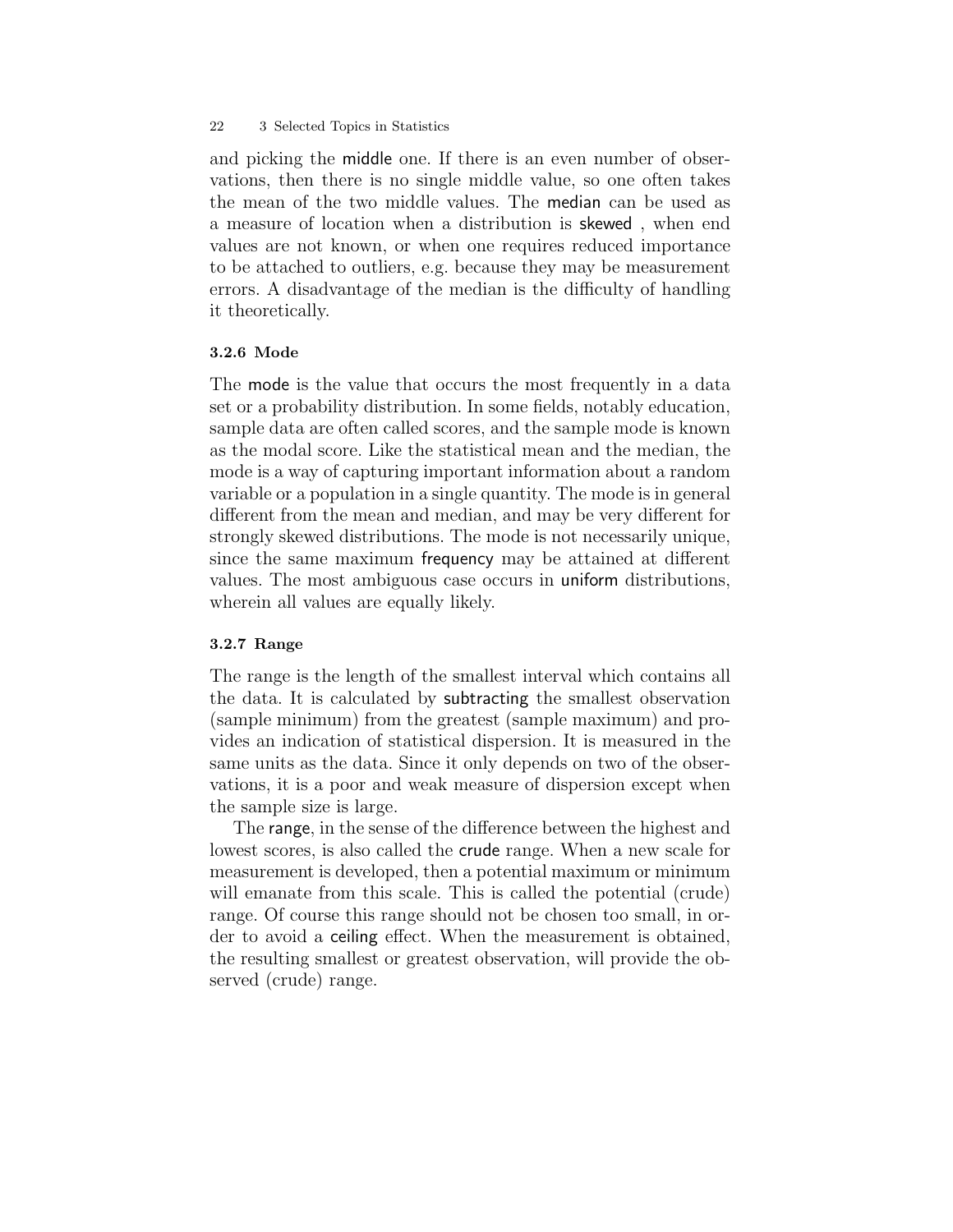and picking the middle one. If there is an even number of observations, then there is no single middle value, so one often takes the mean of the two middle values. The median can be used as a measure of location when a distribution is skewed , when end values are not known, or when one requires reduced importance to be attached to outliers, e.g. because they may be measurement errors. A disadvantage of the median is the difficulty of handling it theoretically.

### 3.2.6 Mode

The mode is the value that occurs the most frequently in a data set or a probability distribution. In some fields, notably education, sample data are often called scores, and the sample mode is known as the modal score. Like the statistical mean and the median, the mode is a way of capturing important information about a random variable or a population in a single quantity. The mode is in general different from the mean and median, and may be very different for strongly skewed distributions. The mode is not necessarily unique, since the same maximum frequency may be attained at different values. The most ambiguous case occurs in uniform distributions, wherein all values are equally likely.

### 3.2.7 Range

The range is the length of the smallest interval which contains all the data. It is calculated by subtracting the smallest observation (sample minimum) from the greatest (sample maximum) and provides an indication of statistical dispersion. It is measured in the same units as the data. Since it only depends on two of the observations, it is a poor and weak measure of dispersion except when the sample size is large.

The range, in the sense of the difference between the highest and lowest scores, is also called the crude range. When a new scale for measurement is developed, then a potential maximum or minimum will emanate from this scale. This is called the potential (crude) range. Of course this range should not be chosen too small, in order to avoid a ceiling effect. When the measurement is obtained, the resulting smallest or greatest observation, will provide the observed (crude) range.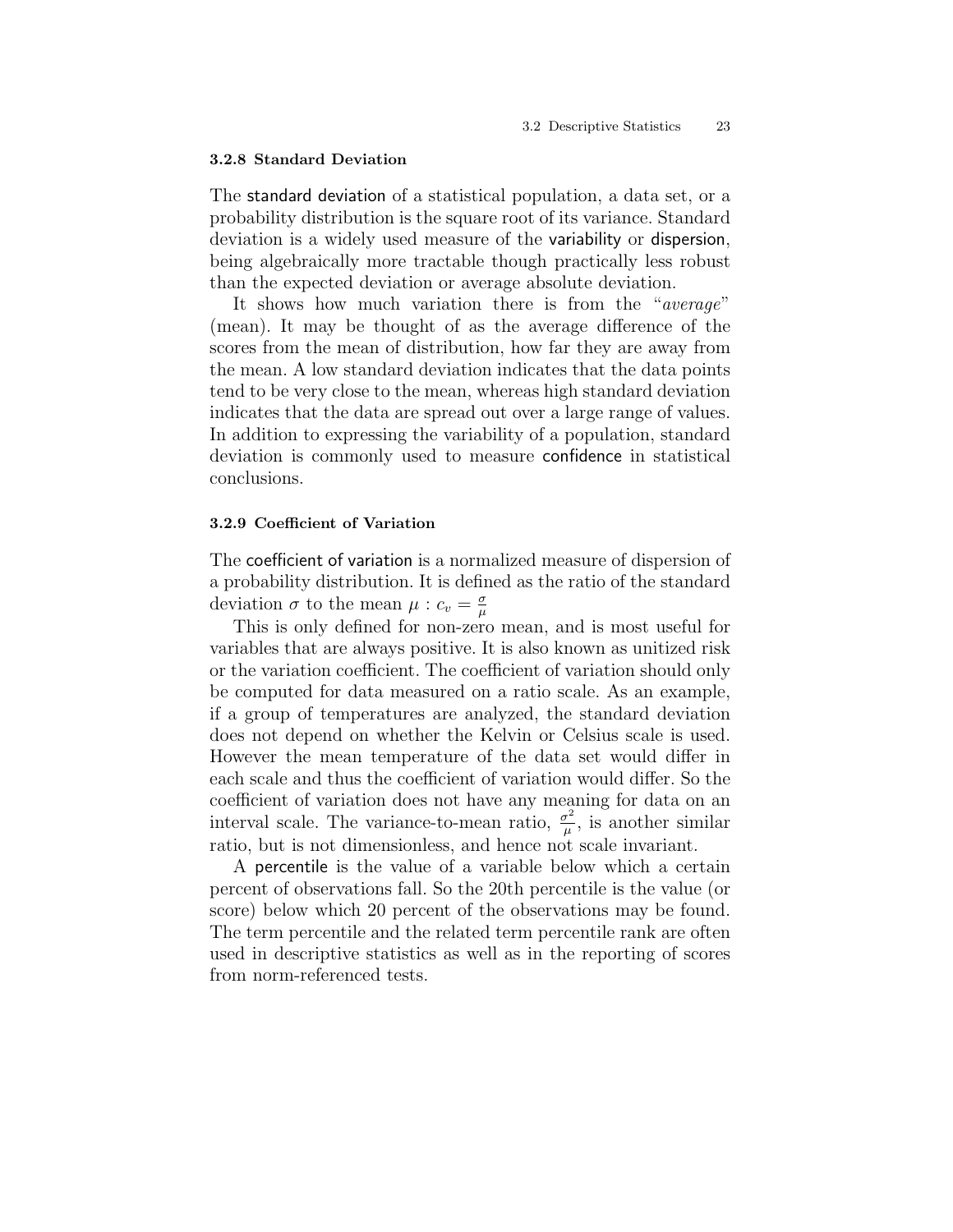### 3.2.8 Standard Deviation

The standard deviation of a statistical population, a data set, or a probability distribution is the square root of its variance. Standard deviation is a widely used measure of the variability or dispersion, being algebraically more tractable though practically less robust than the expected deviation or average absolute deviation.

It shows how much variation there is from the "*average*" (mean). It may be thought of as the average difference of the scores from the mean of distribution, how far they are away from the mean. A low standard deviation indicates that the data points tend to be very close to the mean, whereas high standard deviation indicates that the data are spread out over a large range of values. In addition to expressing the variability of a population, standard deviation is commonly used to measure confidence in statistical conclusions.

### 3.2.9 Coefficient of Variation

The coefficient of variation is a normalized measure of dispersion of a probability distribution. It is defined as the ratio of the standard deviation $\sigma$ to the mean $\mu : c_v = \frac{\sigma}{\mu}$

This is only defined for non-zero mean, and is most useful for variables that are always positive. It is also known as unitized risk or the variation coefficient. The coefficient of variation should only be computed for data measured on a ratio scale. As an example, if a group of temperatures are analyzed, the standard deviation does not depend on whether the Kelvin or Celsius scale is used. However the mean temperature of the data set would differ in each scale and thus the coefficient of variation would differ. So the coefficient of variation does not have any meaning for data on an interval scale. The variance-to-mean ratio, $\frac{\sigma^2}{\mu}$, is another similar ratio, but is not dimensionless, and hence not scale invariant.

A percentile is the value of a variable below which a certain percent of observations fall. So the 20th percentile is the value (or score) below which 20 percent of the observations may be found. The term percentile and the related term percentile rank are often used in descriptive statistics as well as in the reporting of scores from norm-referenced tests.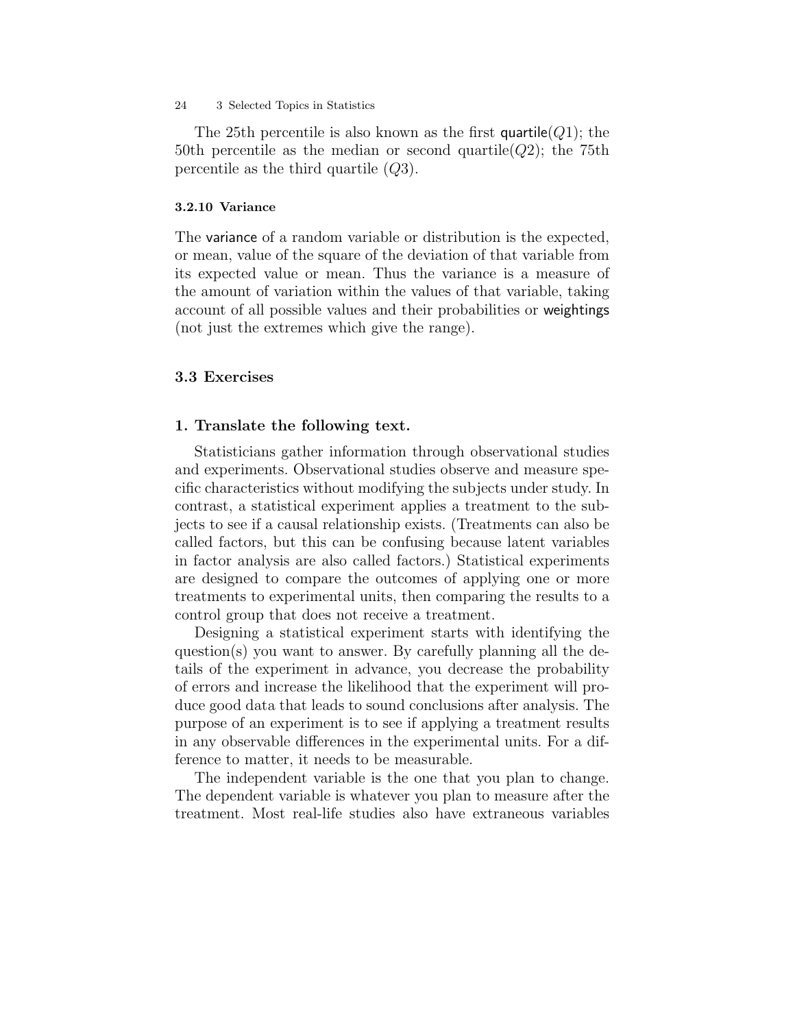The 25th percentile is also known as the first quartile($Q1$); the 50th percentile as the median or second quartile($Q2$); the 75th percentile as the third quartile ($Q3$).

### 3.2.10 Variance

The variance of a random variable or distribution is the expected, or mean, value of the square of the deviation of that variable from its expected value or mean. Thus the variance is a measure of the amount of variation within the values of that variable, taking account of all possible values and their probabilities or weightings (not just the extremes which give the range).

## 3.3 Exercises

### 1. Translate the following text.

Statisticians gather information through observational studies and experiments. Observational studies observe and measure specific characteristics without modifying the subjects under study. In contrast, a statistical experiment applies a treatment to the subjects to see if a causal relationship exists. (Treatments can also be called factors, but this can be confusing because latent variables in factor analysis are also called factors.) Statistical experiments are designed to compare the outcomes of applying one or more treatments to experimental units, then comparing the results to a control group that does not receive a treatment.

Designing a statistical experiment starts with identifying the question(s) you want to answer. By carefully planning all the details of the experiment in advance, you decrease the probability of errors and increase the likelihood that the experiment will produce good data that leads to sound conclusions after analysis. The purpose of an experiment is to see if applying a treatment results in any observable differences in the experimental units. For a difference to matter, it needs to be measurable.

The independent variable is the one that you plan to change. The dependent variable is whatever you plan to measure after the treatment. Most real-life studies also have extraneous variables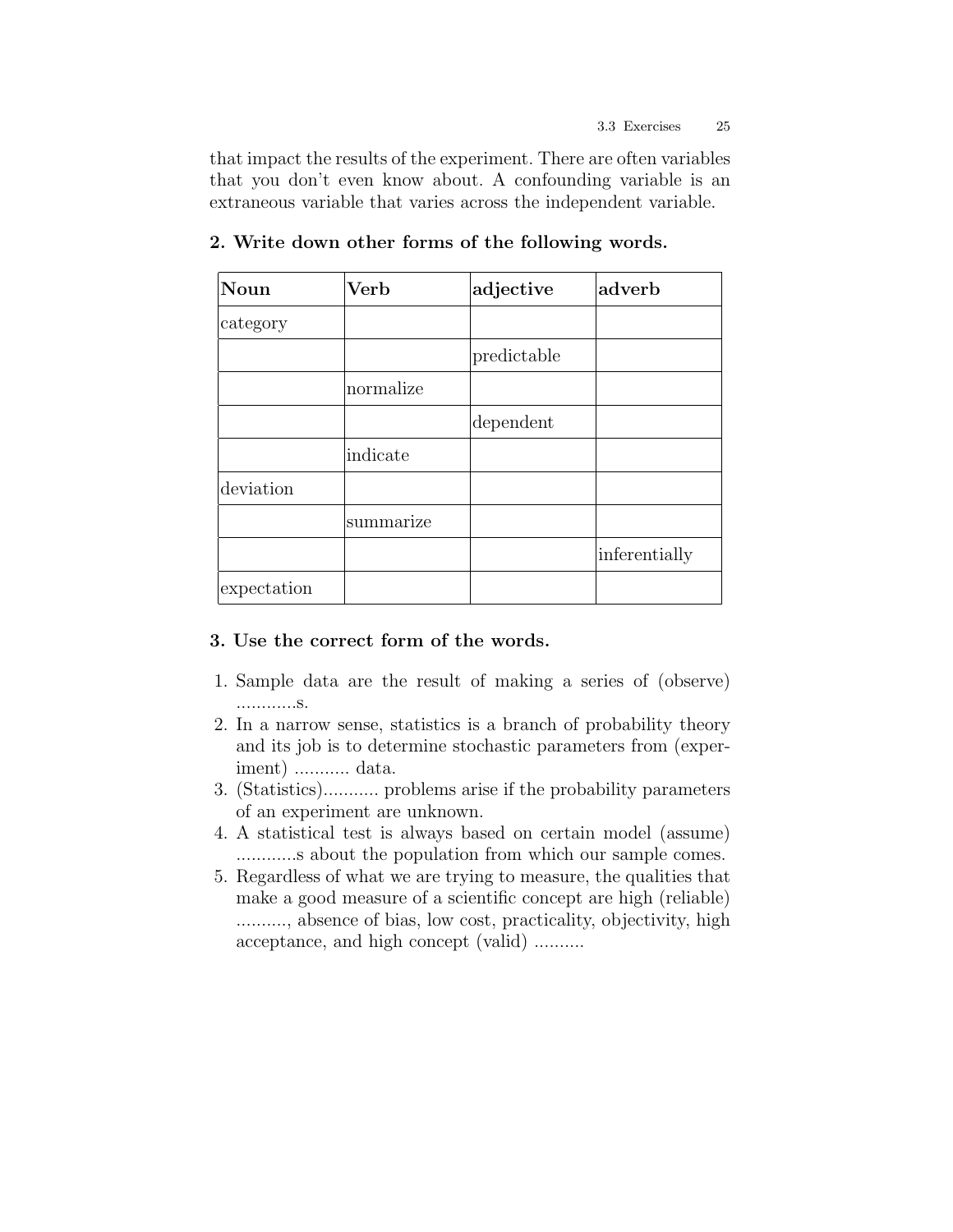that impact the results of the experiment. There are often variables that you don't even know about. A confounding variable is an extraneous variable that varies across the independent variable.

**2. Write down other forms of the following words.**

| Noun | Verb | adjective | adverb |
|---|---|---|---|
| category | | | |
| | | predictable | |
| | normalize | | |
| | | dependent | |
| | indicate | | |
| deviation | | | |
| | summarize | | |
| | | | inferentially |
| expectation | | | |

**3. Use the correct form of the words.**

1. Sample data are the result of making a series of (observe) ............s.
2. In a narrow sense, statistics is a branch of probability theory and its job is to determine stochastic parameters from (experiment) ........... data.
3. (Statistics)........... problems arise if the probability parameters of an experiment are unknown.
4. A statistical test is always based on certain model (assume) ............s about the population from which our sample comes.
5. Regardless of what we are trying to measure, the qualities that make a good measure of a scientific concept are high (reliable) .........., absence of bias, low cost, practicality, objectivity, high acceptance, and high concept (valid) ..........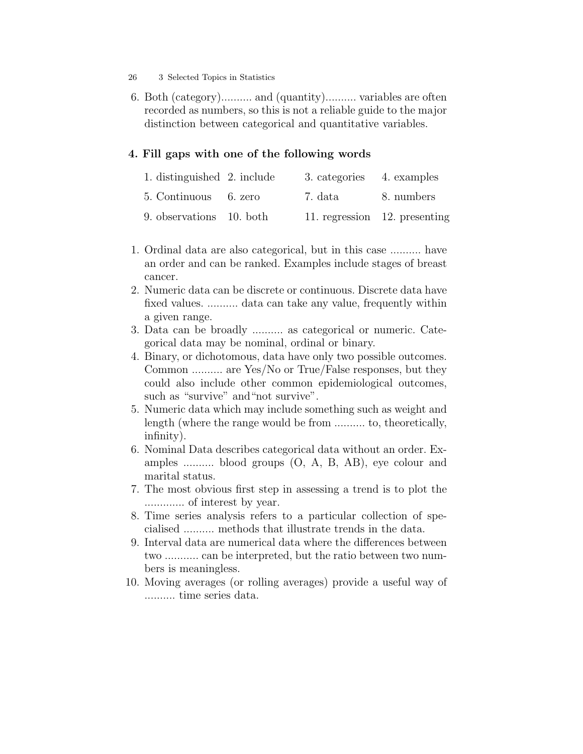6. Both (category).......... and (quantity).......... variables are often recorded as numbers, so this is not a reliable guide to the major distinction between categorical and quantitative variables.

**4. Fill gaps with one of the following words**

| | | | |
|---|---|---|---|
| 1. distinguished | 2. include | 3. categories | 4. examples |
| 5. Continuous | 6. zero | 7. data | 8. numbers |
| 9. observations | 10. both | 11. regression | 12. presenting |

1. Ordinal data are also categorical, but in this case .......... have an order and can be ranked. Examples include stages of breast cancer.
2. Numeric data can be discrete or continuous. Discrete data have fixed values. .......... data can take any value, frequently within a given range.
3. Data can be broadly .......... as categorical or numeric. Categorical data may be nominal, ordinal or binary.
4. Binary, or dichotomous, data have only two possible outcomes. Common .......... are Yes/No or True/False responses, but they could also include other common epidemiological outcomes, such as "survive" and "not survive".
5. Numeric data which may include something such as weight and length (where the range would be from .......... to, theoretically, infinity).
6. Nominal Data describes categorical data without an order. Examples .......... blood groups (O, A, B, AB), eye colour and marital status.
7. The most obvious first step in assessing a trend is to plot the ............. of interest by year.
8. Time series analysis refers to a particular collection of specialised .......... methods that illustrate trends in the data.
9. Interval data are numerical data where the differences between two ........... can be interpreted, but the ratio between two numbers is meaningless.
10. Moving averages (or rolling averages) provide a useful way of .......... time series data.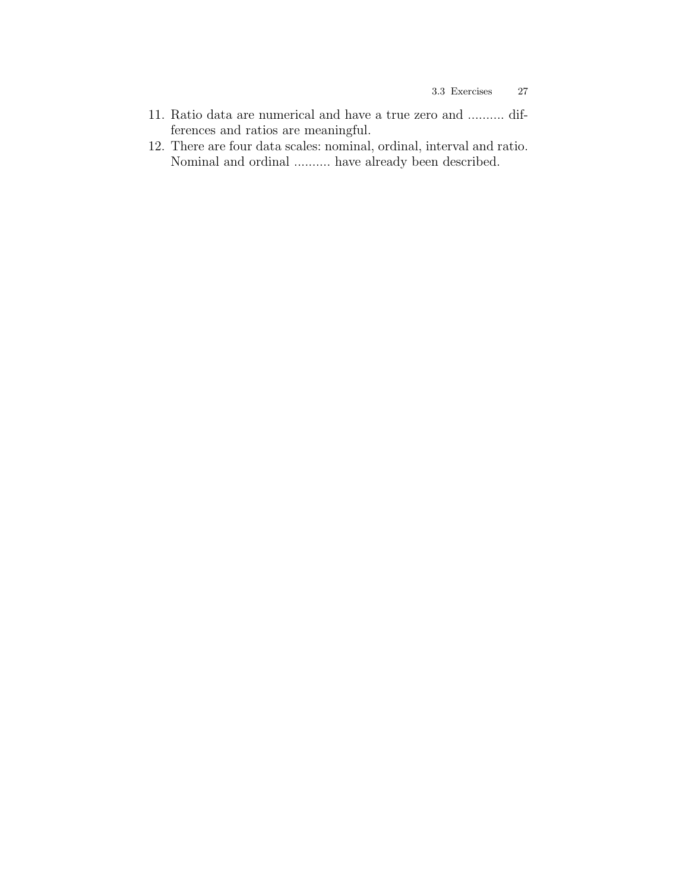11. Ratio data are numerical and have a true zero and .......... differences and ratios are meaningful.
12. There are four data scales: nominal, ordinal, interval and ratio. Nominal and ordinal .......... have already been described.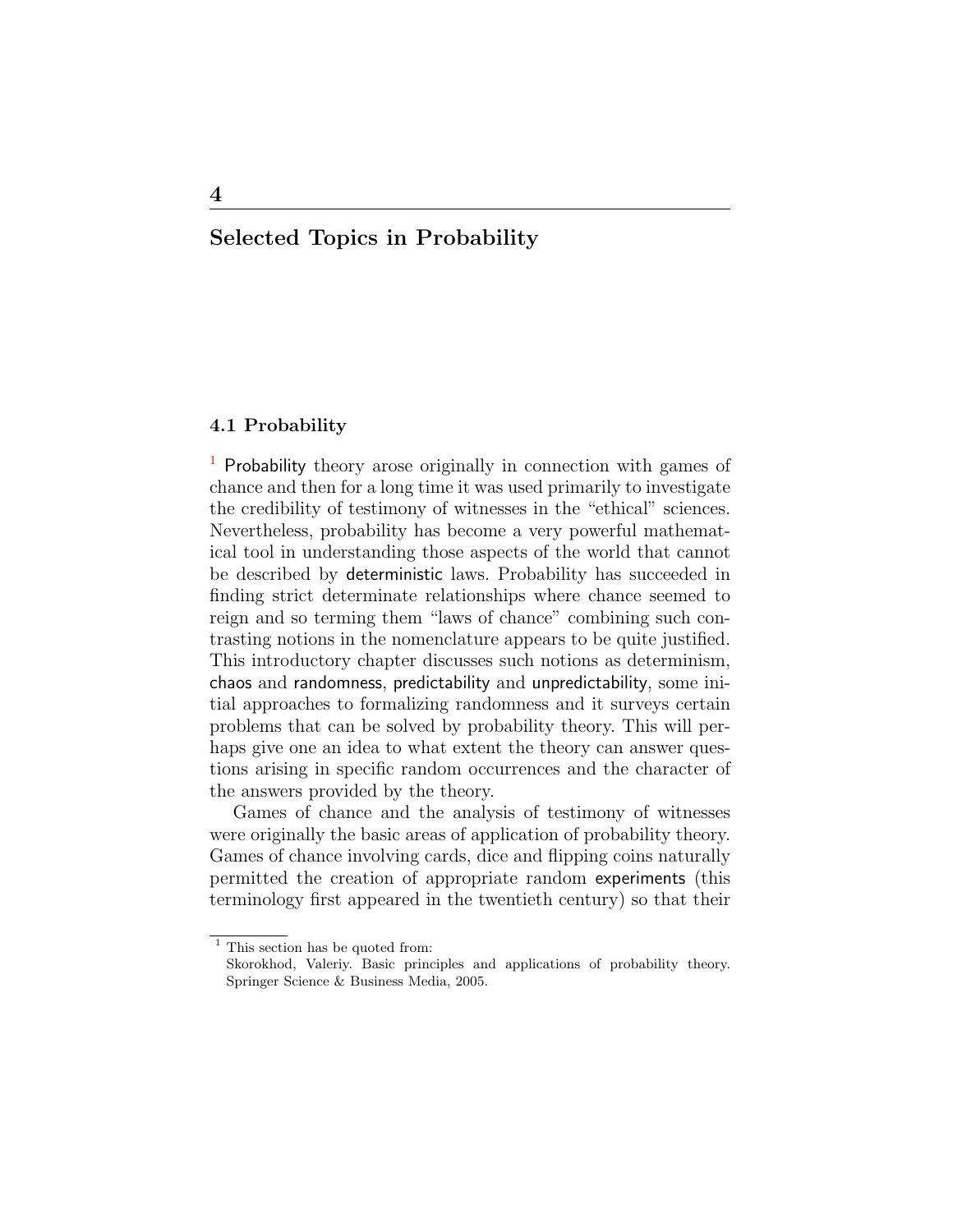# 4

# Selected Topics in Probability

## 4.1 Probability

[1] Probability theory arose originally in connection with games of chance and then for a long time it was used primarily to investigate the credibility of testimony of witnesses in the "ethical" sciences. Nevertheless, probability has become a very powerful mathematical tool in understanding those aspects of the world that cannot be described by deterministic laws. Probability has succeeded in finding strict determinate relationships where chance seemed to reign and so terming them "laws of chance" combining such contrasting notions in the nomenclature appears to be quite justified. This introductory chapter discusses such notions as determinism, chaos and randomness, predictability and unpredictability, some initial approaches to formalizing randomness and it surveys certain problems that can be solved by probability theory. This will perhaps give one an idea to what extent the theory can answer questions arising in specific random occurrences and the character of the answers provided by the theory.

Games of chance and the analysis of testimony of witnesses were originally the basic areas of application of probability theory. Games of chance involving cards, dice and flipping coins naturally permitted the creation of appropriate random experiments (this terminology first appeared in the twentieth century) so that their

---

[1] This section has be quoted from:
Skorokhod, Valeriy. Basic principles and applications of probability theory. Springer Science & Business Media, 2005.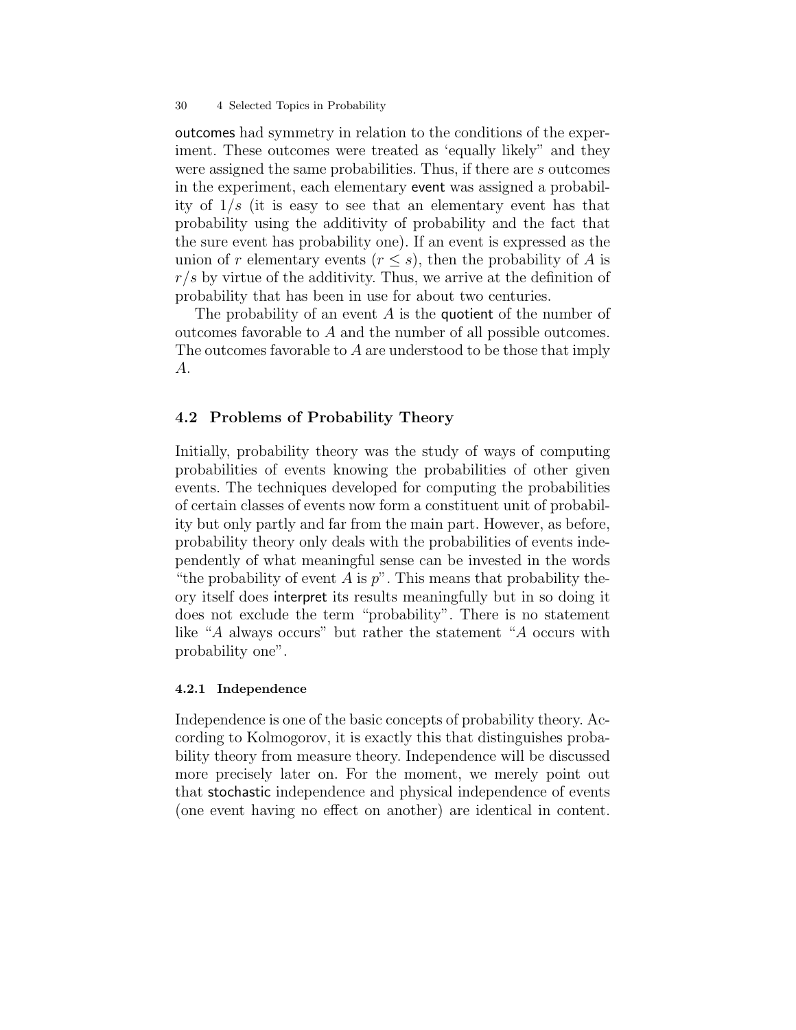outcomes had symmetry in relation to the conditions of the experiment. These outcomes were treated as 'equally likely" and they were assigned the same probabilities. Thus, if there are $s$ outcomes in the experiment, each elementary event was assigned a probability of $1/s$ (it is easy to see that an elementary event has that probability using the additivity of probability and the fact that the sure event has probability one). If an event is expressed as the union of $r$ elementary events ($r \leq s$), then the probability of $A$ is $r/s$ by virtue of the additivity. Thus, we arrive at the definition of probability that has been in use for about two centuries.

The probability of an event $A$ is the quotient of the number of outcomes favorable to $A$ and the number of all possible outcomes. The outcomes favorable to $A$ are understood to be those that imply $A$.

## 4.2 Problems of Probability Theory

Initially, probability theory was the study of ways of computing probabilities of events knowing the probabilities of other given events. The techniques developed for computing the probabilities of certain classes of events now form a constituent unit of probability but only partly and far from the main part. However, as before, probability theory only deals with the probabilities of events independently of what meaningful sense can be invested in the words "the probability of event $A$ is $p$". This means that probability theory itself does interpret its results meaningfully but in so doing it does not exclude the term "probability". There is no statement like "$A$ always occurs" but rather the statement "$A$ occurs with probability one".

### 4.2.1 Independence

Independence is one of the basic concepts of probability theory. According to Kolmogorov, it is exactly this that distinguishes probability theory from measure theory. Independence will be discussed more precisely later on. For the moment, we merely point out that stochastic independence and physical independence of events (one event having no effect on another) are identical in content.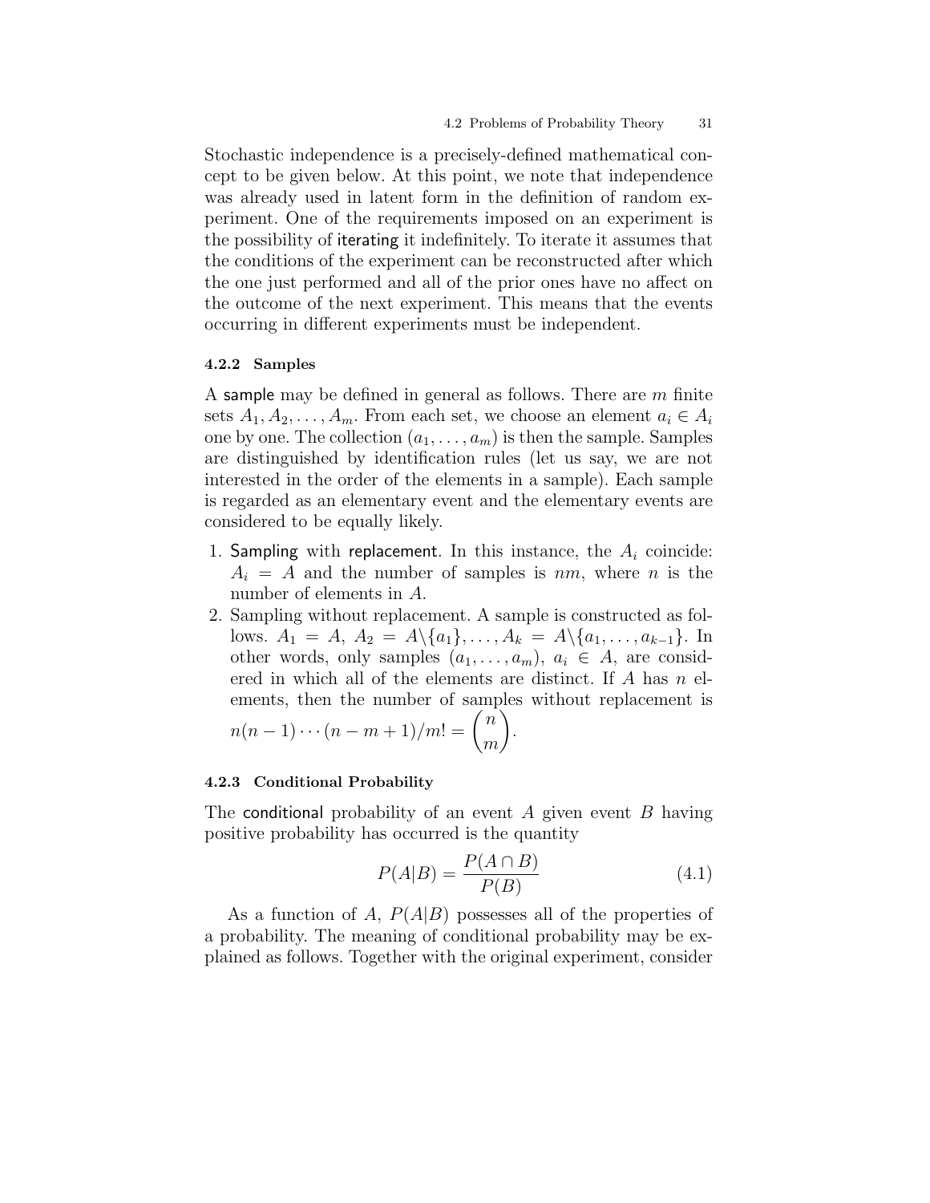Stochastic independence is a precisely-defined mathematical concept to be given below. At this point, we note that independence was already used in latent form in the definition of random experiment. One of the requirements imposed on an experiment is the possibility of iterating it indefinitely. To iterate it assumes that the conditions of the experiment can be reconstructed after which the one just performed and all of the prior ones have no affect on the outcome of the next experiment. This means that the events occurring in different experiments must be independent.

### 4.2.2 Samples

A sample may be defined in general as follows. There are $m$ finite sets $A_1, A_2, \ldots, A_m$. From each set, we choose an element $a_i \in A_i$ one by one. The collection $(a_1, \ldots, a_m)$ is then the sample. Samples are distinguished by identification rules (let us say, we are not interested in the order of the elements in a sample). Each sample is regarded as an elementary event and the elementary events are considered to be equally likely.

1. Sampling with replacement. In this instance, the $A_i$ coincide: $A_i = A$ and the number of samples is $nm$, where $n$ is the number of elements in $A$.
2. Sampling without replacement. A sample is constructed as follows. $A_1 = A$, $A_2 = A \backslash \{a_1\}, \ldots, A_k = A \backslash \{a_1, \ldots, a_{k-1}\}$. In other words, only samples $(a_1, \ldots, a_m)$, $a_i \in A$, are considered in which all of the elements are distinct. If $A$ has $n$ elements, then the number of samples without replacement is $n(n-1)\cdots(n-m+1)/m! = \binom{n}{m}$.

### 4.2.3 Conditional Probability

The conditional probability of an event $A$ given event $B$ having positive probability has occurred is the quantity

$$P(A|B) = \frac{P(A \cap B)}{P(B)} \tag{4.1}$$

As a function of $A$, $P(A|B)$ possesses all of the properties of a probability. The meaning of conditional probability may be explained as follows. Together with the original experiment, consider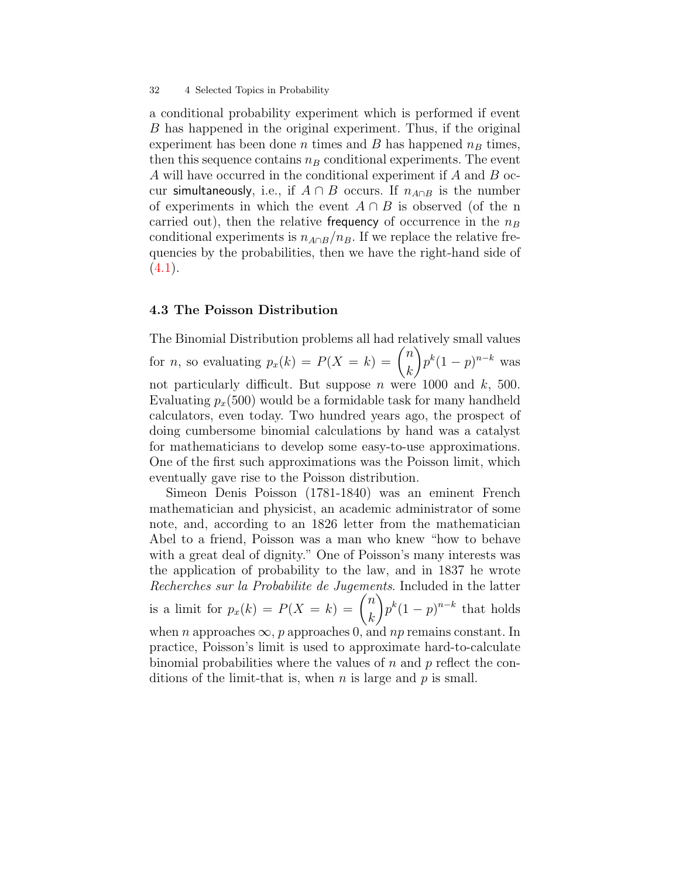a conditional probability experiment which is performed if event $B$ has happened in the original experiment. Thus, if the original experiment has been done $n$ times and $B$ has happened $n_B$ times, then this sequence contains $n_B$ conditional experiments. The event $A$ will have occurred in the conditional experiment if $A$ and $B$ occur simultaneously, i.e., if $A \cap B$ occurs. If $n_{A \cap B}$ is the number of experiments in which the event $A \cap B$ is observed (of the n carried out), then the relative frequency of occurrence in the $n_B$ conditional experiments is $n_{A \cap B}/n_B$. If we replace the relative frequencies by the probabilities, then we have the right-hand side of (4.1).

### 4.3 The Poisson Distribution

The Binomial Distribution problems all had relatively small values for $n$, so evaluating $p_x(k) = P(X = k) = \binom{n}{k} p^k (1-p)^{n-k}$ was not particularly difficult. But suppose $n$ were 1000 and $k$, 500. Evaluating $p_x(500)$ would be a formidable task for many handheld calculators, even today. Two hundred years ago, the prospect of doing cumbersome binomial calculations by hand was a catalyst for mathematicians to develop some easy-to-use approximations. One of the first such approximations was the Poisson limit, which eventually gave rise to the Poisson distribution.

Simeon Denis Poisson (1781-1840) was an eminent French mathematician and physicist, an academic administrator of some note, and, according to an 1826 letter from the mathematician Abel to a friend, Poisson was a man who knew "how to behave with a great deal of dignity." One of Poisson's many interests was the application of probability to the law, and in 1837 he wrote *Recherches sur la Probabilite de Jugements*. Included in the latter is a limit for $p_x(k) = P(X = k) = \binom{n}{k} p^k (1-p)^{n-k}$ that holds when $n$ approaches $\infty$, $p$ approaches 0, and $np$ remains constant. In practice, Poisson's limit is used to approximate hard-to-calculate binomial probabilities where the values of $n$ and $p$ reflect the conditions of the limit-that is, when $n$ is large and $p$ is small.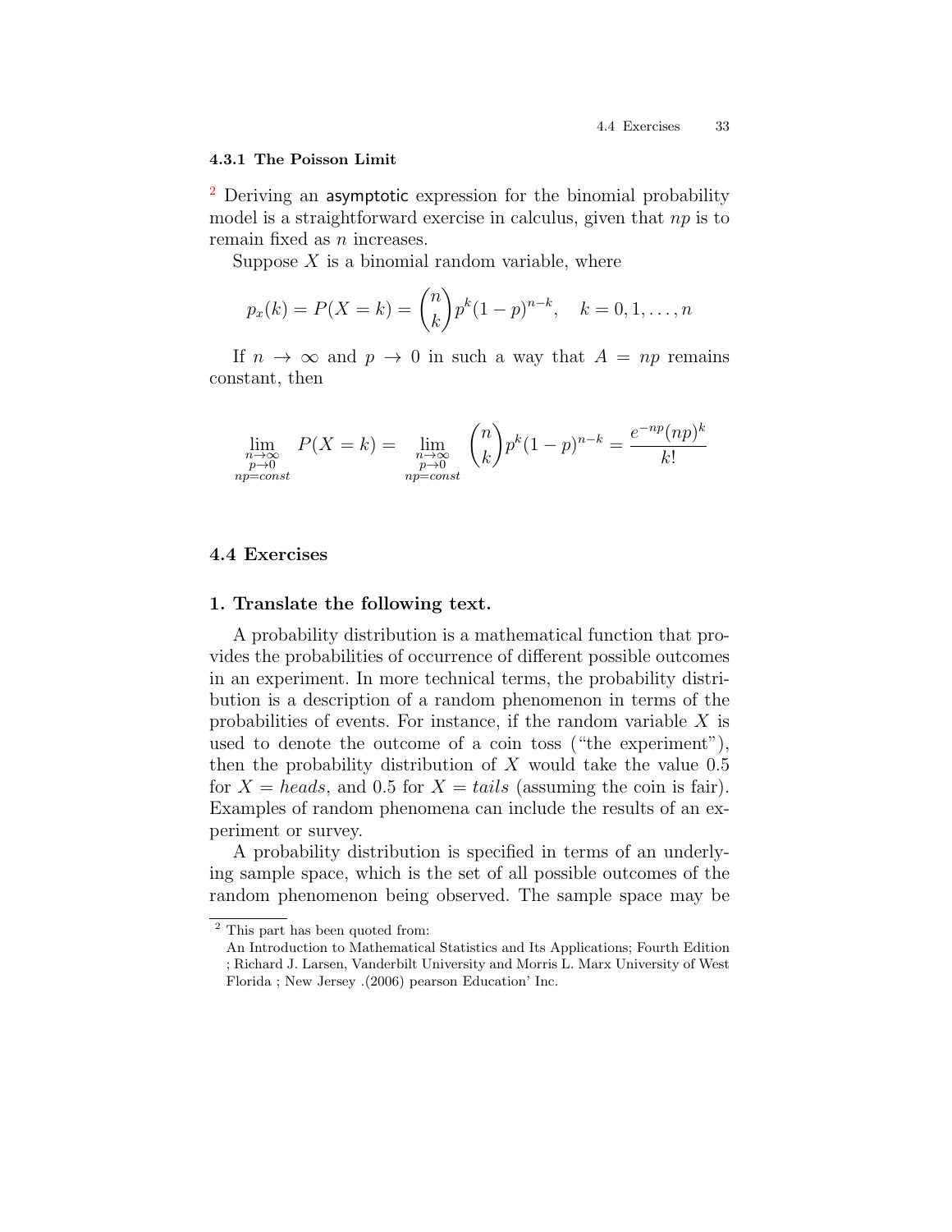### 4.3.1 The Poisson Limit

[2] Deriving an asymptotic expression for the binomial probability model is a straightforward exercise in calculus, given that $np$ is to remain fixed as $n$ increases.

Suppose $X$ is a binomial random variable, where

$$p_x(k) = P(X = k) = \binom{n}{k} p^k (1-p)^{n-k}, \quad k = 0, 1, \ldots, n$$

If $n \to \infty$ and $p \to 0$ in such a way that $A = np$ remains constant, then

$$\lim_{\substack{n\to\infty \\ p\to 0 \\ np=const}} P(X = k) = \lim_{\substack{n\to\infty \\ p\to 0 \\ np=const}} \binom{n}{k} p^k (1-p)^{n-k} = \frac{e^{-np}(np)^k}{k!}$$

## 4.4 Exercises

### 1. Translate the following text.

A probability distribution is a mathematical function that provides the probabilities of occurrence of different possible outcomes in an experiment. In more technical terms, the probability distribution is a description of a random phenomenon in terms of the probabilities of events. For instance, if the random variable $X$ is used to denote the outcome of a coin toss ("the experiment"), then the probability distribution of $X$ would take the value 0.5 for $X = heads$, and 0.5 for $X = tails$ (assuming the coin is fair). Examples of random phenomena can include the results of an experiment or survey.

A probability distribution is specified in terms of an underlying sample space, which is the set of all possible outcomes of the random phenomenon being observed. The sample space may be

---

[2] This part has been quoted from:
An Introduction to Mathematical Statistics and Its Applications; Fourth Edition ; Richard J. Larsen, Vanderbilt University and Morris L. Marx University of West Florida ; New Jersey .(2006) pearson Education' Inc.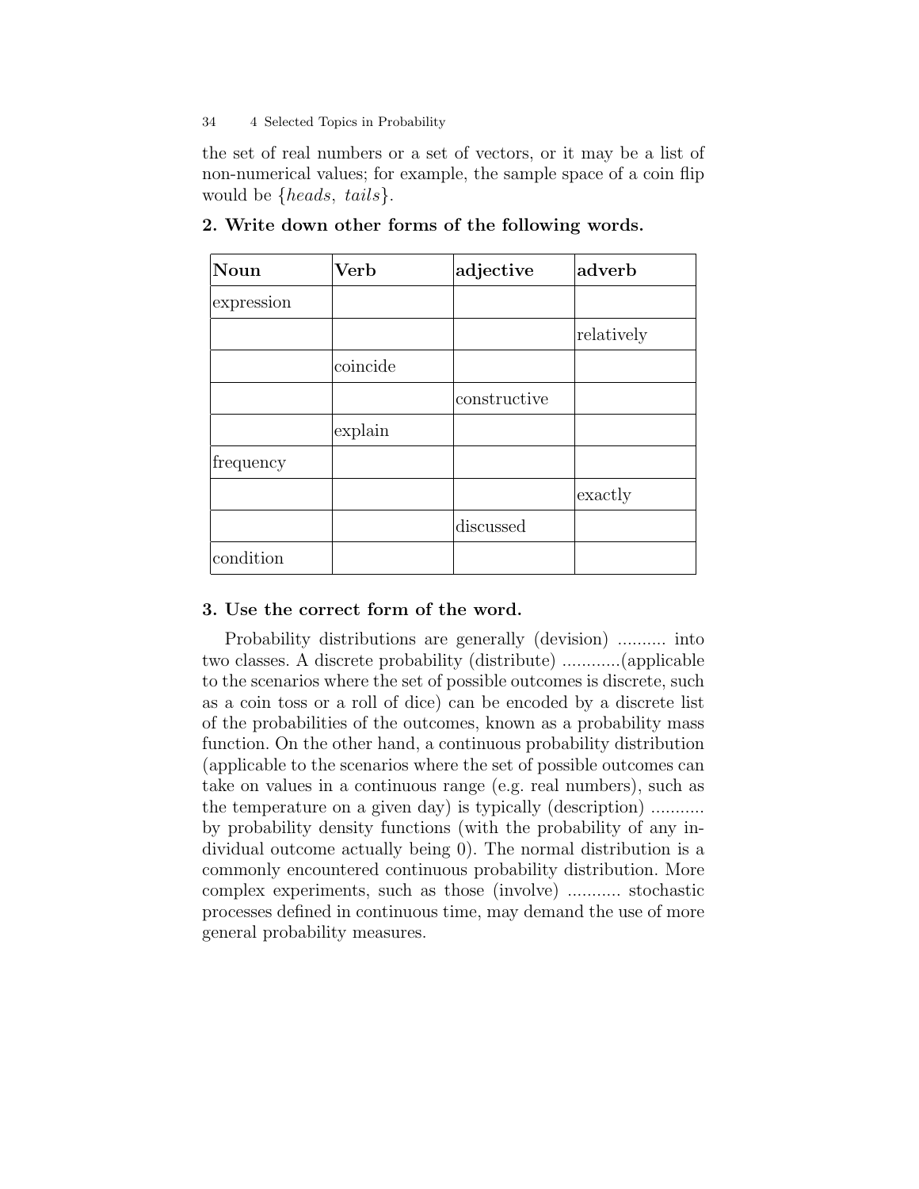the set of real numbers or a set of vectors, or it may be a list of non-numerical values; for example, the sample space of a coin flip would be $\{heads,\ tails\}$.

**2. Write down other forms of the following words.**

| **Noun** | **Verb** | **adjective** | **adverb** |
|---|---|---|---|
| expression | | | |
| | | | relatively |
| | coincide | | |
| | | constructive | |
| | explain | | |
| frequency | | | |
| | | | exactly |
| | | discussed | |
| condition | | | |

**3. Use the correct form of the word.**

Probability distributions are generally (devision) .......... into two classes. A discrete probability (distribute) ............(applicable to the scenarios where the set of possible outcomes is discrete, such as a coin toss or a roll of dice) can be encoded by a discrete list of the probabilities of the outcomes, known as a probability mass function. On the other hand, a continuous probability distribution (applicable to the scenarios where the set of possible outcomes can take on values in a continuous range (e.g. real numbers), such as the temperature on a given day) is typically (description) ........... by probability density functions (with the probability of any individual outcome actually being 0). The normal distribution is a commonly encountered continuous probability distribution. More complex experiments, such as those (involve) ........... stochastic processes defined in continuous time, may demand the use of more general probability measures.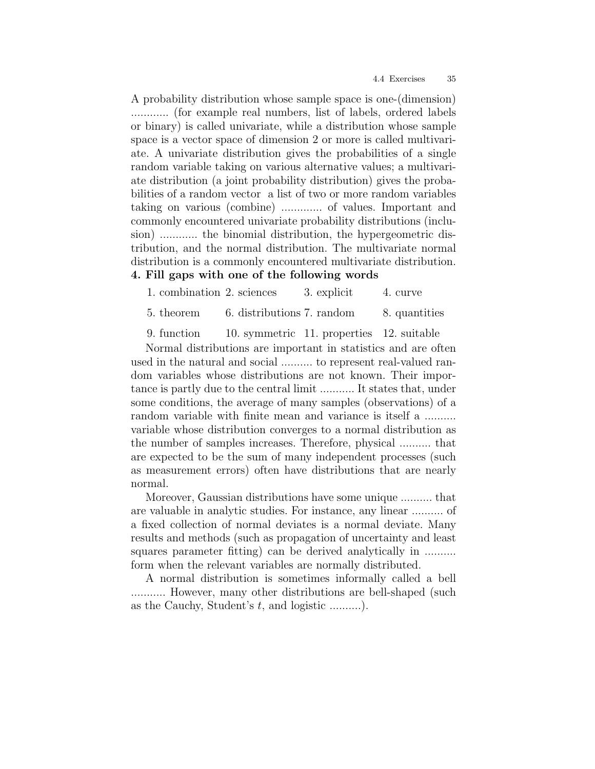A probability distribution whose sample space is one-(dimension) ............ (for example real numbers, list of labels, ordered labels or binary) is called univariate, while a distribution whose sample space is a vector space of dimension 2 or more is called multivariate. A univariate distribution gives the probabilities of a single random variable taking on various alternative values; a multivariate distribution (a joint probability distribution) gives the probabilities of a random vector  a list of two or more random variables taking on various (combine) ............. of values. Important and commonly encountered univariate probability distributions (inclusion) ............ the binomial distribution, the hypergeometric distribution, and the normal distribution. The multivariate normal distribution is a commonly encountered multivariate distribution.

**4. Fill gaps with one of the following words**

| | | | |
|---|---|---|---|
| 1. combination | 2. sciences | 3. explicit | 4. curve |
| 5. theorem | 6. distributions | 7. random | 8. quantities |
| 9. function | 10. symmetric | 11. properties | 12. suitable |

Normal distributions are important in statistics and are often used in the natural and social .......... to represent real-valued random variables whose distributions are not known. Their importance is partly due to the central limit ........... It states that, under some conditions, the average of many samples (observations) of a random variable with finite mean and variance is itself a .......... variable whose distribution converges to a normal distribution as the number of samples increases. Therefore, physical .......... that are expected to be the sum of many independent processes (such as measurement errors) often have distributions that are nearly normal.

Moreover, Gaussian distributions have some unique .......... that are valuable in analytic studies. For instance, any linear .......... of a fixed collection of normal deviates is a normal deviate. Many results and methods (such as propagation of uncertainty and least squares parameter fitting) can be derived analytically in .......... form when the relevant variables are normally distributed.

A normal distribution is sometimes informally called a bell ........... However, many other distributions are bell-shaped (such as the Cauchy, Student's $t$, and logistic ..........).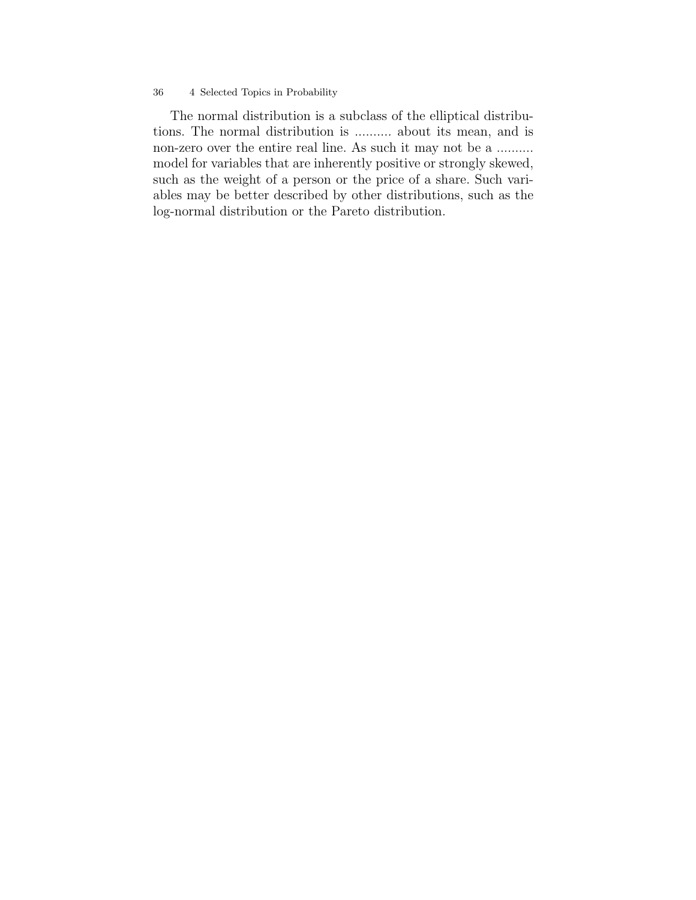The normal distribution is a subclass of the elliptical distributions. The normal distribution is .......... about its mean, and is non-zero over the entire real line. As such it may not be a .......... model for variables that are inherently positive or strongly skewed, such as the weight of a person or the price of a share. Such variables may be better described by other distributions, such as the log-normal distribution or the Pareto distribution.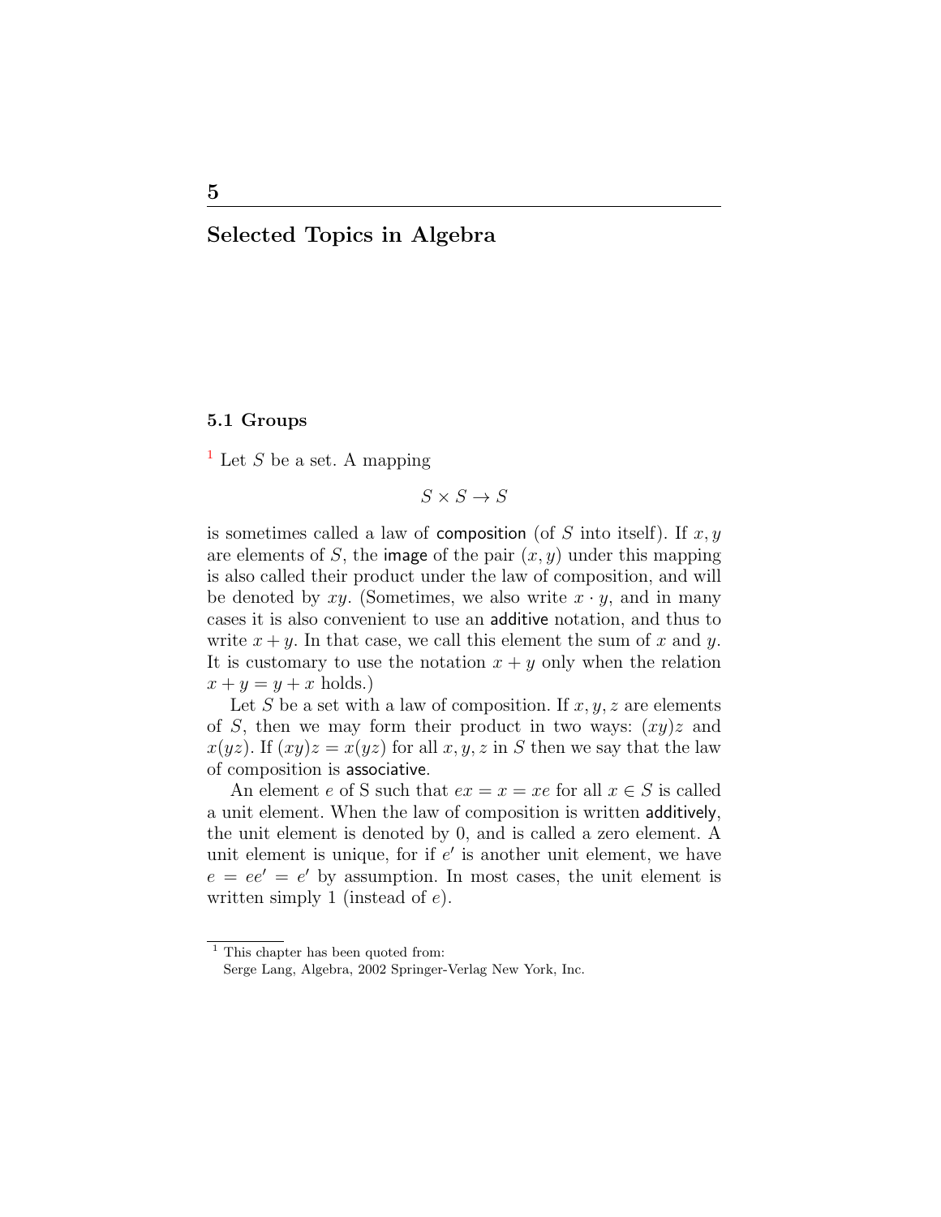# 5

# Selected Topics in Algebra

## 5.1 Groups

[1] Let $S$ be a set. A mapping

$$S \times S \to S$$

is sometimes called a law of composition (of $S$ into itself). If $x, y$ are elements of $S$, the image of the pair $(x, y)$ under this mapping is also called their product under the law of composition, and will be denoted by $xy$. (Sometimes, we also write $x \cdot y$, and in many cases it is also convenient to use an additive notation, and thus to write $x + y$. In that case, we call this element the sum of $x$ and $y$. It is customary to use the notation $x + y$ only when the relation $x + y = y + x$ holds.)

Let $S$ be a set with a law of composition. If $x, y, z$ are elements of $S$, then we may form their product in two ways: $(xy)z$ and $x(yz)$. If $(xy)z = x(yz)$ for all $x, y, z$ in $S$ then we say that the law of composition is associative.

An element $e$ of S such that $ex = x = xe$ for all $x \in S$ is called a unit element. When the law of composition is written additively, the unit element is denoted by 0, and is called a zero element. A unit element is unique, for if $e'$ is another unit element, we have $e = ee' = e'$ by assumption. In most cases, the unit element is written simply 1 (instead of $e$).

[1] This chapter has been quoted from: Serge Lang, Algebra, 2002 Springer-Verlag New York, Inc.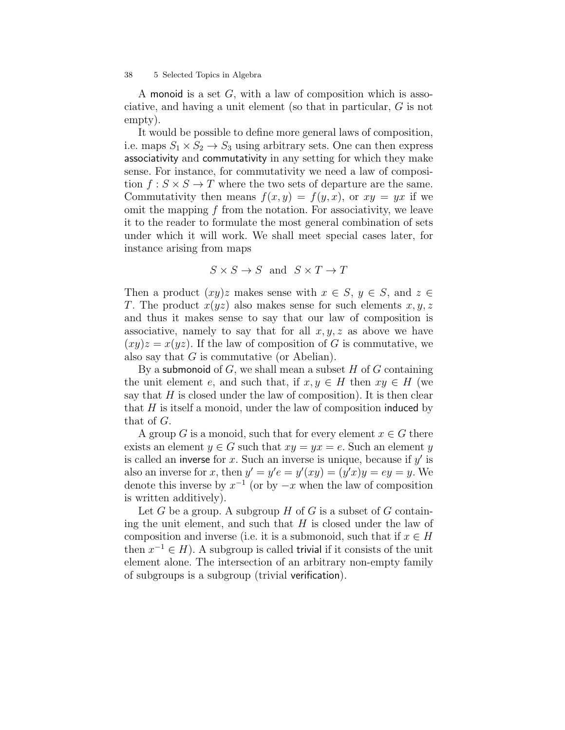A monoid is a set $G$, with a law of composition which is associative, and having a unit element (so that in particular, $G$ is not empty).

It would be possible to define more general laws of composition, i.e. maps $S_1 \times S_2 \to S_3$ using arbitrary sets. One can then express associativity and commutativity in any setting for which they make sense. For instance, for commutativity we need a law of composition $f : S \times S \to T$ where the two sets of departure are the same. Commutativity then means $f(x,y) = f(y,x)$, or $xy = yx$ if we omit the mapping $f$ from the notation. For associativity, we leave it to the reader to formulate the most general combination of sets under which it will work. We shall meet special cases later, for instance arising from maps

$$S \times S \to S \quad \text{and} \quad S \times T \to T$$

Then a product $(xy)z$ makes sense with $x \in S$, $y \in S$, and $z \in T$. The product $x(yz)$ also makes sense for such elements $x, y, z$ and thus it makes sense to say that our law of composition is associative, namely to say that for all $x, y, z$ as above we have $(xy)z = x(yz)$. If the law of composition of $G$ is commutative, we also say that $G$ is commutative (or Abelian).

By a submonoid of $G$, we shall mean a subset $H$ of $G$ containing the unit element $e$, and such that, if $x, y \in H$ then $xy \in H$ (we say that $H$ is closed under the law of composition). It is then clear that $H$ is itself a monoid, under the law of composition induced by that of $G$.

A group $G$ is a monoid, such that for every element $x \in G$ there exists an element $y \in G$ such that $xy = yx = e$. Such an element $y$ is called an inverse for $x$. Such an inverse is unique, because if $y'$ is also an inverse for $x$, then $y' = y'e = y'(xy) = (y'x)y = ey = y$. We denote this inverse by $x^{-1}$ (or by $-x$ when the law of composition is written additively).

Let $G$ be a group. A subgroup $H$ of $G$ is a subset of $G$ containing the unit element, and such that $H$ is closed under the law of composition and inverse (i.e. it is a submonoid, such that if $x \in H$ then $x^{-1} \in H$). A subgroup is called trivial if it consists of the unit element alone. The intersection of an arbitrary non-empty family of subgroups is a subgroup (trivial verification).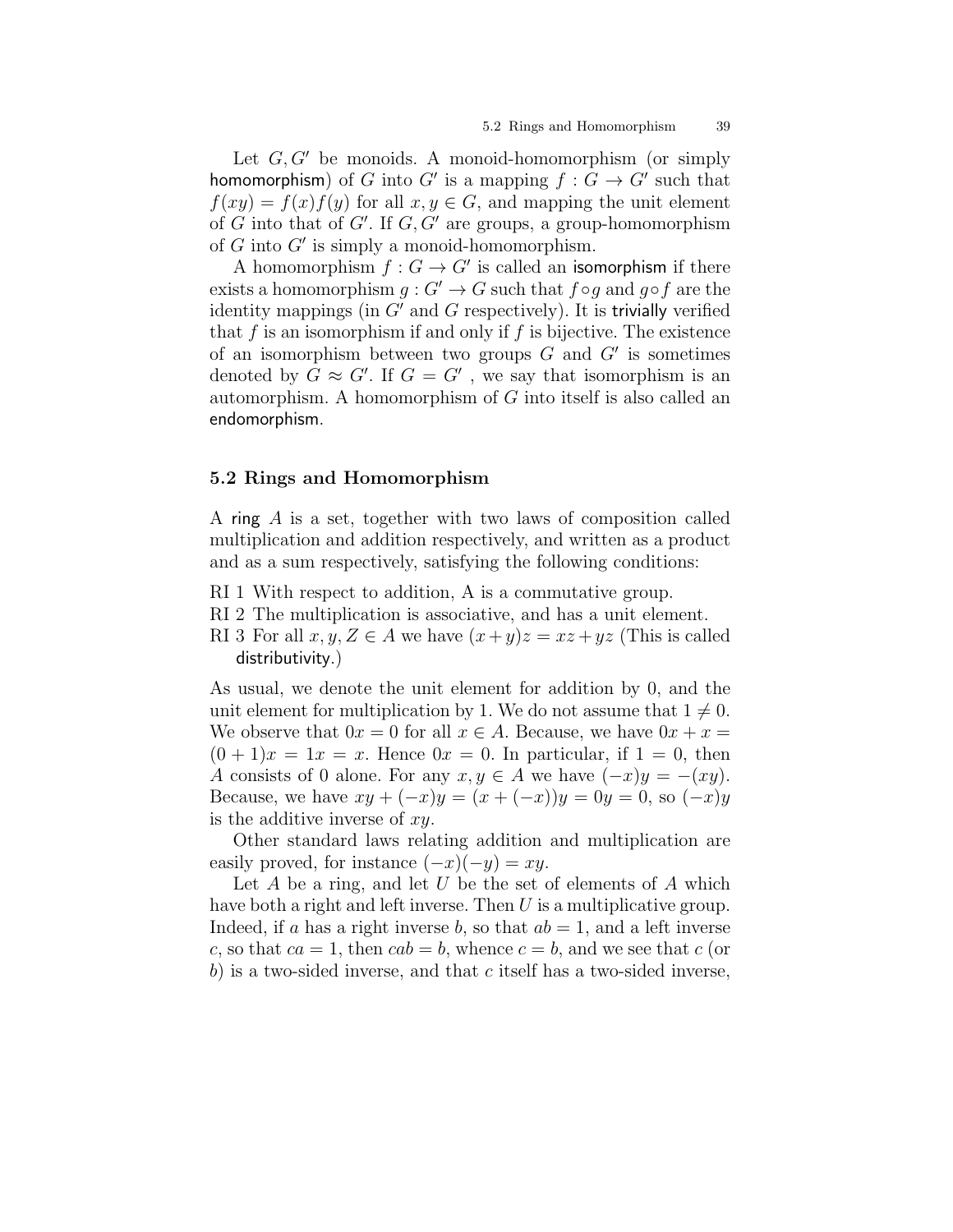Let $G, G'$ be monoids. A monoid-homomorphism (or simply homomorphism) of $G$ into $G'$ is a mapping $f : G \to G'$ such that $f(xy) = f(x)f(y)$ for all $x, y \in G$, and mapping the unit element of $G$ into that of $G'$. If $G, G'$ are groups, a group-homomorphism of $G$ into $G'$ is simply a monoid-homomorphism.

A homomorphism $f : G \to G'$ is called an isomorphism if there exists a homomorphism $g : G' \to G$ such that $f \circ g$ and $g \circ f$ are the identity mappings (in $G'$ and $G$ respectively). It is trivially verified that $f$ is an isomorphism if and only if $f$ is bijective. The existence of an isomorphism between two groups $G$ and $G'$ is sometimes denoted by $G \approx G'$. If $G = G'$ , we say that isomorphism is an automorphism. A homomorphism of $G$ into itself is also called an endomorphism.

## 5.2 Rings and Homomorphism

A ring $A$ is a set, together with two laws of composition called multiplication and addition respectively, and written as a product and as a sum respectively, satisfying the following conditions:

RI 1 With respect to addition, A is a commutative group.
RI 2 The multiplication is associative, and has a unit element.
RI 3 For all $x, y, Z \in A$ we have $(x+y)z = xz+yz$ (This is called distributivity.)

As usual, we denote the unit element for addition by 0, and the unit element for multiplication by 1. We do not assume that $1 \neq 0$. We observe that $0x = 0$ for all $x \in A$. Because, we have $0x + x = (0 + 1)x = 1x = x$. Hence $0x = 0$. In particular, if $1 = 0$, then $A$ consists of 0 alone. For any $x, y \in A$ we have $(-x)y = -(xy)$. Because, we have $xy + (-x)y = (x + (-x))y = 0y = 0$, so $(-x)y$ is the additive inverse of $xy$.

Other standard laws relating addition and multiplication are easily proved, for instance $(-x)(-y) = xy$.

Let $A$ be a ring, and let $U$ be the set of elements of $A$ which have both a right and left inverse. Then $U$ is a multiplicative group. Indeed, if $a$ has a right inverse $b$, so that $ab = 1$, and a left inverse $c$, so that $ca = 1$, then $cab = b$, whence $c = b$, and we see that $c$ (or $b$) is a two-sided inverse, and that $c$ itself has a two-sided inverse,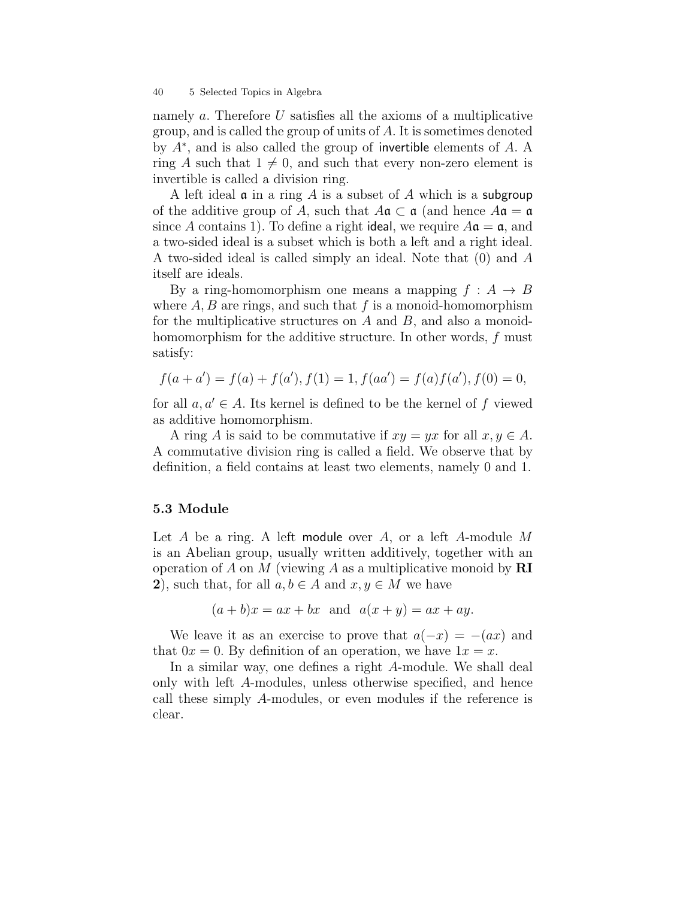namely $a$. Therefore $U$ satisfies all the axioms of a multiplicative group, and is called the group of units of $A$. It is sometimes denoted by $A^*$, and is also called the group of invertible elements of $A$. A ring $A$ such that $1 \neq 0$, and such that every non-zero element is invertible is called a division ring.

A left ideal $\mathfrak{a}$ in a ring $A$ is a subset of $A$ which is a subgroup of the additive group of $A$, such that $A\mathfrak{a} \subset \mathfrak{a}$ (and hence $A\mathfrak{a} = \mathfrak{a}$ since $A$ contains 1). To define a right ideal, we require $A\mathfrak{a} = \mathfrak{a}$, and a two-sided ideal is a subset which is both a left and a right ideal. A two-sided ideal is called simply an ideal. Note that (0) and $A$ itself are ideals.

By a ring-homomorphism one means a mapping $f : A \to B$ where $A, B$ are rings, and such that $f$ is a monoid-homomorphism for the multiplicative structures on $A$ and $B$, and also a monoid-homomorphism for the additive structure. In other words, $f$ must satisfy:

$$f(a + a') = f(a) + f(a'), f(1) = 1, f(aa') = f(a)f(a'), f(0) = 0,$$

for all $a, a' \in A$. Its kernel is defined to be the kernel of $f$ viewed as additive homomorphism.

A ring $A$ is said to be commutative if $xy = yx$ for all $x, y \in A$. A commutative division ring is called a field. We observe that by definition, a field contains at least two elements, namely 0 and 1.

## 5.3 Module

Let $A$ be a ring. A left module over $A$, or a left $A$-module $M$ is an Abelian group, usually written additively, together with an operation of $A$ on $M$ (viewing $A$ as a multiplicative monoid by **RI 2**), such that, for all $a, b \in A$ and $x, y \in M$ we have

$$(a + b)x = ax + bx \quad \text{and} \quad a(x + y) = ax + ay.$$

We leave it as an exercise to prove that $a(-x) = -(ax)$ and that $0x = 0$. By definition of an operation, we have $1x = x$.

In a similar way, one defines a right $A$-module. We shall deal only with left $A$-modules, unless otherwise specified, and hence call these simply $A$-modules, or even modules if the reference is clear.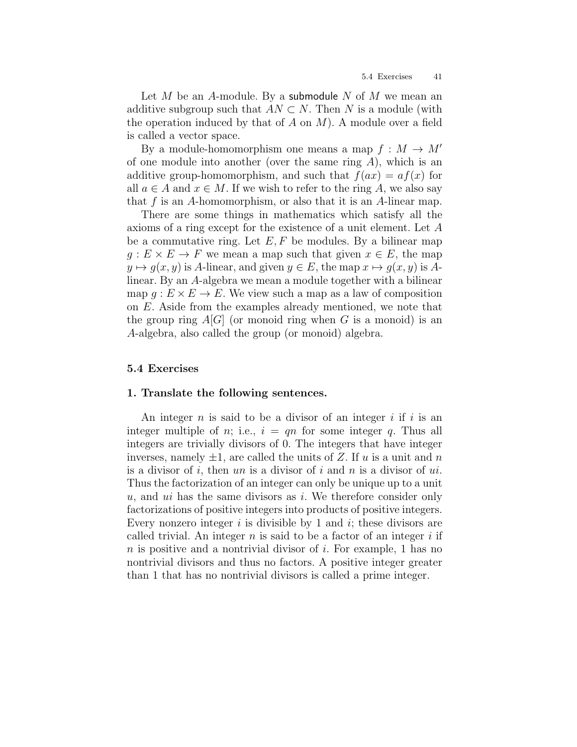Let $M$ be an $A$-module. By a submodule $N$ of $M$ we mean an additive subgroup such that $AN \subset N$. Then $N$ is a module (with the operation induced by that of $A$ on $M$). A module over a field is called a vector space.

By a module-homomorphism one means a map $f : M \to M'$ of one module into another (over the same ring $A$), which is an additive group-homomorphism, and such that $f(ax) = af(x)$ for all $a \in A$ and $x \in M$. If we wish to refer to the ring $A$, we also say that $f$ is an $A$-homomorphism, or also that it is an $A$-linear map.

There are some things in mathematics which satisfy all the axioms of a ring except for the existence of a unit element. Let $A$ be a commutative ring. Let $E, F$ be modules. By a bilinear map $g : E \times E \to F$ we mean a map such that given $x \in E$, the map $y \mapsto g(x, y)$ is $A$-linear, and given $y \in E$, the map $x \mapsto g(x, y)$ is $A$-linear. By an $A$-algebra we mean a module together with a bilinear map $g : E \times E \to E$. We view such a map as a law of composition on $E$. Aside from the examples already mentioned, we note that the group ring $A[G]$ (or monoid ring when $G$ is a monoid) is an $A$-algebra, also called the group (or monoid) algebra.

## 5.4 Exercises

### 1. Translate the following sentences.

An integer $n$ is said to be a divisor of an integer $i$ if $i$ is an integer multiple of $n$; i.e., $i = qn$ for some integer $q$. Thus all integers are trivially divisors of 0. The integers that have integer inverses, namely $\pm 1$, are called the units of $Z$. If $u$ is a unit and $n$ is a divisor of $i$, then $un$ is a divisor of $i$ and $n$ is a divisor of $ui$. Thus the factorization of an integer can only be unique up to a unit $u$, and $ui$ has the same divisors as $i$. We therefore consider only factorizations of positive integers into products of positive integers. Every nonzero integer $i$ is divisible by 1 and $i$; these divisors are called trivial. An integer $n$ is said to be a factor of an integer $i$ if $n$ is positive and a nontrivial divisor of $i$. For example, 1 has no nontrivial divisors and thus no factors. A positive integer greater than 1 that has no nontrivial divisors is called a prime integer.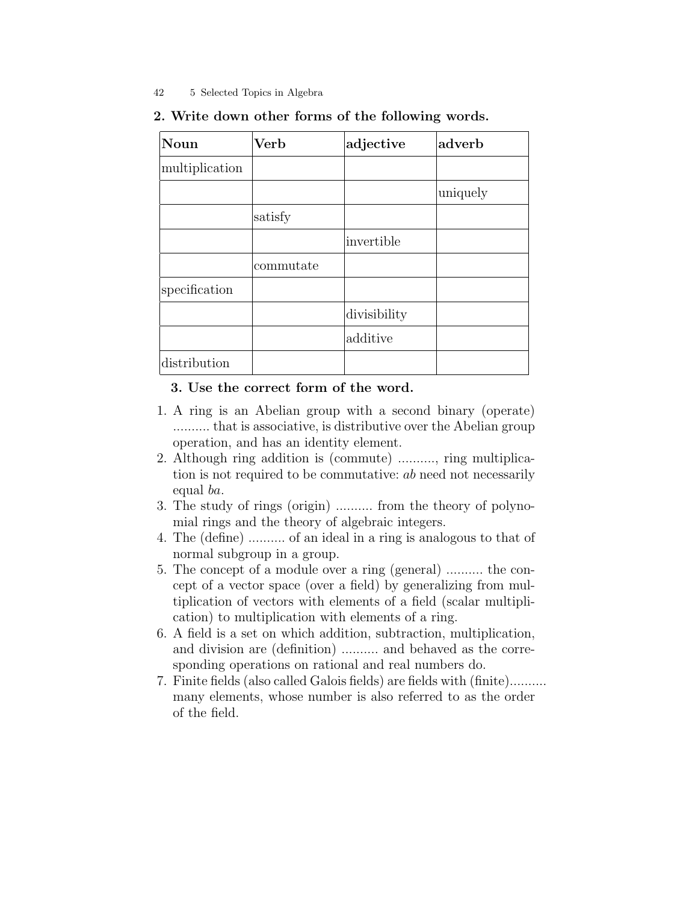**2. Write down other forms of the following words.**

| Noun | Verb | adjective | adverb |
|---|---|---|---|
| multiplication | | | |
| | | | uniquely |
| | satisfy | | |
| | | invertible | |
| | commutate | | |
| specification | | | |
| | | divisibility | |
| | | additive | |
| distribution | | | |

**3. Use the correct form of the word.**

1. A ring is an Abelian group with a second binary (operate) .......... that is associative, is distributive over the Abelian group operation, and has an identity element.
2. Although ring addition is (commute) .........., ring multiplication is not required to be commutative: *ab* need not necessarily equal *ba*.
3. The study of rings (origin) .......... from the theory of polynomial rings and the theory of algebraic integers.
4. The (define) .......... of an ideal in a ring is analogous to that of normal subgroup in a group.
5. The concept of a module over a ring (general) .......... the concept of a vector space (over a field) by generalizing from multiplication of vectors with elements of a field (scalar multiplication) to multiplication with elements of a ring.
6. A field is a set on which addition, subtraction, multiplication, and division are (definition) .......... and behaved as the corresponding operations on rational and real numbers do.
7. Finite fields (also called Galois fields) are fields with (finite).......... many elements, whose number is also referred to as the order of the field.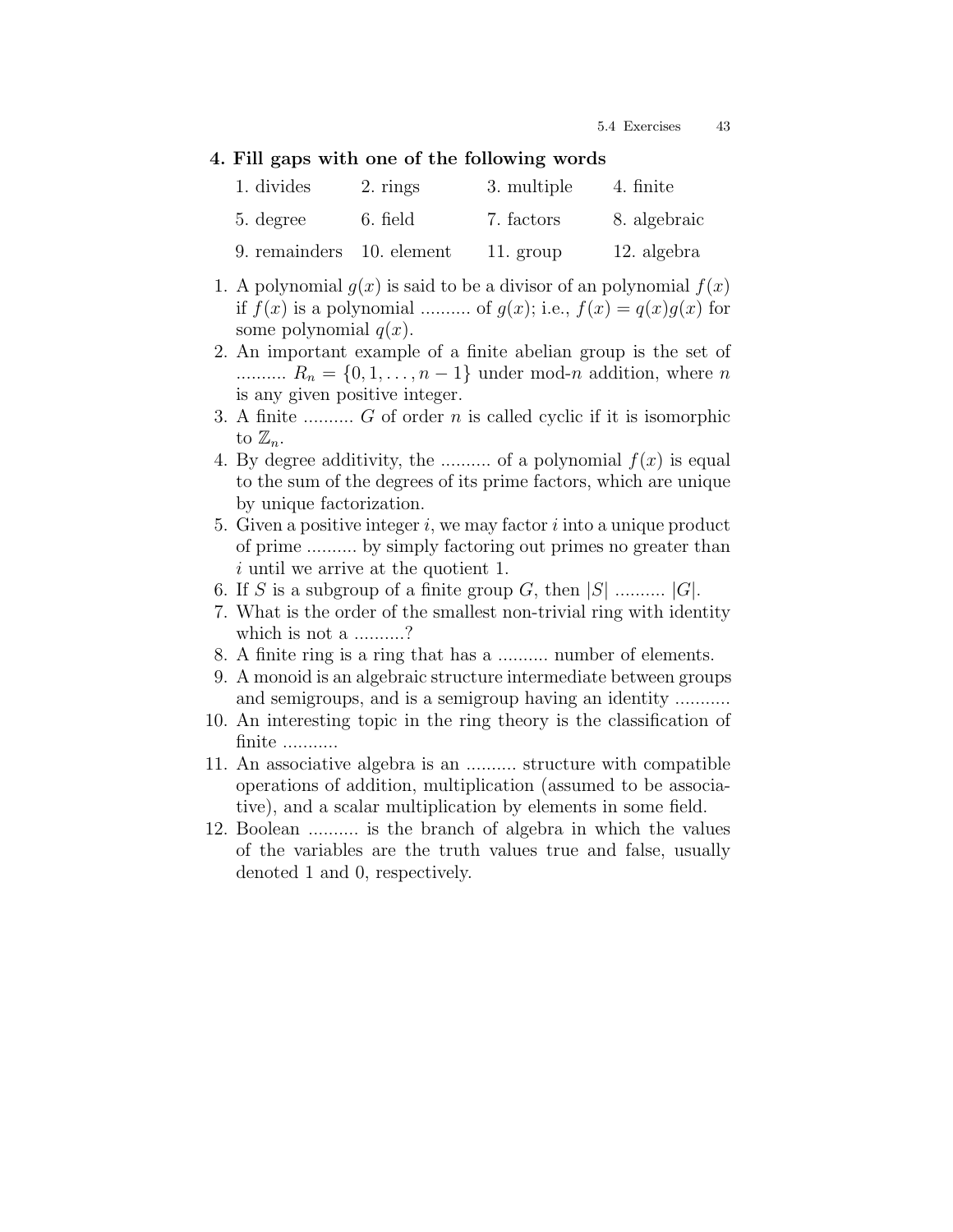### 4. Fill gaps with one of the following words

| | | | |
|---|---|---|---|
| 1. divides | 2. rings | 3. multiple | 4. finite |
| 5. degree | 6. field | 7. factors | 8. algebraic |
| 9. remainders | 10. element | 11. group | 12. algebra |

1. A polynomial $g(x)$ is said to be a divisor of an polynomial $f(x)$ if $f(x)$ is a polynomial .......... of $g(x)$; i.e., $f(x) = q(x)g(x)$ for some polynomial $q(x)$.
2. An important example of a finite abelian group is the set of .......... $R_n = \{0, 1, \ldots, n-1\}$ under mod-$n$ addition, where $n$ is any given positive integer.
3. A finite .......... $G$ of order $n$ is called cyclic if it is isomorphic to $\mathbb{Z}_n$.
4. By degree additivity, the .......... of a polynomial $f(x)$ is equal to the sum of the degrees of its prime factors, which are unique by unique factorization.
5. Given a positive integer $i$, we may factor $i$ into a unique product of prime .......... by simply factoring out primes no greater than $i$ until we arrive at the quotient 1.
6. If $S$ is a subgroup of a finite group $G$, then $|S|$ .......... $|G|$.
7. What is the order of the smallest non-trivial ring with identity which is not a ..........?
8. A finite ring is a ring that has a .......... number of elements.
9. A monoid is an algebraic structure intermediate between groups and semigroups, and is a semigroup having an identity ...........
10. An interesting topic in the ring theory is the classification of finite ...........
11. An associative algebra is an .......... structure with compatible operations of addition, multiplication (assumed to be associative), and a scalar multiplication by elements in some field.
12. Boolean .......... is the branch of algebra in which the values of the variables are the truth values true and false, usually denoted 1 and 0, respectively.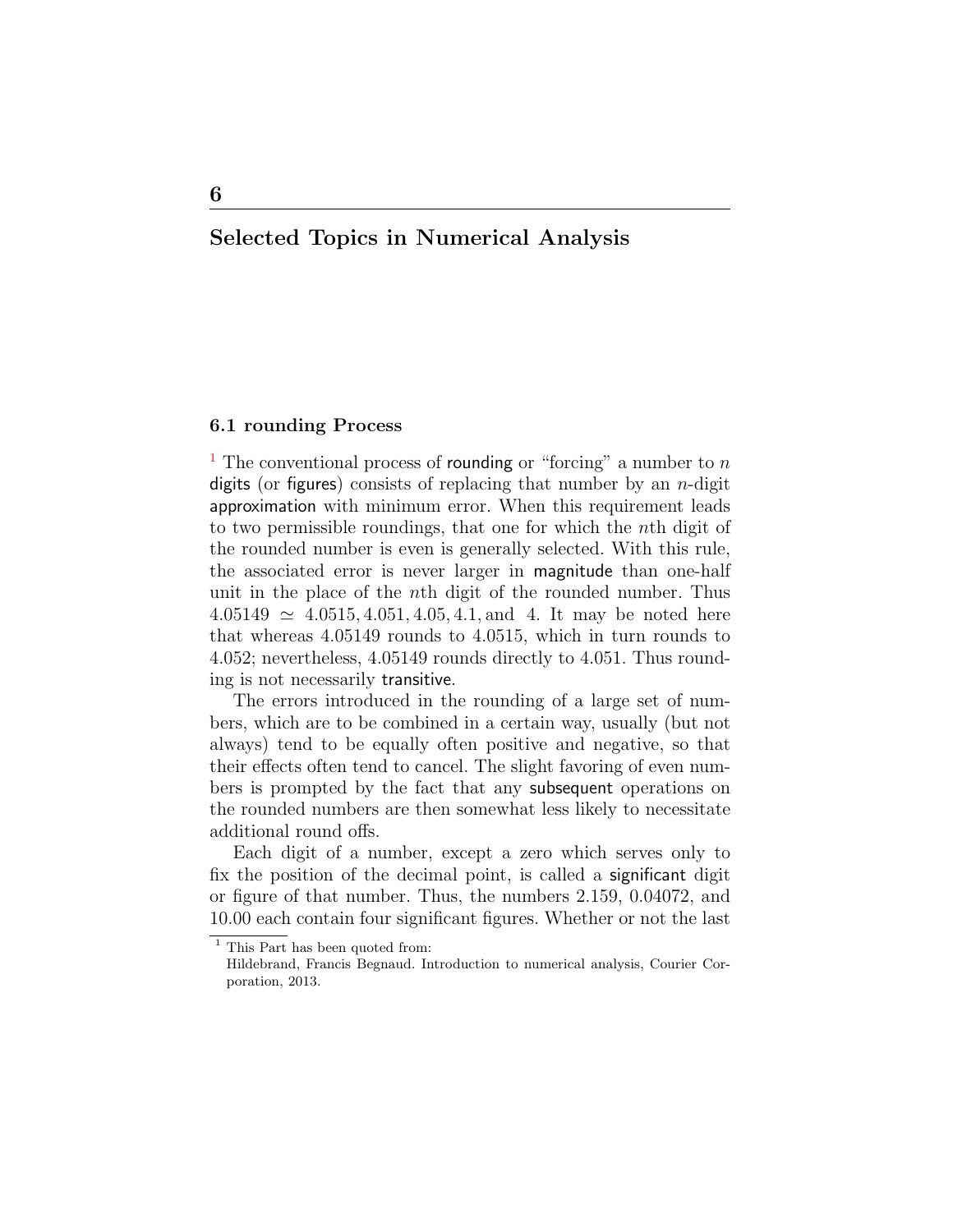# 6

# Selected Topics in Numerical Analysis

## 6.1 rounding Process

[1] The conventional process of rounding or "forcing" a number to $n$ digits (or figures) consists of replacing that number by an $n$-digit approximation with minimum error. When this requirement leads to two permissible roundings, that one for which the $n$th digit of the rounded number is even is generally selected. With this rule, the associated error is never larger in magnitude than one-half unit in the place of the $n$th digit of the rounded number. Thus $4.05149 \simeq 4.0515, 4.051, 4.05, 4.1,$ and $4$. It may be noted here that whereas 4.05149 rounds to 4.0515, which in turn rounds to 4.052; nevertheless, 4.05149 rounds directly to 4.051. Thus rounding is not necessarily transitive.

The errors introduced in the rounding of a large set of numbers, which are to be combined in a certain way, usually (but not always) tend to be equally often positive and negative, so that their effects often tend to cancel. The slight favoring of even numbers is prompted by the fact that any subsequent operations on the rounded numbers are then somewhat less likely to necessitate additional round offs.

Each digit of a number, except a zero which serves only to fix the position of the decimal point, is called a significant digit or figure of that number. Thus, the numbers 2.159, 0.04072, and 10.00 each contain four significant figures. Whether or not the last

[1] This Part has been quoted from:
Hildebrand, Francis Begnaud. Introduction to numerical analysis, Courier Corporation, 2013.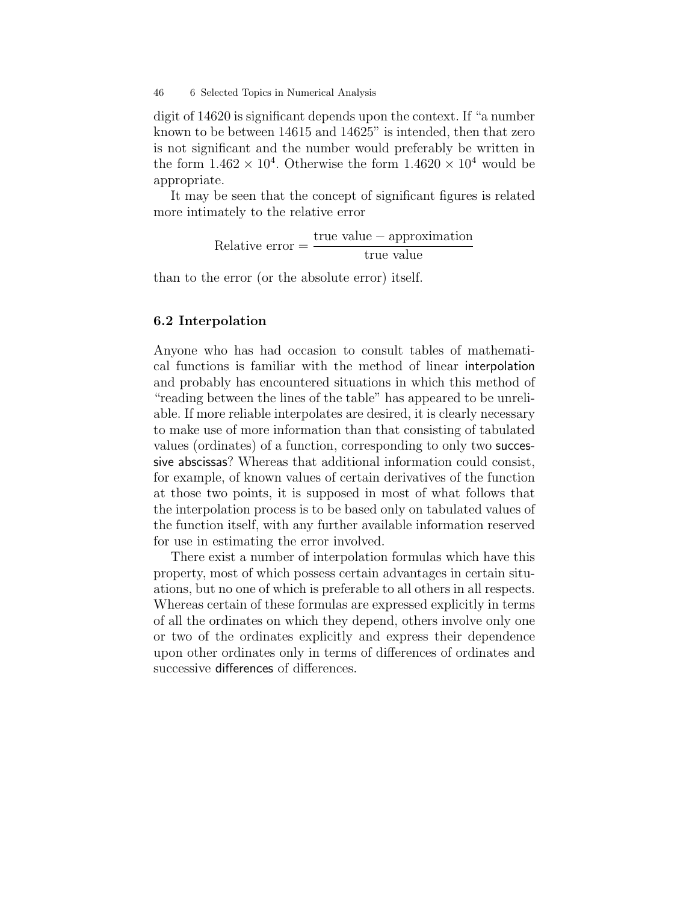digit of 14620 is significant depends upon the context. If "a number known to be between 14615 and 14625" is intended, then that zero is not significant and the number would preferably be written in the form $1.462 \times 10^4$. Otherwise the form $1.4620 \times 10^4$ would be appropriate.

It may be seen that the concept of significant figures is related more intimately to the relative error

$$\text{Relative error} = \frac{\text{true value} - \text{approximation}}{\text{true value}}$$

than to the error (or the absolute error) itself.

## 6.2 Interpolation

Anyone who has had occasion to consult tables of mathematical functions is familiar with the method of linear interpolation and probably has encountered situations in which this method of "reading between the lines of the table" has appeared to be unreliable. If more reliable interpolates are desired, it is clearly necessary to make use of more information than that consisting of tabulated values (ordinates) of a function, corresponding to only two successive abscissas? Whereas that additional information could consist, for example, of known values of certain derivatives of the function at those two points, it is supposed in most of what follows that the interpolation process is to be based only on tabulated values of the function itself, with any further available information reserved for use in estimating the error involved.

There exist a number of interpolation formulas which have this property, most of which possess certain advantages in certain situations, but no one of which is preferable to all others in all respects. Whereas certain of these formulas are expressed explicitly in terms of all the ordinates on which they depend, others involve only one or two of the ordinates explicitly and express their dependence upon other ordinates only in terms of differences of ordinates and successive differences of differences.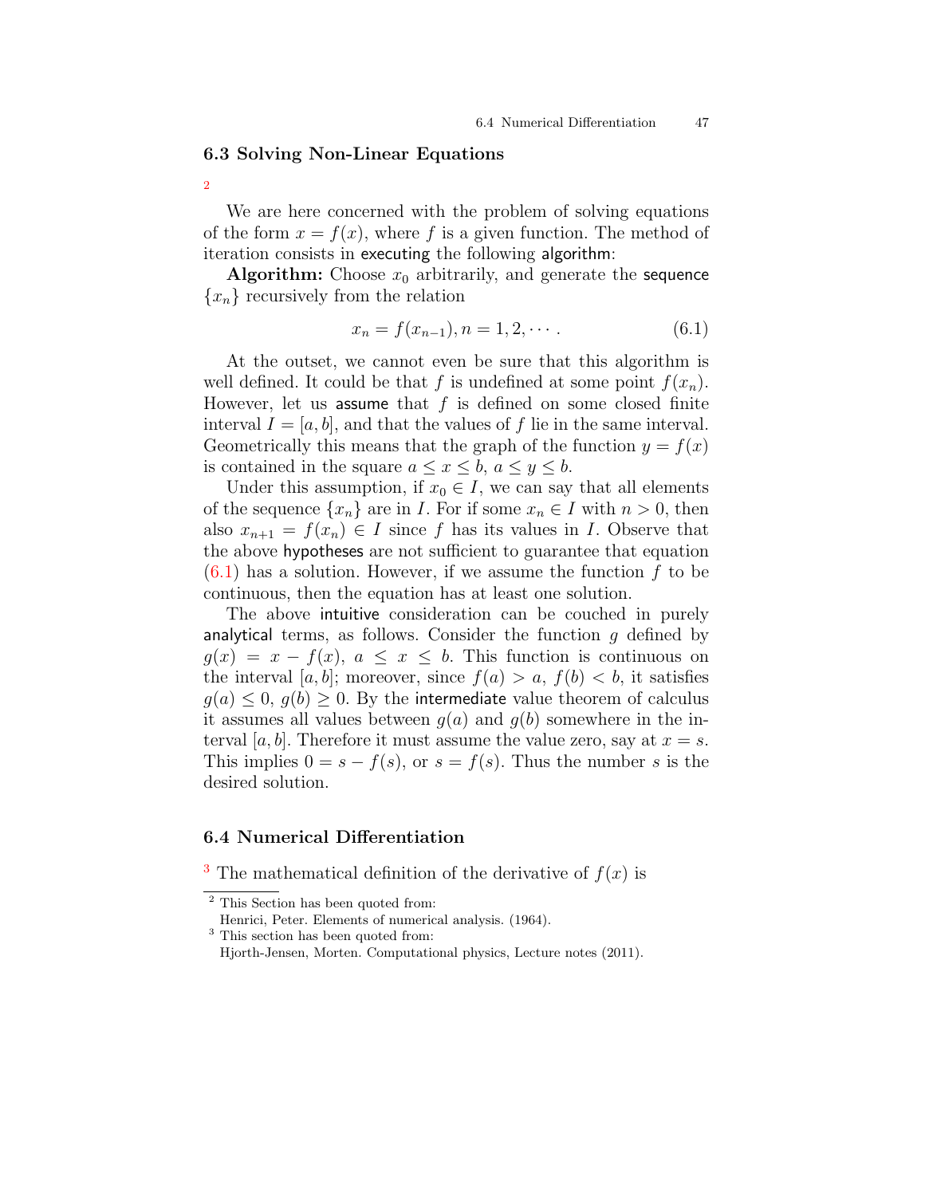## 6.3 Solving Non-Linear Equations

[2]

We are here concerned with the problem of solving equations of the form $x = f(x)$, where $f$ is a given function. The method of iteration consists in executing the following algorithm:

**Algorithm:** Choose $x_0$ arbitrarily, and generate the sequence $\{x_n\}$ recursively from the relation

$$x_n = f(x_{n-1}), n = 1, 2, \cdots . \tag{6.1}$$

At the outset, we cannot even be sure that this algorithm is well defined. It could be that $f$ is undefined at some point $f(x_n)$. However, let us assume that $f$ is defined on some closed finite interval $I = [a, b]$, and that the values of $f$ lie in the same interval. Geometrically this means that the graph of the function $y = f(x)$ is contained in the square $a \le x \le b$, $a \le y \le b$.

Under this assumption, if $x_0 \in I$, we can say that all elements of the sequence $\{x_n\}$ are in $I$. For if some $x_n \in I$ with $n > 0$, then also $x_{n+1} = f(x_n) \in I$ since $f$ has its values in $I$. Observe that the above hypotheses are not sufficient to guarantee that equation (6.1) has a solution. However, if we assume the function $f$ to be continuous, then the equation has at least one solution.

The above intuitive consideration can be couched in purely analytical terms, as follows. Consider the function $g$ defined by $g(x) = x - f(x)$, $a \le x \le b$. This function is continuous on the interval $[a, b]$; moreover, since $f(a) > a$, $f(b) < b$, it satisfies $g(a) \le 0$, $g(b) \ge 0$. By the intermediate value theorem of calculus it assumes all values between $g(a)$ and $g(b)$ somewhere in the interval $[a, b]$. Therefore it must assume the value zero, say at $x = s$. This implies $0 = s - f(s)$, or $s = f(s)$. Thus the number $s$ is the desired solution.

## 6.4 Numerical Differentiation

[3] The mathematical definition of the derivative of $f(x)$ is

---

[2] This Section has been quoted from:
Henrici, Peter. Elements of numerical analysis. (1964).

[3] This section has been quoted from:
Hjorth-Jensen, Morten. Computational physics, Lecture notes (2011).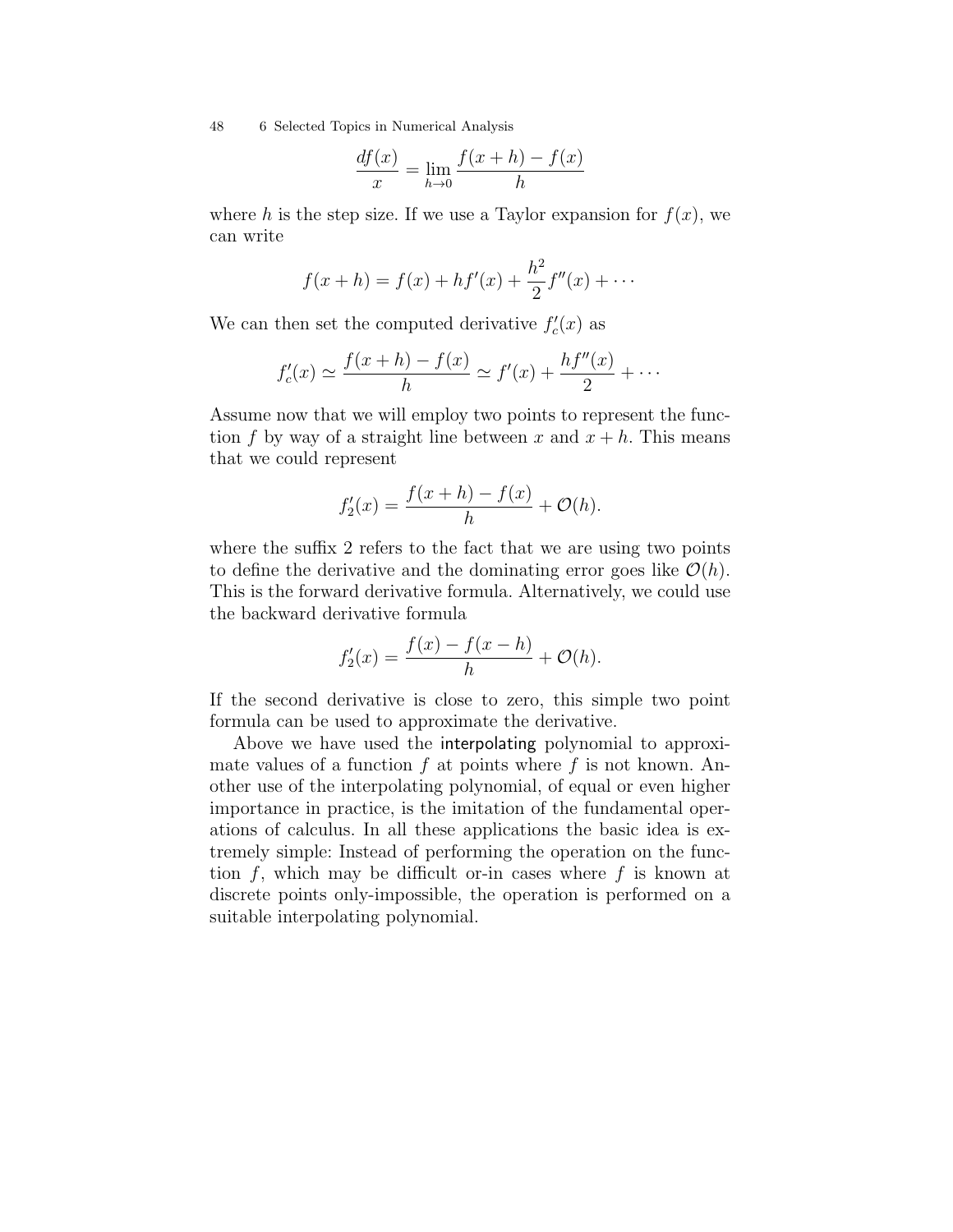$$\frac{df(x)}{x} = \lim_{h \to 0} \frac{f(x+h) - f(x)}{h}$$

where $h$ is the step size. If we use a Taylor expansion for $f(x)$, we can write

$$f(x+h) = f(x) + hf'(x) + \frac{h^2}{2} f''(x) + \cdots$$

We can then set the computed derivative $f'_c(x)$ as

$$f'_c(x) \simeq \frac{f(x+h) - f(x)}{h} \simeq f'(x) + \frac{hf''(x)}{2} + \cdots$$

Assume now that we will employ two points to represent the function $f$ by way of a straight line between $x$ and $x+h$. This means that we could represent

$$f'_2(x) = \frac{f(x+h) - f(x)}{h} + \mathcal{O}(h).$$

where the suffix 2 refers to the fact that we are using two points to define the derivative and the dominating error goes like $\mathcal{O}(h)$. This is the forward derivative formula. Alternatively, we could use the backward derivative formula

$$f'_2(x) = \frac{f(x) - f(x-h)}{h} + \mathcal{O}(h).$$

If the second derivative is close to zero, this simple two point formula can be used to approximate the derivative.

Above we have used the interpolating polynomial to approximate values of a function $f$ at points where $f$ is not known. Another use of the interpolating polynomial, of equal or even higher importance in practice, is the imitation of the fundamental operations of calculus. In all these applications the basic idea is extremely simple: Instead of performing the operation on the function $f$, which may be difficult or-in cases where $f$ is known at discrete points only-impossible, the operation is performed on a suitable interpolating polynomial.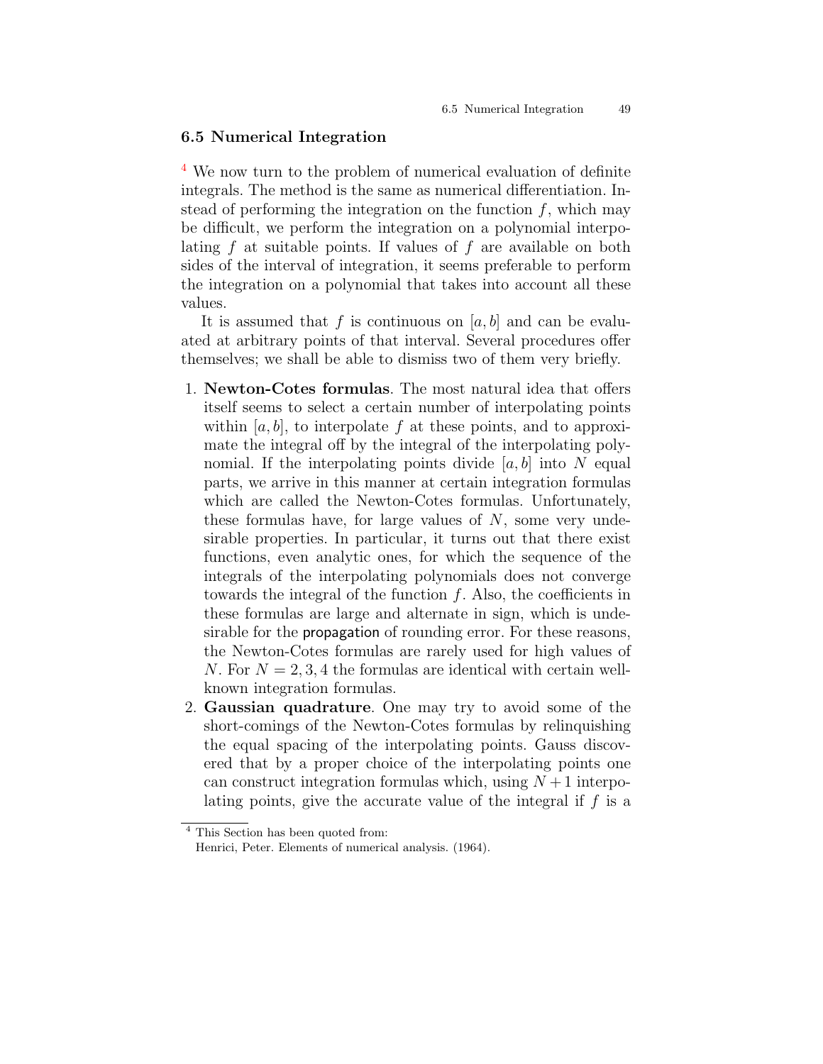## 6.5 Numerical Integration

[4] We now turn to the problem of numerical evaluation of definite integrals. The method is the same as numerical differentiation. Instead of performing the integration on the function $f$, which may be difficult, we perform the integration on a polynomial interpolating $f$ at suitable points. If values of $f$ are available on both sides of the interval of integration, it seems preferable to perform the integration on a polynomial that takes into account all these values.

It is assumed that $f$ is continuous on $[a, b]$ and can be evaluated at arbitrary points of that interval. Several procedures offer themselves; we shall be able to dismiss two of them very briefly.

1. **Newton-Cotes formulas**. The most natural idea that offers itself seems to select a certain number of interpolating points within $[a, b]$, to interpolate $f$ at these points, and to approximate the integral off by the integral of the interpolating polynomial. If the interpolating points divide $[a, b]$ into $N$ equal parts, we arrive in this manner at certain integration formulas which are called the Newton-Cotes formulas. Unfortunately, these formulas have, for large values of $N$, some very undesirable properties. In particular, it turns out that there exist functions, even analytic ones, for which the sequence of the integrals of the interpolating polynomials does not converge towards the integral of the function $f$. Also, the coefficients in these formulas are large and alternate in sign, which is undesirable for the propagation of rounding error. For these reasons, the Newton-Cotes formulas are rarely used for high values of $N$. For $N = 2, 3, 4$ the formulas are identical with certain well-known integration formulas.
2. **Gaussian quadrature**. One may try to avoid some of the short-comings of the Newton-Cotes formulas by relinquishing the equal spacing of the interpolating points. Gauss discovered that by a proper choice of the interpolating points one can construct integration formulas which, using $N + 1$ interpolating points, give the accurate value of the integral if $f$ is a

[4] This Section has been quoted from:
Henrici, Peter. Elements of numerical analysis. (1964).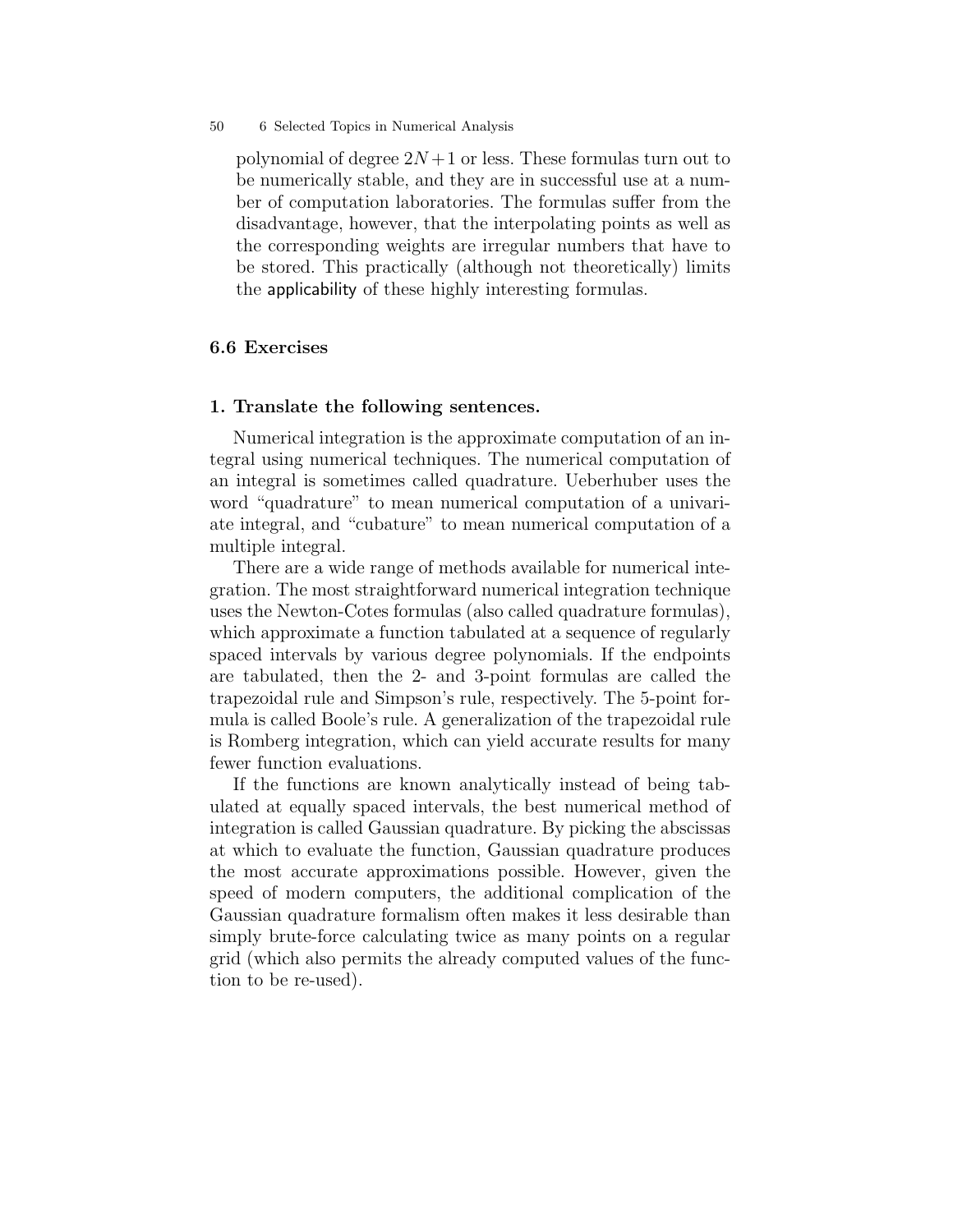polynomial of degree $2N+1$ or less. These formulas turn out to be numerically stable, and they are in successful use at a number of computation laboratories. The formulas suffer from the disadvantage, however, that the interpolating points as well as the corresponding weights are irregular numbers that have to be stored. This practically (although not theoretically) limits the applicability of these highly interesting formulas.

## 6.6 Exercises

### 1. Translate the following sentences.

Numerical integration is the approximate computation of an integral using numerical techniques. The numerical computation of an integral is sometimes called quadrature. Ueberhuber uses the word "quadrature" to mean numerical computation of a univariate integral, and "cubature" to mean numerical computation of a multiple integral.

There are a wide range of methods available for numerical integration. The most straightforward numerical integration technique uses the Newton-Cotes formulas (also called quadrature formulas), which approximate a function tabulated at a sequence of regularly spaced intervals by various degree polynomials. If the endpoints are tabulated, then the 2- and 3-point formulas are called the trapezoidal rule and Simpson's rule, respectively. The 5-point formula is called Boole's rule. A generalization of the trapezoidal rule is Romberg integration, which can yield accurate results for many fewer function evaluations.

If the functions are known analytically instead of being tabulated at equally spaced intervals, the best numerical method of integration is called Gaussian quadrature. By picking the abscissas at which to evaluate the function, Gaussian quadrature produces the most accurate approximations possible. However, given the speed of modern computers, the additional complication of the Gaussian quadrature formalism often makes it less desirable than simply brute-force calculating twice as many points on a regular grid (which also permits the already computed values of the function to be re-used).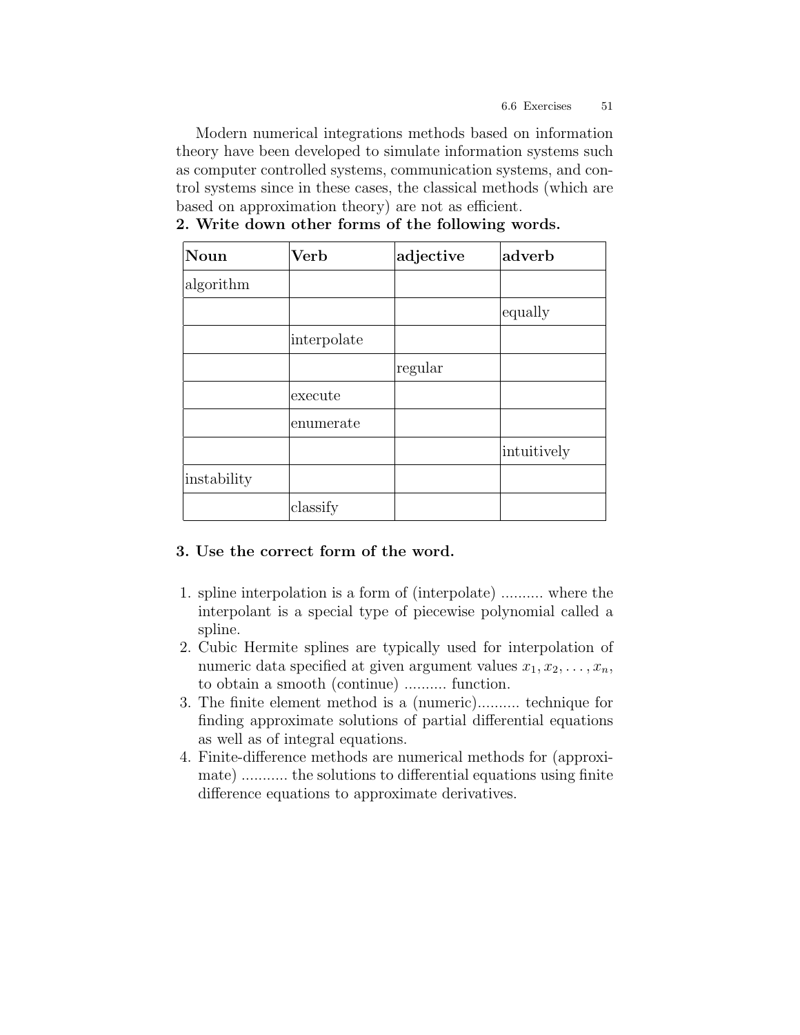Modern numerical integrations methods based on information theory have been developed to simulate information systems such as computer controlled systems, communication systems, and control systems since in these cases, the classical methods (which are based on approximation theory) are not as efficient.

**2. Write down other forms of the following words.**

| **Noun** | **Verb** | **adjective** | **adverb** |
|---|---|---|---|
| algorithm | | | |
| | | | equally |
| | interpolate | | |
| | | regular | |
| | execute | | |
| | enumerate | | |
| | | | intuitively |
| instability | | | |
| | classify | | |

**3. Use the correct form of the word.**

1. spline interpolation is a form of (interpolate) .......... where the interpolant is a special type of piecewise polynomial called a spline.
2. Cubic Hermite splines are typically used for interpolation of numeric data specified at given argument values $x_1, x_2, \ldots, x_n$, to obtain a smooth (continue) .......... function.
3. The finite element method is a (numeric).......... technique for finding approximate solutions of partial differential equations as well as of integral equations.
4. Finite-difference methods are numerical methods for (approximate) ........... the solutions to differential equations using finite difference equations to approximate derivatives.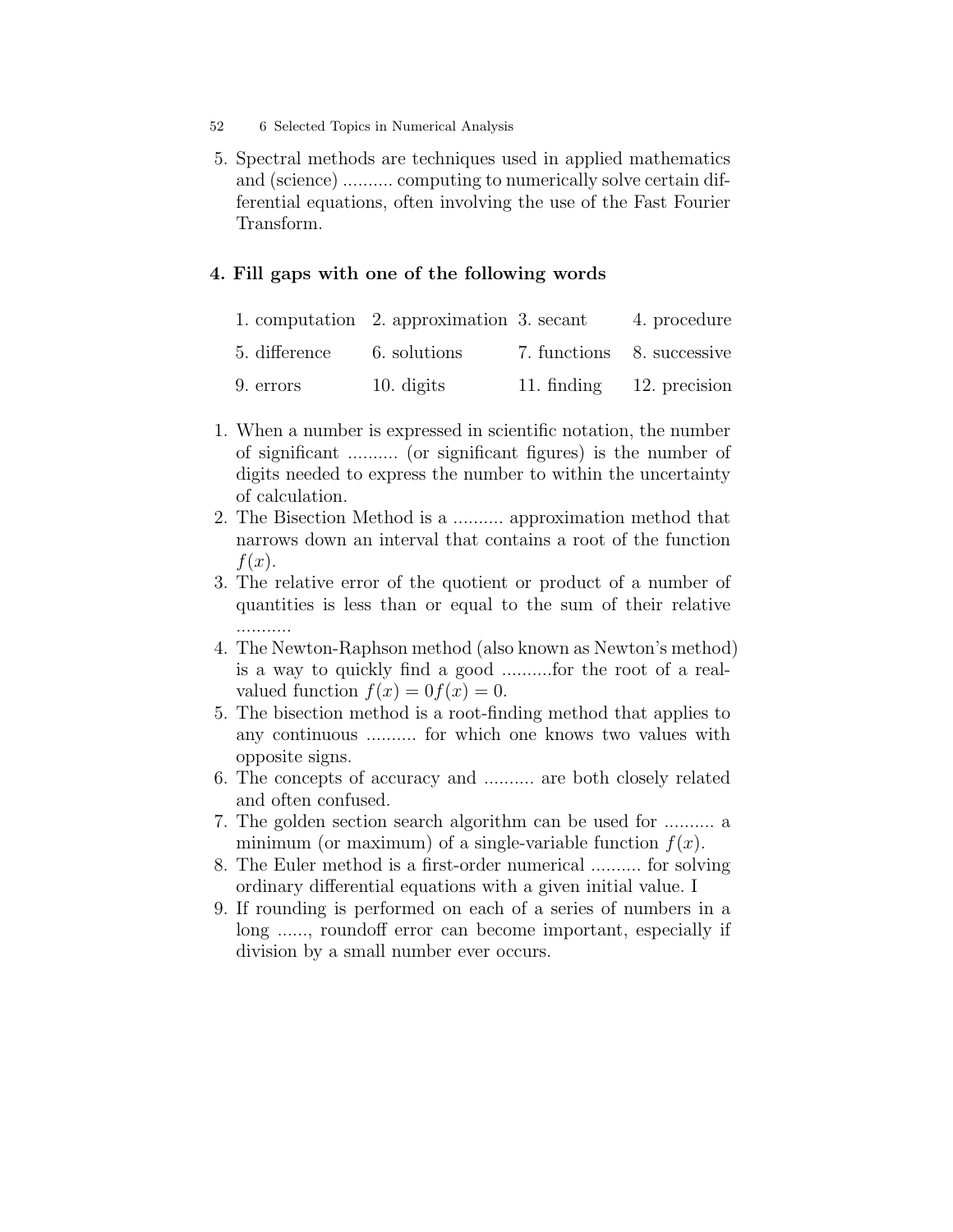5. Spectral methods are techniques used in applied mathematics and (science) .......... computing to numerically solve certain differential equations, often involving the use of the Fast Fourier Transform.

### 4. Fill gaps with one of the following words

| | | | |
|---|---|---|---|
| 1. computation | 2. approximation | 3. secant | 4. procedure |
| 5. difference | 6. solutions | 7. functions | 8. successive |
| 9. errors | 10. digits | 11. finding | 12. precision |

1. When a number is expressed in scientific notation, the number of significant .......... (or significant figures) is the number of digits needed to express the number to within the uncertainty of calculation.
2. The Bisection Method is a .......... approximation method that narrows down an interval that contains a root of the function $f(x)$.
3. The relative error of the quotient or product of a number of quantities is less than or equal to the sum of their relative ...........
4. The Newton-Raphson method (also known as Newton's method) is a way to quickly find a good ..........for the root of a real-valued function $f(x) = 0f(x) = 0$.
5. The bisection method is a root-finding method that applies to any continuous .......... for which one knows two values with opposite signs.
6. The concepts of accuracy and .......... are both closely related and often confused.
7. The golden section search algorithm can be used for .......... a minimum (or maximum) of a single-variable function $f(x)$.
8. The Euler method is a first-order numerical .......... for solving ordinary differential equations with a given initial value. I
9. If rounding is performed on each of a series of numbers in a long ......, roundoff error can become important, especially if division by a small number ever occurs.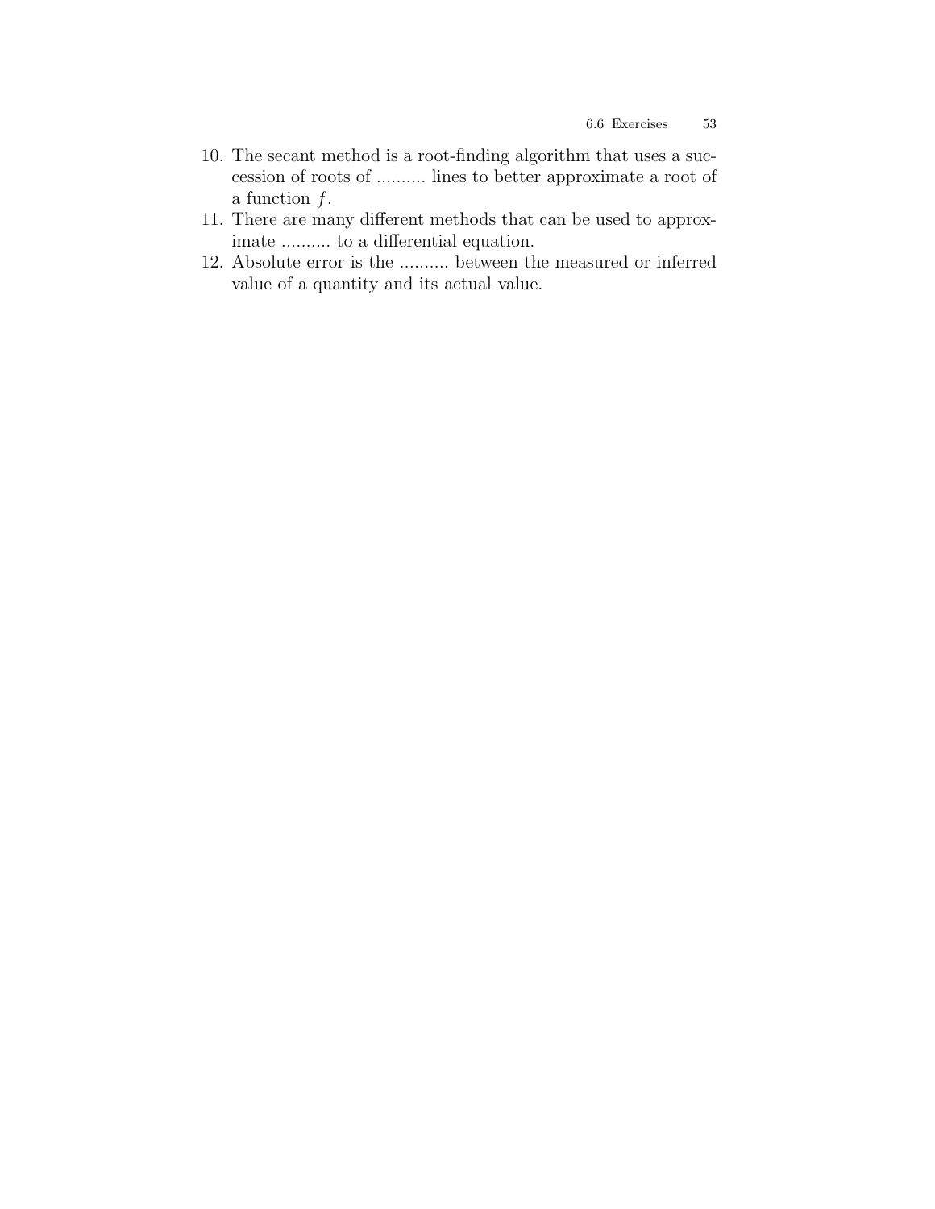10. The secant method is a root-finding algorithm that uses a succession of roots of .......... lines to better approximate a root of a function $f$.
11. There are many different methods that can be used to approximate .......... to a differential equation.
12. Absolute error is the .......... between the measured or inferred value of a quantity and its actual value.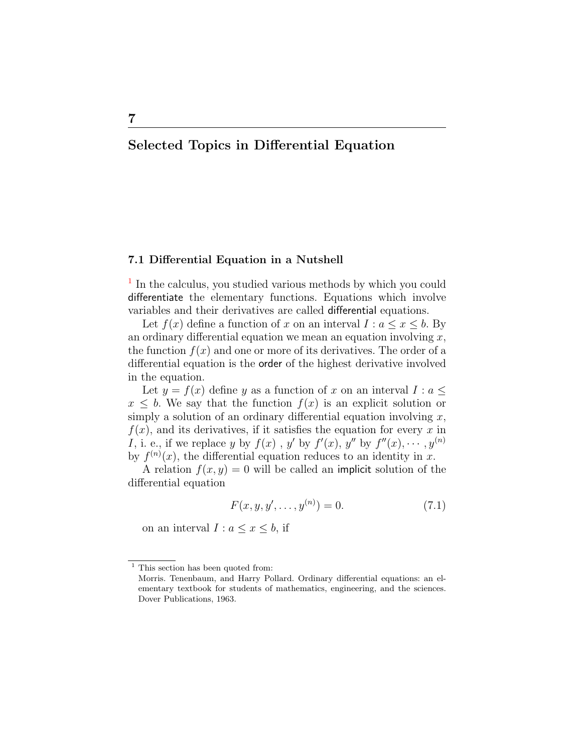# 7

## Selected Topics in Differential Equation

### 7.1 Differential Equation in a Nutshell

[1] In the calculus, you studied various methods by which you could differentiate the elementary functions. Equations which involve variables and their derivatives are called differential equations.

Let $f(x)$ define a function of $x$ on an interval $I : a \leq x \leq b$. By an ordinary differential equation we mean an equation involving $x$, the function $f(x)$ and one or more of its derivatives. The order of a differential equation is the order of the highest derivative involved in the equation.

Let $y = f(x)$ define $y$ as a function of $x$ on an interval $I : a \leq x \leq b$. We say that the function $f(x)$ is an explicit solution or simply a solution of an ordinary differential equation involving $x$, $f(x)$, and its derivatives, if it satisfies the equation for every $x$ in $I$, i. e., if we replace $y$ by $f(x)$ , $y'$ by $f'(x)$, $y''$ by $f''(x), \cdots, y^{(n)}$ by $f^{(n)}(x)$, the differential equation reduces to an identity in $x$.

A relation $f(x, y) = 0$ will be called an implicit solution of the differential equation

$$F(x, y, y', \ldots, y^{(n)}) = 0. \tag{7.1}$$

on an interval $I : a \leq x \leq b$, if

---

[1] This section has been quoted from:
Morris. Tenenbaum, and Harry Pollard. Ordinary differential equations: an elementary textbook for students of mathematics, engineering, and the sciences. Dover Publications, 1963.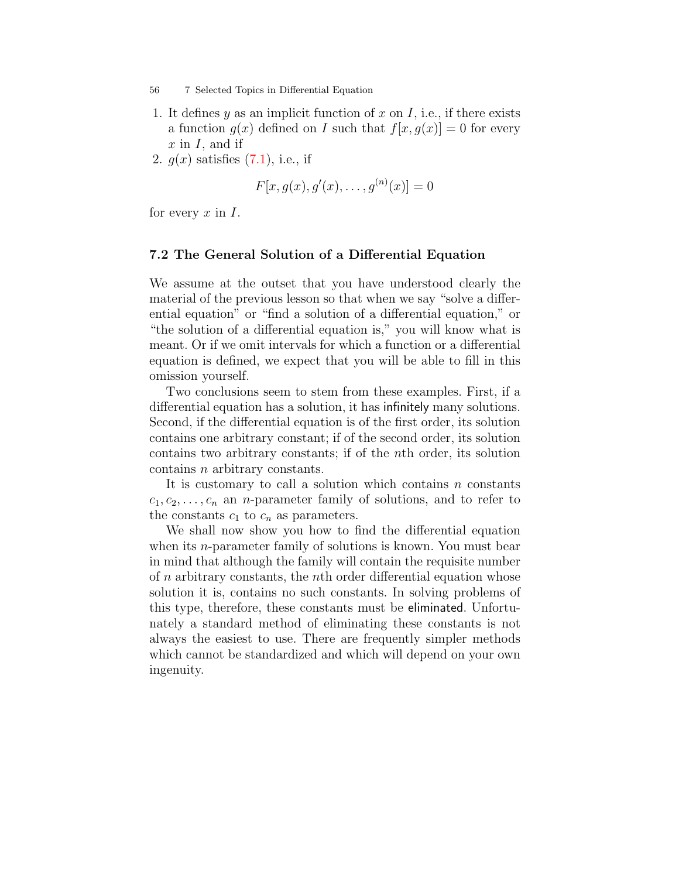1. It defines $y$ as an implicit function of $x$ on $I$, i.e., if there exists a function $g(x)$ defined on $I$ such that $f[x, g(x)] = 0$ for every $x$ in $I$, and if
2. $g(x)$ satisfies (7.1), i.e., if

$$F[x, g(x), g'(x), \ldots, g^{(n)}(x)] = 0$$

for every $x$ in $I$.

## 7.2 The General Solution of a Differential Equation

We assume at the outset that you have understood clearly the material of the previous lesson so that when we say "solve a differential equation" or "find a solution of a differential equation," or "the solution of a differential equation is," you will know what is meant. Or if we omit intervals for which a function or a differential equation is defined, we expect that you will be able to fill in this omission yourself.

Two conclusions seem to stem from these examples. First, if a differential equation has a solution, it has infinitely many solutions. Second, if the differential equation is of the first order, its solution contains one arbitrary constant; if of the second order, its solution contains two arbitrary constants; if of the $n$th order, its solution contains $n$ arbitrary constants.

It is customary to call a solution which contains $n$ constants $c_1, c_2, \ldots, c_n$ an $n$-parameter family of solutions, and to refer to the constants $c_1$ to $c_n$ as parameters.

We shall now show you how to find the differential equation when its $n$-parameter family of solutions is known. You must bear in mind that although the family will contain the requisite number of $n$ arbitrary constants, the $n$th order differential equation whose solution it is, contains no such constants. In solving problems of this type, therefore, these constants must be eliminated. Unfortunately a standard method of eliminating these constants is not always the easiest to use. There are frequently simpler methods which cannot be standardized and which will depend on your own ingenuity.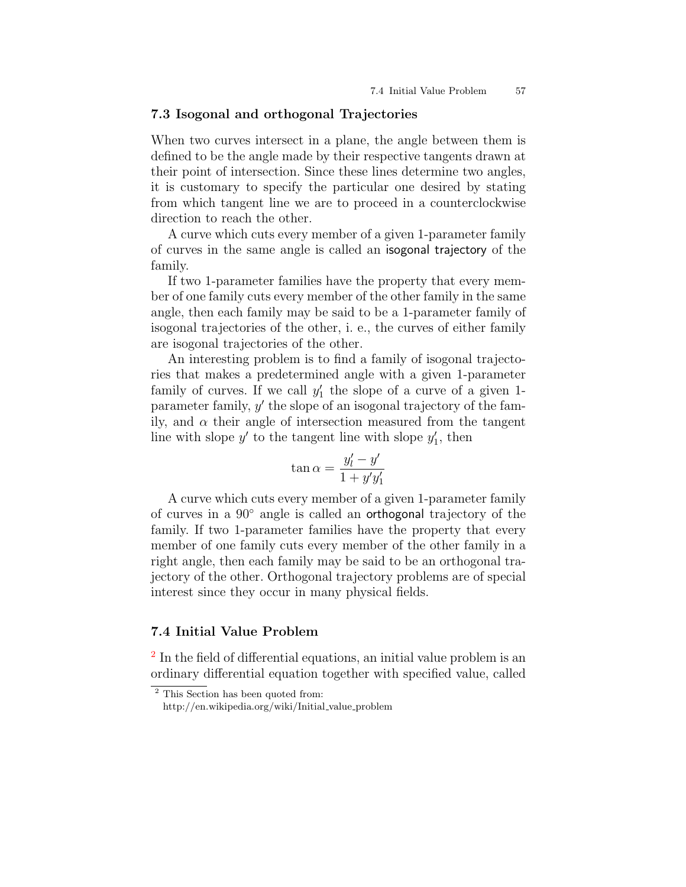## 7.3 Isogonal and orthogonal Trajectories

When two curves intersect in a plane, the angle between them is defined to be the angle made by their respective tangents drawn at their point of intersection. Since these lines determine two angles, it is customary to specify the particular one desired by stating from which tangent line we are to proceed in a counterclockwise direction to reach the other.

A curve which cuts every member of a given 1-parameter family of curves in the same angle is called an isogonal trajectory of the family.

If two 1-parameter families have the property that every member of one family cuts every member of the other family in the same angle, then each family may be said to be a 1-parameter family of isogonal trajectories of the other, i. e., the curves of either family are isogonal trajectories of the other.

An interesting problem is to find a family of isogonal trajectories that makes a predetermined angle with a given 1-parameter family of curves. If we call $y_1'$ the slope of a curve of a given 1-parameter family, $y'$ the slope of an isogonal trajectory of the family, and $\alpha$ their angle of intersection measured from the tangent line with slope $y'$ to the tangent line with slope $y_1'$, then

$$\tan\alpha = \frac{y_l' - y'}{1 + y'y_1'}$$

A curve which cuts every member of a given 1-parameter family of curves in a $90^\circ$ angle is called an orthogonal trajectory of the family. If two 1-parameter families have the property that every member of one family cuts every member of the other family in a right angle, then each family may be said to be an orthogonal trajectory of the other. Orthogonal trajectory problems are of special interest since they occur in many physical fields.

## 7.4 Initial Value Problem

[2] In the field of differential equations, an initial value problem is an ordinary differential equation together with specified value, called

[2] This Section has been quoted from:
http://en.wikipedia.org/wiki/Initial_value_problem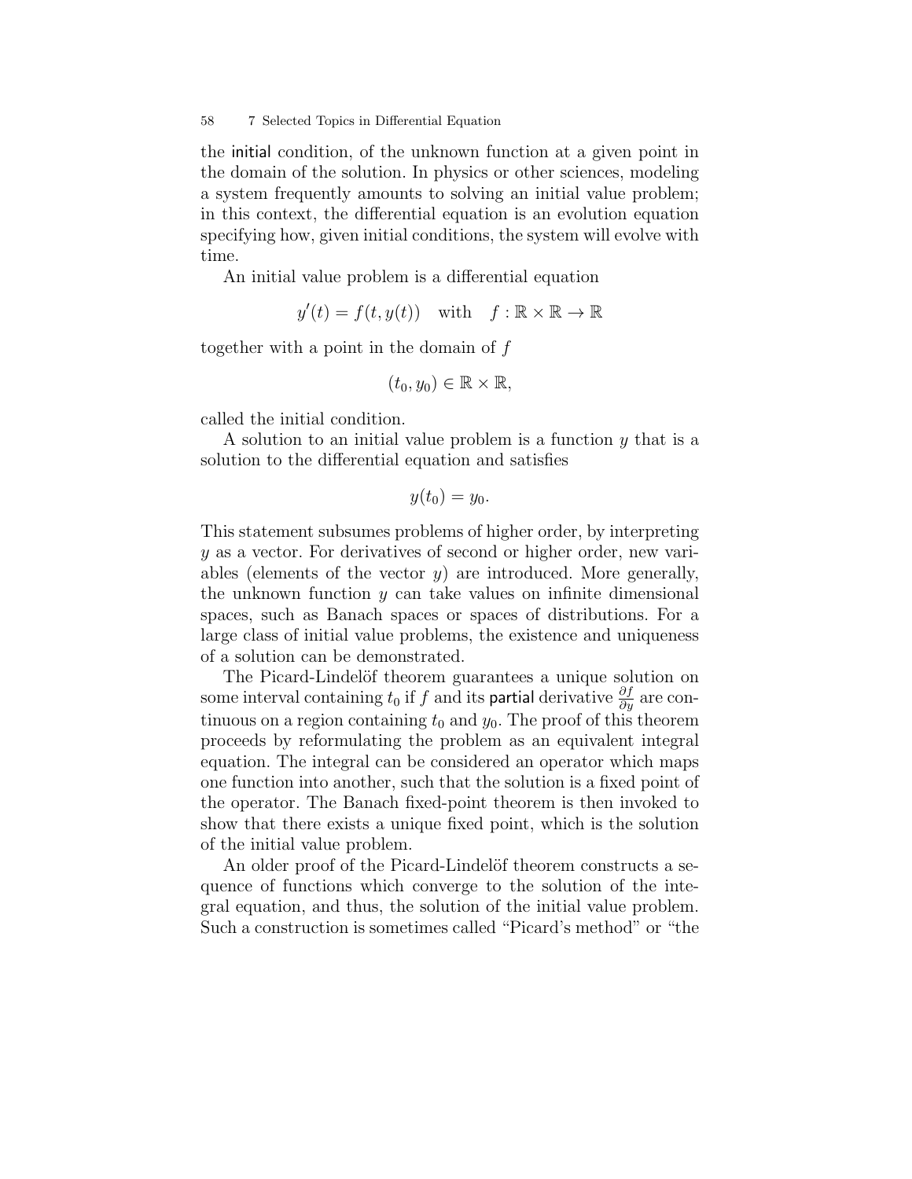the initial condition, of the unknown function at a given point in the domain of the solution. In physics or other sciences, modeling a system frequently amounts to solving an initial value problem; in this context, the differential equation is an evolution equation specifying how, given initial conditions, the system will evolve with time.

An initial value problem is a differential equation

$$y'(t) = f(t, y(t)) \quad \text{with} \quad f : \mathbb{R} \times \mathbb{R} \to \mathbb{R}$$

together with a point in the domain of $f$

$$(t_0, y_0) \in \mathbb{R} \times \mathbb{R},$$

called the initial condition.

A solution to an initial value problem is a function $y$ that is a solution to the differential equation and satisfies

$$y(t_0) = y_0.$$

This statement subsumes problems of higher order, by interpreting $y$ as a vector. For derivatives of second or higher order, new variables (elements of the vector $y$) are introduced. More generally, the unknown function $y$ can take values on infinite dimensional spaces, such as Banach spaces or spaces of distributions. For a large class of initial value problems, the existence and uniqueness of a solution can be demonstrated.

The Picard-Lindelöf theorem guarantees a unique solution on some interval containing $t_0$ if $f$ and its partial derivative $\frac{\partial f}{\partial y}$ are continuous on a region containing $t_0$ and $y_0$. The proof of this theorem proceeds by reformulating the problem as an equivalent integral equation. The integral can be considered an operator which maps one function into another, such that the solution is a fixed point of the operator. The Banach fixed-point theorem is then invoked to show that there exists a unique fixed point, which is the solution of the initial value problem.

An older proof of the Picard-Lindelöf theorem constructs a sequence of functions which converge to the solution of the integral equation, and thus, the solution of the initial value problem. Such a construction is sometimes called "Picard's method" or "the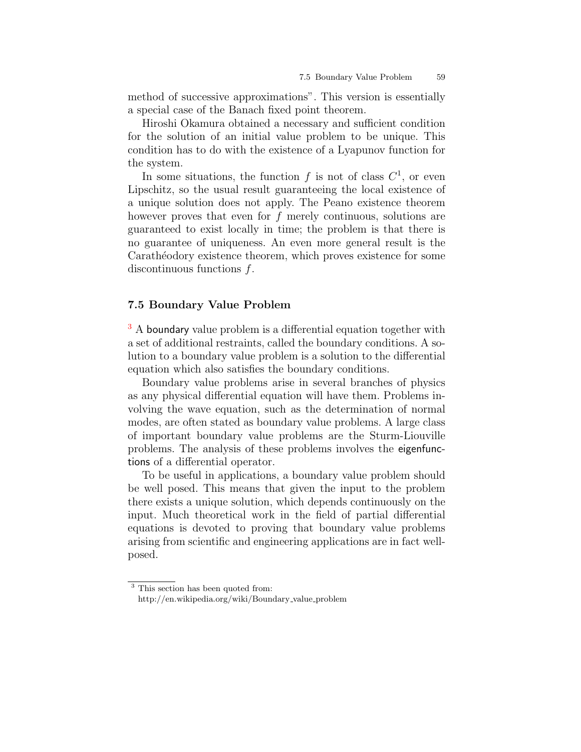method of successive approximations". This version is essentially a special case of the Banach fixed point theorem.

Hiroshi Okamura obtained a necessary and sufficient condition for the solution of an initial value problem to be unique. This condition has to do with the existence of a Lyapunov function for the system.

In some situations, the function $f$ is not of class $C^1$, or even Lipschitz, so the usual result guaranteeing the local existence of a unique solution does not apply. The Peano existence theorem however proves that even for $f$ merely continuous, solutions are guaranteed to exist locally in time; the problem is that there is no guarantee of uniqueness. An even more general result is the Carathéodory existence theorem, which proves existence for some discontinuous functions $f$.

## 7.5 Boundary Value Problem

[3] A boundary value problem is a differential equation together with a set of additional restraints, called the boundary conditions. A solution to a boundary value problem is a solution to the differential equation which also satisfies the boundary conditions.

Boundary value problems arise in several branches of physics as any physical differential equation will have them. Problems involving the wave equation, such as the determination of normal modes, are often stated as boundary value problems. A large class of important boundary value problems are the Sturm-Liouville problems. The analysis of these problems involves the eigenfunctions of a differential operator.

To be useful in applications, a boundary value problem should be well posed. This means that given the input to the problem there exists a unique solution, which depends continuously on the input. Much theoretical work in the field of partial differential equations is devoted to proving that boundary value problems arising from scientific and engineering applications are in fact well-posed.

---

[3] This section has been quoted from:
http://en.wikipedia.org/wiki/Boundary_value_problem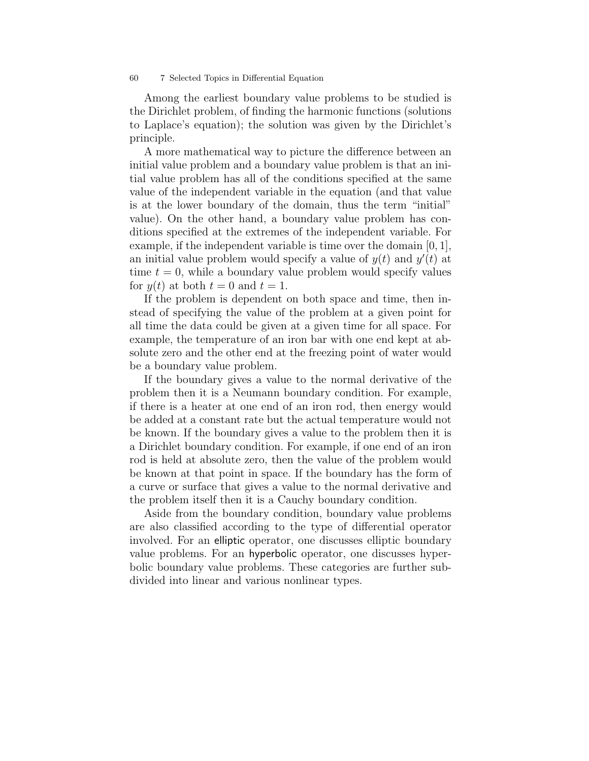Among the earliest boundary value problems to be studied is the Dirichlet problem, of finding the harmonic functions (solutions to Laplace's equation); the solution was given by the Dirichlet's principle.

A more mathematical way to picture the difference between an initial value problem and a boundary value problem is that an initial value problem has all of the conditions specified at the same value of the independent variable in the equation (and that value is at the lower boundary of the domain, thus the term "initial" value). On the other hand, a boundary value problem has conditions specified at the extremes of the independent variable. For example, if the independent variable is time over the domain $[0, 1]$, an initial value problem would specify a value of $y(t)$ and $y'(t)$ at time $t = 0$, while a boundary value problem would specify values for $y(t)$ at both $t = 0$ and $t = 1$.

If the problem is dependent on both space and time, then instead of specifying the value of the problem at a given point for all time the data could be given at a given time for all space. For example, the temperature of an iron bar with one end kept at absolute zero and the other end at the freezing point of water would be a boundary value problem.

If the boundary gives a value to the normal derivative of the problem then it is a Neumann boundary condition. For example, if there is a heater at one end of an iron rod, then energy would be added at a constant rate but the actual temperature would not be known. If the boundary gives a value to the problem then it is a Dirichlet boundary condition. For example, if one end of an iron rod is held at absolute zero, then the value of the problem would be known at that point in space. If the boundary has the form of a curve or surface that gives a value to the normal derivative and the problem itself then it is a Cauchy boundary condition.

Aside from the boundary condition, boundary value problems are also classified according to the type of differential operator involved. For an elliptic operator, one discusses elliptic boundary value problems. For an hyperbolic operator, one discusses hyperbolic boundary value problems. These categories are further subdivided into linear and various nonlinear types.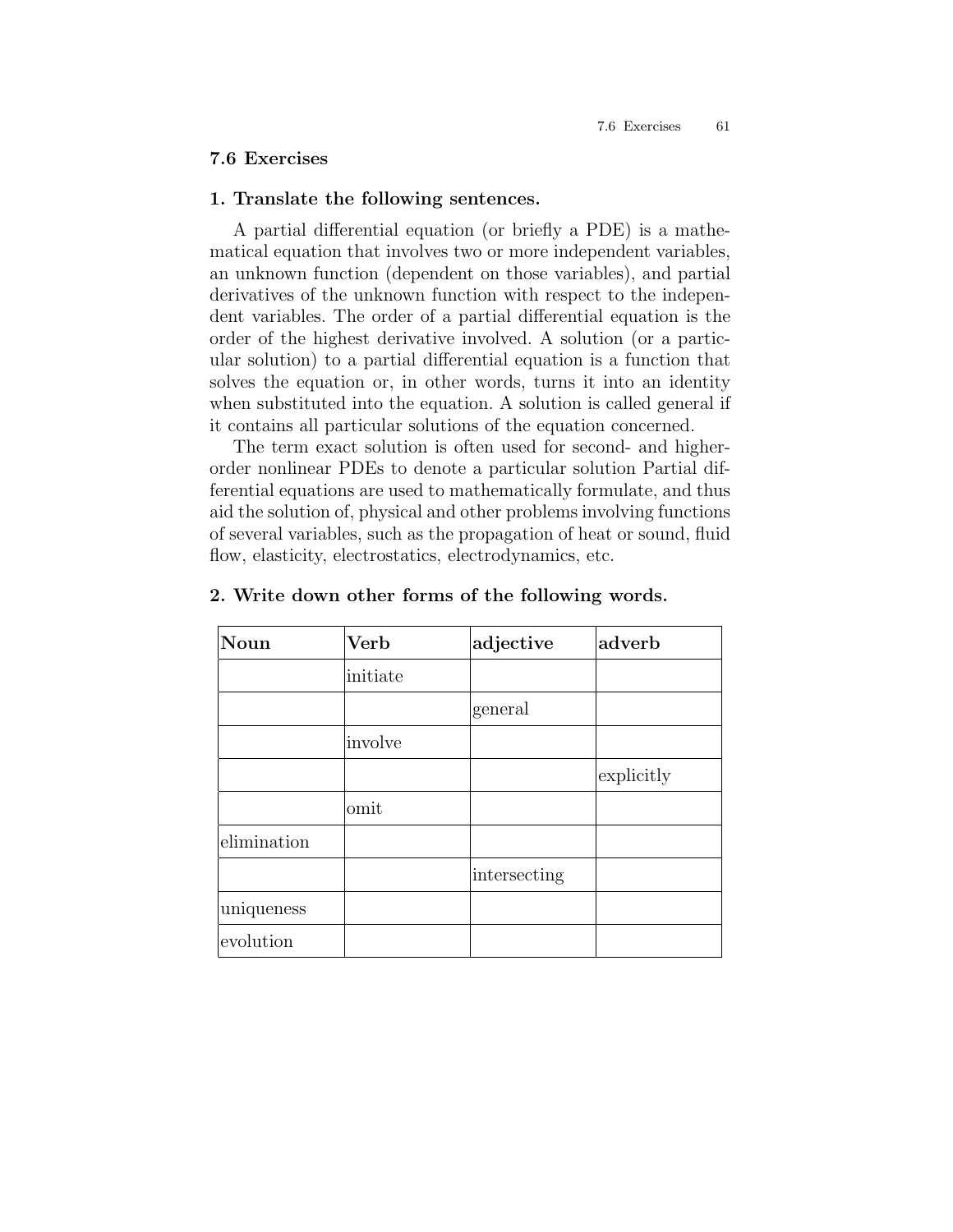## 7.6 Exercises

### 1. Translate the following sentences.

A partial differential equation (or briefly a PDE) is a mathematical equation that involves two or more independent variables, an unknown function (dependent on those variables), and partial derivatives of the unknown function with respect to the independent variables. The order of a partial differential equation is the order of the highest derivative involved. A solution (or a particular solution) to a partial differential equation is a function that solves the equation or, in other words, turns it into an identity when substituted into the equation. A solution is called general if it contains all particular solutions of the equation concerned.

The term exact solution is often used for second- and higher-order nonlinear PDEs to denote a particular solution Partial differential equations are used to mathematically formulate, and thus aid the solution of, physical and other problems involving functions of several variables, such as the propagation of heat or sound, fluid flow, elasticity, electrostatics, electrodynamics, etc.

### 2. Write down other forms of the following words.

| **Noun** | **Verb** | **adjective** | **adverb** |
|---|---|---|---|
| | initiate | | |
| | | general | |
| | involve | | |
| | | | explicitly |
| | omit | | |
| elimination | | | |
| | | intersecting | |
| uniqueness | | | |
| evolution | | | |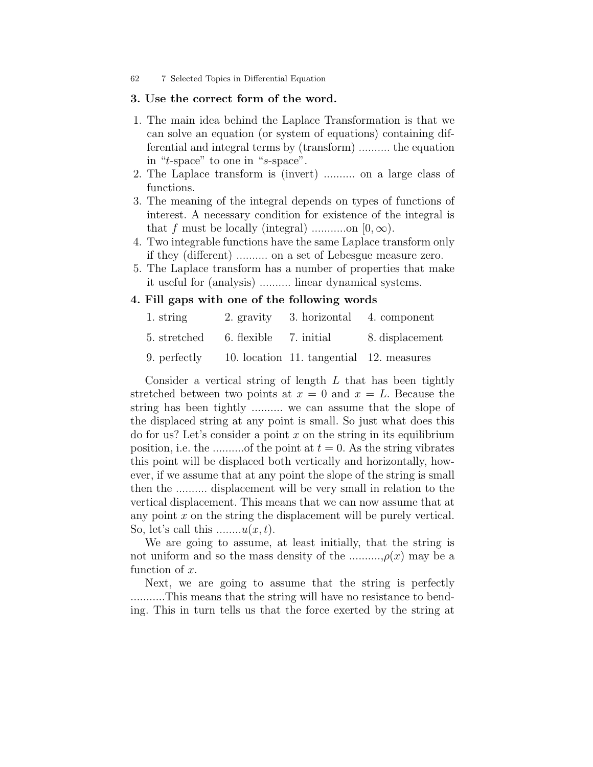### 3. Use the correct form of the word.

1. The main idea behind the Laplace Transformation is that we can solve an equation (or system of equations) containing differential and integral terms by (transform) .......... the equation in "$t$-space" to one in "$s$-space".
2. The Laplace transform is (invert) .......... on a large class of functions.
3. The meaning of the integral depends on types of functions of interest. A necessary condition for existence of the integral is that $f$ must be locally (integral) ...........on $[0, \infty)$.
4. Two integrable functions have the same Laplace transform only if they (different) .......... on a set of Lebesgue measure zero.
5. The Laplace transform has a number of properties that make it useful for (analysis) .......... linear dynamical systems.

### 4. Fill gaps with one of the following words

| | | | |
|---|---|---|---|
| 1. string | 2. gravity | 3. horizontal | 4. component |
| 5. stretched | 6. flexible | 7. initial | 8. displacement |
| 9. perfectly | 10. location | 11. tangential | 12. measures |

Consider a vertical string of length $L$ that has been tightly stretched between two points at $x = 0$ and $x = L$. Because the string has been tightly .......... we can assume that the slope of the displaced string at any point is small. So just what does this do for us? Let's consider a point $x$ on the string in its equilibrium position, i.e. the ..........of the point at $t = 0$. As the string vibrates this point will be displaced both vertically and horizontally, however, if we assume that at any point the slope of the string is small then the .......... displacement will be very small in relation to the vertical displacement. This means that we can now assume that at any point $x$ on the string the displacement will be purely vertical. So, let's call this ........$u(x, t)$.

We are going to assume, at least initially, that the string is not uniform and so the mass density of the ..........,$\rho(x)$ may be a function of $x$.

Next, we are going to assume that the string is perfectly ..........This means that the string will have no resistance to bending. This in turn tells us that the force exerted by the string at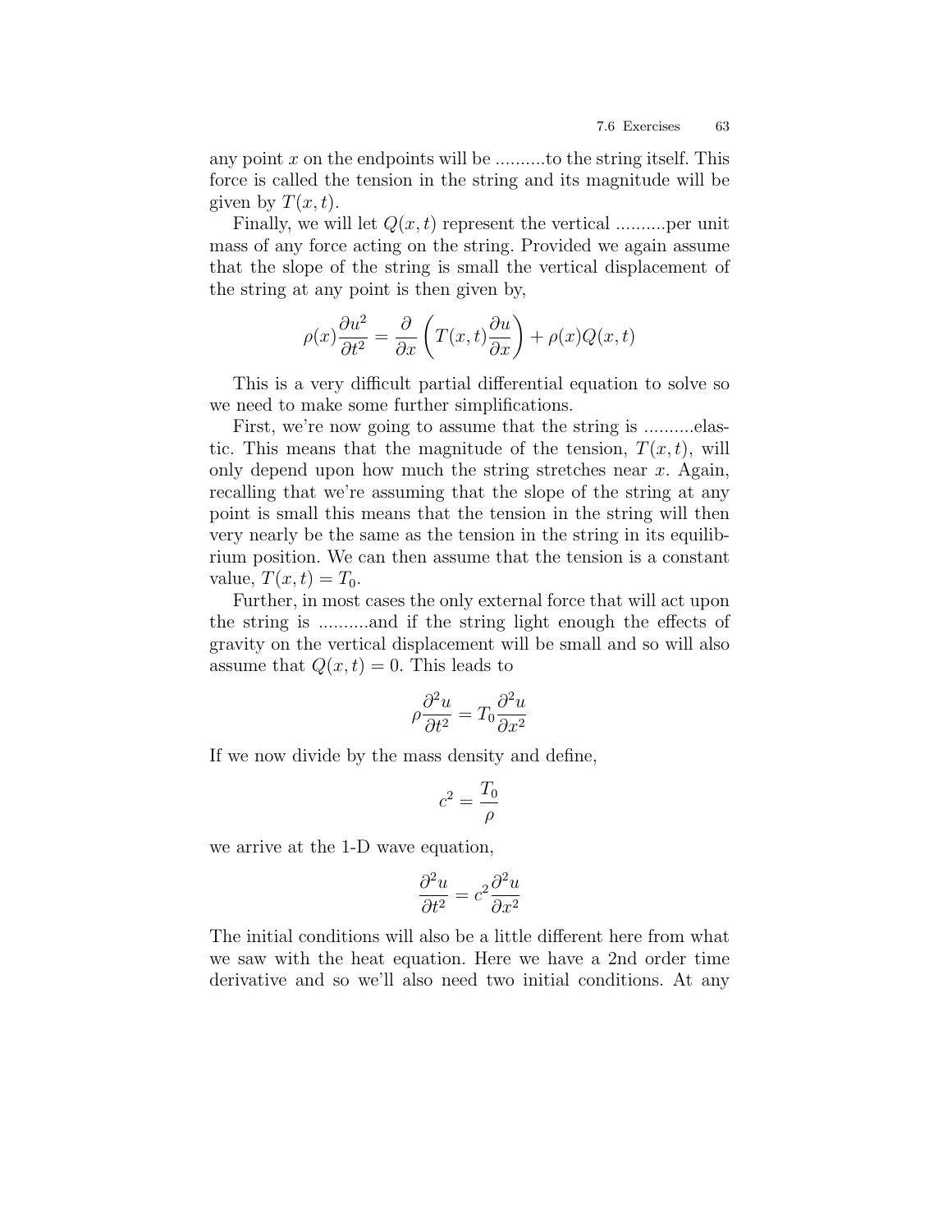any point $x$ on the endpoints will be ..........to the string itself. This force is called the tension in the string and its magnitude will be given by $T(x, t)$.

Finally, we will let $Q(x, t)$ represent the vertical ..........per unit mass of any force acting on the string. Provided we again assume that the slope of the string is small the vertical displacement of the string at any point is then given by,

$$\rho(x)\frac{\partial u^2}{\partial t^2} = \frac{\partial}{\partial x}\left(T(x,t)\frac{\partial u}{\partial x}\right) + \rho(x)Q(x,t)$$

This is a very difficult partial differential equation to solve so we need to make some further simplifications.

First, we're now going to assume that the string is ..........elastic. This means that the magnitude of the tension, $T(x, t)$, will only depend upon how much the string stretches near $x$. Again, recalling that we're assuming that the slope of the string at any point is small this means that the tension in the string will then very nearly be the same as the tension in the string in its equilibrium position. We can then assume that the tension is a constant value, $T(x, t) = T_0$.

Further, in most cases the only external force that will act upon the string is ..........and if the string light enough the effects of gravity on the vertical displacement will be small and so will also assume that $Q(x, t) = 0$. This leads to

$$\rho\frac{\partial^2 u}{\partial t^2} = T_0\frac{\partial^2 u}{\partial x^2}$$

If we now divide by the mass density and define,

$$c^2 = \frac{T_0}{\rho}$$

we arrive at the 1-D wave equation,

$$\frac{\partial^2 u}{\partial t^2} = c^2\frac{\partial^2 u}{\partial x^2}$$

The initial conditions will also be a little different here from what we saw with the heat equation. Here we have a 2nd order time derivative and so we'll also need two initial conditions. At any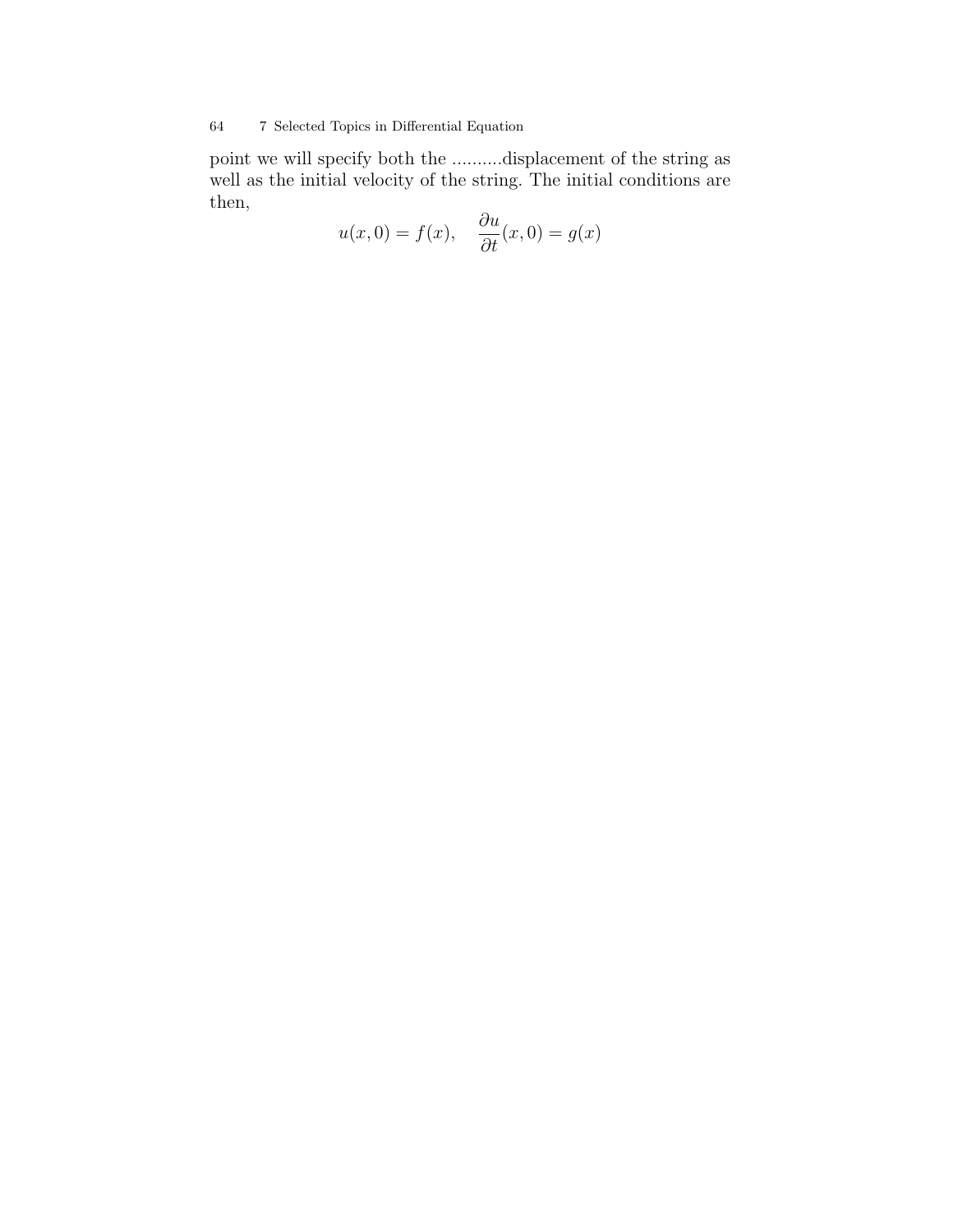point we will specify both the ..........displacement of the string as well as the initial velocity of the string. The initial conditions are then,

$$u(x, 0) = f(x), \quad \frac{\partial u}{\partial t}(x, 0) = g(x)$$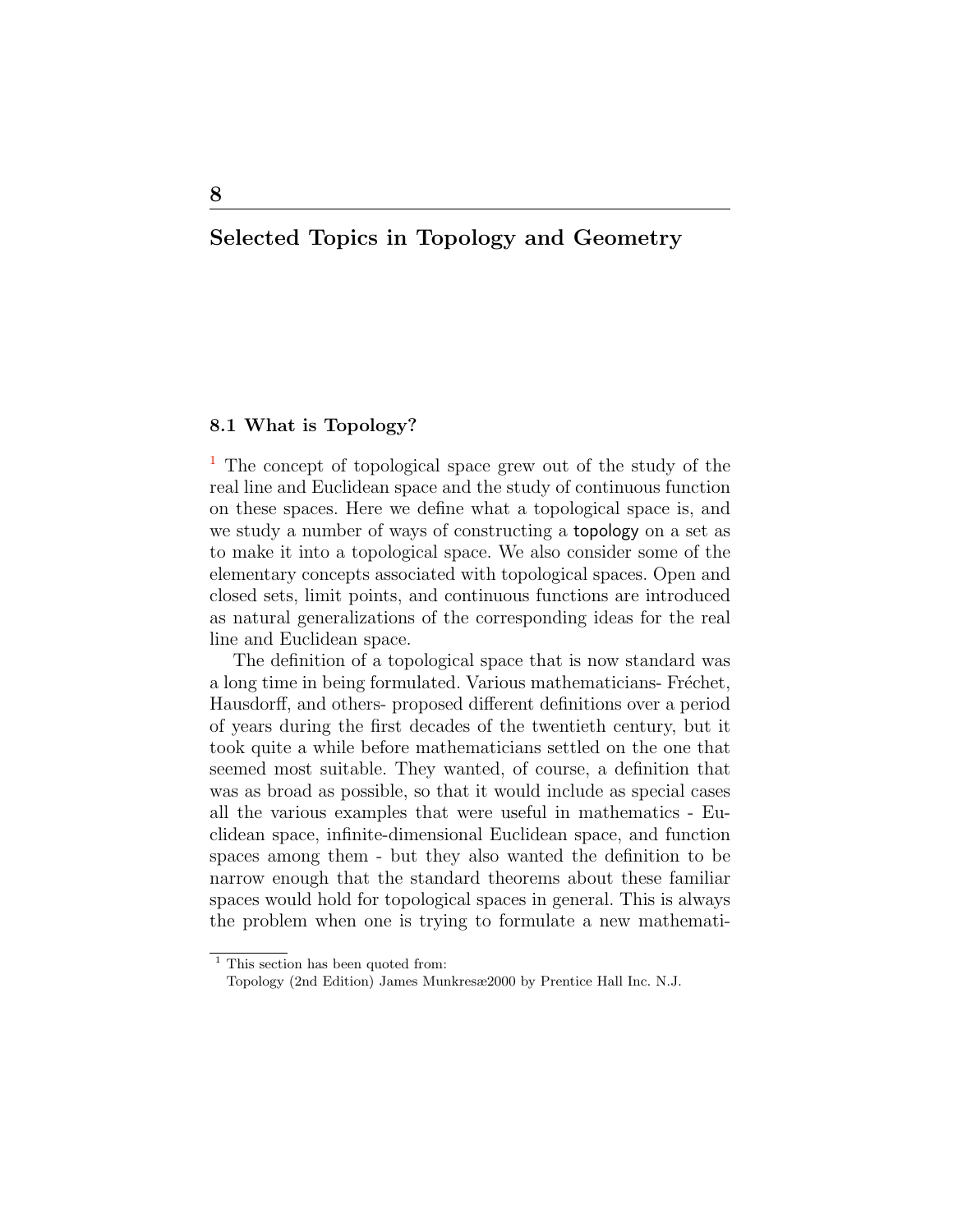# 8

# Selected Topics in Topology and Geometry

## 8.1 What is Topology?

[1] The concept of topological space grew out of the study of the real line and Euclidean space and the study of continuous function on these spaces. Here we define what a topological space is, and we study a number of ways of constructing a topology on a set as to make it into a topological space. We also consider some of the elementary concepts associated with topological spaces. Open and closed sets, limit points, and continuous functions are introduced as natural generalizations of the corresponding ideas for the real line and Euclidean space.

The definition of a topological space that is now standard was a long time in being formulated. Various mathematicians- Fréchet, Hausdorff, and others- proposed different definitions over a period of years during the first decades of the twentieth century, but it took quite a while before mathematicians settled on the one that seemed most suitable. They wanted, of course, a definition that was as broad as possible, so that it would include as special cases all the various examples that were useful in mathematics - Euclidean space, infinite-dimensional Euclidean space, and function spaces among them - but they also wanted the definition to be narrow enough that the standard theorems about these familiar spaces would hold for topological spaces in general. This is always the problem when one is trying to formulate a new mathemati-

---

[1] This section has been quoted from:
Topology (2nd Edition) James Munkresæ2000 by Prentice Hall Inc. N.J.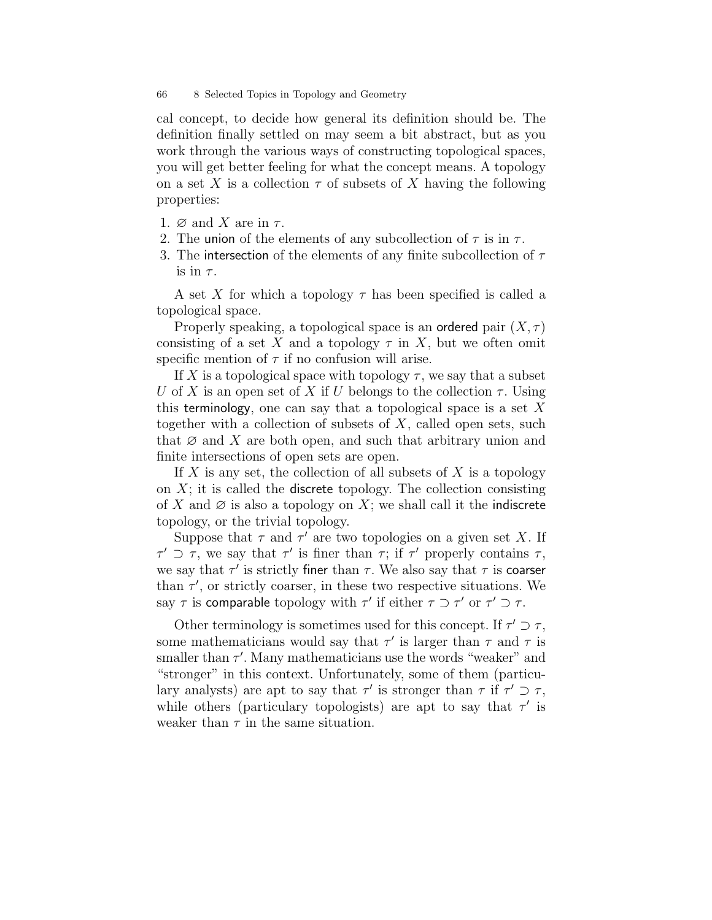cal concept, to decide how general its definition should be. The definition finally settled on may seem a bit abstract, but as you work through the various ways of constructing topological spaces, you will get better feeling for what the concept means. A topology on a set $X$ is a collection $\tau$ of subsets of $X$ having the following properties:

1. $\varnothing$ and $X$ are in $\tau$.
2. The union of the elements of any subcollection of $\tau$ is in $\tau$.
3. The intersection of the elements of any finite subcollection of $\tau$ is in $\tau$.

A set $X$ for which a topology $\tau$ has been specified is called a topological space.

Properly speaking, a topological space is an ordered pair $(X, \tau)$ consisting of a set $X$ and a topology $\tau$ in $X$, but we often omit specific mention of $\tau$ if no confusion will arise.

If $X$ is a topological space with topology $\tau$, we say that a subset $U$ of $X$ is an open set of $X$ if $U$ belongs to the collection $\tau$. Using this terminology, one can say that a topological space is a set $X$ together with a collection of subsets of $X$, called open sets, such that $\varnothing$ and $X$ are both open, and such that arbitrary union and finite intersections of open sets are open.

If $X$ is any set, the collection of all subsets of $X$ is a topology on $X$; it is called the discrete topology. The collection consisting of $X$ and $\varnothing$ is also a topology on $X$; we shall call it the indiscrete topology, or the trivial topology.

Suppose that $\tau$ and $\tau'$ are two topologies on a given set $X$. If $\tau' \supset \tau$, we say that $\tau'$ is finer than $\tau$; if $\tau'$ properly contains $\tau$, we say that $\tau'$ is strictly finer than $\tau$. We also say that $\tau$ is coarser than $\tau'$, or strictly coarser, in these two respective situations. We say $\tau$ is comparable topology with $\tau'$ if either $\tau \supset \tau'$ or $\tau' \supset \tau$.

Other terminology is sometimes used for this concept. If $\tau' \supset \tau$, some mathematicians would say that $\tau'$ is larger than $\tau$ and $\tau$ is smaller than $\tau'$. Many mathematicians use the words "weaker" and "stronger" in this context. Unfortunately, some of them (particulary analysts) are apt to say that $\tau'$ is stronger than $\tau$ if $\tau' \supset \tau$, while others (particulary topologists) are apt to say that $\tau'$ is weaker than $\tau$ in the same situation.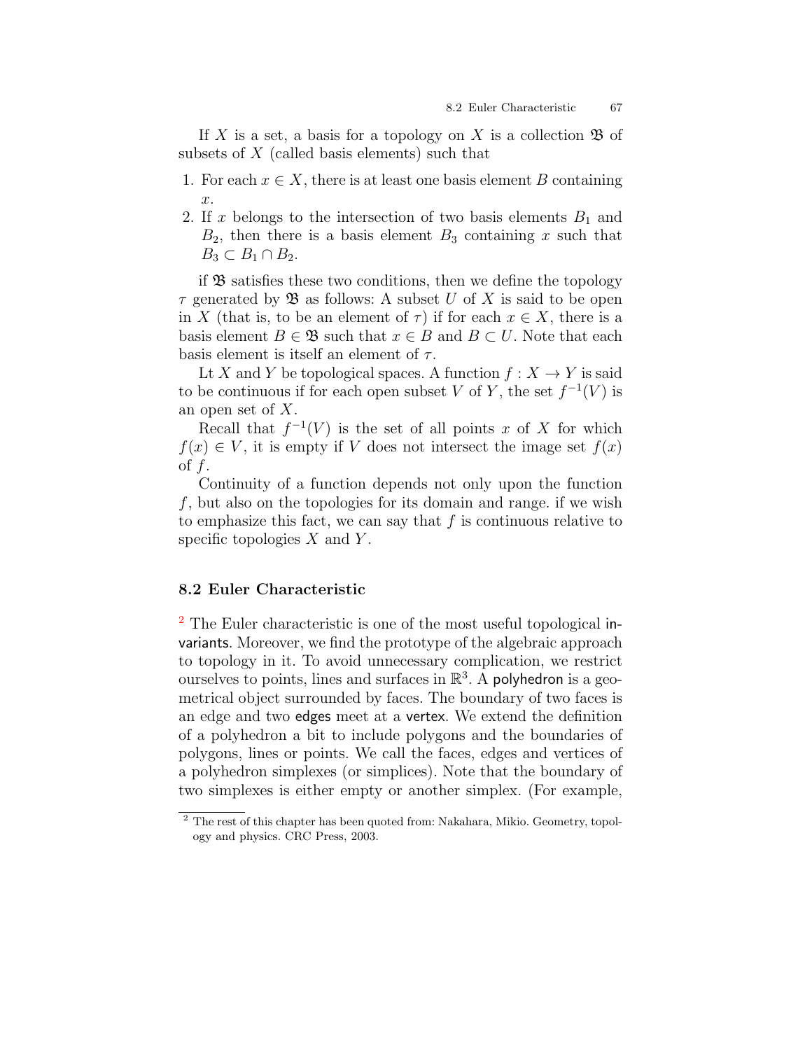If $X$ is a set, a basis for a topology on $X$ is a collection $\mathfrak{B}$ of subsets of $X$ (called basis elements) such that

1. For each $x \in X$, there is at least one basis element $B$ containing $x$.
2. If $x$ belongs to the intersection of two basis elements $B_1$ and $B_2$, then there is a basis element $B_3$ containing $x$ such that $B_3 \subset B_1 \cap B_2$.

if $\mathfrak{B}$ satisfies these two conditions, then we define the topology $\tau$ generated by $\mathfrak{B}$ as follows: A subset $U$ of $X$ is said to be open in $X$ (that is, to be an element of $\tau$) if for each $x \in X$, there is a basis element $B \in \mathfrak{B}$ such that $x \in B$ and $B \subset U$. Note that each basis element is itself an element of $\tau$.

Lt $X$ and $Y$ be topological spaces. A function $f : X \to Y$ is said to be continuous if for each open subset $V$ of $Y$, the set $f^{-1}(V)$ is an open set of $X$.

Recall that $f^{-1}(V)$ is the set of all points $x$ of $X$ for which $f(x) \in V$, it is empty if $V$ does not intersect the image set $f(x)$ of $f$.

Continuity of a function depends not only upon the function $f$, but also on the topologies for its domain and range. if we wish to emphasize this fact, we can say that $f$ is continuous relative to specific topologies $X$ and $Y$.

## 8.2 Euler Characteristic

[2] The Euler characteristic is one of the most useful topological invariants. Moreover, we find the prototype of the algebraic approach to topology in it. To avoid unnecessary complication, we restrict ourselves to points, lines and surfaces in $\mathbb{R}^3$. A polyhedron is a geometrical object surrounded by faces. The boundary of two faces is an edge and two edges meet at a vertex. We extend the definition of a polyhedron a bit to include polygons and the boundaries of polygons, lines or points. We call the faces, edges and vertices of a polyhedron simplexes (or simplices). Note that the boundary of two simplexes is either empty or another simplex. (For example,

[2] The rest of this chapter has been quoted from: Nakahara, Mikio. Geometry, topology and physics. CRC Press, 2003.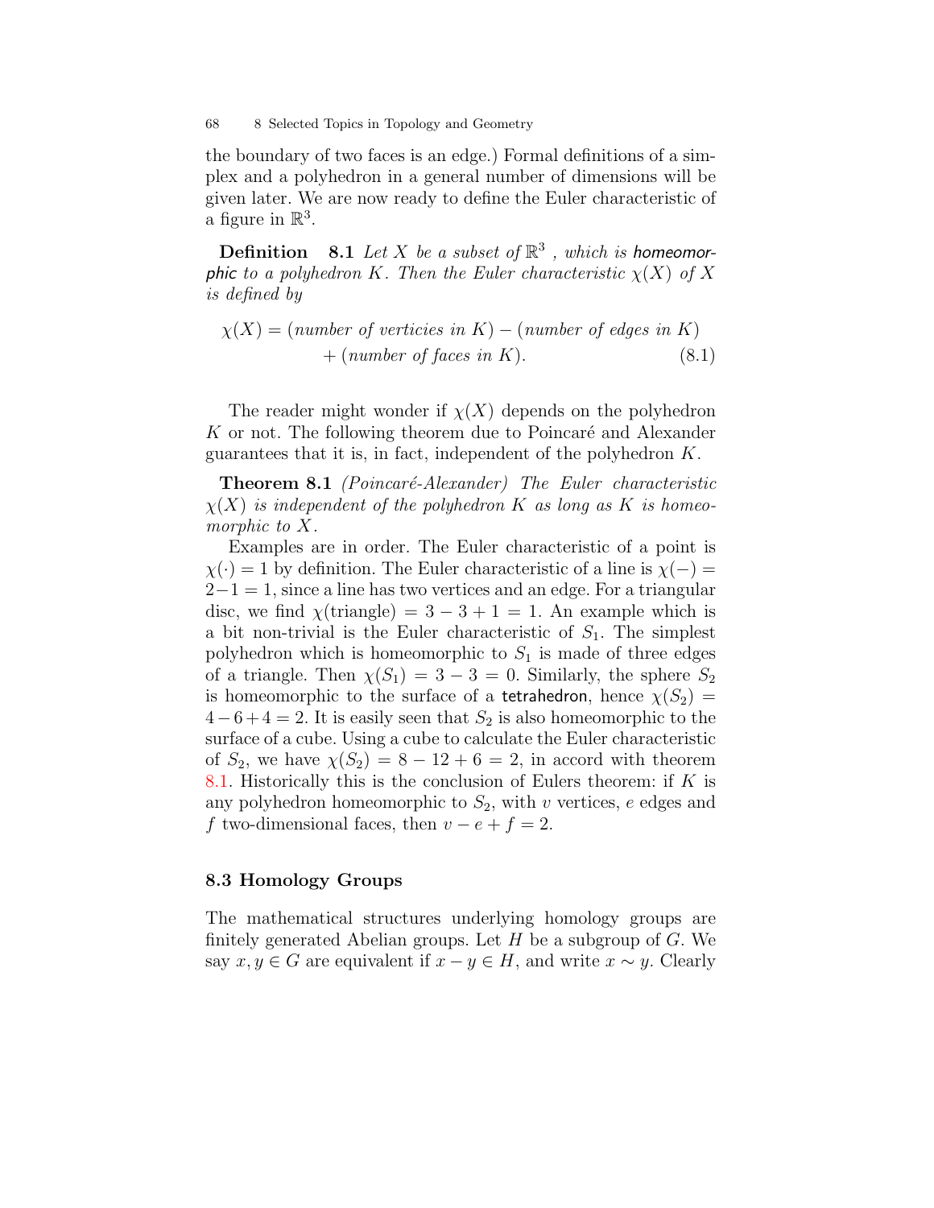the boundary of two faces is an edge.) Formal definitions of a simplex and a polyhedron in a general number of dimensions will be given later. We are now ready to define the Euler characteristic of a figure in $\mathbb{R}^3$.

**Definition 8.1** *Let $X$ be a subset of $\mathbb{R}^3$ , which is homeomorphic to a polyhedron $K$. Then the Euler characteristic $\chi(X)$ of $X$ is defined by*

$$\chi(X) = (\textit{number of verticies in } K) - (\textit{number of edges in } K) + (\textit{number of faces in } K). \tag{8.1}$$

The reader might wonder if $\chi(X)$ depends on the polyhedron $K$ or not. The following theorem due to Poincaré and Alexander guarantees that it is, in fact, independent of the polyhedron $K$.

**Theorem 8.1** *(Poincaré-Alexander) The Euler characteristic $\chi(X)$ is independent of the polyhedron $K$ as long as $K$ is homeomorphic to $X$.*

Examples are in order. The Euler characteristic of a point is $\chi(\cdot) = 1$ by definition. The Euler characteristic of a line is $\chi(-) = 2-1 = 1$, since a line has two vertices and an edge. For a triangular disc, we find $\chi(\text{triangle}) = 3 - 3 + 1 = 1$. An example which is a bit non-trivial is the Euler characteristic of $S_1$. The simplest polyhedron which is homeomorphic to $S_1$ is made of three edges of a triangle. Then $\chi(S_1) = 3 - 3 = 0$. Similarly, the sphere $S_2$ is homeomorphic to the surface of a tetrahedron, hence $\chi(S_2) = 4-6+4 = 2$. It is easily seen that $S_2$ is also homeomorphic to the surface of a cube. Using a cube to calculate the Euler characteristic of $S_2$, we have $\chi(S_2) = 8 - 12 + 6 = 2$, in accord with theorem 8.1. Historically this is the conclusion of Eulers theorem: if $K$ is any polyhedron homeomorphic to $S_2$, with $v$ vertices, $e$ edges and $f$ two-dimensional faces, then $v - e + f = 2$.

## 8.3 Homology Groups

The mathematical structures underlying homology groups are finitely generated Abelian groups. Let $H$ be a subgroup of $G$. We say $x, y \in G$ are equivalent if $x - y \in H$, and write $x \sim y$. Clearly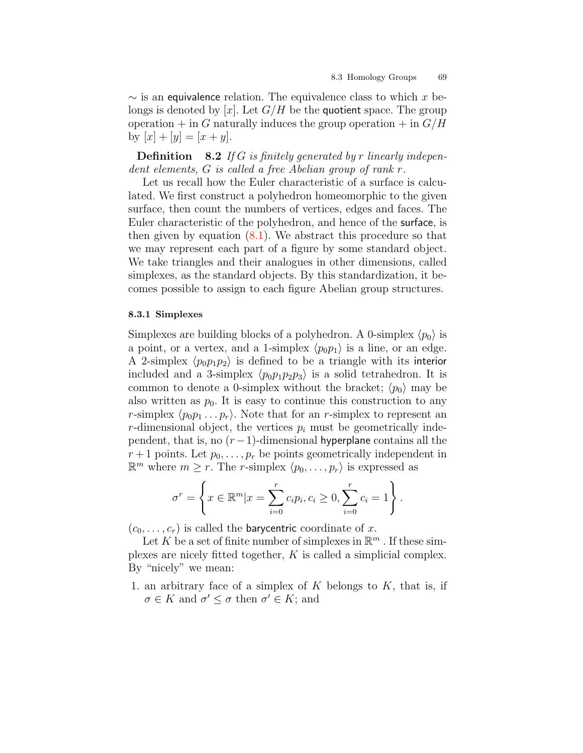$\sim$ is an equivalence relation. The equivalence class to which $x$ belongs is denoted by $[x]$. Let $G/H$ be the quotient space. The group operation $+$ in $G$ naturally induces the group operation $+$ in $G/H$ by $[x] + [y] = [x + y]$.

**Definition 8.2** *If $G$ is finitely generated by $r$ linearly independent elements, $G$ is called a free Abelian group of rank $r$.*

Let us recall how the Euler characteristic of a surface is calculated. We first construct a polyhedron homeomorphic to the given surface, then count the numbers of vertices, edges and faces. The Euler characteristic of the polyhedron, and hence of the surface, is then given by equation (8.1). We abstract this procedure so that we may represent each part of a figure by some standard object. We take triangles and their analogues in other dimensions, called simplexes, as the standard objects. By this standardization, it becomes possible to assign to each figure Abelian group structures.

### 8.3.1 Simplexes

Simplexes are building blocks of a polyhedron. A 0-simplex $\langle p_0 \rangle$ is a point, or a vertex, and a 1-simplex $\langle p_0 p_1 \rangle$ is a line, or an edge. A 2-simplex $\langle p_0 p_1 p_2 \rangle$ is defined to be a triangle with its interior included and a 3-simplex $\langle p_0 p_1 p_2 p_3 \rangle$ is a solid tetrahedron. It is common to denote a 0-simplex without the bracket; $\langle p_0 \rangle$ may be also written as $p_0$. It is easy to continue this construction to any $r$-simplex $\langle p_0 p_1 \ldots p_r \rangle$. Note that for an $r$-simplex to represent an $r$-dimensional object, the vertices $p_i$ must be geometrically independent, that is, no $(r-1)$-dimensional hyperplane contains all the $r+1$ points. Let $p_0, \ldots, p_r$ be points geometrically independent in $\mathbb{R}^m$ where $m \geq r$. The $r$-simplex $\langle p_0, \ldots, p_r \rangle$ is expressed as

$$\sigma^r = \left\{ x \in \mathbb{R}^m | x = \sum_{i=0}^{r} c_i p_i, c_i \geq 0, \sum_{i=0}^{r} c_i = 1 \right\}.$$

$(c_0, \ldots, c_r)$ is called the barycentric coordinate of $x$.

Let $K$ be a set of finite number of simplexes in $\mathbb{R}^m$ . If these simplexes are nicely fitted together, $K$ is called a simplicial complex. By "nicely" we mean:

1. an arbitrary face of a simplex of $K$ belongs to $K$, that is, if $\sigma \in K$ and $\sigma' \leq \sigma$ then $\sigma' \in K$; and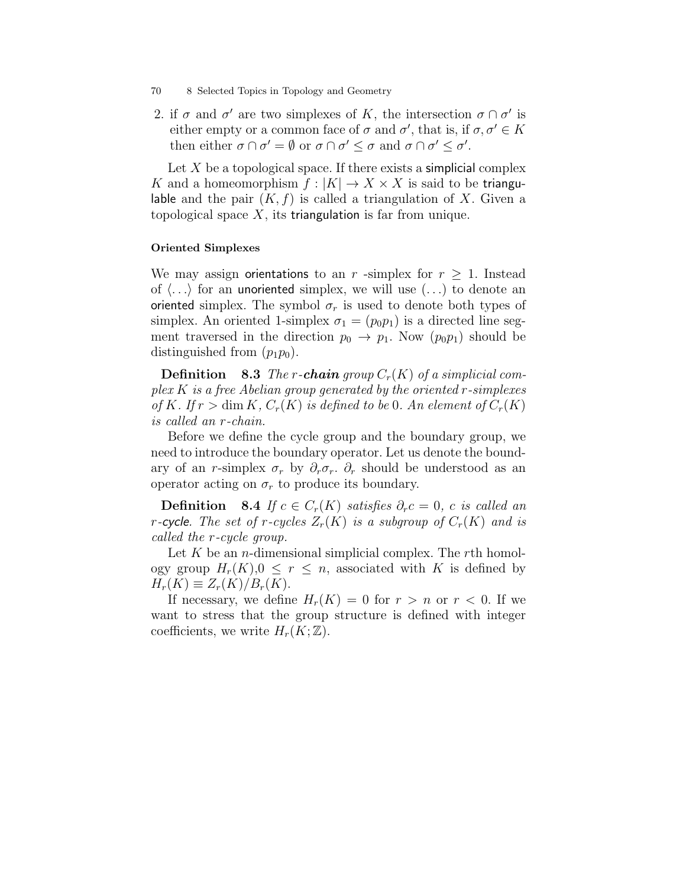2. if $\sigma$ and $\sigma'$ are two simplexes of $K$, the intersection $\sigma \cap \sigma'$ is either empty or a common face of $\sigma$ and $\sigma'$, that is, if $\sigma, \sigma' \in K$ then either $\sigma \cap \sigma' = \emptyset$ or $\sigma \cap \sigma' \leq \sigma$ and $\sigma \cap \sigma' \leq \sigma'$.

Let $X$ be a topological space. If there exists a simplicial complex $K$ and a homeomorphism $f : |K| \to X \times X$ is said to be triangulable and the pair $(K, f)$ is called a triangulation of $X$. Given a topological space $X$, its triangulation is far from unique.

#### Oriented Simplexes

We may assign orientations to an $r$ -simplex for $r \geq 1$. Instead of $\langle \ldots \rangle$ for an unoriented simplex, we will use $(\ldots)$ to denote an oriented simplex. The symbol $\sigma_r$ is used to denote both types of simplex. An oriented 1-simplex $\sigma_1 = (p_0 p_1)$ is a directed line segment traversed in the direction $p_0 \to p_1$. Now $(p_0 p_1)$ should be distinguished from $(p_1 p_0)$.

**Definition 8.3** *The $r$-**chain** group $C_r(K)$ of a simplicial complex $K$ is a free Abelian group generated by the oriented $r$-simplexes of $K$. If $r > \dim K$, $C_r(K)$ is defined to be 0. An element of $C_r(K)$ is called an $r$-chain.*

Before we define the cycle group and the boundary group, we need to introduce the boundary operator. Let us denote the boundary of an $r$-simplex $\sigma_r$ by $\partial_r \sigma_r$. $\partial_r$ should be understood as an operator acting on $\sigma_r$ to produce its boundary.

**Definition 8.4** *If $c \in C_r(K)$ satisfies $\partial_r c = 0$, $c$ is called an $r$-cycle. The set of $r$-cycles $Z_r(K)$ is a subgroup of $C_r(K)$ and is called the $r$-cycle group.*

Let $K$ be an $n$-dimensional simplicial complex. The $r$th homology group $H_r(K)$,$0 \leq r \leq n$, associated with $K$ is defined by $H_r(K) \equiv Z_r(K)/B_r(K)$.

If necessary, we define $H_r(K) = 0$ for $r > n$ or $r < 0$. If we want to stress that the group structure is defined with integer coefficients, we write $H_r(K; \mathbb{Z})$.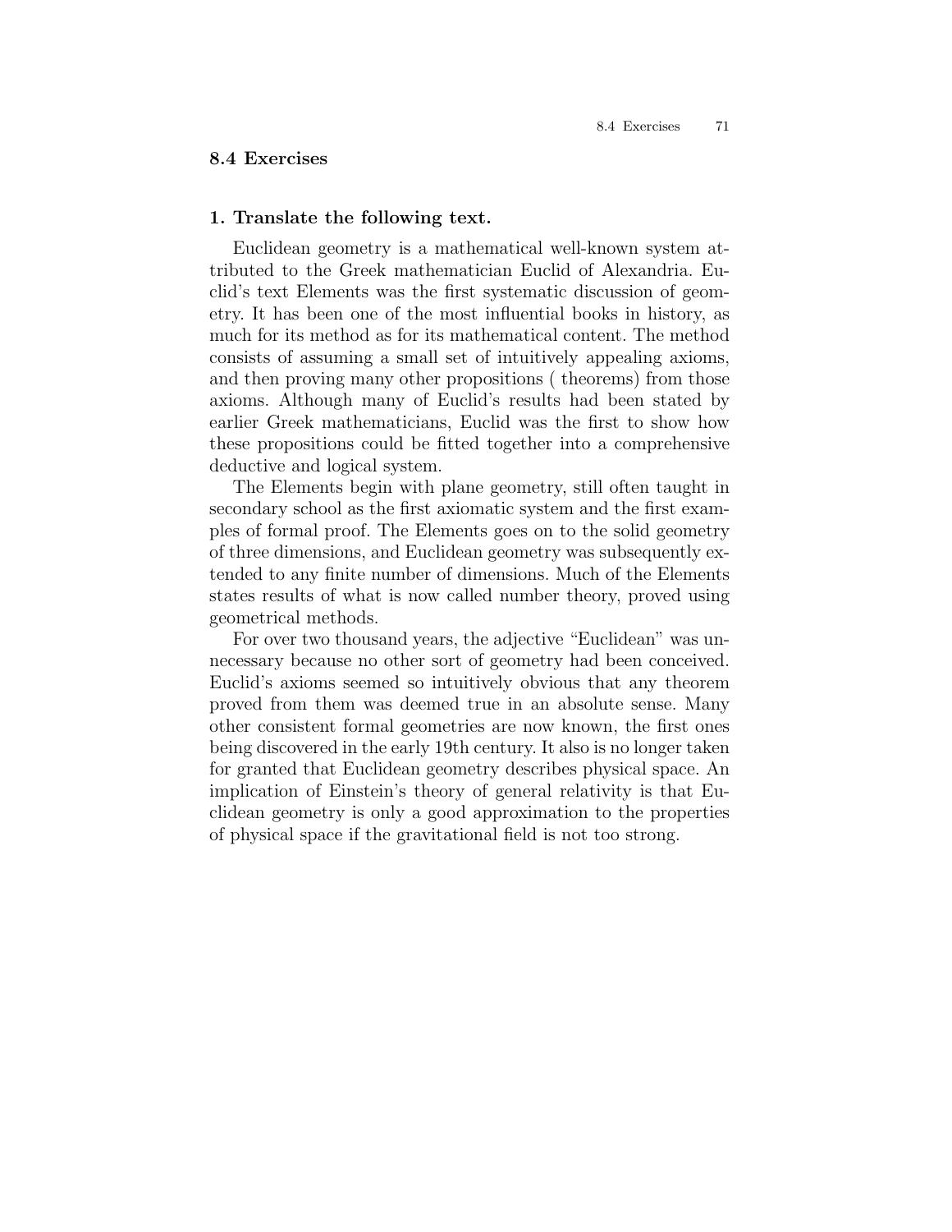## 8.4 Exercises

### 1. Translate the following text.

Euclidean geometry is a mathematical well-known system attributed to the Greek mathematician Euclid of Alexandria. Euclid's text Elements was the first systematic discussion of geometry. It has been one of the most influential books in history, as much for its method as for its mathematical content. The method consists of assuming a small set of intuitively appealing axioms, and then proving many other propositions ( theorems) from those axioms. Although many of Euclid's results had been stated by earlier Greek mathematicians, Euclid was the first to show how these propositions could be fitted together into a comprehensive deductive and logical system.

The Elements begin with plane geometry, still often taught in secondary school as the first axiomatic system and the first examples of formal proof. The Elements goes on to the solid geometry of three dimensions, and Euclidean geometry was subsequently extended to any finite number of dimensions. Much of the Elements states results of what is now called number theory, proved using geometrical methods.

For over two thousand years, the adjective "Euclidean" was unnecessary because no other sort of geometry had been conceived. Euclid's axioms seemed so intuitively obvious that any theorem proved from them was deemed true in an absolute sense. Many other consistent formal geometries are now known, the first ones being discovered in the early 19th century. It also is no longer taken for granted that Euclidean geometry describes physical space. An implication of Einstein's theory of general relativity is that Euclidean geometry is only a good approximation to the properties of physical space if the gravitational field is not too strong.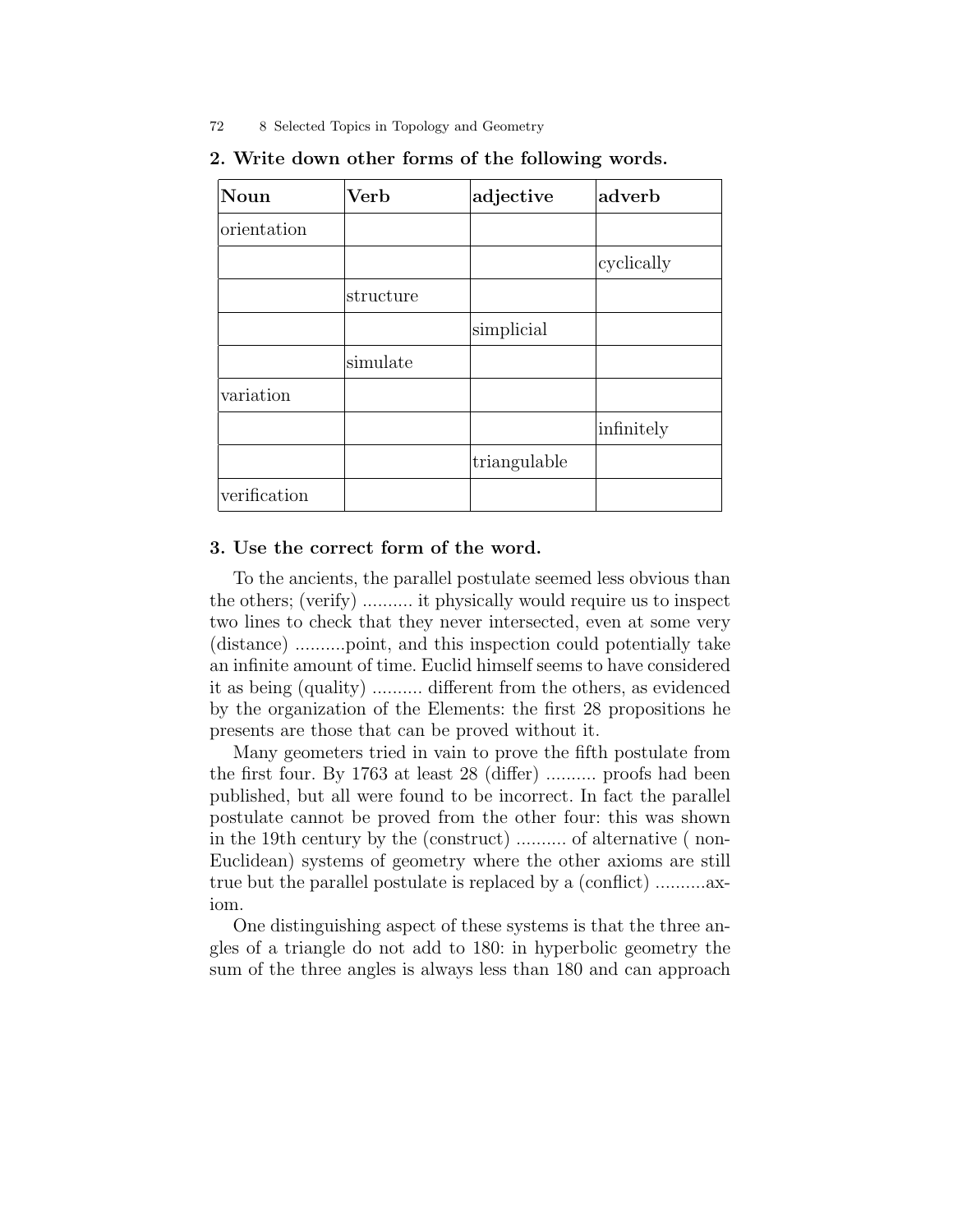**2. Write down other forms of the following words.**

| Noun | Verb | adjective | adverb |
|---|---|---|---|
| orientation | | | |
| | | | cyclically |
| | structure | | |
| | | simplicial | |
| | simulate | | |
| variation | | | |
| | | | infinitely |
| | | triangulable | |
| verification | | | |

**3. Use the correct form of the word.**

To the ancients, the parallel postulate seemed less obvious than the others; (verify) .......... it physically would require us to inspect two lines to check that they never intersected, even at some very (distance) ..........point, and this inspection could potentially take an infinite amount of time. Euclid himself seems to have considered it as being (quality) .......... different from the others, as evidenced by the organization of the Elements: the first 28 propositions he presents are those that can be proved without it.

Many geometers tried in vain to prove the fifth postulate from the first four. By 1763 at least 28 (differ) .......... proofs had been published, but all were found to be incorrect. In fact the parallel postulate cannot be proved from the other four: this was shown in the 19th century by the (construct) .......... of alternative ( non-Euclidean) systems of geometry where the other axioms are still true but the parallel postulate is replaced by a (conflict) ..........axiom.

One distinguishing aspect of these systems is that the three angles of a triangle do not add to 180: in hyperbolic geometry the sum of the three angles is always less than 180 and can approach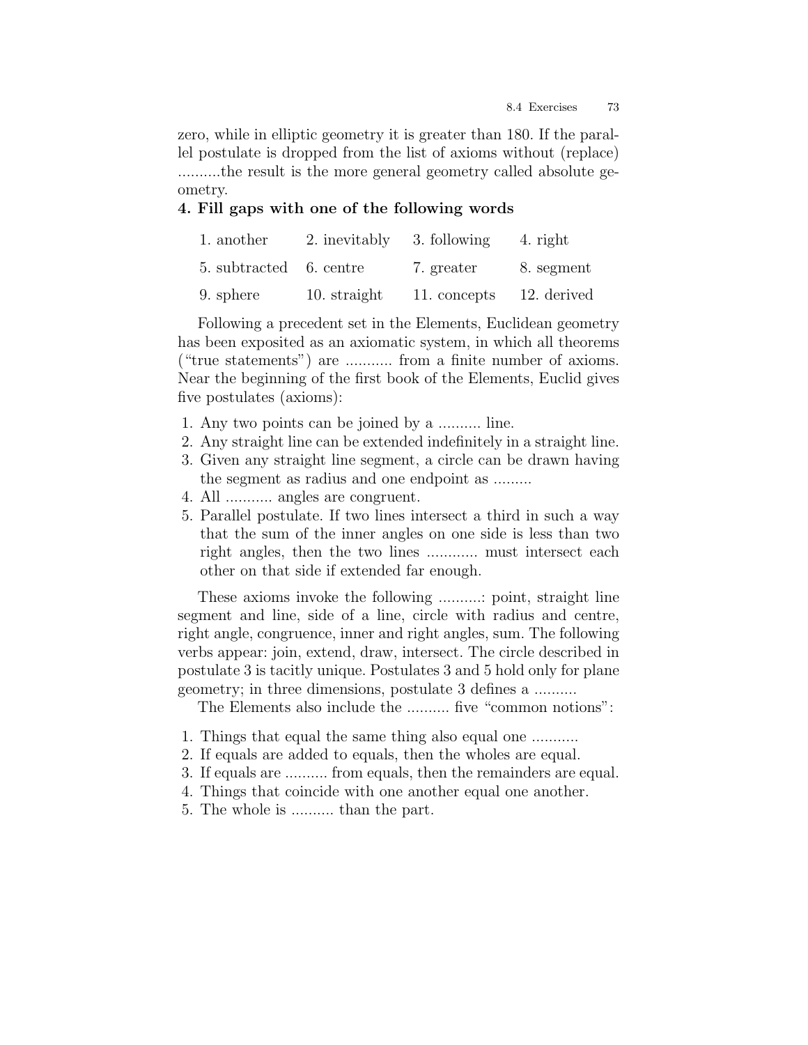zero, while in elliptic geometry it is greater than 180. If the parallel postulate is dropped from the list of axioms without (replace) ..........the result is the more general geometry called absolute geometry.

**4. Fill gaps with one of the following words**

| | | | |
|---|---|---|---|
| 1. another | 2. inevitably | 3. following | 4. right |
| 5. subtracted | 6. centre | 7. greater | 8. segment |
| 9. sphere | 10. straight | 11. concepts | 12. derived |

Following a precedent set in the Elements, Euclidean geometry has been exposited as an axiomatic system, in which all theorems ("true statements") are ........... from a finite number of axioms. Near the beginning of the first book of the Elements, Euclid gives five postulates (axioms):

1. Any two points can be joined by a .......... line.
2. Any straight line can be extended indefinitely in a straight line.
3. Given any straight line segment, a circle can be drawn having the segment as radius and one endpoint as .........
4. All ........... angles are congruent.
5. Parallel postulate. If two lines intersect a third in such a way that the sum of the inner angles on one side is less than two right angles, then the two lines ............ must intersect each other on that side if extended far enough.

These axioms invoke the following ..........: point, straight line segment and line, side of a line, circle with radius and centre, right angle, congruence, inner and right angles, sum. The following verbs appear: join, extend, draw, intersect. The circle described in postulate 3 is tacitly unique. Postulates 3 and 5 hold only for plane geometry; in three dimensions, postulate 3 defines a ..........

The Elements also include the .......... five "common notions":

1. Things that equal the same thing also equal one ...........
2. If equals are added to equals, then the wholes are equal.
3. If equals are .......... from equals, then the remainders are equal.
4. Things that coincide with one another equal one another.
5. The whole is .......... than the part.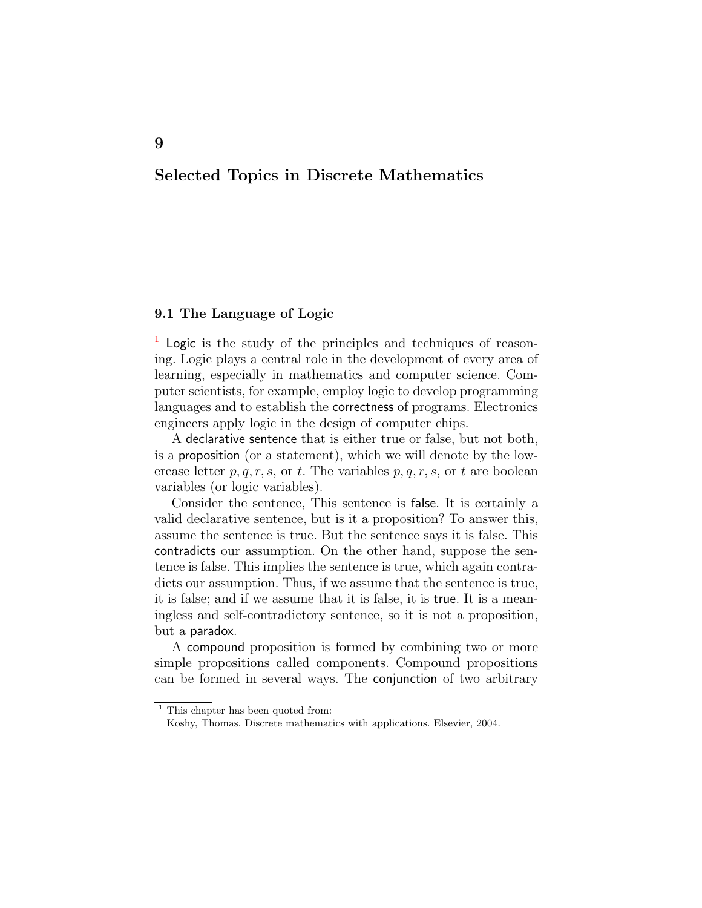# 9

# Selected Topics in Discrete Mathematics

## 9.1 The Language of Logic

[1] Logic is the study of the principles and techniques of reasoning. Logic plays a central role in the development of every area of learning, especially in mathematics and computer science. Computer scientists, for example, employ logic to develop programming languages and to establish the correctness of programs. Electronics engineers apply logic in the design of computer chips.

A declarative sentence that is either true or false, but not both, is a proposition (or a statement), which we will denote by the lowercase letter $p, q, r, s$, or $t$. The variables $p, q, r, s$, or $t$ are boolean variables (or logic variables).

Consider the sentence, This sentence is false. It is certainly a valid declarative sentence, but is it a proposition? To answer this, assume the sentence is true. But the sentence says it is false. This contradicts our assumption. On the other hand, suppose the sentence is false. This implies the sentence is true, which again contradicts our assumption. Thus, if we assume that the sentence is true, it is false; and if we assume that it is false, it is true. It is a meaningless and self-contradictory sentence, so it is not a proposition, but a paradox.

A compound proposition is formed by combining two or more simple propositions called components. Compound propositions can be formed in several ways. The conjunction of two arbitrary

[1] This chapter has been quoted from:
Koshy, Thomas. Discrete mathematics with applications. Elsevier, 2004.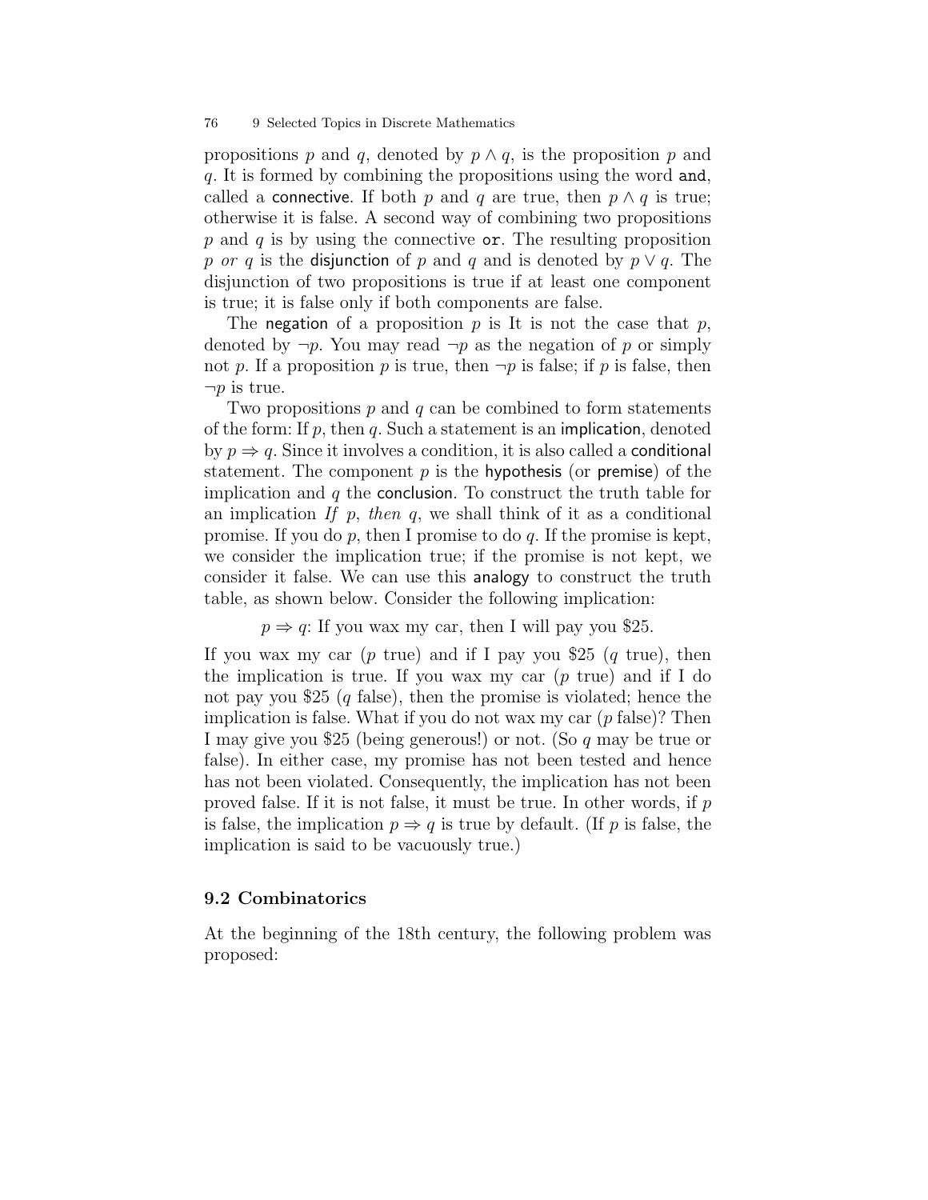propositions $p$ and $q$, denoted by $p \wedge q$, is the proposition $p$ and $q$. It is formed by combining the propositions using the word `and`, called a connective. If both $p$ and $q$ are true, then $p \wedge q$ is true; otherwise it is false. A second way of combining two propositions $p$ and $q$ is by using the connective `or`. The resulting proposition $p$ *or* $q$ is the disjunction of $p$ and $q$ and is denoted by $p \vee q$. The disjunction of two propositions is true if at least one component is true; it is false only if both components are false.

The negation of a proposition $p$ is It is not the case that $p$, denoted by $\neg p$. You may read $\neg p$ as the negation of $p$ or simply not $p$. If a proposition $p$ is true, then $\neg p$ is false; if $p$ is false, then $\neg p$ is true.

Two propositions $p$ and $q$ can be combined to form statements of the form: If $p$, then $q$. Such a statement is an implication, denoted by $p \Rightarrow q$. Since it involves a condition, it is also called a conditional statement. The component $p$ is the hypothesis (or premise) of the implication and $q$ the conclusion. To construct the truth table for an implication *If* $p$, *then* $q$, we shall think of it as a conditional promise. If you do $p$, then I promise to do $q$. If the promise is kept, we consider the implication true; if the promise is not kept, we consider it false. We can use this analogy to construct the truth table, as shown below. Consider the following implication:

$p \Rightarrow q$: If you wax my car, then I will pay you \$25.

If you wax my car ($p$ true) and if I pay you \$25 ($q$ true), then the implication is true. If you wax my car ($p$ true) and if I do not pay you \$25 ($q$ false), then the promise is violated; hence the implication is false. What if you do not wax my car ($p$ false)? Then I may give you \$25 (being generous!) or not. (So $q$ may be true or false). In either case, my promise has not been tested and hence has not been violated. Consequently, the implication has not been proved false. If it is not false, it must be true. In other words, if $p$ is false, the implication $p \Rightarrow q$ is true by default. (If $p$ is false, the implication is said to be vacuously true.)

## 9.2 Combinatorics

At the beginning of the 18th century, the following problem was proposed: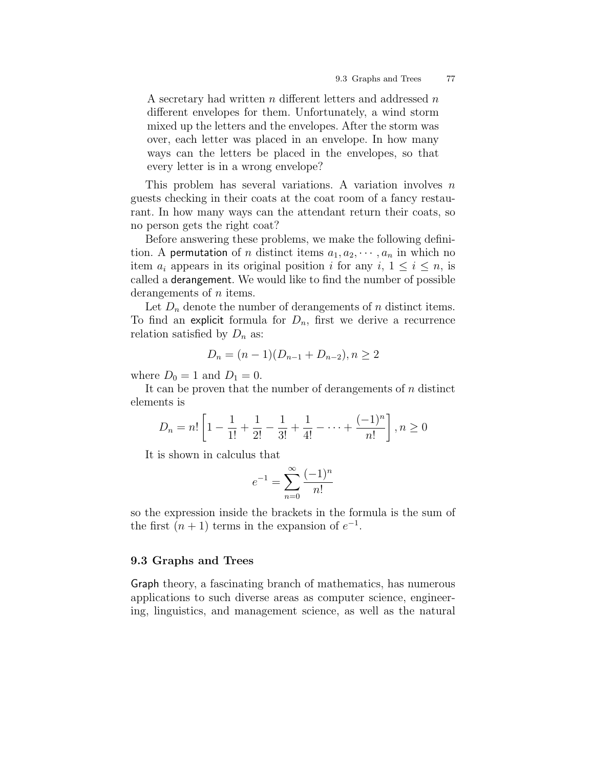A secretary had written $n$ different letters and addressed $n$ different envelopes for them. Unfortunately, a wind storm mixed up the letters and the envelopes. After the storm was over, each letter was placed in an envelope. In how many ways can the letters be placed in the envelopes, so that every letter is in a wrong envelope?

This problem has several variations. A variation involves $n$ guests checking in their coats at the coat room of a fancy restaurant. In how many ways can the attendant return their coats, so no person gets the right coat?

Before answering these problems, we make the following definition. A permutation of $n$ distinct items $a_1, a_2, \cdots, a_n$ in which no item $a_i$ appears in its original position $i$ for any $i$, $1 \leq i \leq n$, is called a derangement. We would like to find the number of possible derangements of $n$ items.

Let $D_n$ denote the number of derangements of $n$ distinct items. To find an explicit formula for $D_n$, first we derive a recurrence relation satisfied by $D_n$ as:

$$D_n = (n-1)(D_{n-1} + D_{n-2}), n \geq 2$$

where $D_0 = 1$ and $D_1 = 0$.

It can be proven that the number of derangements of $n$ distinct elements is

$$D_n = n! \left[ 1 - \frac{1}{1!} + \frac{1}{2!} - \frac{1}{3!} + \frac{1}{4!} - \cdots + \frac{(-1)^n}{n!} \right], n \geq 0$$

It is shown in calculus that

$$e^{-1} = \sum_{n=0}^{\infty} \frac{(-1)^n}{n!}$$

so the expression inside the brackets in the formula is the sum of the first $(n+1)$ terms in the expansion of $e^{-1}$.

## 9.3 Graphs and Trees

Graph theory, a fascinating branch of mathematics, has numerous applications to such diverse areas as computer science, engineering, linguistics, and management science, as well as the natural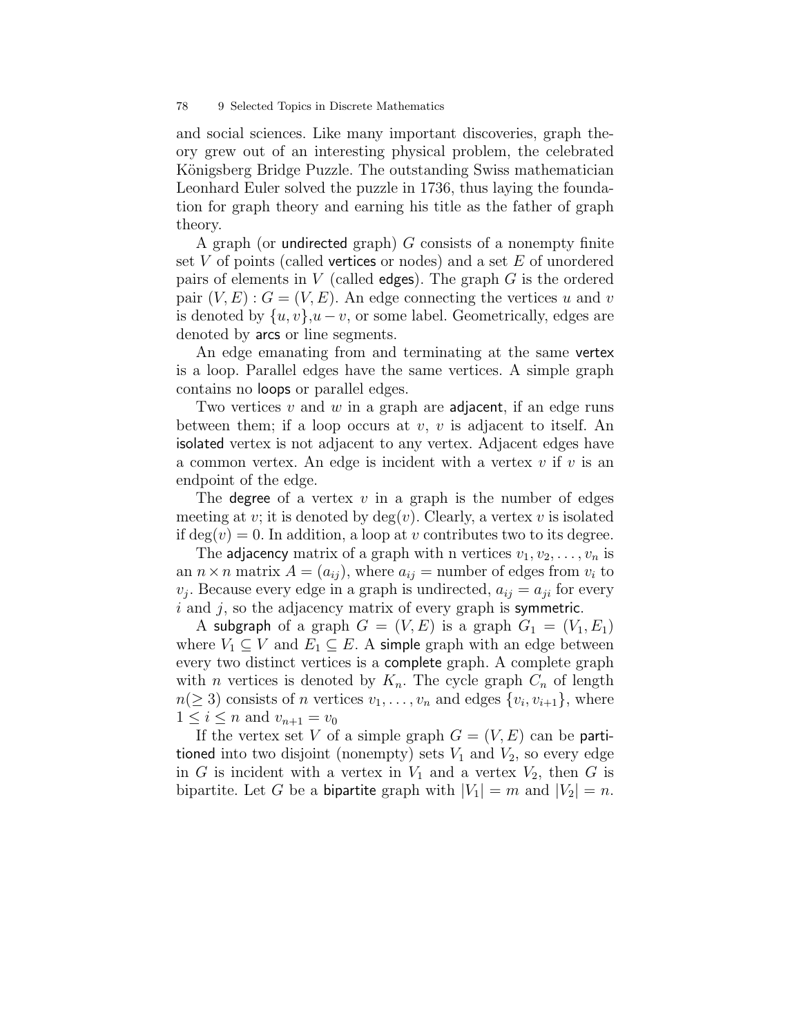and social sciences. Like many important discoveries, graph theory grew out of an interesting physical problem, the celebrated Königsberg Bridge Puzzle. The outstanding Swiss mathematician Leonhard Euler solved the puzzle in 1736, thus laying the foundation for graph theory and earning his title as the father of graph theory.

A graph (or undirected graph) $G$ consists of a nonempty finite set $V$ of points (called vertices or nodes) and a set $E$ of unordered pairs of elements in $V$ (called edges). The graph $G$ is the ordered pair $(V, E) : G = (V, E)$. An edge connecting the vertices $u$ and $v$ is denoted by $\{u, v\}$,$u - v$, or some label. Geometrically, edges are denoted by arcs or line segments.

An edge emanating from and terminating at the same vertex is a loop. Parallel edges have the same vertices. A simple graph contains no loops or parallel edges.

Two vertices $v$ and $w$ in a graph are adjacent, if an edge runs between them; if a loop occurs at $v$, $v$ is adjacent to itself. An isolated vertex is not adjacent to any vertex. Adjacent edges have a common vertex. An edge is incident with a vertex $v$ if $v$ is an endpoint of the edge.

The degree of a vertex $v$ in a graph is the number of edges meeting at $v$; it is denoted by $\deg(v)$. Clearly, a vertex $v$ is isolated if $\deg(v) = 0$. In addition, a loop at $v$ contributes two to its degree.

The adjacency matrix of a graph with n vertices $v_1, v_2, \ldots, v_n$ is an $n \times n$ matrix $A = (a_{ij})$, where $a_{ij}$ = number of edges from $v_i$ to $v_j$. Because every edge in a graph is undirected, $a_{ij} = a_{ji}$ for every $i$ and $j$, so the adjacency matrix of every graph is symmetric.

A subgraph of a graph $G = (V, E)$ is a graph $G_1 = (V_1, E_1)$ where $V_1 \subseteq V$ and $E_1 \subseteq E$. A simple graph with an edge between every two distinct vertices is a complete graph. A complete graph with $n$ vertices is denoted by $K_n$. The cycle graph $C_n$ of length $n (\geq 3)$ consists of $n$ vertices $v_1, \ldots, v_n$ and edges $\{v_i, v_{i+1}\}$, where $1 \leq i \leq n$ and $v_{n+1} = v_0$

If the vertex set $V$ of a simple graph $G = (V, E)$ can be partitioned into two disjoint (nonempty) sets $V_1$ and $V_2$, so every edge in $G$ is incident with a vertex in $V_1$ and a vertex $V_2$, then $G$ is bipartite. Let $G$ be a bipartite graph with $|V_1| = m$ and $|V_2| = n$.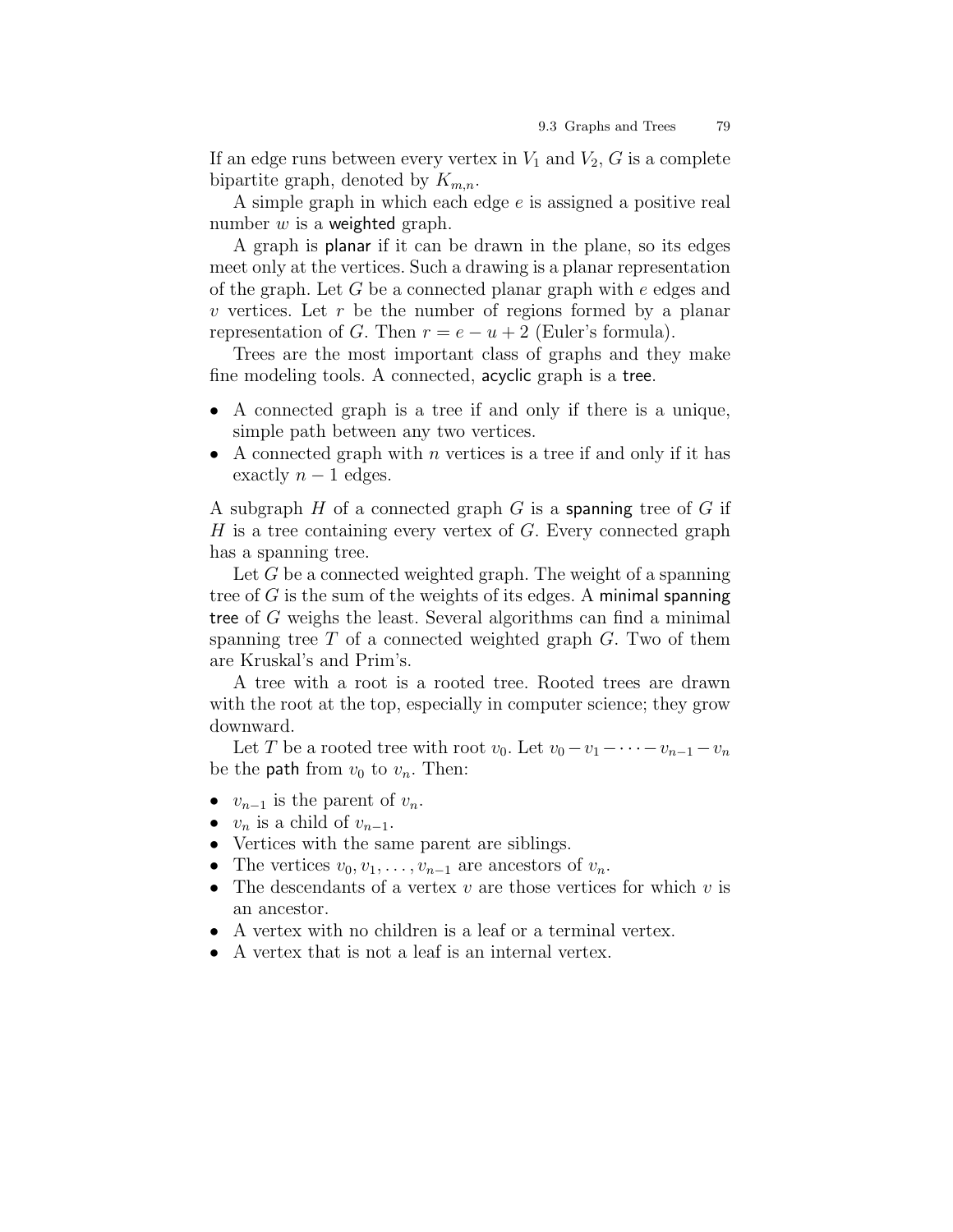If an edge runs between every vertex in $V_1$ and $V_2$, $G$ is a complete bipartite graph, denoted by $K_{m,n}$.

A simple graph in which each edge $e$ is assigned a positive real number $w$ is a weighted graph.

A graph is planar if it can be drawn in the plane, so its edges meet only at the vertices. Such a drawing is a planar representation of the graph. Let $G$ be a connected planar graph with $e$ edges and $v$ vertices. Let $r$ be the number of regions formed by a planar representation of $G$. Then $r = e - u + 2$ (Euler's formula).

Trees are the most important class of graphs and they make fine modeling tools. A connected, acyclic graph is a tree.

- A connected graph is a tree if and only if there is a unique, simple path between any two vertices.
- A connected graph with $n$ vertices is a tree if and only if it has exactly $n - 1$ edges.

A subgraph $H$ of a connected graph $G$ is a spanning tree of $G$ if $H$ is a tree containing every vertex of $G$. Every connected graph has a spanning tree.

Let $G$ be a connected weighted graph. The weight of a spanning tree of $G$ is the sum of the weights of its edges. A minimal spanning tree of $G$ weighs the least. Several algorithms can find a minimal spanning tree $T$ of a connected weighted graph $G$. Two of them are Kruskal's and Prim's.

A tree with a root is a rooted tree. Rooted trees are drawn with the root at the top, especially in computer science; they grow downward.

Let $T$ be a rooted tree with root $v_0$. Let $v_0 - v_1 - \cdots - v_{n-1} - v_n$ be the path from $v_0$ to $v_n$. Then:

- $v_{n-1}$ is the parent of $v_n$.
- $v_n$ is a child of $v_{n-1}$.
- Vertices with the same parent are siblings.
- The vertices $v_0, v_1, \ldots, v_{n-1}$ are ancestors of $v_n$.
- The descendants of a vertex $v$ are those vertices for which $v$ is an ancestor.
- A vertex with no children is a leaf or a terminal vertex.
- A vertex that is not a leaf is an internal vertex.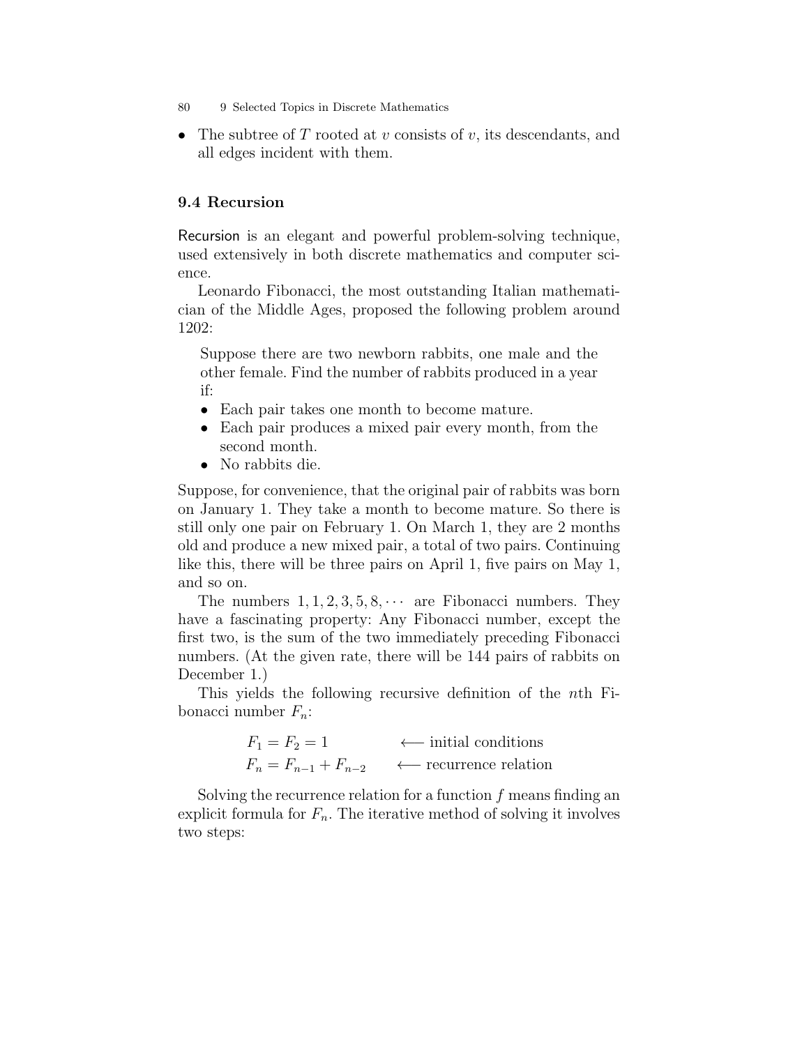- The subtree of $T$ rooted at $v$ consists of $v$, its descendants, and all edges incident with them.

## 9.4 Recursion

Recursion is an elegant and powerful problem-solving technique, used extensively in both discrete mathematics and computer science.

Leonardo Fibonacci, the most outstanding Italian mathematician of the Middle Ages, proposed the following problem around 1202:

> Suppose there are two newborn rabbits, one male and the other female. Find the number of rabbits produced in a year if:
> - Each pair takes one month to become mature.
> - Each pair produces a mixed pair every month, from the second month.
> - No rabbits die.

Suppose, for convenience, that the original pair of rabbits was born on January 1. They take a month to become mature. So there is still only one pair on February 1. On March 1, they are 2 months old and produce a new mixed pair, a total of two pairs. Continuing like this, there will be three pairs on April 1, five pairs on May 1, and so on.

The numbers $1, 1, 2, 3, 5, 8, \cdots$ are Fibonacci numbers. They have a fascinating property: Any Fibonacci number, except the first two, is the sum of the two immediately preceding Fibonacci numbers. (At the given rate, there will be 144 pairs of rabbits on December 1.)

This yields the following recursive definition of the $n$th Fibonacci number $F_n$:

$$
\begin{aligned}
F_1 &= F_2 = 1 && \longleftarrow \text{initial conditions} \\
F_n &= F_{n-1} + F_{n-2} && \longleftarrow \text{recurrence relation}
\end{aligned}
$$

Solving the recurrence relation for a function $f$ means finding an explicit formula for $F_n$. The iterative method of solving it involves two steps: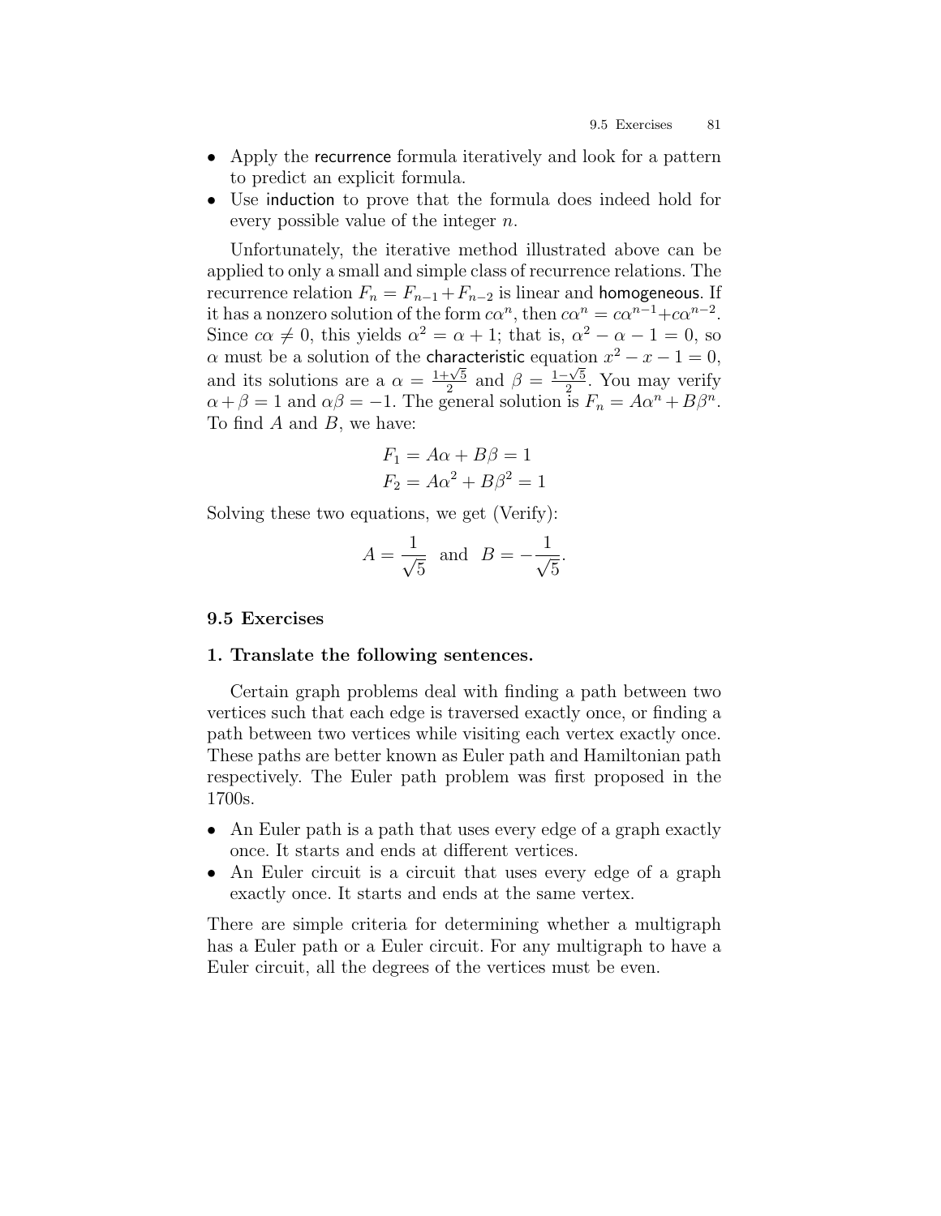- Apply the recurrence formula iteratively and look for a pattern to predict an explicit formula.
- Use induction to prove that the formula does indeed hold for every possible value of the integer $n$.

Unfortunately, the iterative method illustrated above can be applied to only a small and simple class of recurrence relations. The recurrence relation $F_n = F_{n-1} + F_{n-2}$ is linear and homogeneous. If it has a nonzero solution of the form $c\alpha^n$, then $c\alpha^n = c\alpha^{n-1} + c\alpha^{n-2}$. Since $c\alpha \neq 0$, this yields $\alpha^2 = \alpha + 1$; that is, $\alpha^2 - \alpha - 1 = 0$, so $\alpha$ must be a solution of the characteristic equation $x^2 - x - 1 = 0$, and its solutions are a $\alpha = \frac{1+\sqrt{5}}{2}$ and $\beta = \frac{1-\sqrt{5}}{2}$. You may verify $\alpha + \beta = 1$ and $\alpha\beta = -1$. The general solution is $F_n = A\alpha^n + B\beta^n$. To find $A$ and $B$, we have:

$$F_1 = A\alpha + B\beta = 1$$
$$F_2 = A\alpha^2 + B\beta^2 = 1$$

Solving these two equations, we get (Verify):

$$A = \frac{1}{\sqrt{5}} \text{ and } B = -\frac{1}{\sqrt{5}}.$$

## 9.5 Exercises

### 1. Translate the following sentences.

Certain graph problems deal with finding a path between two vertices such that each edge is traversed exactly once, or finding a path between two vertices while visiting each vertex exactly once. These paths are better known as Euler path and Hamiltonian path respectively. The Euler path problem was first proposed in the 1700s.

- An Euler path is a path that uses every edge of a graph exactly once. It starts and ends at different vertices.
- An Euler circuit is a circuit that uses every edge of a graph exactly once. It starts and ends at the same vertex.

There are simple criteria for determining whether a multigraph has a Euler path or a Euler circuit. For any multigraph to have a Euler circuit, all the degrees of the vertices must be even.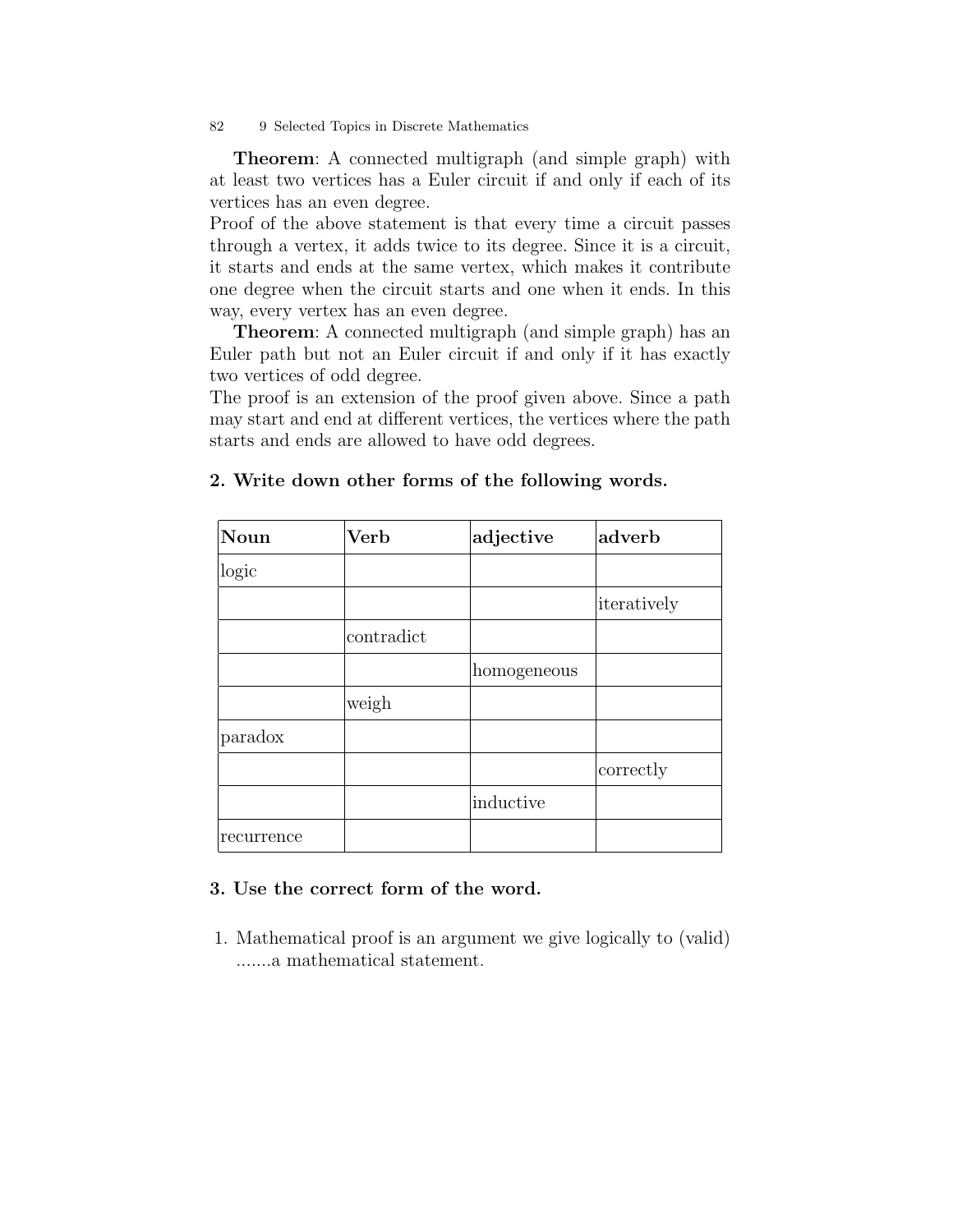**Theorem**: A connected multigraph (and simple graph) with at least two vertices has a Euler circuit if and only if each of its vertices has an even degree.
Proof of the above statement is that every time a circuit passes through a vertex, it adds twice to its degree. Since it is a circuit, it starts and ends at the same vertex, which makes it contribute one degree when the circuit starts and one when it ends. In this way, every vertex has an even degree.

**Theorem**: A connected multigraph (and simple graph) has an Euler path but not an Euler circuit if and only if it has exactly two vertices of odd degree.
The proof is an extension of the proof given above. Since a path may start and end at different vertices, the vertices where the path starts and ends are allowed to have odd degrees.

### 2. Write down other forms of the following words.

| **Noun** | **Verb** | **adjective** | **adverb** |
|---|---|---|---|
| logic | | | |
| | | | iteratively |
| | contradict | | |
| | | homogeneous | |
| | weigh | | |
| paradox | | | |
| | | | correctly |
| | | inductive | |
| recurrence | | | |

### 3. Use the correct form of the word.

1. Mathematical proof is an argument we give logically to (valid) .......a mathematical statement.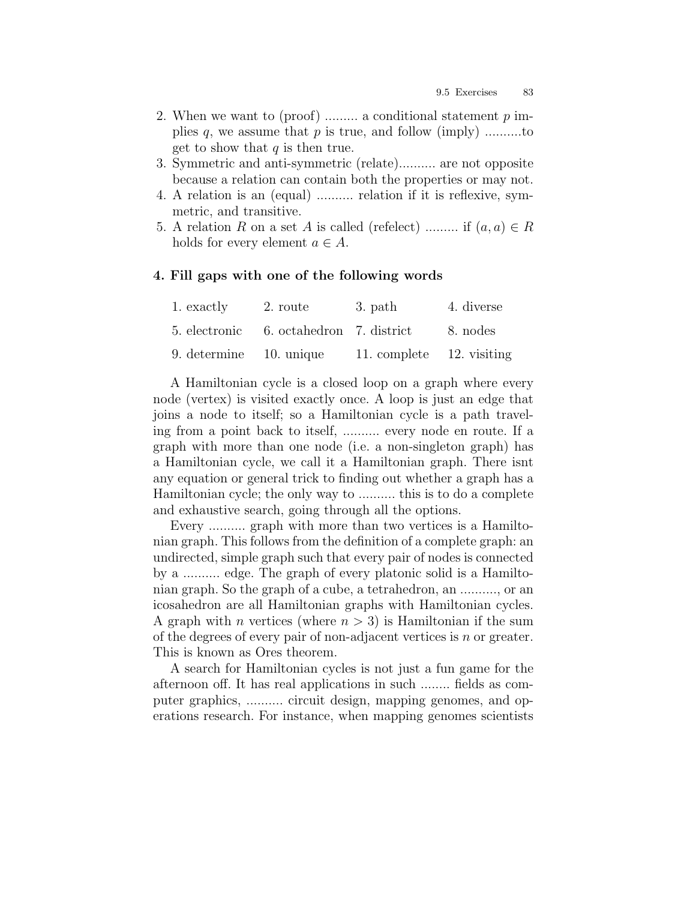2. When we want to (proof) ......... a conditional statement $p$ implies $q$, we assume that $p$ is true, and follow (imply) ..........to get to show that $q$ is then true.
3. Symmetric and anti-symmetric (relate).......... are not opposite because a relation can contain both the properties or may not.
4. A relation is an (equal) .......... relation if it is reflexive, symmetric, and transitive.
5. A relation $R$ on a set $A$ is called (refelect) ......... if $(a, a) \in R$ holds for every element $a \in A$.

**4. Fill gaps with one of the following words**

| | | | |
|---|---|---|---|
| 1. exactly | 2. route | 3. path | 4. diverse |
| 5. electronic | 6. octahedron | 7. district | 8. nodes |
| 9. determine | 10. unique | 11. complete | 12. visiting |

A Hamiltonian cycle is a closed loop on a graph where every node (vertex) is visited exactly once. A loop is just an edge that joins a node to itself; so a Hamiltonian cycle is a path traveling from a point back to itself, .......... every node en route. If a graph with more than one node (i.e. a non-singleton graph) has a Hamiltonian cycle, we call it a Hamiltonian graph. There isnt any equation or general trick to finding out whether a graph has a Hamiltonian cycle; the only way to .......... this is to do a complete and exhaustive search, going through all the options.

Every .......... graph with more than two vertices is a Hamiltonian graph. This follows from the definition of a complete graph: an undirected, simple graph such that every pair of nodes is connected by a .......... edge. The graph of every platonic solid is a Hamiltonian graph. So the graph of a cube, a tetrahedron, an .........., or an icosahedron are all Hamiltonian graphs with Hamiltonian cycles. A graph with $n$ vertices (where $n > 3$) is Hamiltonian if the sum of the degrees of every pair of non-adjacent vertices is $n$ or greater. This is known as Ores theorem.

A search for Hamiltonian cycles is not just a fun game for the afternoon off. It has real applications in such ........ fields as computer graphics, .......... circuit design, mapping genomes, and operations research. For instance, when mapping genomes scientists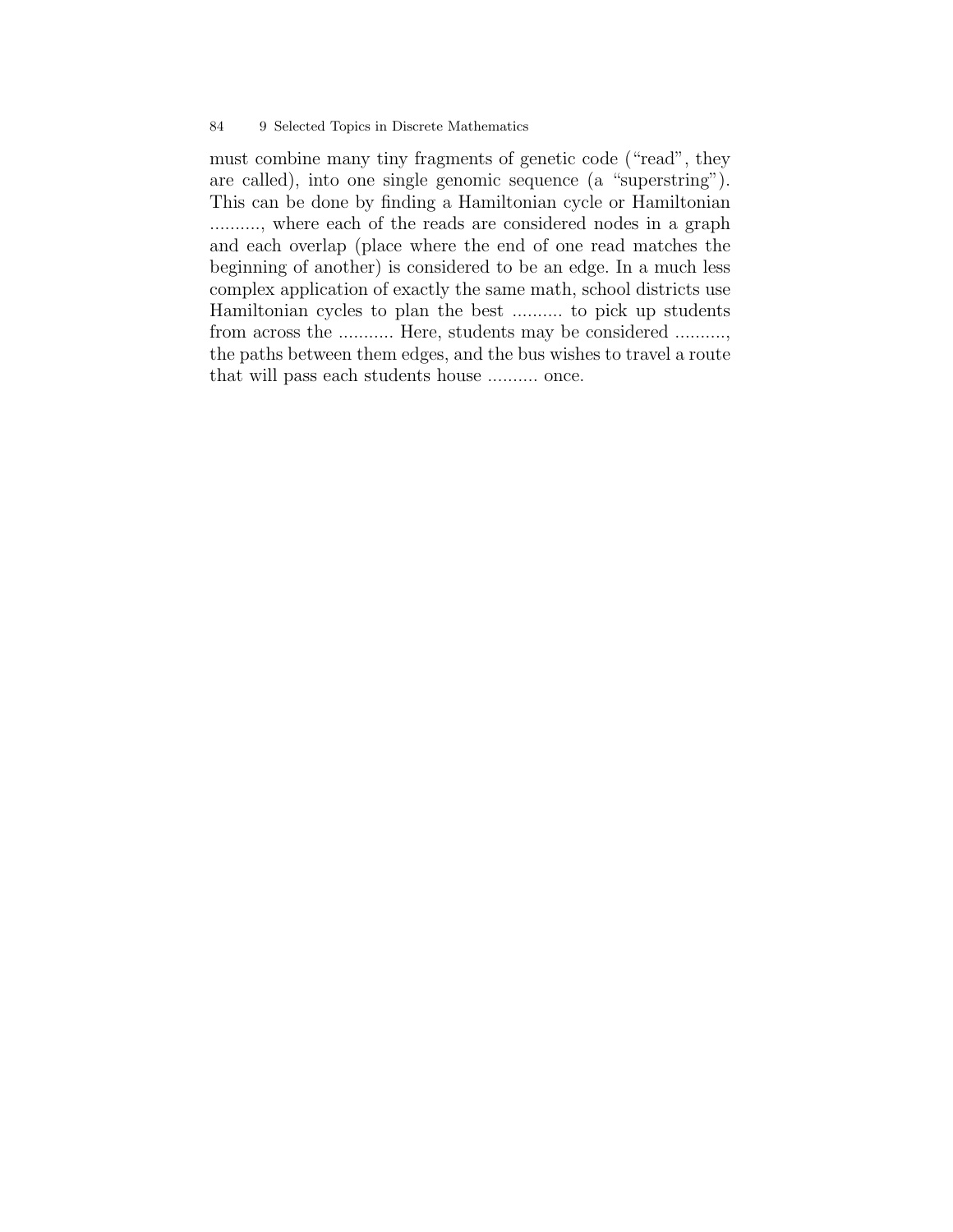must combine many tiny fragments of genetic code ("read", they are called), into one single genomic sequence (a "superstring"). This can be done by finding a Hamiltonian cycle or Hamiltonian .........., where each of the reads are considered nodes in a graph and each overlap (place where the end of one read matches the beginning of another) is considered to be an edge. In a much less complex application of exactly the same math, school districts use Hamiltonian cycles to plan the best .......... to pick up students from across the ........... Here, students may be considered .........., the paths between them edges, and the bus wishes to travel a route that will pass each students house .......... once.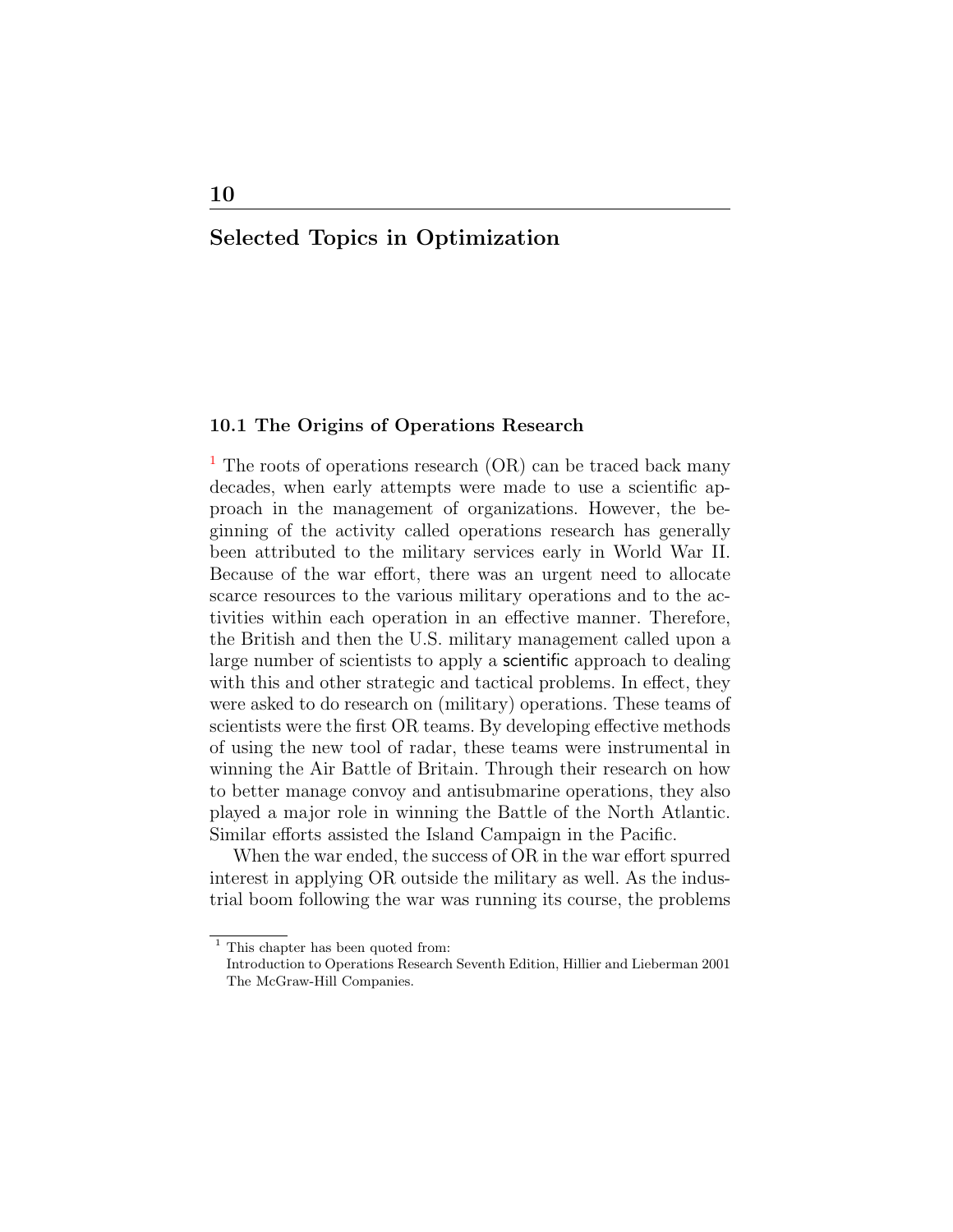# 10

# Selected Topics in Optimization

## 10.1 The Origins of Operations Research

[1] The roots of operations research (OR) can be traced back many decades, when early attempts were made to use a scientific approach in the management of organizations. However, the beginning of the activity called operations research has generally been attributed to the military services early in World War II. Because of the war effort, there was an urgent need to allocate scarce resources to the various military operations and to the activities within each operation in an effective manner. Therefore, the British and then the U.S. military management called upon a large number of scientists to apply a scientific approach to dealing with this and other strategic and tactical problems. In effect, they were asked to do research on (military) operations. These teams of scientists were the first OR teams. By developing effective methods of using the new tool of radar, these teams were instrumental in winning the Air Battle of Britain. Through their research on how to better manage convoy and antisubmarine operations, they also played a major role in winning the Battle of the North Atlantic. Similar efforts assisted the Island Campaign in the Pacific.

When the war ended, the success of OR in the war effort spurred interest in applying OR outside the military as well. As the industrial boom following the war was running its course, the problems

[1] This chapter has been quoted from:
Introduction to Operations Research Seventh Edition, Hillier and Lieberman 2001 The McGraw-Hill Companies.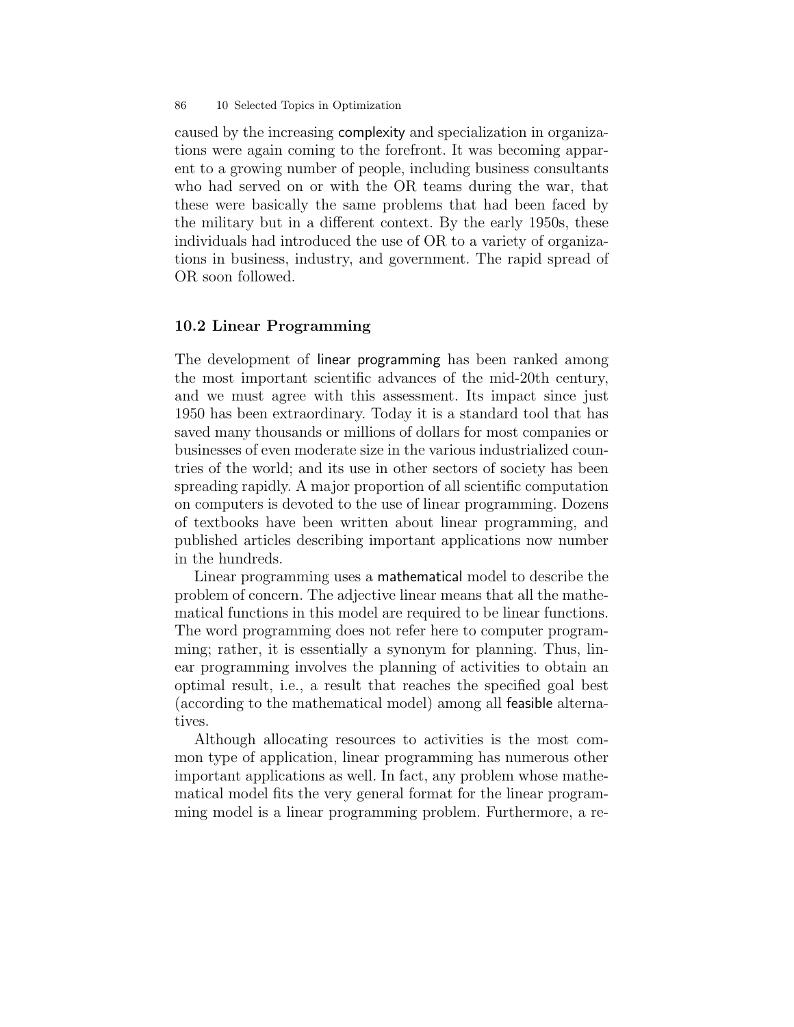caused by the increasing complexity and specialization in organizations were again coming to the forefront. It was becoming apparent to a growing number of people, including business consultants who had served on or with the OR teams during the war, that these were basically the same problems that had been faced by the military but in a different context. By the early 1950s, these individuals had introduced the use of OR to a variety of organizations in business, industry, and government. The rapid spread of OR soon followed.

## 10.2 Linear Programming

The development of linear programming has been ranked among the most important scientific advances of the mid-20th century, and we must agree with this assessment. Its impact since just 1950 has been extraordinary. Today it is a standard tool that has saved many thousands or millions of dollars for most companies or businesses of even moderate size in the various industrialized countries of the world; and its use in other sectors of society has been spreading rapidly. A major proportion of all scientific computation on computers is devoted to the use of linear programming. Dozens of textbooks have been written about linear programming, and published articles describing important applications now number in the hundreds.

Linear programming uses a mathematical model to describe the problem of concern. The adjective linear means that all the mathematical functions in this model are required to be linear functions. The word programming does not refer here to computer programming; rather, it is essentially a synonym for planning. Thus, linear programming involves the planning of activities to obtain an optimal result, i.e., a result that reaches the specified goal best (according to the mathematical model) among all feasible alternatives.

Although allocating resources to activities is the most common type of application, linear programming has numerous other important applications as well. In fact, any problem whose mathematical model fits the very general format for the linear programming model is a linear programming problem. Furthermore, a re-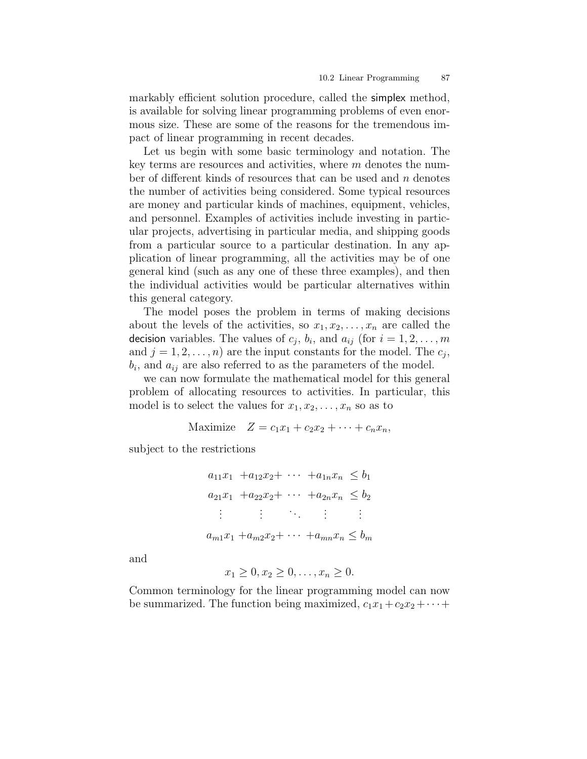markably efficient solution procedure, called the simplex method, is available for solving linear programming problems of even enormous size. These are some of the reasons for the tremendous impact of linear programming in recent decades.

Let us begin with some basic terminology and notation. The key terms are resources and activities, where $m$ denotes the number of different kinds of resources that can be used and $n$ denotes the number of activities being considered. Some typical resources are money and particular kinds of machines, equipment, vehicles, and personnel. Examples of activities include investing in particular projects, advertising in particular media, and shipping goods from a particular source to a particular destination. In any application of linear programming, all the activities may be of one general kind (such as any one of these three examples), and then the individual activities would be particular alternatives within this general category.

The model poses the problem in terms of making decisions about the levels of the activities, so $x_1, x_2, \ldots, x_n$ are called the decision variables. The values of $c_j$, $b_i$, and $a_{ij}$ (for $i = 1, 2, \ldots, m$ and $j = 1, 2, \ldots, n$) are the input constants for the model. The $c_j$, $b_i$, and $a_{ij}$ are also referred to as the parameters of the model.

we can now formulate the mathematical model for this general problem of allocating resources to activities. In particular, this model is to select the values for $x_1, x_2, \ldots, x_n$ so as to

$$\text{Maximize} \quad Z = c_1 x_1 + c_2 x_2 + \cdots + c_n x_n,$$

subject to the restrictions

$$\begin{array}{ccccc}
a_{11}x_1 & +a_{12}x_2+ & \cdots & +a_{1n}x_n & \leq b_1 \\
a_{21}x_1 & +a_{22}x_2+ & \cdots & +a_{2n}x_n & \leq b_2 \\
\vdots & \vdots & \ddots & \vdots & \vdots \\
a_{m1}x_1 & +a_{m2}x_2+ & \cdots & +a_{mn}x_n & \leq b_m
\end{array}$$

and

$$x_1 \geq 0, x_2 \geq 0, \ldots, x_n \geq 0.$$

Common terminology for the linear programming model can now be summarized. The function being maximized, $c_1x_1 + c_2x_2 + \cdots +$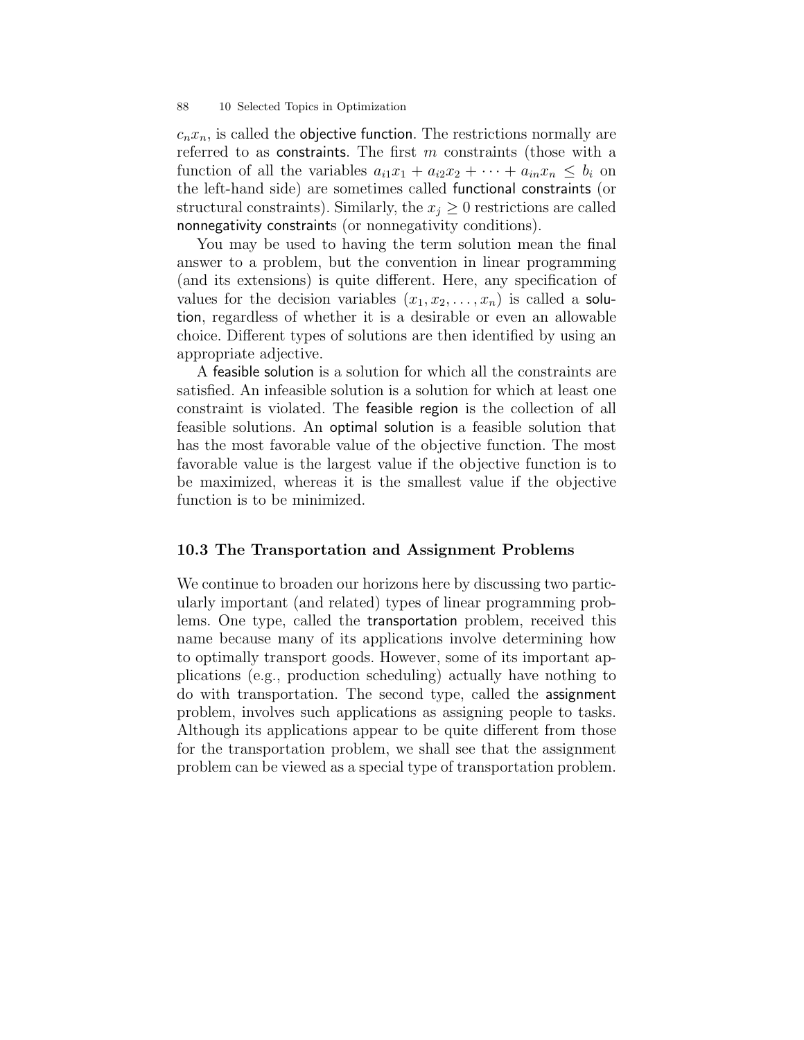$c_n x_n$, is called the objective function. The restrictions normally are referred to as constraints. The first $m$ constraints (those with a function of all the variables $a_{i1}x_1 + a_{i2}x_2 + \cdots + a_{in}x_n \leq b_i$ on the left-hand side) are sometimes called functional constraints (or structural constraints). Similarly, the $x_j \geq 0$ restrictions are called nonnegativity constraints (or nonnegativity conditions).

You may be used to having the term solution mean the final answer to a problem, but the convention in linear programming (and its extensions) is quite different. Here, any specification of values for the decision variables $(x_1, x_2, \ldots, x_n)$ is called a solution, regardless of whether it is a desirable or even an allowable choice. Different types of solutions are then identified by using an appropriate adjective.

A feasible solution is a solution for which all the constraints are satisfied. An infeasible solution is a solution for which at least one constraint is violated. The feasible region is the collection of all feasible solutions. An optimal solution is a feasible solution that has the most favorable value of the objective function. The most favorable value is the largest value if the objective function is to be maximized, whereas it is the smallest value if the objective function is to be minimized.

## 10.3 The Transportation and Assignment Problems

We continue to broaden our horizons here by discussing two particularly important (and related) types of linear programming problems. One type, called the transportation problem, received this name because many of its applications involve determining how to optimally transport goods. However, some of its important applications (e.g., production scheduling) actually have nothing to do with transportation. The second type, called the assignment problem, involves such applications as assigning people to tasks. Although its applications appear to be quite different from those for the transportation problem, we shall see that the assignment problem can be viewed as a special type of transportation problem.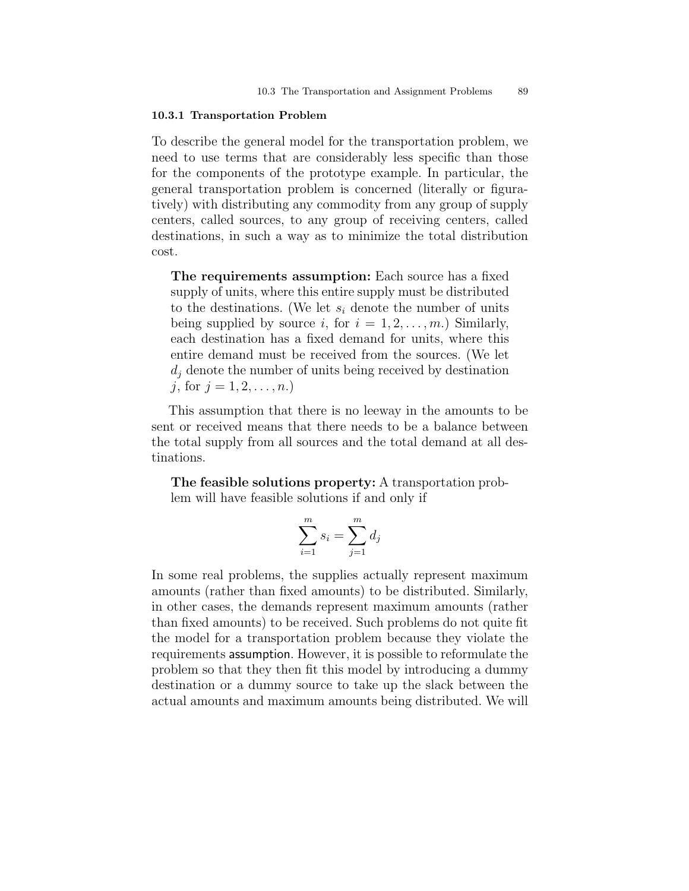### 10.3.1 Transportation Problem

To describe the general model for the transportation problem, we need to use terms that are considerably less specific than those for the components of the prototype example. In particular, the general transportation problem is concerned (literally or figuratively) with distributing any commodity from any group of supply centers, called sources, to any group of receiving centers, called destinations, in such a way as to minimize the total distribution cost.

> **The requirements assumption:** Each source has a fixed supply of units, where this entire supply must be distributed to the destinations. (We let $s_i$ denote the number of units being supplied by source $i$, for $i = 1, 2, \ldots, m$.) Similarly, each destination has a fixed demand for units, where this entire demand must be received from the sources. (We let $d_j$ denote the number of units being received by destination $j$, for $j = 1, 2, \ldots, n$.)

This assumption that there is no leeway in the amounts to be sent or received means that there needs to be a balance between the total supply from all sources and the total demand at all destinations.

> **The feasible solutions property:** A transportation problem will have feasible solutions if and only if
>
> $$\sum_{i=1}^{m} s_i = \sum_{j=1}^{m} d_j$$

In some real problems, the supplies actually represent maximum amounts (rather than fixed amounts) to be distributed. Similarly, in other cases, the demands represent maximum amounts (rather than fixed amounts) to be received. Such problems do not quite fit the model for a transportation problem because they violate the requirements assumption. However, it is possible to reformulate the problem so that they then fit this model by introducing a dummy destination or a dummy source to take up the slack between the actual amounts and maximum amounts being distributed. We will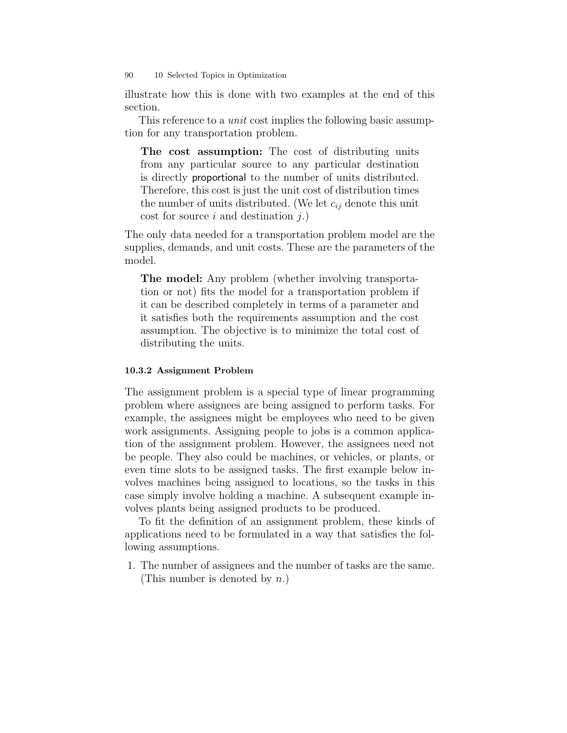illustrate how this is done with two examples at the end of this section.

This reference to a *unit* cost implies the following basic assumption for any transportation problem.

> **The cost assumption:** The cost of distributing units from any particular source to any particular destination is directly proportional to the number of units distributed. Therefore, this cost is just the unit cost of distribution times the number of units distributed. (We let $c_{ij}$ denote this unit cost for source $i$ and destination $j$.)

The only data needed for a transportation problem model are the supplies, demands, and unit costs. These are the parameters of the model.

> **The model:** Any problem (whether involving transportation or not) fits the model for a transportation problem if it can be described completely in terms of a parameter and it satisfies both the requirements assumption and the cost assumption. The objective is to minimize the total cost of distributing the units.

#### 10.3.2 Assignment Problem

The assignment problem is a special type of linear programming problem where assignees are being assigned to perform tasks. For example, the assignees might be employees who need to be given work assignments. Assigning people to jobs is a common application of the assignment problem. However, the assignees need not be people. They also could be machines, or vehicles, or plants, or even time slots to be assigned tasks. The first example below involves machines being assigned to locations, so the tasks in this case simply involve holding a machine. A subsequent example involves plants being assigned products to be produced.

To fit the definition of an assignment problem, these kinds of applications need to be formulated in a way that satisfies the following assumptions.

1. The number of assignees and the number of tasks are the same. (This number is denoted by $n$.)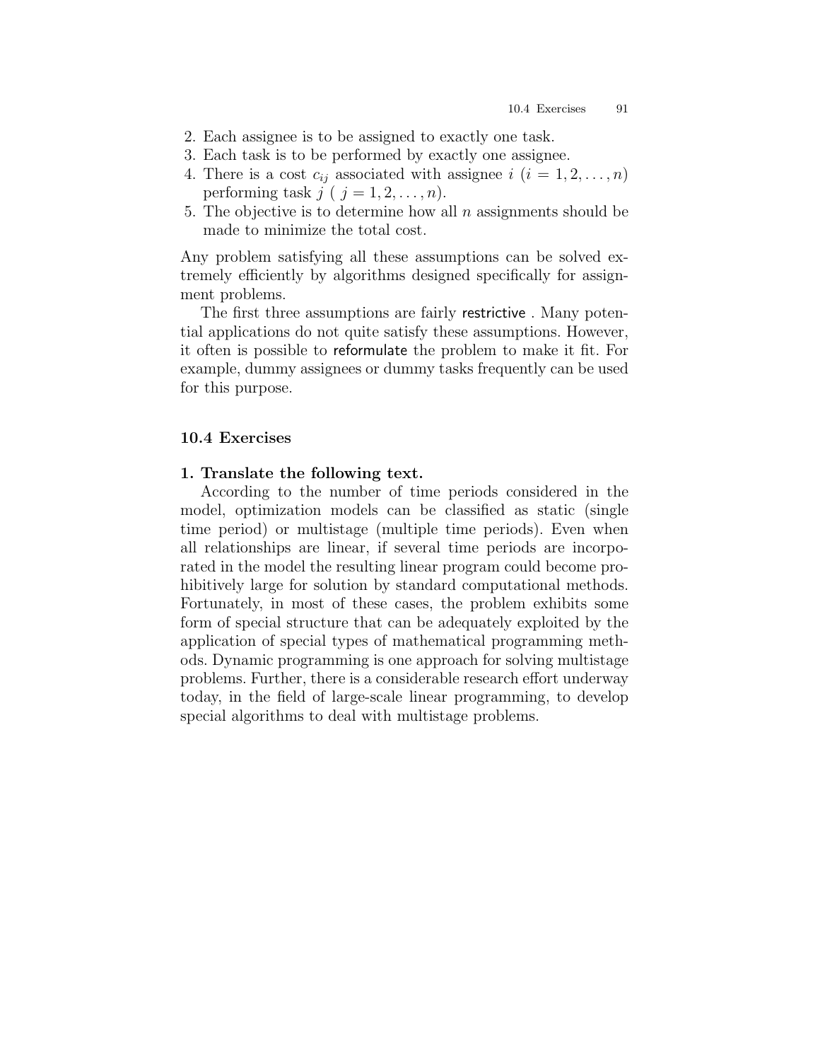2. Each assignee is to be assigned to exactly one task.
3. Each task is to be performed by exactly one assignee.
4. There is a cost $c_{ij}$ associated with assignee $i$ ($i = 1, 2, \ldots, n$) performing task $j$ ( $j = 1, 2, \ldots, n$).
5. The objective is to determine how all $n$ assignments should be made to minimize the total cost.

Any problem satisfying all these assumptions can be solved extremely efficiently by algorithms designed specifically for assignment problems.

The first three assumptions are fairly restrictive . Many potential applications do not quite satisfy these assumptions. However, it often is possible to reformulate the problem to make it fit. For example, dummy assignees or dummy tasks frequently can be used for this purpose.

## 10.4 Exercises

**1. Translate the following text.**

According to the number of time periods considered in the model, optimization models can be classified as static (single time period) or multistage (multiple time periods). Even when all relationships are linear, if several time periods are incorporated in the model the resulting linear program could become prohibitively large for solution by standard computational methods. Fortunately, in most of these cases, the problem exhibits some form of special structure that can be adequately exploited by the application of special types of mathematical programming methods. Dynamic programming is one approach for solving multistage problems. Further, there is a considerable research effort underway today, in the field of large-scale linear programming, to develop special algorithms to deal with multistage problems.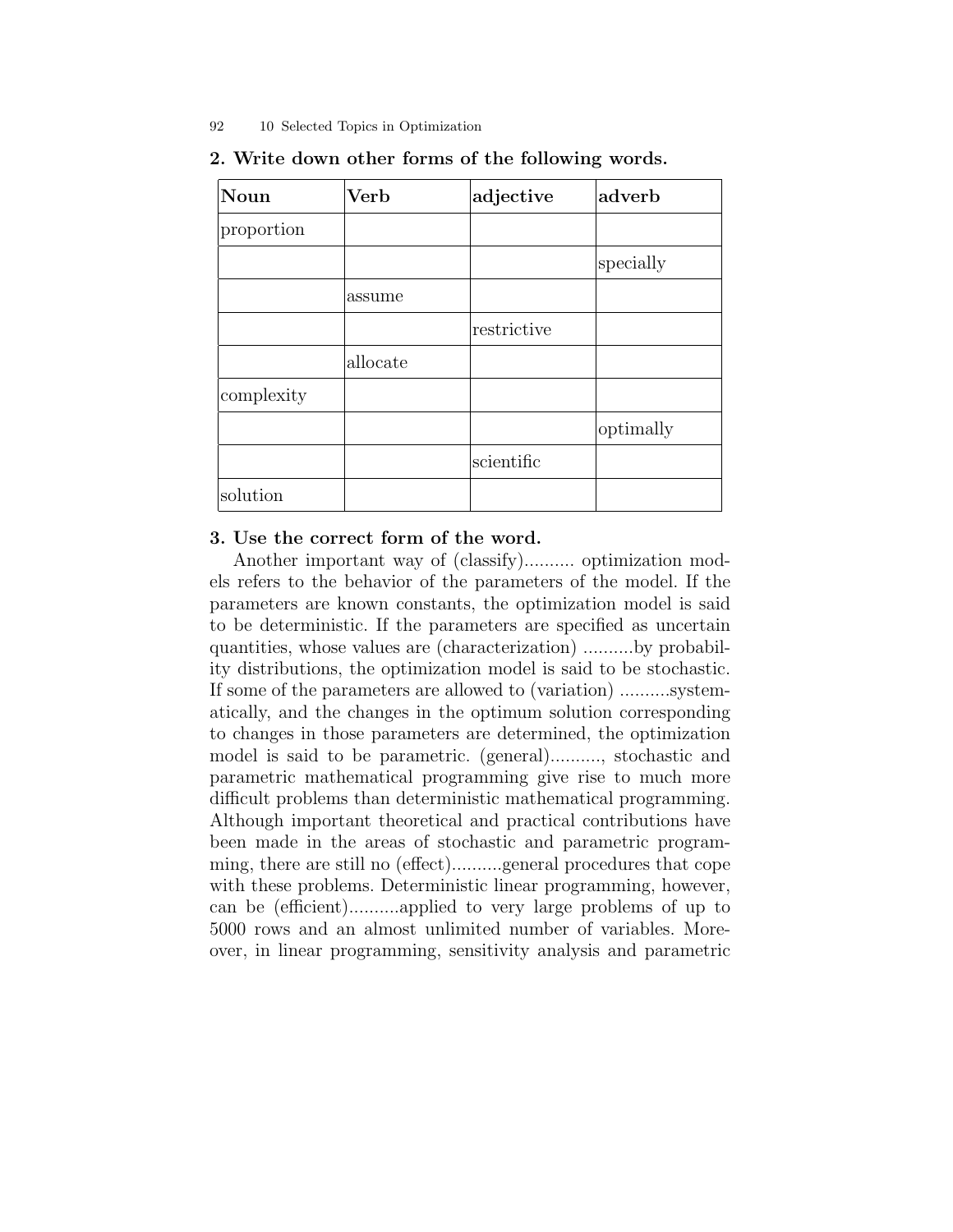**2. Write down other forms of the following words.**

| Noun | Verb | adjective | adverb |
|---|---|---|---|
| proportion | | | |
| | | | specially |
| | assume | | |
| | | restrictive | |
| | allocate | | |
| complexity | | | |
| | | | optimally |
| | | scientific | |
| solution | | | |

**3. Use the correct form of the word.**

Another important way of (classify).......... optimization models refers to the behavior of the parameters of the model. If the parameters are known constants, the optimization model is said to be deterministic. If the parameters are specified as uncertain quantities, whose values are (characterization) ..........by probability distributions, the optimization model is said to be stochastic. If some of the parameters are allowed to (variation) ..........systematically, and the changes in the optimum solution corresponding to changes in those parameters are determined, the optimization model is said to be parametric. (general).........., stochastic and parametric mathematical programming give rise to much more difficult problems than deterministic mathematical programming. Although important theoretical and practical contributions have been made in the areas of stochastic and parametric programming, there are still no (effect)..........general procedures that cope with these problems. Deterministic linear programming, however, can be (efficient)..........applied to very large problems of up to 5000 rows and an almost unlimited number of variables. Moreover, in linear programming, sensitivity analysis and parametric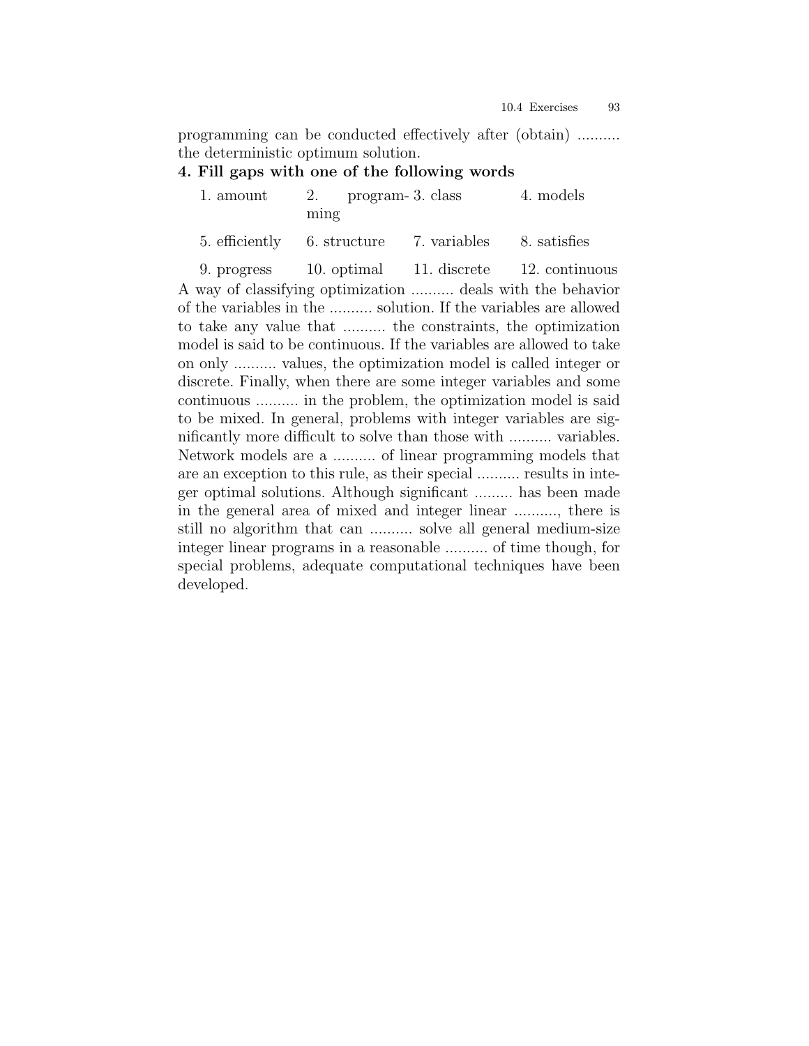programming can be conducted effectively after (obtain) .......... the deterministic optimum solution.

**4. Fill gaps with one of the following words**

| | | | |
|---|---|---|---|
| 1. amount | 2. programming | 3. class | 4. models |
| 5. efficiently | 6. structure | 7. variables | 8. satisfies |
| 9. progress | 10. optimal | 11. discrete | 12. continuous |

A way of classifying optimization .......... deals with the behavior of the variables in the .......... solution. If the variables are allowed to take any value that .......... the constraints, the optimization model is said to be continuous. If the variables are allowed to take on only .......... values, the optimization model is called integer or discrete. Finally, when there are some integer variables and some continuous .......... in the problem, the optimization model is said to be mixed. In general, problems with integer variables are significantly more difficult to solve than those with .......... variables. Network models are a .......... of linear programming models that are an exception to this rule, as their special .......... results in integer optimal solutions. Although significant ......... has been made in the general area of mixed and integer linear .........., there is still no algorithm that can .......... solve all general medium-size integer linear programs in a reasonable .......... of time though, for special problems, adequate computational techniques have been developed.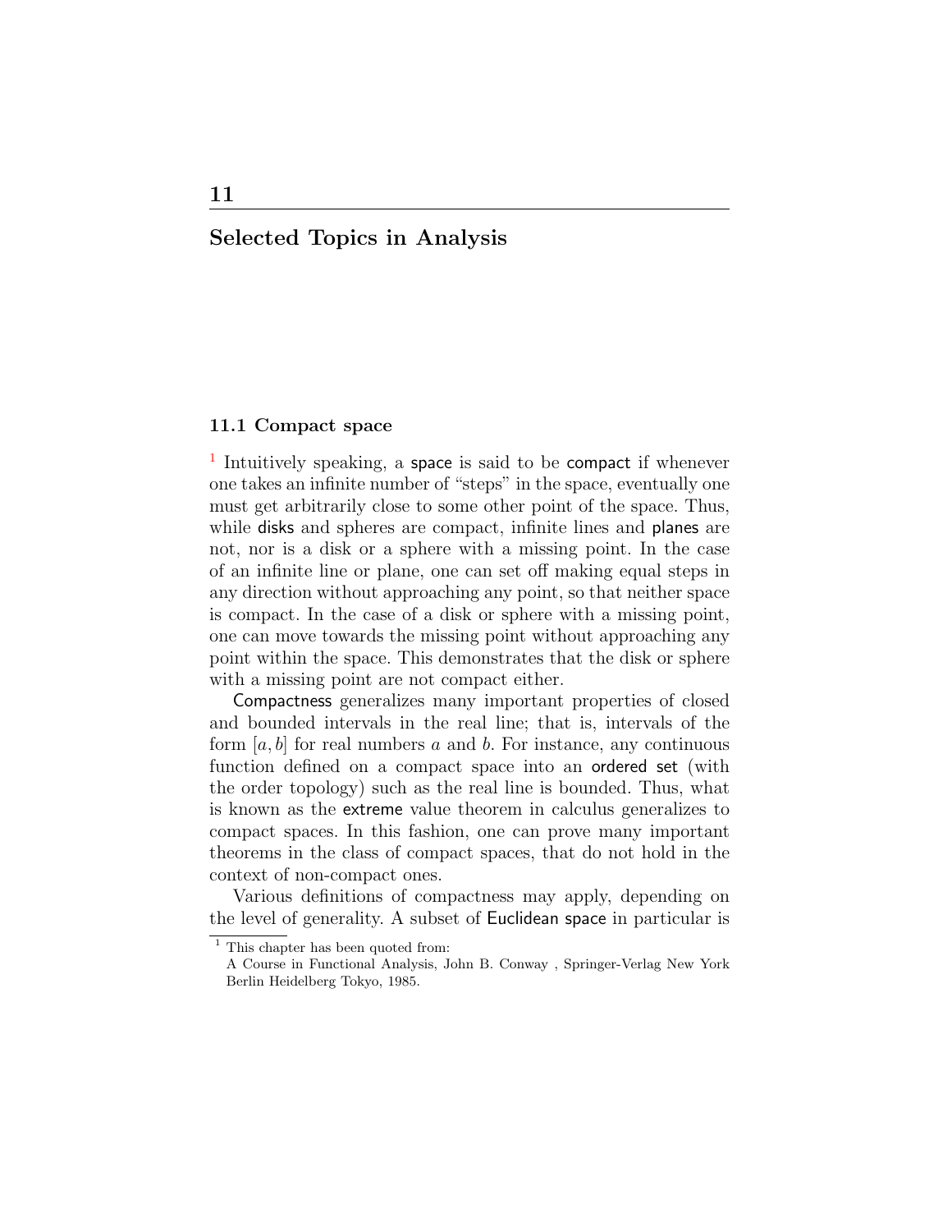# 11

# Selected Topics in Analysis

## 11.1 Compact space

[1] Intuitively speaking, a space is said to be compact if whenever one takes an infinite number of "steps" in the space, eventually one must get arbitrarily close to some other point of the space. Thus, while disks and spheres are compact, infinite lines and planes are not, nor is a disk or a sphere with a missing point. In the case of an infinite line or plane, one can set off making equal steps in any direction without approaching any point, so that neither space is compact. In the case of a disk or sphere with a missing point, one can move towards the missing point without approaching any point within the space. This demonstrates that the disk or sphere with a missing point are not compact either.

Compactness generalizes many important properties of closed and bounded intervals in the real line; that is, intervals of the form $[a, b]$ for real numbers $a$ and $b$. For instance, any continuous function defined on a compact space into an ordered set (with the order topology) such as the real line is bounded. Thus, what is known as the extreme value theorem in calculus generalizes to compact spaces. In this fashion, one can prove many important theorems in the class of compact spaces, that do not hold in the context of non-compact ones.

Various definitions of compactness may apply, depending on the level of generality. A subset of Euclidean space in particular is

[1] This chapter has been quoted from:
A Course in Functional Analysis, John B. Conway , Springer-Verlag New York Berlin Heidelberg Tokyo, 1985.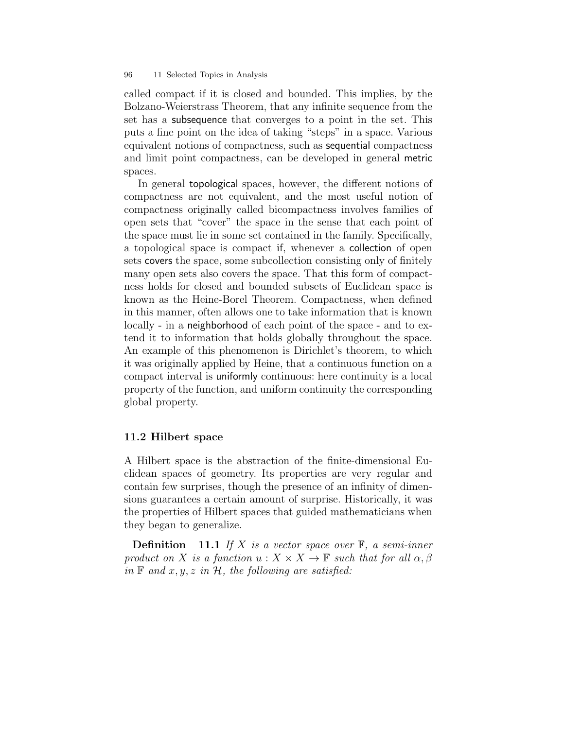called compact if it is closed and bounded. This implies, by the Bolzano-Weierstrass Theorem, that any infinite sequence from the set has a subsequence that converges to a point in the set. This puts a fine point on the idea of taking "steps" in a space. Various equivalent notions of compactness, such as sequential compactness and limit point compactness, can be developed in general metric spaces.

In general topological spaces, however, the different notions of compactness are not equivalent, and the most useful notion of compactness originally called bicompactness involves families of open sets that "cover" the space in the sense that each point of the space must lie in some set contained in the family. Specifically, a topological space is compact if, whenever a collection of open sets covers the space, some subcollection consisting only of finitely many open sets also covers the space. That this form of compactness holds for closed and bounded subsets of Euclidean space is known as the Heine-Borel Theorem. Compactness, when defined in this manner, often allows one to take information that is known locally - in a neighborhood of each point of the space - and to extend it to information that holds globally throughout the space. An example of this phenomenon is Dirichlet's theorem, to which it was originally applied by Heine, that a continuous function on a compact interval is uniformly continuous: here continuity is a local property of the function, and uniform continuity the corresponding global property.

## 11.2 Hilbert space

A Hilbert space is the abstraction of the finite-dimensional Euclidean spaces of geometry. Its properties are very regular and contain few surprises, though the presence of an infinity of dimensions guarantees a certain amount of surprise. Historically, it was the properties of Hilbert spaces that guided mathematicians when they began to generalize.

**Definition 11.1** *If $X$ is a vector space over $\mathbb{F}$, a semi-inner product on $X$ is a function $u : X \times X \to \mathbb{F}$ such that for all $\alpha, \beta$ in $\mathbb{F}$ and $x, y, z$ in $\mathcal{H}$, the following are satisfied:*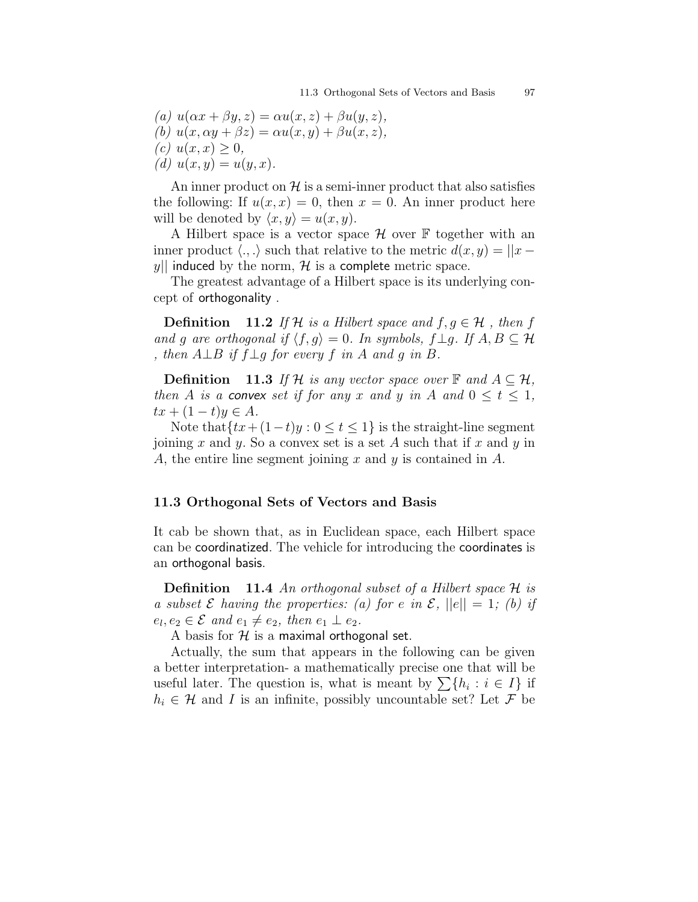*(a)* $u(\alpha x + \beta y, z) = \alpha u(x, z) + \beta u(y, z)$,
*(b)* $u(x, \alpha y + \beta z) = \alpha u(x, y) + \beta u(x, z)$,
*(c)* $u(x, x) \geq 0$,
*(d)* $u(x, y) = u(y, x)$.

An inner product on $\mathcal{H}$ is a semi-inner product that also satisfies the following: If $u(x, x) = 0$, then $x = 0$. An inner product here will be denoted by $\langle x, y \rangle = u(x, y)$.

A Hilbert space is a vector space $\mathcal{H}$ over $\mathbb{F}$ together with an inner product $\langle ., . \rangle$ such that relative to the metric $d(x, y) = ||x - y||$ induced by the norm, $\mathcal{H}$ is a complete metric space.

The greatest advantage of a Hilbert space is its underlying concept of orthogonality .

**Definition 11.2** *If $\mathcal{H}$ is a Hilbert space and $f, g \in \mathcal{H}$ , then $f$ and $g$ are orthogonal if $\langle f, g \rangle = 0$. In symbols, $f \perp g$. If $A, B \subseteq \mathcal{H}$ , then $A \perp B$ if $f \perp g$ for every $f$ in $A$ and $g$ in $B$.*

**Definition 11.3** *If $\mathcal{H}$ is any vector space over $\mathbb{F}$ and $A \subseteq \mathcal{H}$, then $A$ is a convex set if for any $x$ and $y$ in $A$ and $0 \leq t \leq 1$, $tx + (1-t)y \in A$.*

Note that $\{tx + (1-t)y : 0 \leq t \leq 1\}$ is the straight-line segment joining $x$ and $y$. So a convex set is a set $A$ such that if $x$ and $y$ in $A$, the entire line segment joining $x$ and $y$ is contained in $A$.

## 11.3 Orthogonal Sets of Vectors and Basis

It cab be shown that, as in Euclidean space, each Hilbert space can be coordinatized. The vehicle for introducing the coordinates is an orthogonal basis.

**Definition 11.4** *An orthogonal subset of a Hilbert space $\mathcal{H}$ is a subset $\mathcal{E}$ having the properties: (a) for $e$ in $\mathcal{E}$, $||e|| = 1$; (b) if $e_l, e_2 \in \mathcal{E}$ and $e_1 \neq e_2$, then $e_1 \perp e_2$.*

A basis for $\mathcal{H}$ is a maximal orthogonal set.

Actually, the sum that appears in the following can be given a better interpretation- a mathematically precise one that will be useful later. The question is, what is meant by $\sum\{h_i : i \in I\}$ if $h_i \in \mathcal{H}$ and $I$ is an infinite, possibly uncountable set? Let $\mathcal{F}$ be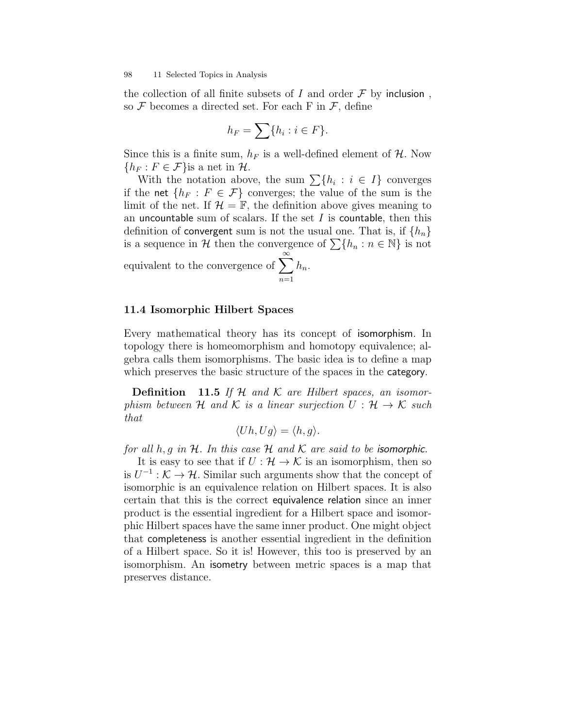the collection of all finite subsets of $I$ and order $\mathcal{F}$ by inclusion , so $\mathcal{F}$ becomes a directed set. For each F in $\mathcal{F}$, define

$$h_F = \sum\{h_i : i \in F\}.$$

Since this is a finite sum, $h_F$ is a well-defined element of $\mathcal{H}$. Now $\{h_F : F \in \mathcal{F}\}$is a net in $\mathcal{H}$.

With the notation above, the sum $\sum\{h_i : i \in I\}$ converges if the net $\{h_F : F \in \mathcal{F}\}$ converges; the value of the sum is the limit of the net. If $\mathcal{H} = \mathbb{F}$, the definition above gives meaning to an uncountable sum of scalars. If the set $I$ is countable, then this definition of convergent sum is not the usual one. That is, if $\{h_n\}$ is a sequence in $\mathcal{H}$ then the convergence of $\sum\{h_n : n \in \mathbb{N}\}$ is not equivalent to the convergence of $\sum_{n=1}^{\infty} h_n$.

## 11.4 Isomorphic Hilbert Spaces

Every mathematical theory has its concept of isomorphism. In topology there is homeomorphism and homotopy equivalence; algebra calls them isomorphisms. The basic idea is to define a map which preserves the basic structure of the spaces in the category.

**Definition 11.5** *If $\mathcal{H}$ and $\mathcal{K}$ are Hilbert spaces, an isomorphism between $\mathcal{H}$ and $\mathcal{K}$ is a linear surjection $U : \mathcal{H} \to \mathcal{K}$ such that*

$$\langle Uh, Ug\rangle = \langle h, g\rangle.$$

*for all $h, g$ in $\mathcal{H}$. In this case $\mathcal{H}$ and $\mathcal{K}$ are said to be isomorphic.*

It is easy to see that if $U : \mathcal{H} \to \mathcal{K}$ is an isomorphism, then so is $U^{-1} : \mathcal{K} \to \mathcal{H}$. Similar such arguments show that the concept of isomorphic is an equivalence relation on Hilbert spaces. It is also certain that this is the correct equivalence relation since an inner product is the essential ingredient for a Hilbert space and isomorphic Hilbert spaces have the same inner product. One might object that completeness is another essential ingredient in the definition of a Hilbert space. So it is! However, this too is preserved by an isomorphism. An isometry between metric spaces is a map that preserves distance.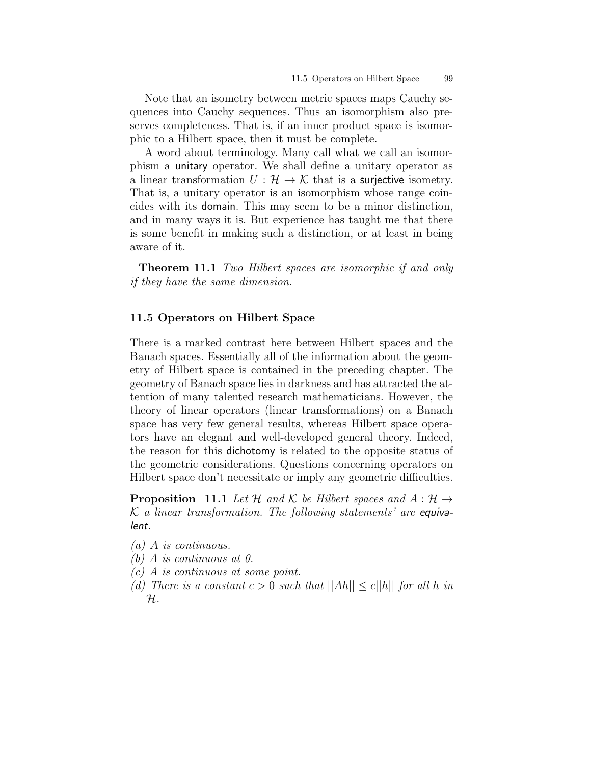Note that an isometry between metric spaces maps Cauchy sequences into Cauchy sequences. Thus an isomorphism also preserves completeness. That is, if an inner product space is isomorphic to a Hilbert space, then it must be complete.

A word about terminology. Many call what we call an isomorphism a unitary operator. We shall define a unitary operator as a linear transformation $U : \mathcal{H} \to \mathcal{K}$ that is a surjective isometry. That is, a unitary operator is an isomorphism whose range coincides with its domain. This may seem to be a minor distinction, and in many ways it is. But experience has taught me that there is some benefit in making such a distinction, or at least in being aware of it.

**Theorem 11.1** *Two Hilbert spaces are isomorphic if and only if they have the same dimension.*

### 11.5 Operators on Hilbert Space

There is a marked contrast here between Hilbert spaces and the Banach spaces. Essentially all of the information about the geometry of Hilbert space is contained in the preceding chapter. The geometry of Banach space lies in darkness and has attracted the attention of many talented research mathematicians. However, the theory of linear operators (linear transformations) on a Banach space has very few general results, whereas Hilbert space operators have an elegant and well-developed general theory. Indeed, the reason for this dichotomy is related to the opposite status of the geometric considerations. Questions concerning operators on Hilbert space don't necessitate or imply any geometric difficulties.

**Proposition 11.1** *Let $\mathcal{H}$ and $\mathcal{K}$ be Hilbert spaces and $A : \mathcal{H} \to \mathcal{K}$ a linear transformation. The following statements' are equivalent.*

*(a) A is continuous.*
*(b) A is continuous at 0.*
*(c) A is continuous at some point.*
*(d) There is a constant $c > 0$ such that $||Ah|| \leq c||h||$ for all $h$ in $\mathcal{H}$.*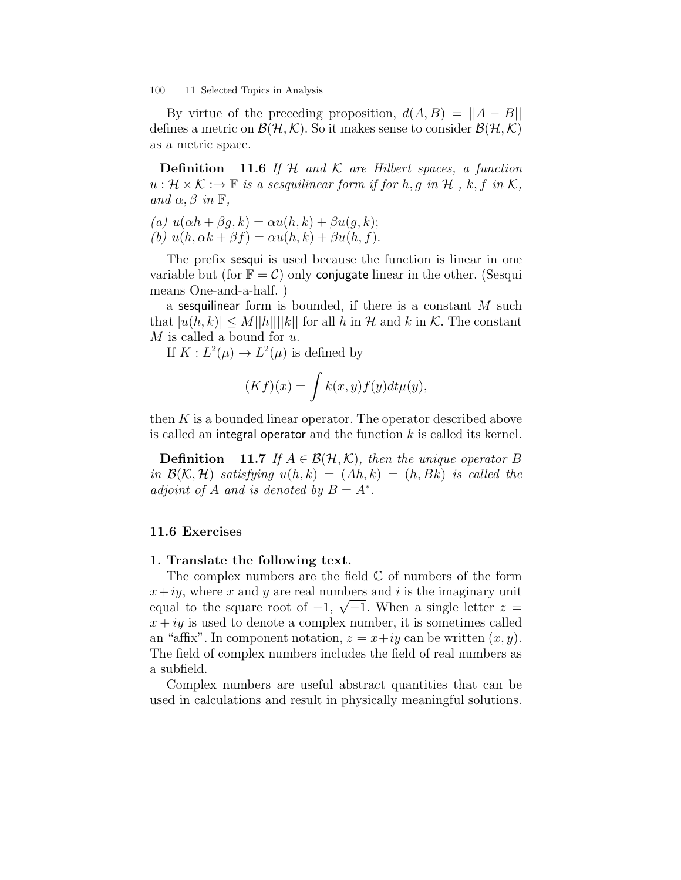By virtue of the preceding proposition, $d(A, B) = ||A - B||$ defines a metric on $\mathcal{B}(\mathcal{H}, \mathcal{K})$. So it makes sense to consider $\mathcal{B}(\mathcal{H}, \mathcal{K})$ as a metric space.

**Definition 11.6** *If $\mathcal{H}$ and $\mathcal{K}$ are Hilbert spaces, a function $u : \mathcal{H} \times \mathcal{K} :\to \mathbb{F}$ is a sesquilinear form if for $h, g$ in $\mathcal{H}$ , $k, f$ in $\mathcal{K}$, and $\alpha, \beta$ in $\mathbb{F}$,*

*(a) $u(\alpha h + \beta g, k) = \alpha u(h, k) + \beta u(g, k)$;*
*(b) $u(h, \alpha k + \beta f) = \alpha u(h, k) + \beta u(h, f)$.*

The prefix sesqui is used because the function is linear in one variable but (for $\mathbb{F} = \mathcal{C}$) only conjugate linear in the other. (Sesqui means One-and-a-half. )

a sesquilinear form is bounded, if there is a constant $M$ such that $|u(h, k)| \leq M||h||||k||$ for all $h$ in $\mathcal{H}$ and $k$ in $\mathcal{K}$. The constant $M$ is called a bound for $u$.

If $K : L^2(\mu) \to L^2(\mu)$ is defined by

$$(Kf)(x) = \int k(x, y)f(y)dt\mu(y),$$

then $K$ is a bounded linear operator. The operator described above is called an integral operator and the function $k$ is called its kernel.

**Definition 11.7** *If $A \in \mathcal{B}(\mathcal{H}, \mathcal{K})$, then the unique operator $B$ in $\mathcal{B}(\mathcal{K}, \mathcal{H})$ satisfying $u(h, k) = (Ah, k) = (h, Bk)$ is called the adjoint of $A$ and is denoted by $B = A^*$.*

### 11.6 Exercises

**1. Translate the following text.**

The complex numbers are the field $\mathbb{C}$ of numbers of the form $x + iy$, where $x$ and $y$ are real numbers and $i$ is the imaginary unit equal to the square root of $-1$, $\sqrt{-1}$. When a single letter $z = x + iy$ is used to denote a complex number, it is sometimes called an "affix". In component notation, $z = x + iy$ can be written $(x, y)$. The field of complex numbers includes the field of real numbers as a subfield.

Complex numbers are useful abstract quantities that can be used in calculations and result in physically meaningful solutions.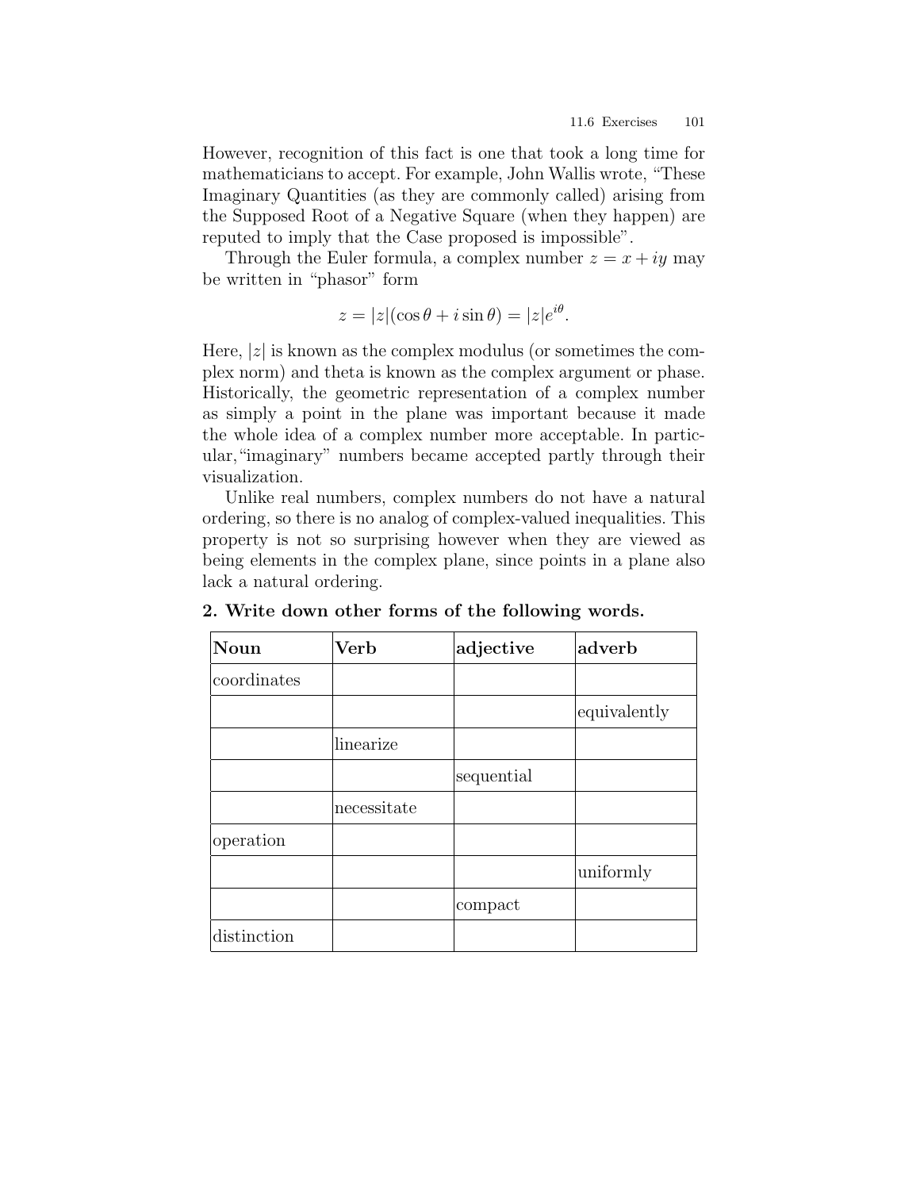However, recognition of this fact is one that took a long time for mathematicians to accept. For example, John Wallis wrote, "These Imaginary Quantities (as they are commonly called) arising from the Supposed Root of a Negative Square (when they happen) are reputed to imply that the Case proposed is impossible".

Through the Euler formula, a complex number $z = x + iy$ may be written in "phasor" form

$$z = |z|(\cos\theta + i\sin\theta) = |z|e^{i\theta}.$$

Here, $|z|$ is known as the complex modulus (or sometimes the complex norm) and theta is known as the complex argument or phase. Historically, the geometric representation of a complex number as simply a point in the plane was important because it made the whole idea of a complex number more acceptable. In particular, "imaginary" numbers became accepted partly through their visualization.

Unlike real numbers, complex numbers do not have a natural ordering, so there is no analog of complex-valued inequalities. This property is not so surprising however when they are viewed as being elements in the complex plane, since points in a plane also lack a natural ordering.

**2. Write down other forms of the following words.**

| **Noun** | **Verb** | **adjective** | **adverb** |
|---|---|---|---|
| coordinates | | | |
| | | | equivalently |
| | linearize | | |
| | | sequential | |
| | necessitate | | |
| operation | | | |
| | | | uniformly |
| | | compact | |
| distinction | | | |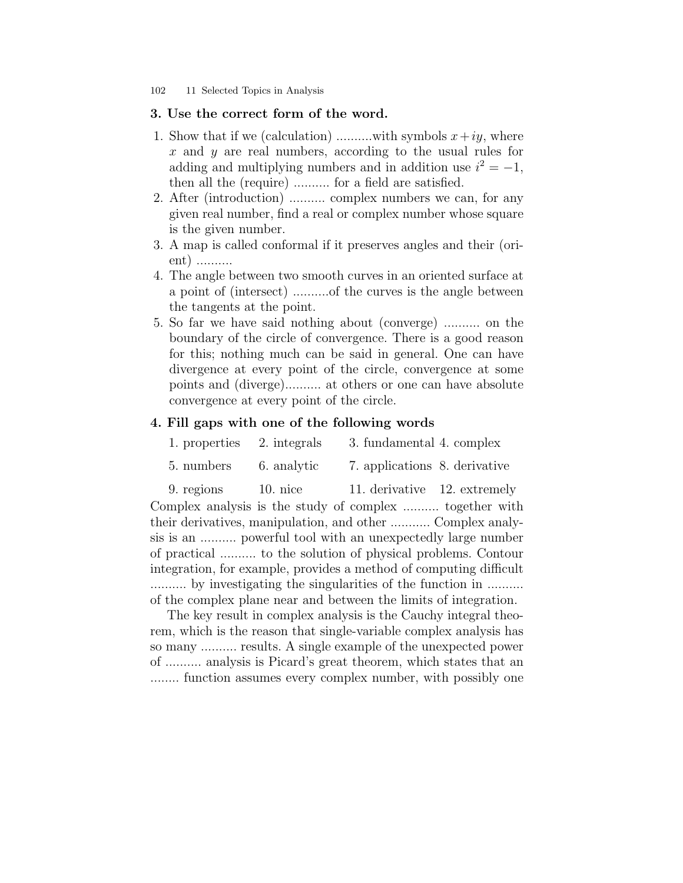### 3. Use the correct form of the word.

1. Show that if we (calculation) ..........with symbols $x + iy$, where $x$ and $y$ are real numbers, according to the usual rules for adding and multiplying numbers and in addition use $i^2 = -1$, then all the (require) .......... for a field are satisfied.
2. After (introduction) .......... complex numbers we can, for any given real number, find a real or complex number whose square is the given number.
3. A map is called conformal if it preserves angles and their (orient) ..........
4. The angle between two smooth curves in an oriented surface at a point of (intersect) ..........of the curves is the angle between the tangents at the point.
5. So far we have said nothing about (converge) .......... on the boundary of the circle of convergence. There is a good reason for this; nothing much can be said in general. One can have divergence at every point of the circle, convergence at some points and (diverge).......... at others or one can have absolute convergence at every point of the circle.

### 4. Fill gaps with one of the following words

| | | | |
|---|---|---|---|
| 1. properties | 2. integrals | 3. fundamental | 4. complex |
| 5. numbers | 6. analytic | 7. applications | 8. derivative |
| 9. regions | 10. nice | 11. derivative | 12. extremely |

Complex analysis is the study of complex .......... together with their derivatives, manipulation, and other ........... Complex analysis is an .......... powerful tool with an unexpectedly large number of practical .......... to the solution of physical problems. Contour integration, for example, provides a method of computing difficult .......... by investigating the singularities of the function in .......... of the complex plane near and between the limits of integration.

The key result in complex analysis is the Cauchy integral theorem, which is the reason that single-variable complex analysis has so many .......... results. A single example of the unexpected power of .......... analysis is Picard's great theorem, which states that an ........ function assumes every complex number, with possibly one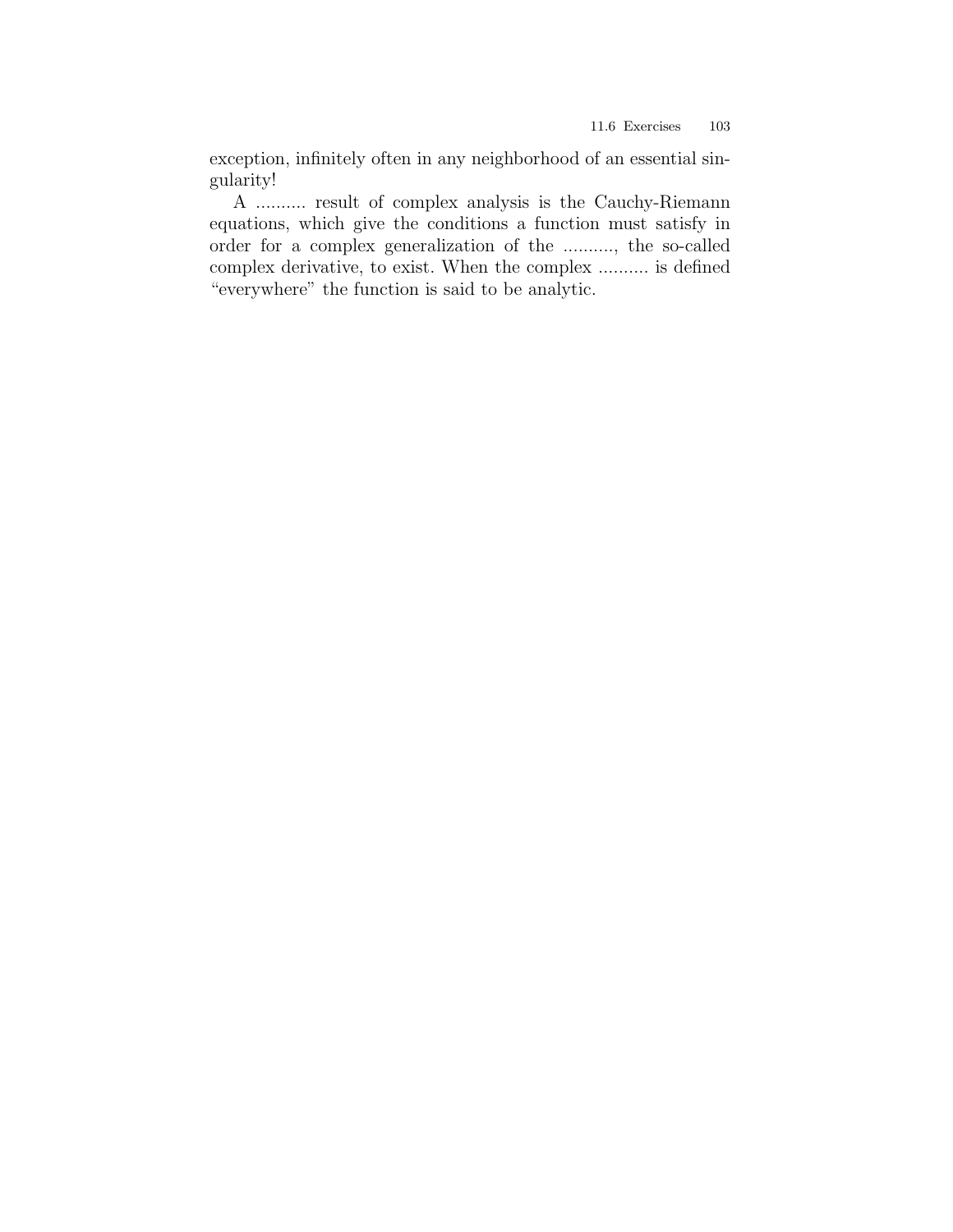exception, infinitely often in any neighborhood of an essential singularity!

A .......... result of complex analysis is the Cauchy-Riemann equations, which give the conditions a function must satisfy in order for a complex generalization of the .........., the so-called complex derivative, to exist. When the complex .......... is defined "everywhere" the function is said to be analytic.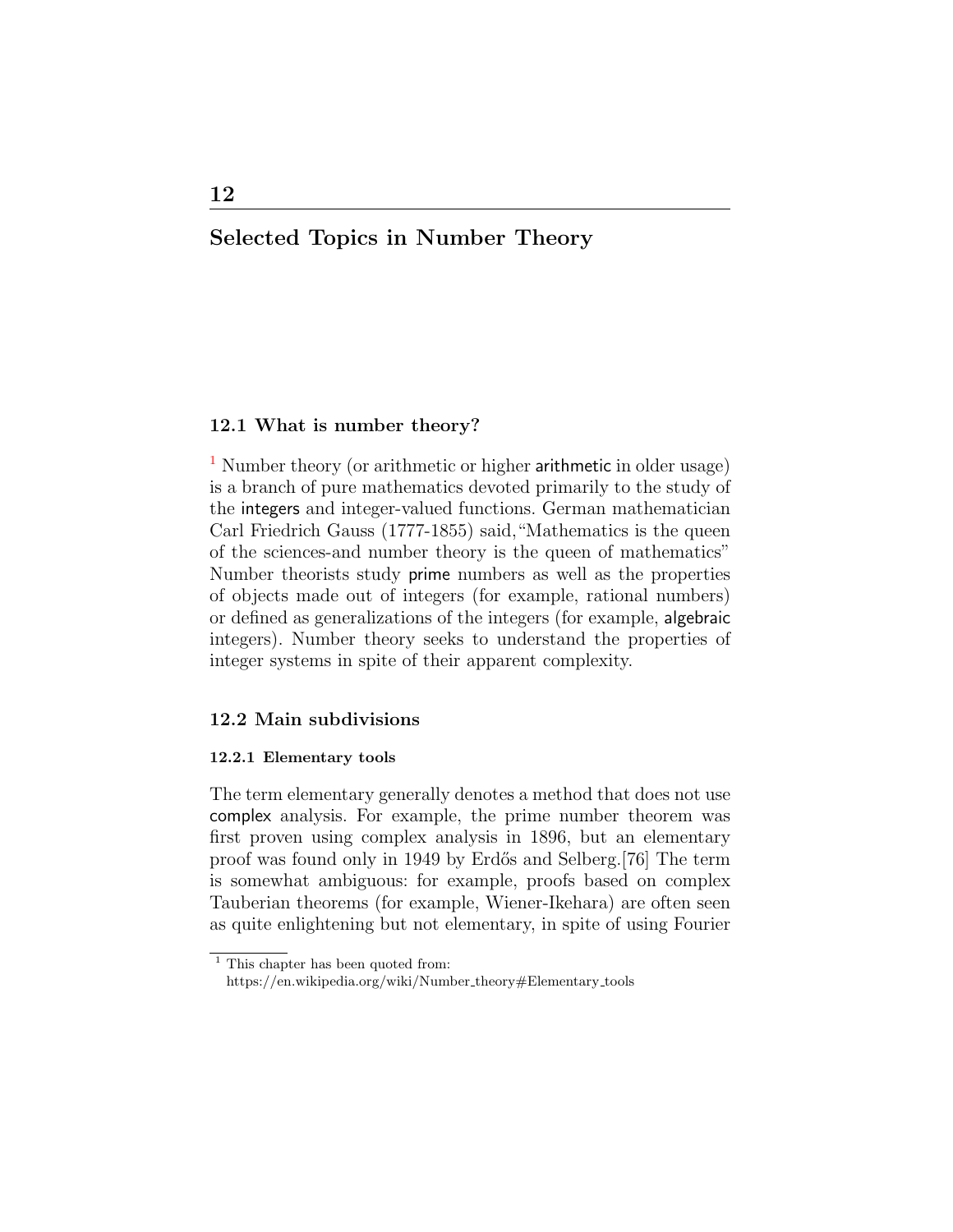# 12

# Selected Topics in Number Theory

## 12.1 What is number theory?

[1] Number theory (or arithmetic or higher arithmetic in older usage) is a branch of pure mathematics devoted primarily to the study of the integers and integer-valued functions. German mathematician Carl Friedrich Gauss (1777-1855) said,"Mathematics is the queen of the sciences-and number theory is the queen of mathematics" Number theorists study prime numbers as well as the properties of objects made out of integers (for example, rational numbers) or defined as generalizations of the integers (for example, algebraic integers). Number theory seeks to understand the properties of integer systems in spite of their apparent complexity.

## 12.2 Main subdivisions

### 12.2.1 Elementary tools

The term elementary generally denotes a method that does not use complex analysis. For example, the prime number theorem was first proven using complex analysis in 1896, but an elementary proof was found only in 1949 by Erdős and Selberg.[76] The term is somewhat ambiguous: for example, proofs based on complex Tauberian theorems (for example, Wiener-Ikehara) are often seen as quite enlightening but not elementary, in spite of using Fourier

---

[1] This chapter has been quoted from: https://en.wikipedia.org/wiki/Number_theory#Elementary_tools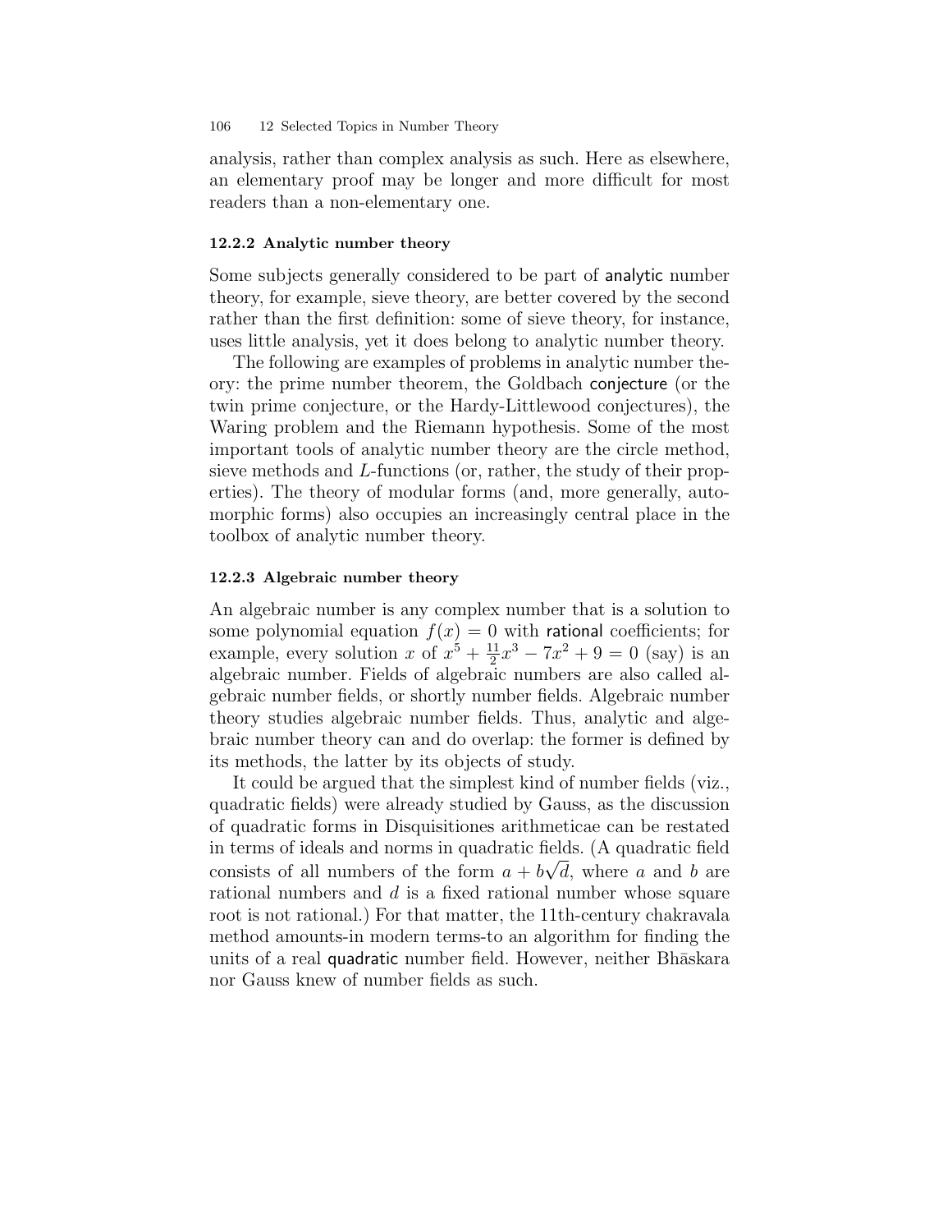analysis, rather than complex analysis as such. Here as elsewhere, an elementary proof may be longer and more difficult for most readers than a non-elementary one.

### 12.2.2 Analytic number theory

Some subjects generally considered to be part of analytic number theory, for example, sieve theory, are better covered by the second rather than the first definition: some of sieve theory, for instance, uses little analysis, yet it does belong to analytic number theory.

The following are examples of problems in analytic number theory: the prime number theorem, the Goldbach conjecture (or the twin prime conjecture, or the Hardy-Littlewood conjectures), the Waring problem and the Riemann hypothesis. Some of the most important tools of analytic number theory are the circle method, sieve methods and $L$-functions (or, rather, the study of their properties). The theory of modular forms (and, more generally, automorphic forms) also occupies an increasingly central place in the toolbox of analytic number theory.

### 12.2.3 Algebraic number theory

An algebraic number is any complex number that is a solution to some polynomial equation $f(x) = 0$ with rational coefficients; for example, every solution $x$ of $x^5 + \frac{11}{2}x^3 - 7x^2 + 9 = 0$ (say) is an algebraic number. Fields of algebraic numbers are also called algebraic number fields, or shortly number fields. Algebraic number theory studies algebraic number fields. Thus, analytic and algebraic number theory can and do overlap: the former is defined by its methods, the latter by its objects of study.

It could be argued that the simplest kind of number fields (viz., quadratic fields) were already studied by Gauss, as the discussion of quadratic forms in Disquisitiones arithmeticae can be restated in terms of ideals and norms in quadratic fields. (A quadratic field consists of all numbers of the form $a + b\sqrt{d}$, where $a$ and $b$ are rational numbers and $d$ is a fixed rational number whose square root is not rational.) For that matter, the 11th-century chakravala method amounts-in modern terms-to an algorithm for finding the units of a real quadratic number field. However, neither Bhāskara nor Gauss knew of number fields as such.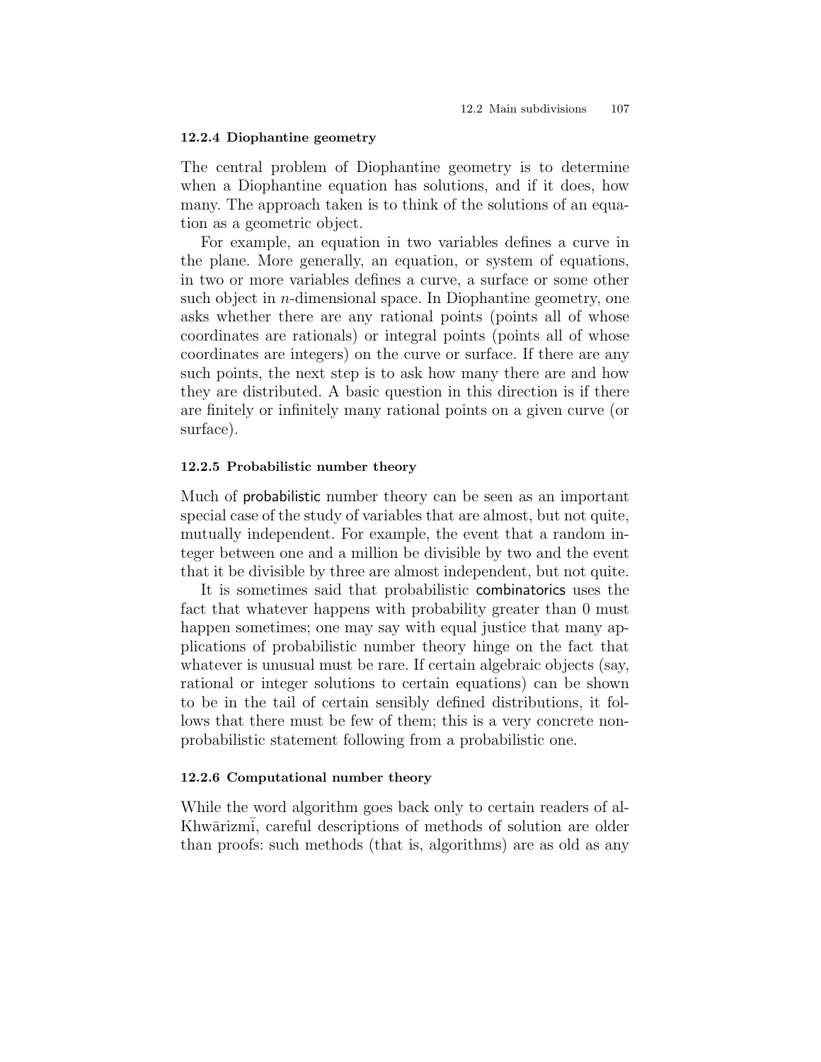### 12.2.4 Diophantine geometry

The central problem of Diophantine geometry is to determine when a Diophantine equation has solutions, and if it does, how many. The approach taken is to think of the solutions of an equation as a geometric object.

For example, an equation in two variables defines a curve in the plane. More generally, an equation, or system of equations, in two or more variables defines a curve, a surface or some other such object in $n$-dimensional space. In Diophantine geometry, one asks whether there are any rational points (points all of whose coordinates are rationals) or integral points (points all of whose coordinates are integers) on the curve or surface. If there are any such points, the next step is to ask how many there are and how they are distributed. A basic question in this direction is if there are finitely or infinitely many rational points on a given curve (or surface).

### 12.2.5 Probabilistic number theory

Much of probabilistic number theory can be seen as an important special case of the study of variables that are almost, but not quite, mutually independent. For example, the event that a random integer between one and a million be divisible by two and the event that it be divisible by three are almost independent, but not quite.

It is sometimes said that probabilistic combinatorics uses the fact that whatever happens with probability greater than 0 must happen sometimes; one may say with equal justice that many applications of probabilistic number theory hinge on the fact that whatever is unusual must be rare. If certain algebraic objects (say, rational or integer solutions to certain equations) can be shown to be in the tail of certain sensibly defined distributions, it follows that there must be few of them; this is a very concrete non-probabilistic statement following from a probabilistic one.

### 12.2.6 Computational number theory

While the word algorithm goes back only to certain readers of al-Khwārizmī, careful descriptions of methods of solution are older than proofs: such methods (that is, algorithms) are as old as any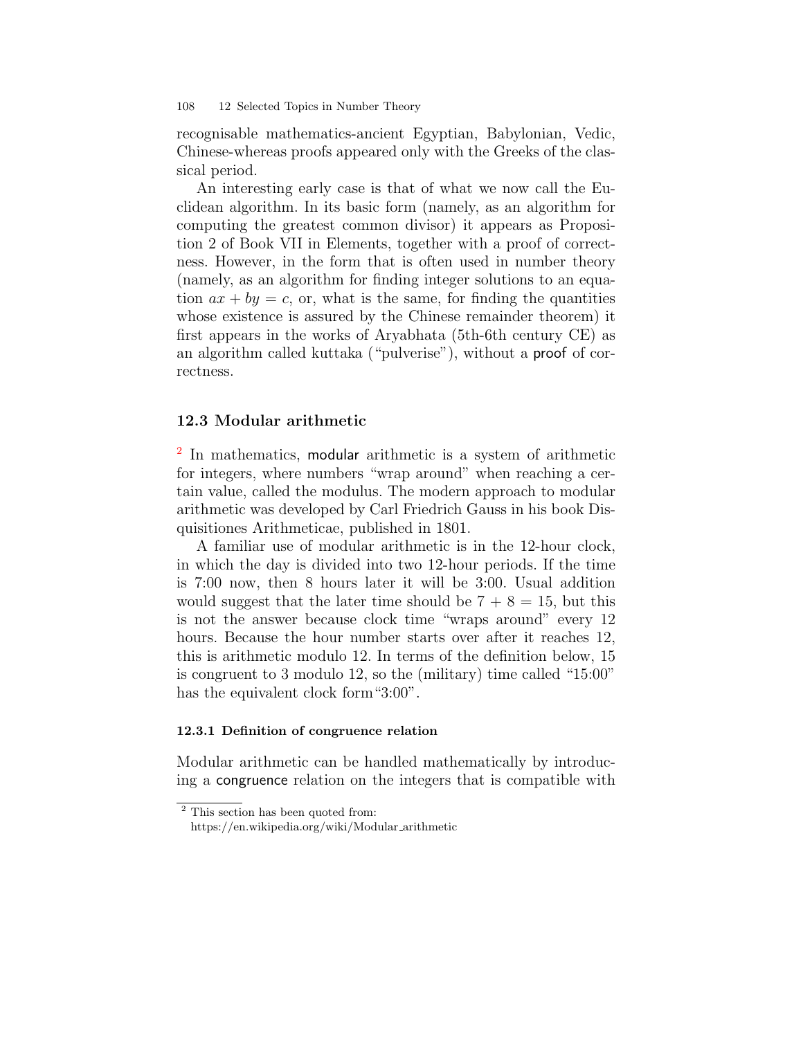recognisable mathematics-ancient Egyptian, Babylonian, Vedic, Chinese-whereas proofs appeared only with the Greeks of the classical period.

An interesting early case is that of what we now call the Euclidean algorithm. In its basic form (namely, as an algorithm for computing the greatest common divisor) it appears as Proposition 2 of Book VII in Elements, together with a proof of correctness. However, in the form that is often used in number theory (namely, as an algorithm for finding integer solutions to an equation $ax + by = c$, or, what is the same, for finding the quantities whose existence is assured by the Chinese remainder theorem) it first appears in the works of Aryabhata (5th-6th century CE) as an algorithm called kuttaka ("pulverise"), without a proof of correctness.

## 12.3 Modular arithmetic

[2] In mathematics, modular arithmetic is a system of arithmetic for integers, where numbers "wrap around" when reaching a certain value, called the modulus. The modern approach to modular arithmetic was developed by Carl Friedrich Gauss in his book Disquisitiones Arithmeticae, published in 1801.

A familiar use of modular arithmetic is in the 12-hour clock, in which the day is divided into two 12-hour periods. If the time is 7:00 now, then 8 hours later it will be 3:00. Usual addition would suggest that the later time should be $7 + 8 = 15$, but this is not the answer because clock time "wraps around" every 12 hours. Because the hour number starts over after it reaches 12, this is arithmetic modulo 12. In terms of the definition below, 15 is congruent to 3 modulo 12, so the (military) time called "15:00" has the equivalent clock form "3:00".

### 12.3.1 Definition of congruence relation

Modular arithmetic can be handled mathematically by introducing a congruence relation on the integers that is compatible with

[2] This section has been quoted from: https://en.wikipedia.org/wiki/Modular_arithmetic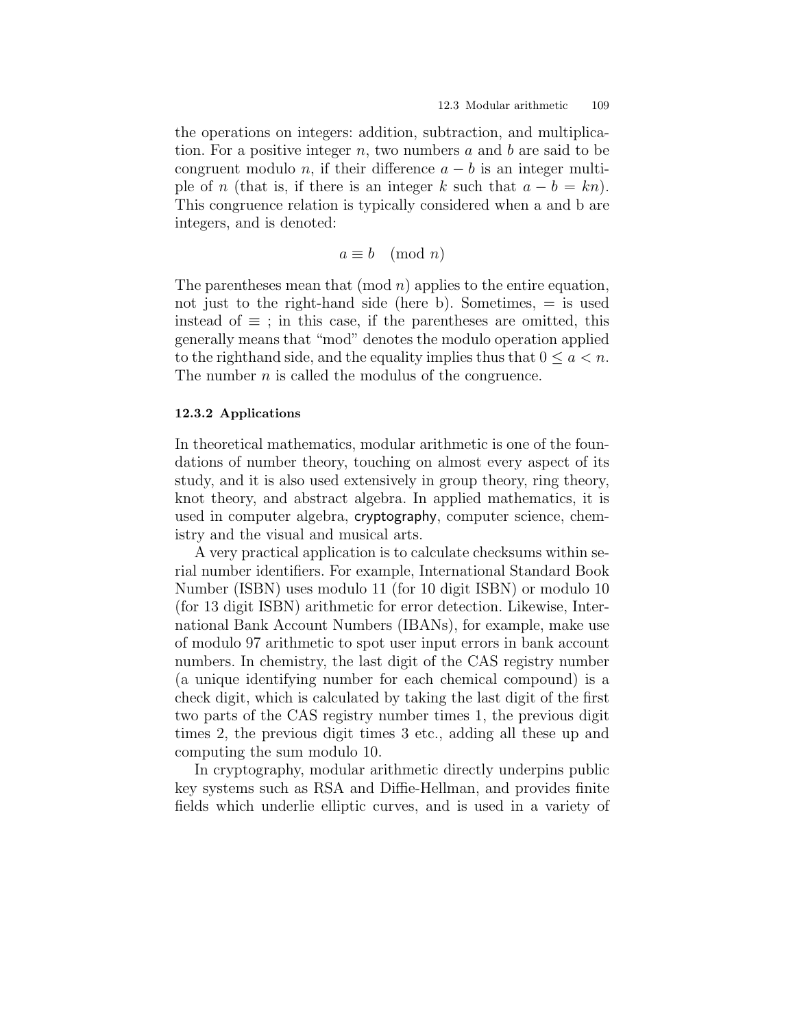the operations on integers: addition, subtraction, and multiplication. For a positive integer $n$, two numbers $a$ and $b$ are said to be congruent modulo $n$, if their difference $a - b$ is an integer multiple of $n$ (that is, if there is an integer $k$ such that $a - b = kn$). This congruence relation is typically considered when a and b are integers, and is denoted:

$$a \equiv b \pmod{n}$$

The parentheses mean that (mod $n$) applies to the entire equation, not just to the right-hand side (here b). Sometimes, $=$ is used instead of $\equiv$ ; in this case, if the parentheses are omitted, this generally means that "mod" denotes the modulo operation applied to the righthand side, and the equality implies thus that $0 \leq a < n$. The number $n$ is called the modulus of the congruence.

#### 12.3.2 Applications

In theoretical mathematics, modular arithmetic is one of the foundations of number theory, touching on almost every aspect of its study, and it is also used extensively in group theory, ring theory, knot theory, and abstract algebra. In applied mathematics, it is used in computer algebra, cryptography, computer science, chemistry and the visual and musical arts.

A very practical application is to calculate checksums within serial number identifiers. For example, International Standard Book Number (ISBN) uses modulo 11 (for 10 digit ISBN) or modulo 10 (for 13 digit ISBN) arithmetic for error detection. Likewise, International Bank Account Numbers (IBANs), for example, make use of modulo 97 arithmetic to spot user input errors in bank account numbers. In chemistry, the last digit of the CAS registry number (a unique identifying number for each chemical compound) is a check digit, which is calculated by taking the last digit of the first two parts of the CAS registry number times 1, the previous digit times 2, the previous digit times 3 etc., adding all these up and computing the sum modulo 10.

In cryptography, modular arithmetic directly underpins public key systems such as RSA and Diffie-Hellman, and provides finite fields which underlie elliptic curves, and is used in a variety of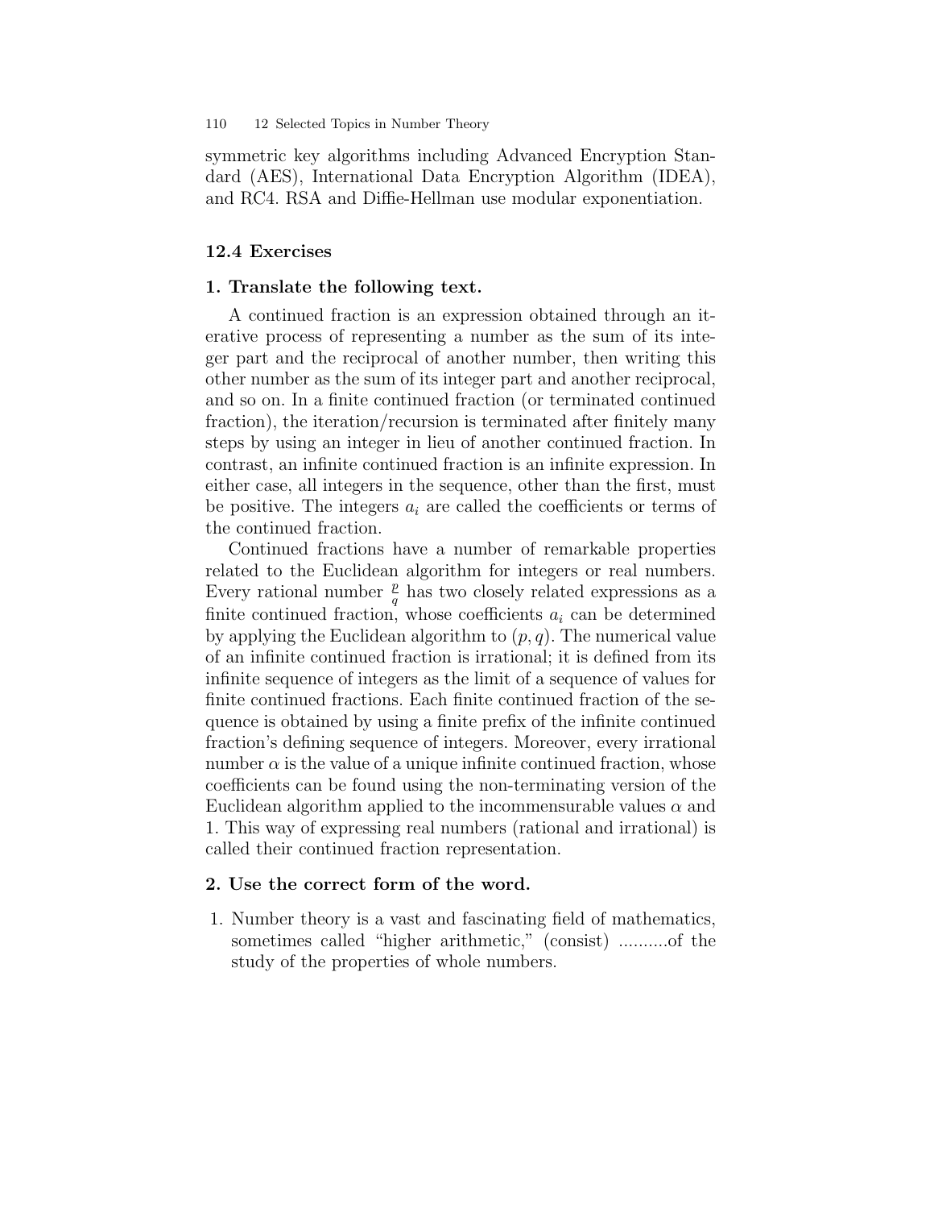symmetric key algorithms including Advanced Encryption Standard (AES), International Data Encryption Algorithm (IDEA), and RC4. RSA and Diffie-Hellman use modular exponentiation.

## 12.4 Exercises

### 1. Translate the following text.

A continued fraction is an expression obtained through an iterative process of representing a number as the sum of its integer part and the reciprocal of another number, then writing this other number as the sum of its integer part and another reciprocal, and so on. In a finite continued fraction (or terminated continued fraction), the iteration/recursion is terminated after finitely many steps by using an integer in lieu of another continued fraction. In contrast, an infinite continued fraction is an infinite expression. In either case, all integers in the sequence, other than the first, must be positive. The integers $a_i$ are called the coefficients or terms of the continued fraction.

Continued fractions have a number of remarkable properties related to the Euclidean algorithm for integers or real numbers. Every rational number $\frac{p}{q}$ has two closely related expressions as a finite continued fraction, whose coefficients $a_i$ can be determined by applying the Euclidean algorithm to $(p, q)$. The numerical value of an infinite continued fraction is irrational; it is defined from its infinite sequence of integers as the limit of a sequence of values for finite continued fractions. Each finite continued fraction of the sequence is obtained by using a finite prefix of the infinite continued fraction's defining sequence of integers. Moreover, every irrational number $\alpha$ is the value of a unique infinite continued fraction, whose coefficients can be found using the non-terminating version of the Euclidean algorithm applied to the incommensurable values $\alpha$ and 1. This way of expressing real numbers (rational and irrational) is called their continued fraction representation.

### 2. Use the correct form of the word.

1. Number theory is a vast and fascinating field of mathematics, sometimes called "higher arithmetic," (consist) ..........of the study of the properties of whole numbers.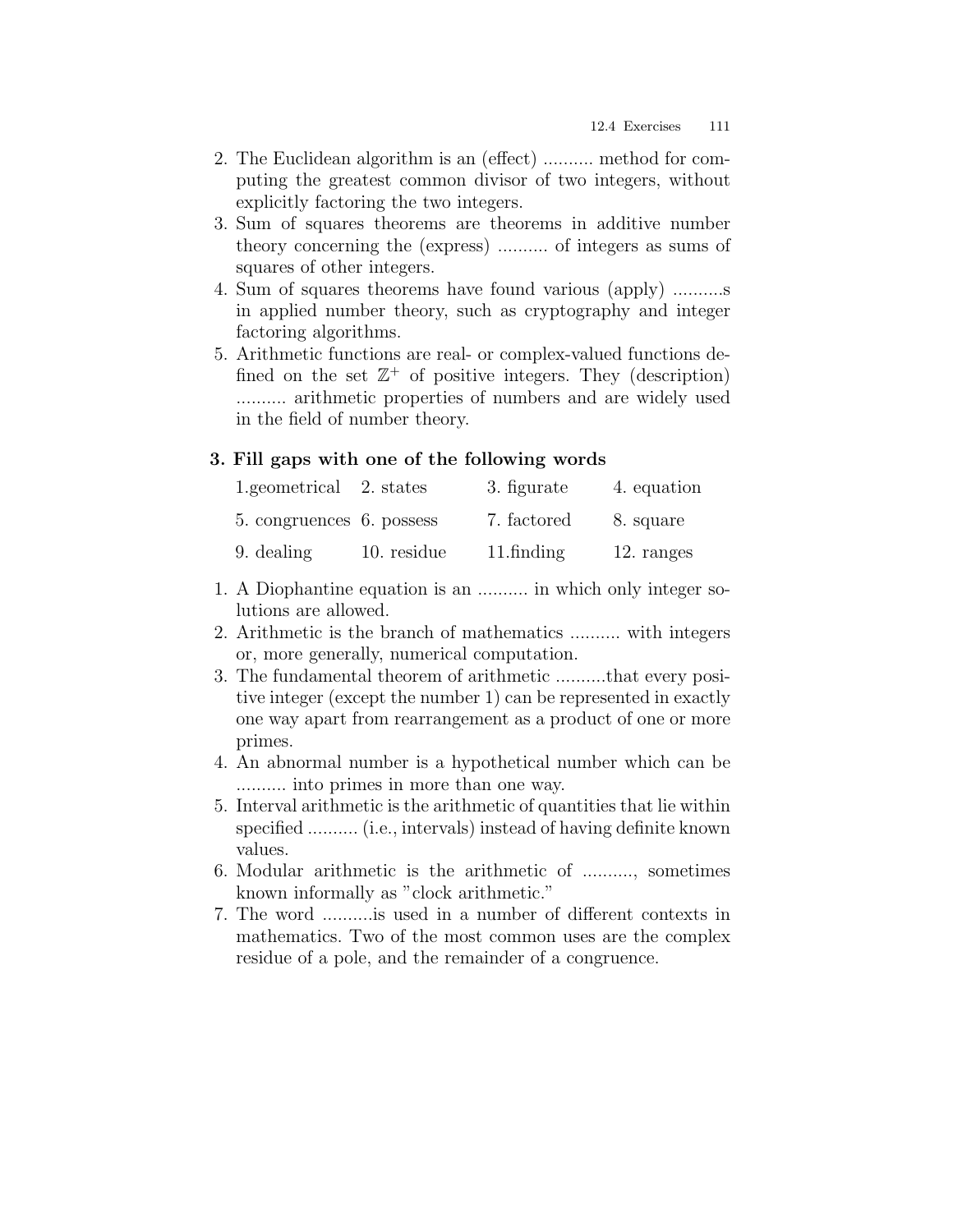2. The Euclidean algorithm is an (effect) .......... method for computing the greatest common divisor of two integers, without explicitly factoring the two integers.
3. Sum of squares theorems are theorems in additive number theory concerning the (express) .......... of integers as sums of squares of other integers.
4. Sum of squares theorems have found various (apply) ..........s in applied number theory, such as cryptography and integer factoring algorithms.
5. Arithmetic functions are real- or complex-valued functions defined on the set $\mathbb{Z}^+$ of positive integers. They (description) .......... arithmetic properties of numbers and are widely used in the field of number theory.

**3. Fill gaps with one of the following words**

| | | | |
|---|---|---|---|
| 1.geometrical | 2. states | 3. figurate | 4. equation |
| 5. congruences | 6. possess | 7. factored | 8. square |
| 9. dealing | 10. residue | 11.finding | 12. ranges |

1. A Diophantine equation is an .......... in which only integer solutions are allowed.
2. Arithmetic is the branch of mathematics .......... with integers or, more generally, numerical computation.
3. The fundamental theorem of arithmetic ..........that every positive integer (except the number 1) can be represented in exactly one way apart from rearrangement as a product of one or more primes.
4. An abnormal number is a hypothetical number which can be .......... into primes in more than one way.
5. Interval arithmetic is the arithmetic of quantities that lie within specified .......... (i.e., intervals) instead of having definite known values.
6. Modular arithmetic is the arithmetic of .........., sometimes known informally as "clock arithmetic."
7. The word ..........is used in a number of different contexts in mathematics. Two of the most common uses are the complex residue of a pole, and the remainder of a congruence.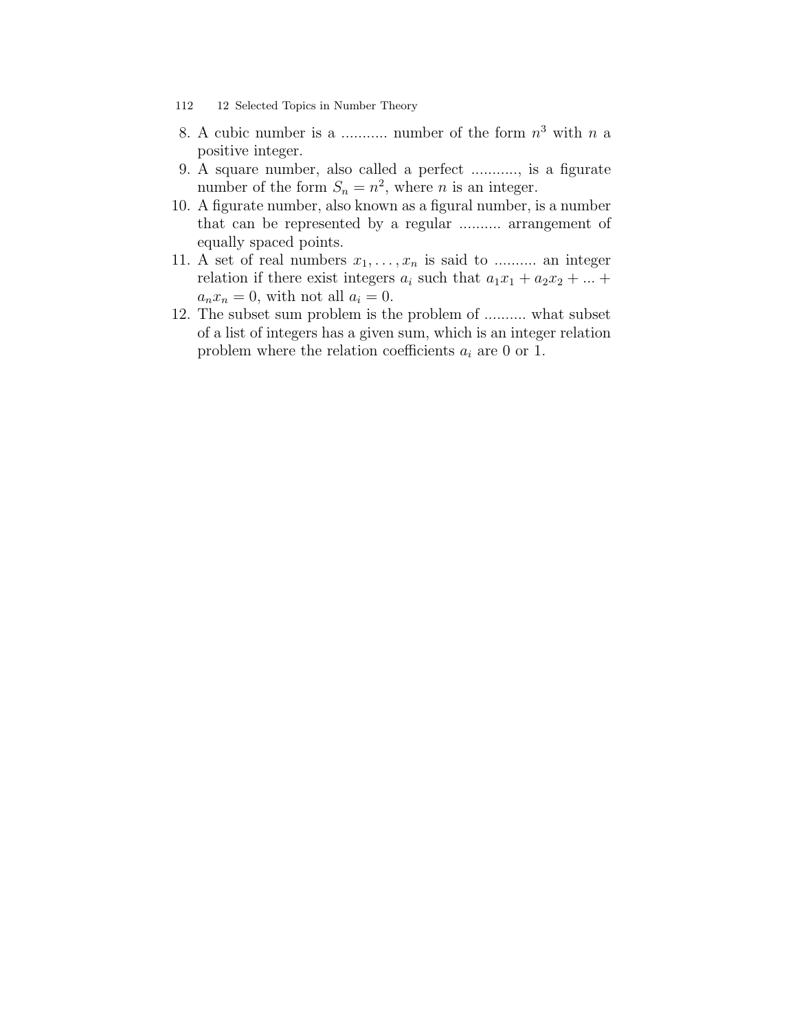8. A cubic number is a ........... number of the form $n^3$ with $n$ a positive integer.
9. A square number, also called a perfect ..........., is a figurate number of the form $S_n = n^2$, where $n$ is an integer.
10. A figurate number, also known as a figural number, is a number that can be represented by a regular .......... arrangement of equally spaced points.
11. A set of real numbers $x_1, \ldots, x_n$ is said to .......... an integer relation if there exist integers $a_i$ such that $a_1x_1 + a_2x_2 + ... + a_nx_n = 0$, with not all $a_i = 0$.
12. The subset sum problem is the problem of .......... what subset of a list of integers has a given sum, which is an integer relation problem where the relation coefficients $a_i$ are 0 or 1.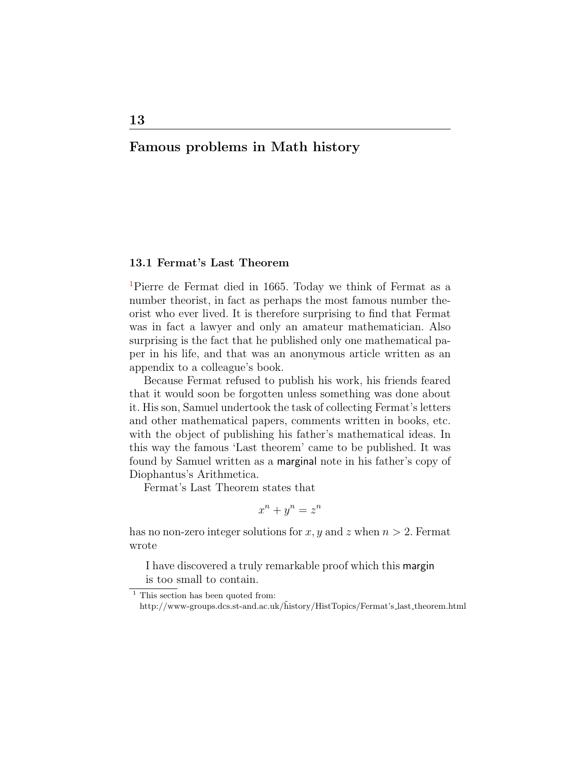# 13

# Famous problems in Math history

## 13.1 Fermat's Last Theorem

[1]Pierre de Fermat died in 1665. Today we think of Fermat as a number theorist, in fact as perhaps the most famous number theorist who ever lived. It is therefore surprising to find that Fermat was in fact a lawyer and only an amateur mathematician. Also surprising is the fact that he published only one mathematical paper in his life, and that was an anonymous article written as an appendix to a colleague's book.

Because Fermat refused to publish his work, his friends feared that it would soon be forgotten unless something was done about it. His son, Samuel undertook the task of collecting Fermat's letters and other mathematical papers, comments written in books, etc. with the object of publishing his father's mathematical ideas. In this way the famous 'Last theorem' came to be published. It was found by Samuel written as a marginal note in his father's copy of Diophantus's Arithmetica.

Fermat's Last Theorem states that

$$x^n + y^n = z^n$$

has no non-zero integer solutions for $x, y$ and $z$ when $n > 2$. Fermat wrote

> I have discovered a truly remarkable proof which this margin is too small to contain.

[1] This section has been quoted from: http://www-groups.dcs.st-and.ac.uk/~history/HistTopics/Fermat's_last_theorem.html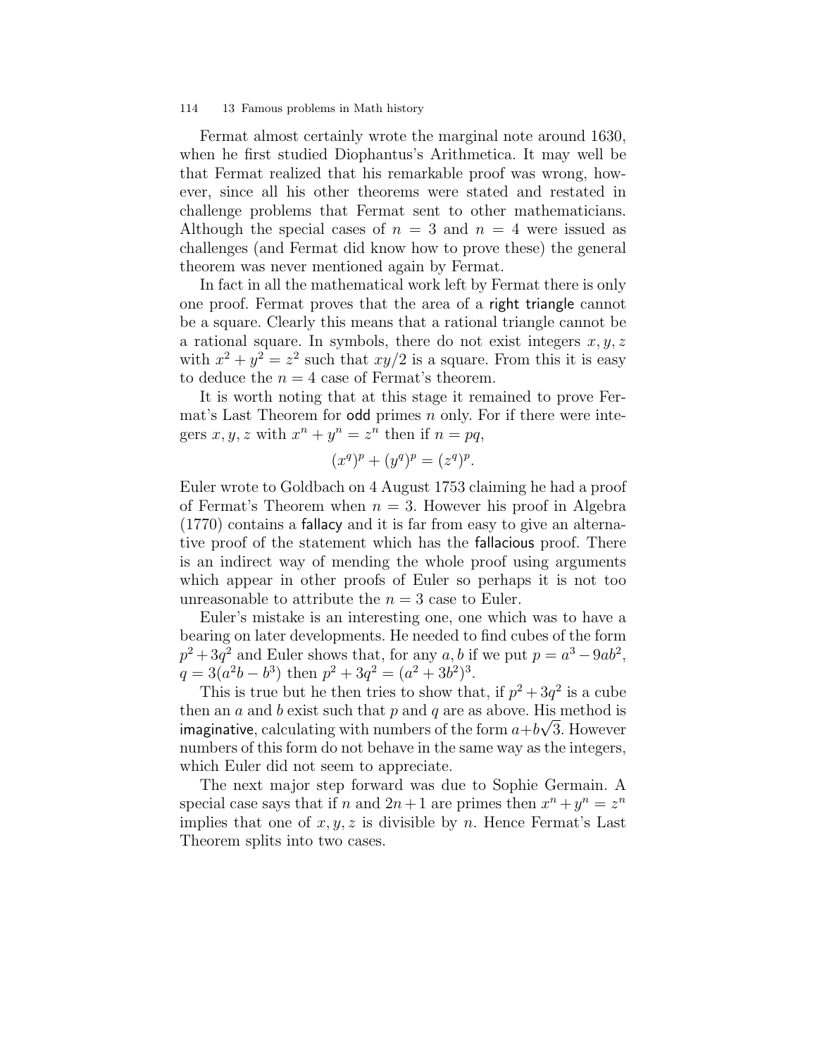Fermat almost certainly wrote the marginal note around 1630, when he first studied Diophantus's Arithmetica. It may well be that Fermat realized that his remarkable proof was wrong, however, since all his other theorems were stated and restated in challenge problems that Fermat sent to other mathematicians. Although the special cases of $n = 3$ and $n = 4$ were issued as challenges (and Fermat did know how to prove these) the general theorem was never mentioned again by Fermat.

In fact in all the mathematical work left by Fermat there is only one proof. Fermat proves that the area of a right triangle cannot be a square. Clearly this means that a rational triangle cannot be a rational square. In symbols, there do not exist integers $x, y, z$ with $x^2 + y^2 = z^2$ such that $xy/2$ is a square. From this it is easy to deduce the $n = 4$ case of Fermat's theorem.

It is worth noting that at this stage it remained to prove Fermat's Last Theorem for odd primes $n$ only. For if there were integers $x, y, z$ with $x^n + y^n = z^n$ then if $n = pq$,

$$(x^q)^p + (y^q)^p = (z^q)^p.$$

Euler wrote to Goldbach on 4 August 1753 claiming he had a proof of Fermat's Theorem when $n = 3$. However his proof in Algebra (1770) contains a fallacy and it is far from easy to give an alternative proof of the statement which has the fallacious proof. There is an indirect way of mending the whole proof using arguments which appear in other proofs of Euler so perhaps it is not too unreasonable to attribute the $n = 3$ case to Euler.

Euler's mistake is an interesting one, one which was to have a bearing on later developments. He needed to find cubes of the form $p^2 + 3q^2$ and Euler shows that, for any $a, b$ if we put $p = a^3 - 9ab^2$, $q = 3(a^2b - b^3)$ then $p^2 + 3q^2 = (a^2 + 3b^2)^3$.

This is true but he then tries to show that, if $p^2 + 3q^2$ is a cube then an $a$ and $b$ exist such that $p$ and $q$ are as above. His method is imaginative, calculating with numbers of the form $a + b\sqrt{3}$. However numbers of this form do not behave in the same way as the integers, which Euler did not seem to appreciate.

The next major step forward was due to Sophie Germain. A special case says that if $n$ and $2n+1$ are primes then $x^n + y^n = z^n$ implies that one of $x, y, z$ is divisible by $n$. Hence Fermat's Last Theorem splits into two cases.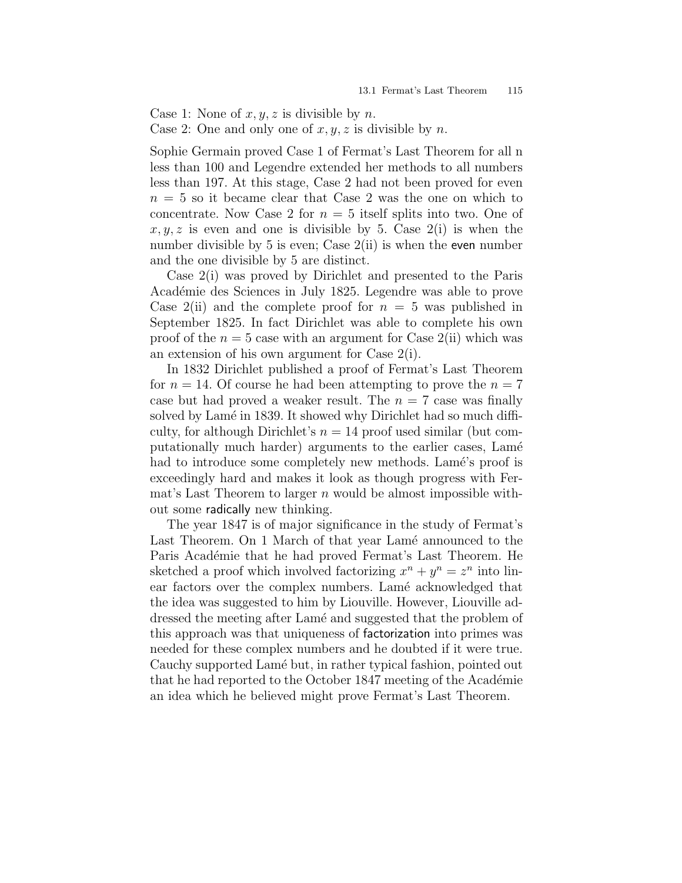Case 1: None of $x, y, z$ is divisible by $n$.
Case 2: One and only one of $x, y, z$ is divisible by $n$.

Sophie Germain proved Case 1 of Fermat's Last Theorem for all n less than 100 and Legendre extended her methods to all numbers less than 197. At this stage, Case 2 had not been proved for even $n = 5$ so it became clear that Case 2 was the one on which to concentrate. Now Case 2 for $n = 5$ itself splits into two. One of $x, y, z$ is even and one is divisible by 5. Case 2(i) is when the number divisible by 5 is even; Case 2(ii) is when the even number and the one divisible by 5 are distinct.

Case 2(i) was proved by Dirichlet and presented to the Paris Académie des Sciences in July 1825. Legendre was able to prove Case 2(ii) and the complete proof for $n = 5$ was published in September 1825. In fact Dirichlet was able to complete his own proof of the $n = 5$ case with an argument for Case 2(ii) which was an extension of his own argument for Case 2(i).

In 1832 Dirichlet published a proof of Fermat's Last Theorem for $n = 14$. Of course he had been attempting to prove the $n = 7$ case but had proved a weaker result. The $n = 7$ case was finally solved by Lamé in 1839. It showed why Dirichlet had so much difficulty, for although Dirichlet's $n = 14$ proof used similar (but computationally much harder) arguments to the earlier cases, Lamé had to introduce some completely new methods. Lamé's proof is exceedingly hard and makes it look as though progress with Fermat's Last Theorem to larger $n$ would be almost impossible without some radically new thinking.

The year 1847 is of major significance in the study of Fermat's Last Theorem. On 1 March of that year Lamé announced to the Paris Académie that he had proved Fermat's Last Theorem. He sketched a proof which involved factorizing $x^n + y^n = z^n$ into linear factors over the complex numbers. Lamé acknowledged that the idea was suggested to him by Liouville. However, Liouville addressed the meeting after Lamé and suggested that the problem of this approach was that uniqueness of factorization into primes was needed for these complex numbers and he doubted if it were true. Cauchy supported Lamé but, in rather typical fashion, pointed out that he had reported to the October 1847 meeting of the Académie an idea which he believed might prove Fermat's Last Theorem.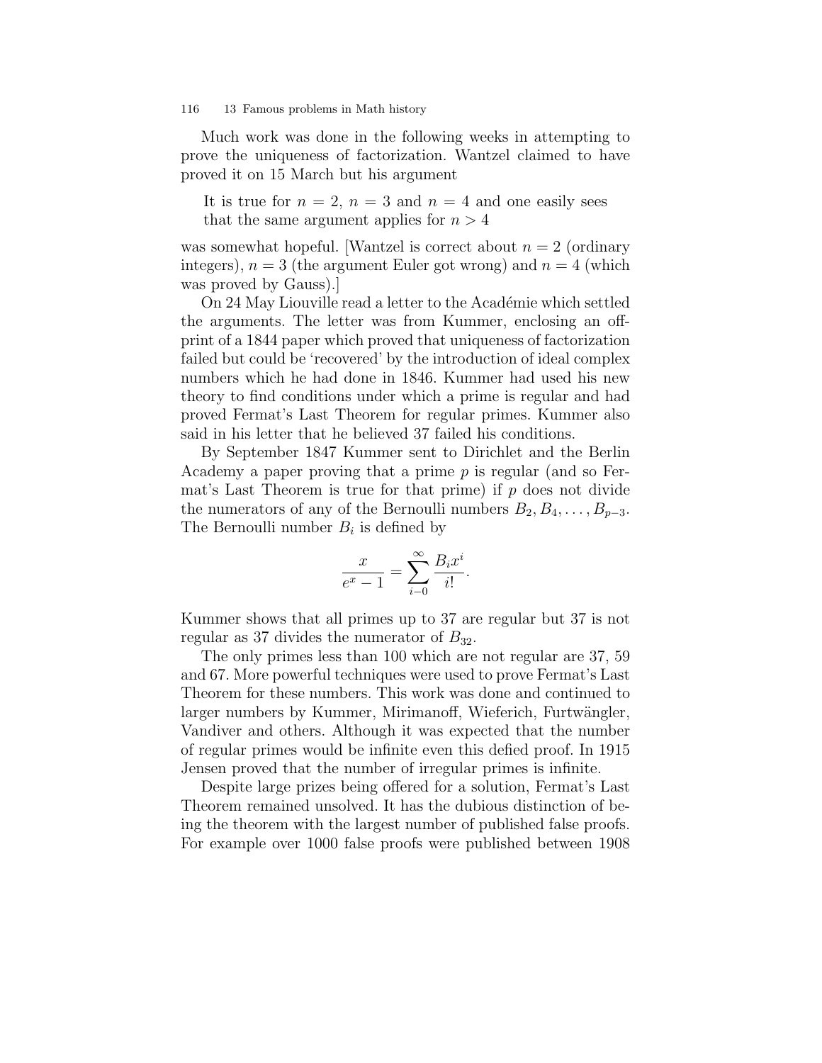Much work was done in the following weeks in attempting to prove the uniqueness of factorization. Wantzel claimed to have proved it on 15 March but his argument

> It is true for $n = 2$, $n = 3$ and $n = 4$ and one easily sees that the same argument applies for $n > 4$

was somewhat hopeful. [Wantzel is correct about $n = 2$ (ordinary integers), $n = 3$ (the argument Euler got wrong) and $n = 4$ (which was proved by Gauss).]

On 24 May Liouville read a letter to the Académie which settled the arguments. The letter was from Kummer, enclosing an off-print of a 1844 paper which proved that uniqueness of factorization failed but could be 'recovered' by the introduction of ideal complex numbers which he had done in 1846. Kummer had used his new theory to find conditions under which a prime is regular and had proved Fermat's Last Theorem for regular primes. Kummer also said in his letter that he believed 37 failed his conditions.

By September 1847 Kummer sent to Dirichlet and the Berlin Academy a paper proving that a prime $p$ is regular (and so Fermat's Last Theorem is true for that prime) if $p$ does not divide the numerators of any of the Bernoulli numbers $B_2, B_4, \ldots, B_{p-3}$. The Bernoulli number $B_i$ is defined by

$$\frac{x}{e^x - 1} = \sum_{i-0}^{\infty} \frac{B_i x^i}{i!}.$$

Kummer shows that all primes up to 37 are regular but 37 is not regular as 37 divides the numerator of $B_{32}$.

The only primes less than 100 which are not regular are 37, 59 and 67. More powerful techniques were used to prove Fermat's Last Theorem for these numbers. This work was done and continued to larger numbers by Kummer, Mirimanoff, Wieferich, Furtwängler, Vandiver and others. Although it was expected that the number of regular primes would be infinite even this defied proof. In 1915 Jensen proved that the number of irregular primes is infinite.

Despite large prizes being offered for a solution, Fermat's Last Theorem remained unsolved. It has the dubious distinction of being the theorem with the largest number of published false proofs. For example over 1000 false proofs were published between 1908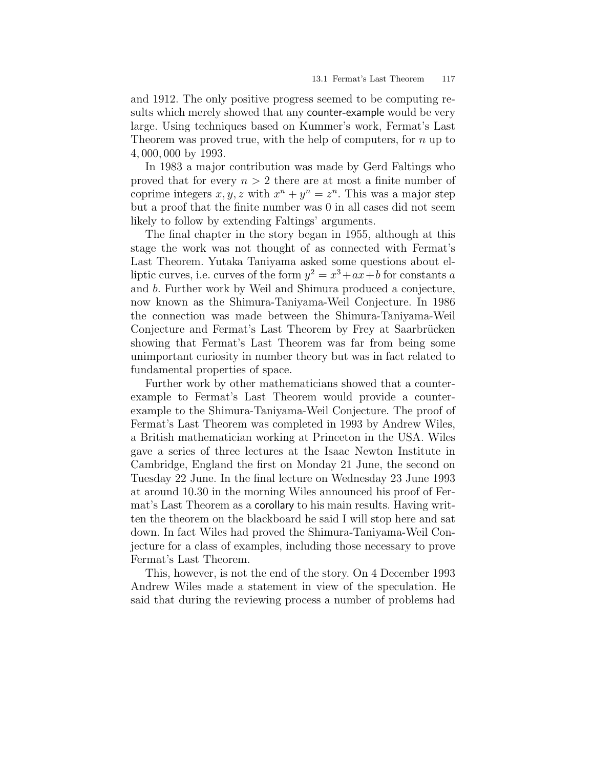and 1912. The only positive progress seemed to be computing results which merely showed that any counter-example would be very large. Using techniques based on Kummer's work, Fermat's Last Theorem was proved true, with the help of computers, for $n$ up to $4,000,000$ by 1993.

In 1983 a major contribution was made by Gerd Faltings who proved that for every $n > 2$ there are at most a finite number of coprime integers $x, y, z$ with $x^n + y^n = z^n$. This was a major step but a proof that the finite number was 0 in all cases did not seem likely to follow by extending Faltings' arguments.

The final chapter in the story began in 1955, although at this stage the work was not thought of as connected with Fermat's Last Theorem. Yutaka Taniyama asked some questions about elliptic curves, i.e. curves of the form $y^2 = x^3 + ax + b$ for constants $a$ and $b$. Further work by Weil and Shimura produced a conjecture, now known as the Shimura-Taniyama-Weil Conjecture. In 1986 the connection was made between the Shimura-Taniyama-Weil Conjecture and Fermat's Last Theorem by Frey at Saarbrücken showing that Fermat's Last Theorem was far from being some unimportant curiosity in number theory but was in fact related to fundamental properties of space.

Further work by other mathematicians showed that a counter-example to Fermat's Last Theorem would provide a counter-example to the Shimura-Taniyama-Weil Conjecture. The proof of Fermat's Last Theorem was completed in 1993 by Andrew Wiles, a British mathematician working at Princeton in the USA. Wiles gave a series of three lectures at the Isaac Newton Institute in Cambridge, England the first on Monday 21 June, the second on Tuesday 22 June. In the final lecture on Wednesday 23 June 1993 at around 10.30 in the morning Wiles announced his proof of Fermat's Last Theorem as a corollary to his main results. Having written the theorem on the blackboard he said I will stop here and sat down. In fact Wiles had proved the Shimura-Taniyama-Weil Conjecture for a class of examples, including those necessary to prove Fermat's Last Theorem.

This, however, is not the end of the story. On 4 December 1993 Andrew Wiles made a statement in view of the speculation. He said that during the reviewing process a number of problems had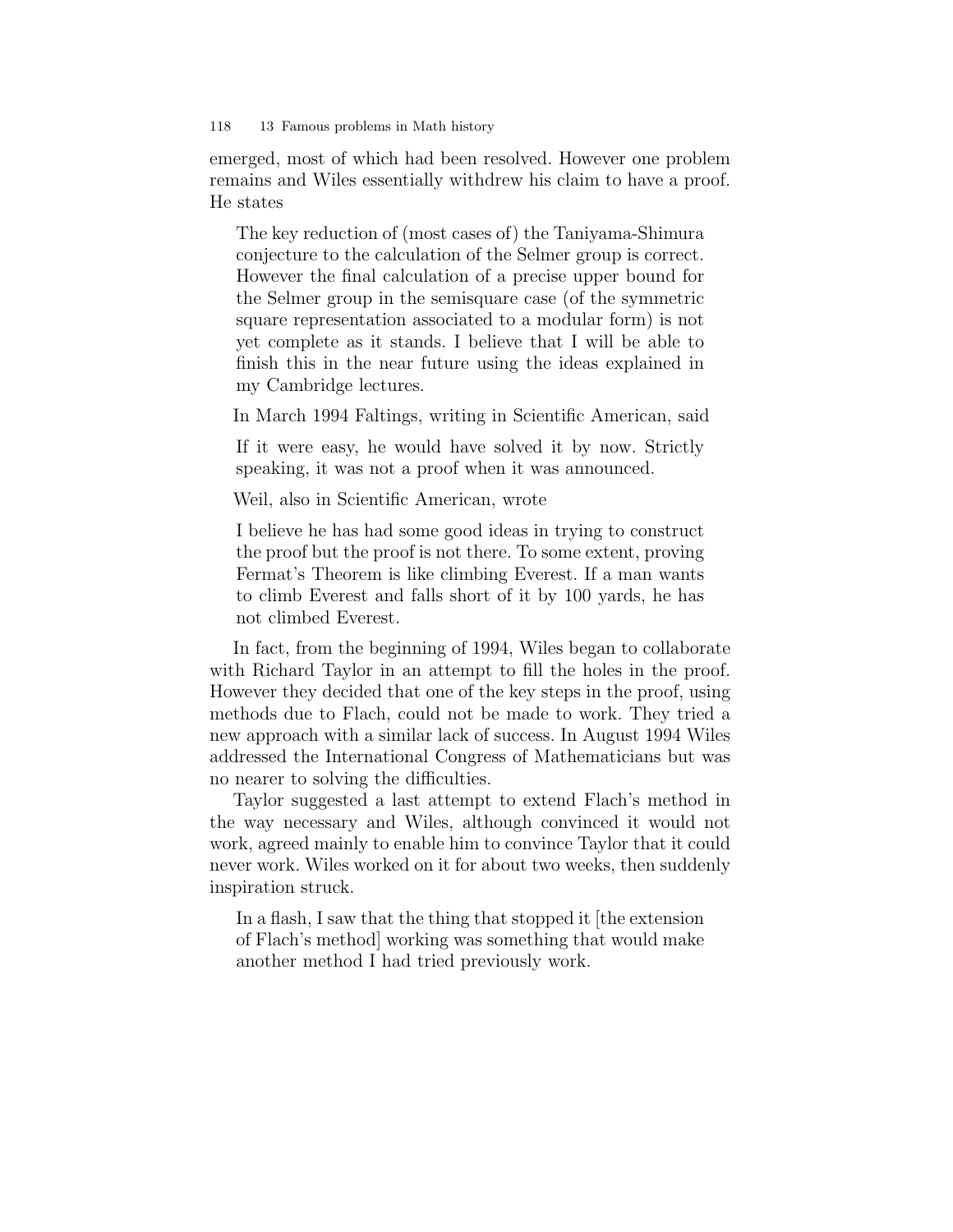emerged, most of which had been resolved. However one problem remains and Wiles essentially withdrew his claim to have a proof. He states

> The key reduction of (most cases of) the Taniyama-Shimura conjecture to the calculation of the Selmer group is correct. However the final calculation of a precise upper bound for the Selmer group in the semisquare case (of the symmetric square representation associated to a modular form) is not yet complete as it stands. I believe that I will be able to finish this in the near future using the ideas explained in my Cambridge lectures.

In March 1994 Faltings, writing in Scientific American, said

> If it were easy, he would have solved it by now. Strictly speaking, it was not a proof when it was announced.

Weil, also in Scientific American, wrote

> I believe he has had some good ideas in trying to construct the proof but the proof is not there. To some extent, proving Fermat's Theorem is like climbing Everest. If a man wants to climb Everest and falls short of it by 100 yards, he has not climbed Everest.

In fact, from the beginning of 1994, Wiles began to collaborate with Richard Taylor in an attempt to fill the holes in the proof. However they decided that one of the key steps in the proof, using methods due to Flach, could not be made to work. They tried a new approach with a similar lack of success. In August 1994 Wiles addressed the International Congress of Mathematicians but was no nearer to solving the difficulties.

Taylor suggested a last attempt to extend Flach's method in the way necessary and Wiles, although convinced it would not work, agreed mainly to enable him to convince Taylor that it could never work. Wiles worked on it for about two weeks, then suddenly inspiration struck.

> In a flash, I saw that the thing that stopped it [the extension of Flach's method] working was something that would make another method I had tried previously work.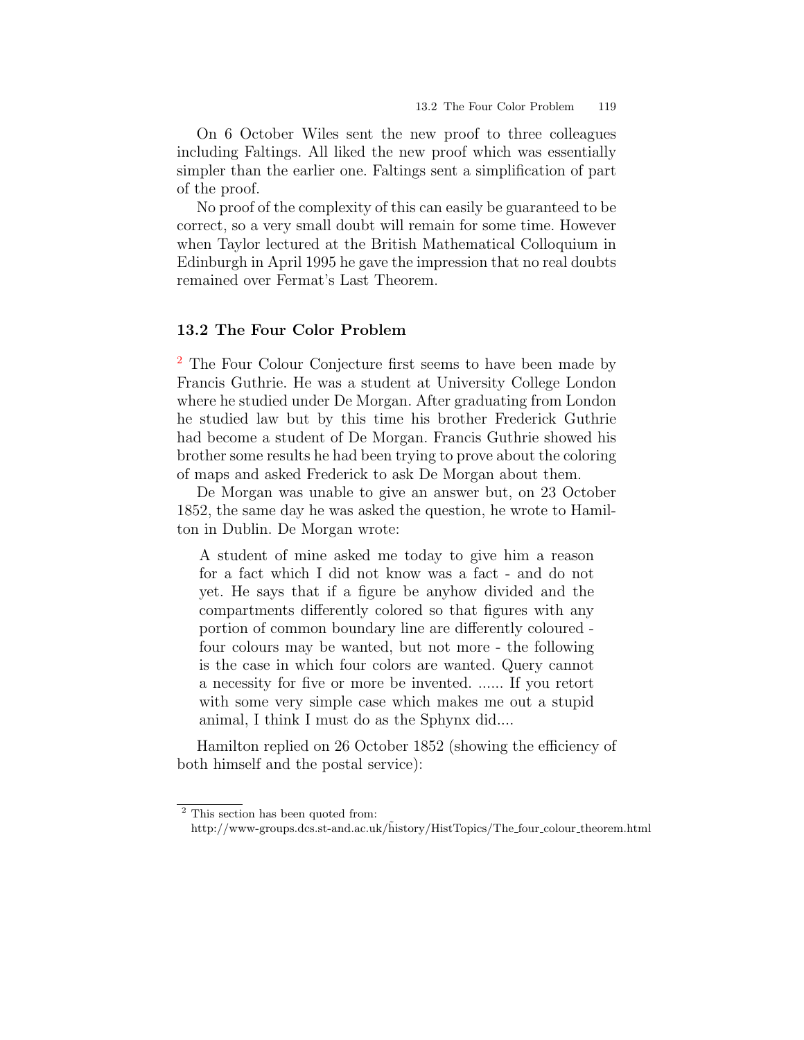On 6 October Wiles sent the new proof to three colleagues including Faltings. All liked the new proof which was essentially simpler than the earlier one. Faltings sent a simplification of part of the proof.

No proof of the complexity of this can easily be guaranteed to be correct, so a very small doubt will remain for some time. However when Taylor lectured at the British Mathematical Colloquium in Edinburgh in April 1995 he gave the impression that no real doubts remained over Fermat's Last Theorem.

## 13.2 The Four Color Problem

[2] The Four Colour Conjecture first seems to have been made by Francis Guthrie. He was a student at University College London where he studied under De Morgan. After graduating from London he studied law but by this time his brother Frederick Guthrie had become a student of De Morgan. Francis Guthrie showed his brother some results he had been trying to prove about the coloring of maps and asked Frederick to ask De Morgan about them.

De Morgan was unable to give an answer but, on 23 October 1852, the same day he was asked the question, he wrote to Hamilton in Dublin. De Morgan wrote:

> A student of mine asked me today to give him a reason for a fact which I did not know was a fact - and do not yet. He says that if a figure be anyhow divided and the compartments differently colored so that figures with any portion of common boundary line are differently coloured - four colours may be wanted, but not more - the following is the case in which four colors are wanted. Query cannot a necessity for five or more be invented. ...... If you retort with some very simple case which makes me out a stupid animal, I think I must do as the Sphynx did....

Hamilton replied on 26 October 1852 (showing the efficiency of both himself and the postal service):

---

[2] This section has been quoted from:
http://www-groups.dcs.st-and.ac.uk/~history/HistTopics/The_four_colour_theorem.html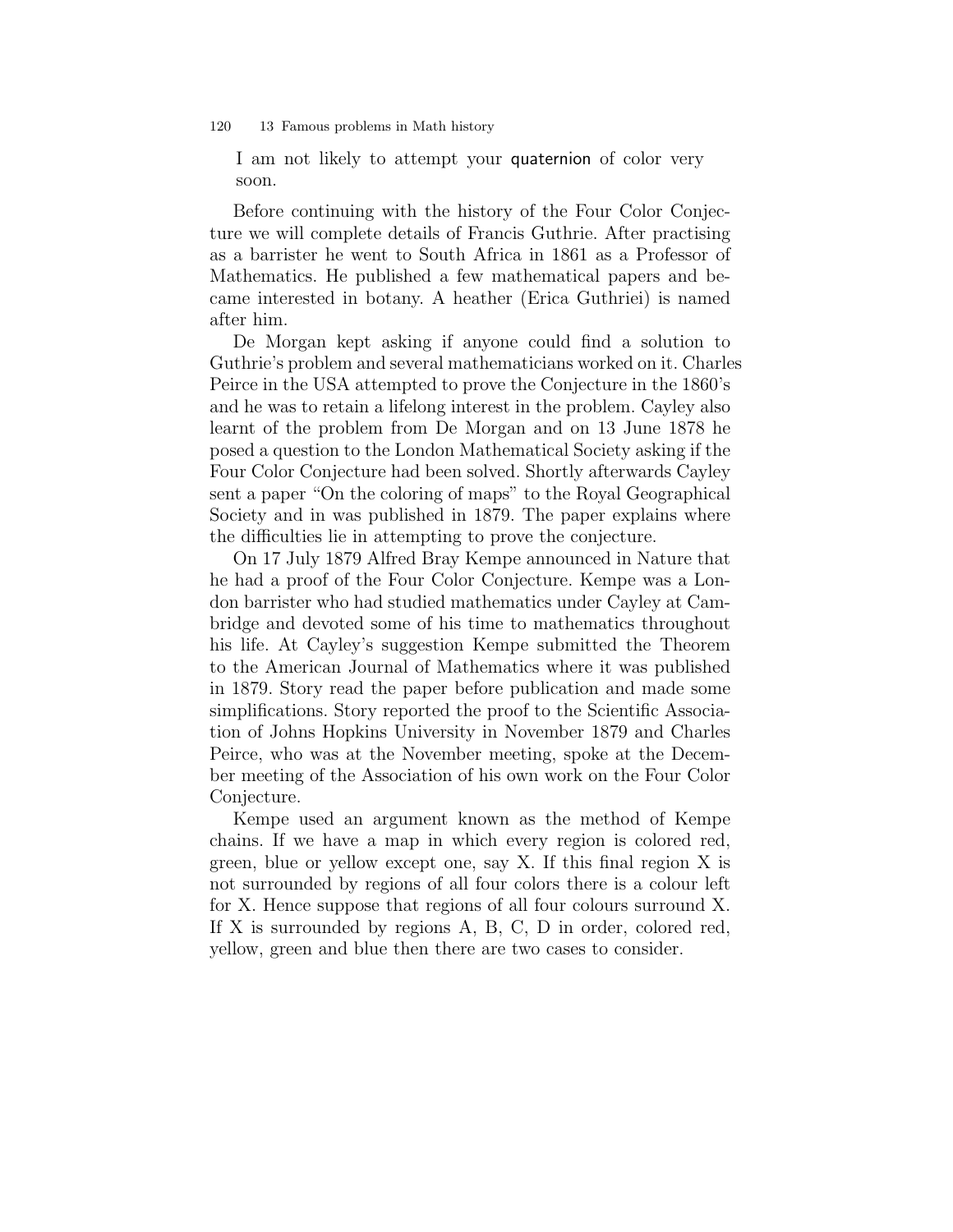I am not likely to attempt your quaternion of color very soon.

Before continuing with the history of the Four Color Conjecture we will complete details of Francis Guthrie. After practising as a barrister he went to South Africa in 1861 as a Professor of Mathematics. He published a few mathematical papers and became interested in botany. A heather (Erica Guthriei) is named after him.

De Morgan kept asking if anyone could find a solution to Guthrie's problem and several mathematicians worked on it. Charles Peirce in the USA attempted to prove the Conjecture in the 1860's and he was to retain a lifelong interest in the problem. Cayley also learnt of the problem from De Morgan and on 13 June 1878 he posed a question to the London Mathematical Society asking if the Four Color Conjecture had been solved. Shortly afterwards Cayley sent a paper "On the coloring of maps" to the Royal Geographical Society and in was published in 1879. The paper explains where the difficulties lie in attempting to prove the conjecture.

On 17 July 1879 Alfred Bray Kempe announced in Nature that he had a proof of the Four Color Conjecture. Kempe was a London barrister who had studied mathematics under Cayley at Cambridge and devoted some of his time to mathematics throughout his life. At Cayley's suggestion Kempe submitted the Theorem to the American Journal of Mathematics where it was published in 1879. Story read the paper before publication and made some simplifications. Story reported the proof to the Scientific Association of Johns Hopkins University in November 1879 and Charles Peirce, who was at the November meeting, spoke at the December meeting of the Association of his own work on the Four Color Conjecture.

Kempe used an argument known as the method of Kempe chains. If we have a map in which every region is colored red, green, blue or yellow except one, say X. If this final region X is not surrounded by regions of all four colors there is a colour left for X. Hence suppose that regions of all four colours surround X. If X is surrounded by regions A, B, C, D in order, colored red, yellow, green and blue then there are two cases to consider.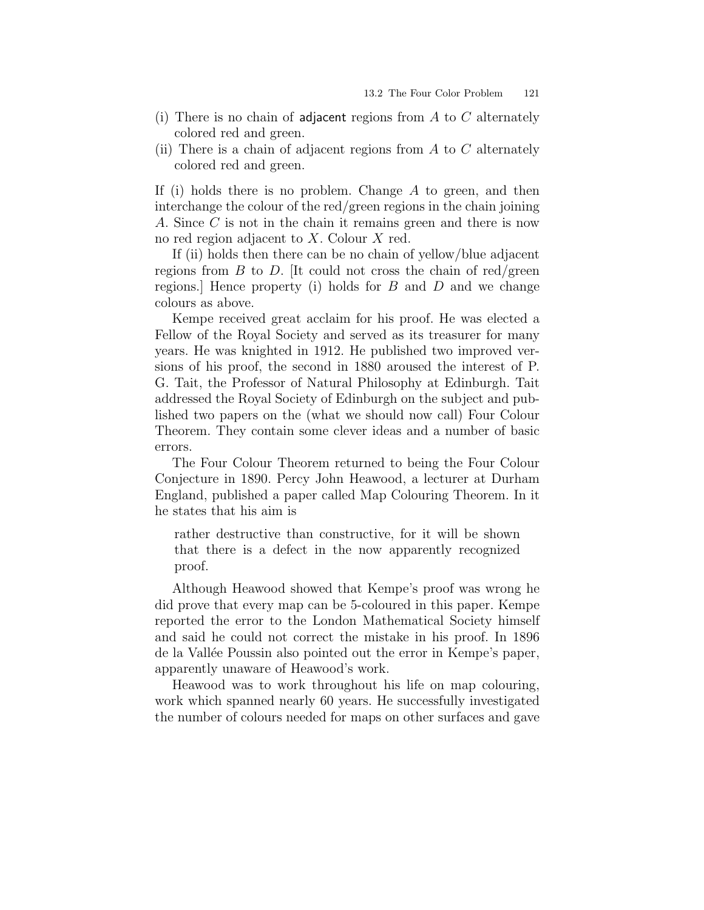(i) There is no chain of adjacent regions from $A$ to $C$ alternately colored red and green.
(ii) There is a chain of adjacent regions from $A$ to $C$ alternately colored red and green.

If (i) holds there is no problem. Change $A$ to green, and then interchange the colour of the red/green regions in the chain joining $A$. Since $C$ is not in the chain it remains green and there is now no red region adjacent to $X$. Colour $X$ red.

If (ii) holds then there can be no chain of yellow/blue adjacent regions from $B$ to $D$. [It could not cross the chain of red/green regions.] Hence property (i) holds for $B$ and $D$ and we change colours as above.

Kempe received great acclaim for his proof. He was elected a Fellow of the Royal Society and served as its treasurer for many years. He was knighted in 1912. He published two improved versions of his proof, the second in 1880 aroused the interest of P. G. Tait, the Professor of Natural Philosophy at Edinburgh. Tait addressed the Royal Society of Edinburgh on the subject and published two papers on the (what we should now call) Four Colour Theorem. They contain some clever ideas and a number of basic errors.

The Four Colour Theorem returned to being the Four Colour Conjecture in 1890. Percy John Heawood, a lecturer at Durham England, published a paper called Map Colouring Theorem. In it he states that his aim is

> rather destructive than constructive, for it will be shown that there is a defect in the now apparently recognized proof.

Although Heawood showed that Kempe's proof was wrong he did prove that every map can be 5-coloured in this paper. Kempe reported the error to the London Mathematical Society himself and said he could not correct the mistake in his proof. In 1896 de la Vallée Poussin also pointed out the error in Kempe's paper, apparently unaware of Heawood's work.

Heawood was to work throughout his life on map colouring, work which spanned nearly 60 years. He successfully investigated the number of colours needed for maps on other surfaces and gave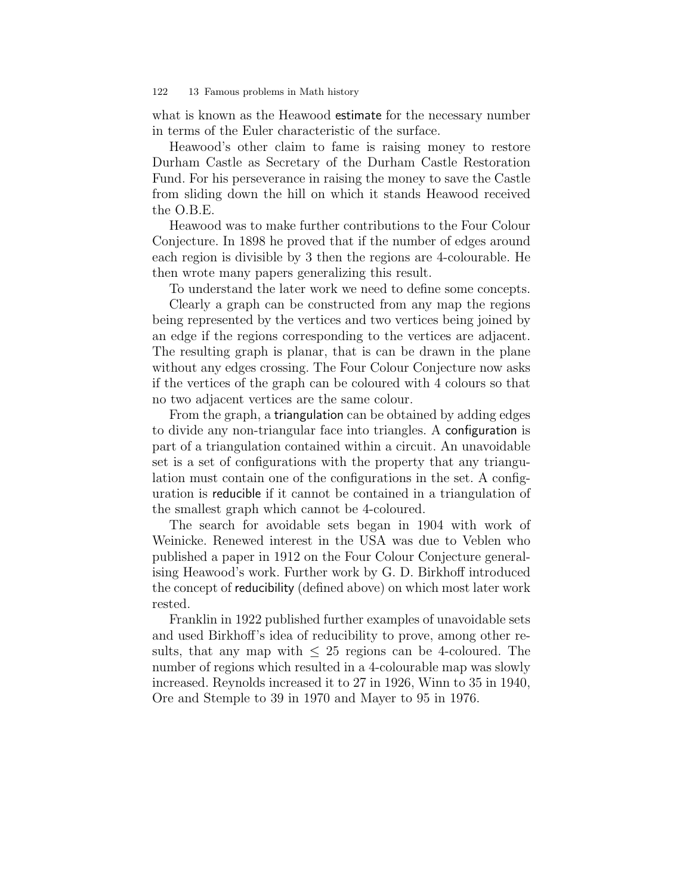what is known as the Heawood estimate for the necessary number in terms of the Euler characteristic of the surface.

Heawood's other claim to fame is raising money to restore Durham Castle as Secretary of the Durham Castle Restoration Fund. For his perseverance in raising the money to save the Castle from sliding down the hill on which it stands Heawood received the O.B.E.

Heawood was to make further contributions to the Four Colour Conjecture. In 1898 he proved that if the number of edges around each region is divisible by 3 then the regions are 4-colourable. He then wrote many papers generalizing this result.

To understand the later work we need to define some concepts.

Clearly a graph can be constructed from any map the regions being represented by the vertices and two vertices being joined by an edge if the regions corresponding to the vertices are adjacent. The resulting graph is planar, that is can be drawn in the plane without any edges crossing. The Four Colour Conjecture now asks if the vertices of the graph can be coloured with 4 colours so that no two adjacent vertices are the same colour.

From the graph, a triangulation can be obtained by adding edges to divide any non-triangular face into triangles. A configuration is part of a triangulation contained within a circuit. An unavoidable set is a set of configurations with the property that any triangulation must contain one of the configurations in the set. A configuration is reducible if it cannot be contained in a triangulation of the smallest graph which cannot be 4-coloured.

The search for avoidable sets began in 1904 with work of Weinicke. Renewed interest in the USA was due to Veblen who published a paper in 1912 on the Four Colour Conjecture generalising Heawood's work. Further work by G. D. Birkhoff introduced the concept of reducibility (defined above) on which most later work rested.

Franklin in 1922 published further examples of unavoidable sets and used Birkhoff's idea of reducibility to prove, among other results, that any map with $\leq 25$ regions can be 4-coloured. The number of regions which resulted in a 4-colourable map was slowly increased. Reynolds increased it to 27 in 1926, Winn to 35 in 1940, Ore and Stemple to 39 in 1970 and Mayer to 95 in 1976.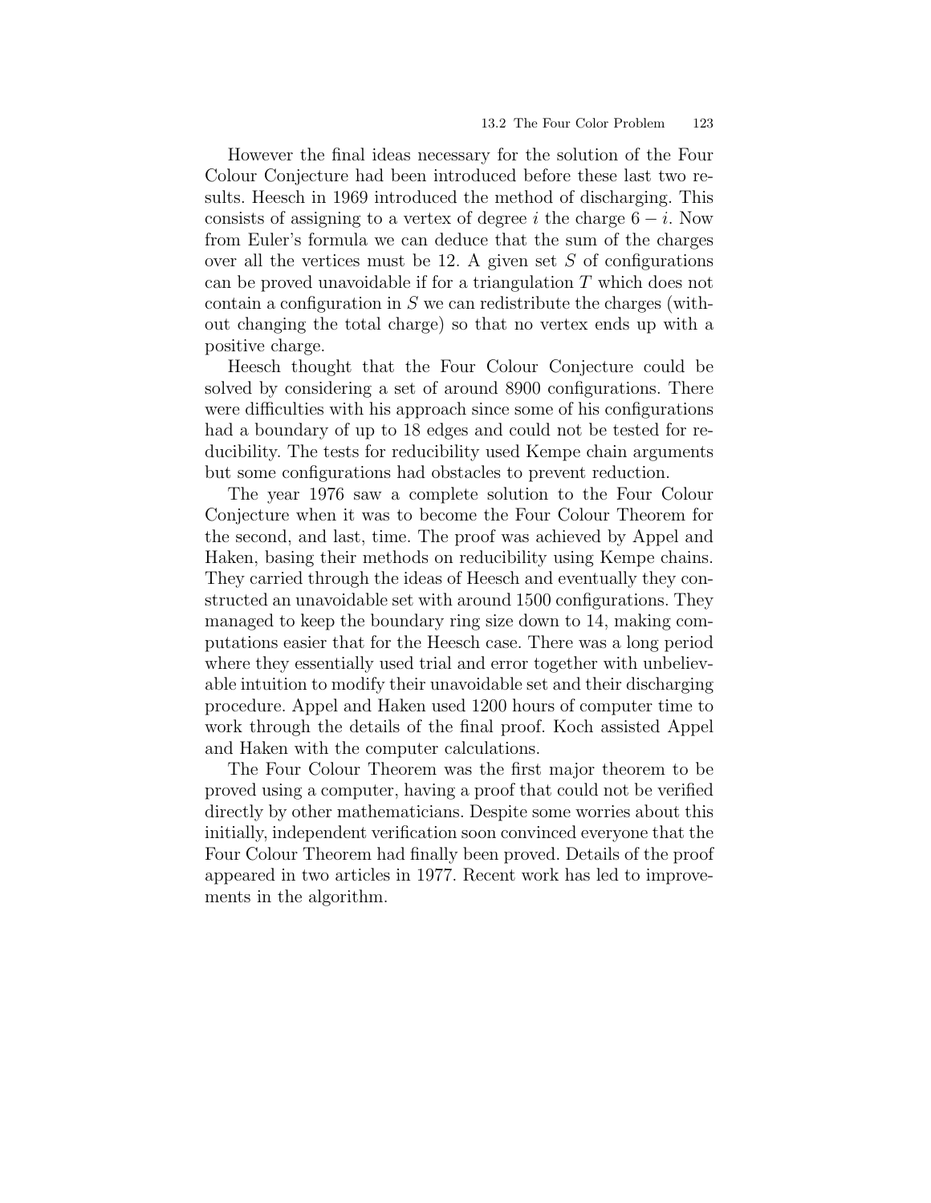However the final ideas necessary for the solution of the Four Colour Conjecture had been introduced before these last two results. Heesch in 1969 introduced the method of discharging. This consists of assigning to a vertex of degree $i$ the charge $6 - i$. Now from Euler's formula we can deduce that the sum of the charges over all the vertices must be 12. A given set $S$ of configurations can be proved unavoidable if for a triangulation $T$ which does not contain a configuration in $S$ we can redistribute the charges (without changing the total charge) so that no vertex ends up with a positive charge.

Heesch thought that the Four Colour Conjecture could be solved by considering a set of around 8900 configurations. There were difficulties with his approach since some of his configurations had a boundary of up to 18 edges and could not be tested for reducibility. The tests for reducibility used Kempe chain arguments but some configurations had obstacles to prevent reduction.

The year 1976 saw a complete solution to the Four Colour Conjecture when it was to become the Four Colour Theorem for the second, and last, time. The proof was achieved by Appel and Haken, basing their methods on reducibility using Kempe chains. They carried through the ideas of Heesch and eventually they constructed an unavoidable set with around 1500 configurations. They managed to keep the boundary ring size down to 14, making computations easier that for the Heesch case. There was a long period where they essentially used trial and error together with unbelievable intuition to modify their unavoidable set and their discharging procedure. Appel and Haken used 1200 hours of computer time to work through the details of the final proof. Koch assisted Appel and Haken with the computer calculations.

The Four Colour Theorem was the first major theorem to be proved using a computer, having a proof that could not be verified directly by other mathematicians. Despite some worries about this initially, independent verification soon convinced everyone that the Four Colour Theorem had finally been proved. Details of the proof appeared in two articles in 1977. Recent work has led to improvements in the algorithm.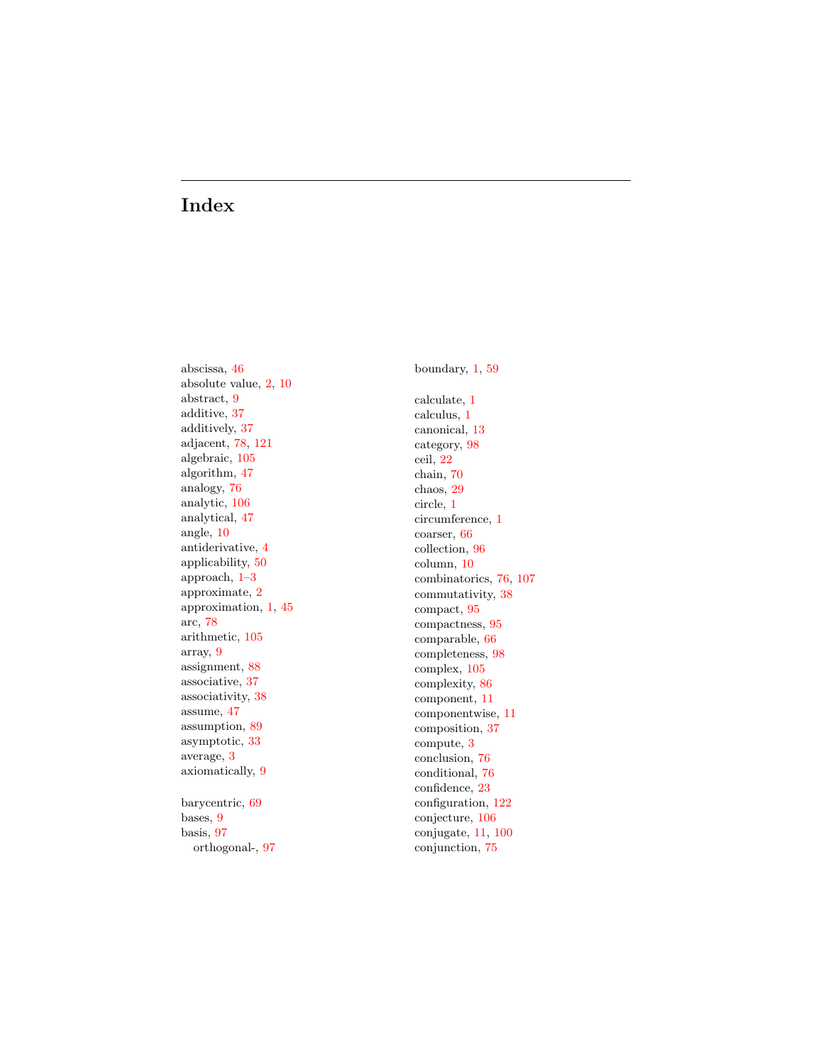# Index

abscissa, 46
absolute value, 2, 10
abstract, 9
additive, 37
additively, 37
adjacent, 78, 121
algebraic, 105
algorithm, 47
analogy, 76
analytic, 106
analytical, 47
angle, 10
antiderivative, 4
applicability, 50
approach, 1–3
approximate, 2
approximation, 1, 45
arc, 78
arithmetic, 105
array, 9
assignment, 88
associative, 37
associativity, 38
assume, 47
assumption, 89
asymptotic, 33
average, 3
axiomatically, 9

barycentric, 69
bases, 9
basis, 97
  orthogonal-, 97
boundary, 1, 59

calculate, 1
calculus, 1
canonical, 13
category, 98
ceil, 22
chain, 70
chaos, 29
circle, 1
circumference, 1
coarser, 66
collection, 96
column, 10
combinatorics, 76, 107
commutativity, 38
compact, 95
compactness, 95
comparable, 66
completeness, 98
complex, 105
complexity, 86
component, 11
componentwise, 11
composition, 37
compute, 3
conclusion, 76
conditional, 76
confidence, 23
configuration, 122
conjecture, 106
conjugate, 11, 100
conjunction, 75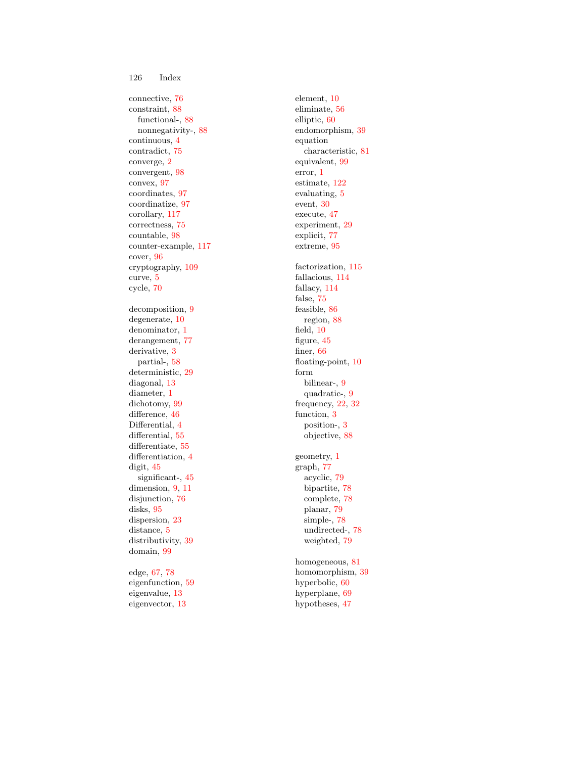connective, 76
constraint, 88
  functional-, 88
  nonnegativity-, 88
continuous, 4
contradict, 75
converge, 2
convergent, 98
convex, 97
coordinates, 97
coordinatize, 97
corollary, 117
correctness, 75
countable, 98
counter-example, 117
cover, 96
cryptography, 109
curve, 5
cycle, 70

decomposition, 9
degenerate, 10
denominator, 1
derangement, 77
derivative, 3
  partial-, 58
deterministic, 29
diagonal, 13
diameter, 1
dichotomy, 99
difference, 46
Differential, 4
differential, 55
differentiate, 55
differentiation, 4
digit, 45
  significant-, 45
dimension, 9, 11
disjunction, 76
disks, 95
dispersion, 23
distance, 5
distributivity, 39
domain, 99

edge, 67, 78
eigenfunction, 59
eigenvalue, 13
eigenvector, 13

element, 10
eliminate, 56
elliptic, 60
endomorphism, 39
equation
  characteristic, 81
equivalent, 99
error, 1
estimate, 122
evaluating, 5
event, 30
execute, 47
experiment, 29
explicit, 77
extreme, 95

factorization, 115
fallacious, 114
fallacy, 114
false, 75
feasible, 86
  region, 88
field, 10
figure, 45
finer, 66
floating-point, 10
form
  bilinear-, 9
  quadratic-, 9
frequency, 22, 32
function, 3
  position-, 3
  objective, 88

geometry, 1
graph, 77
  acyclic, 79
  bipartite, 78
  complete, 78
  planar, 79
  simple-, 78
  undirected-, 78
  weighted, 79

homogeneous, 81
homomorphism, 39
hyperbolic, 60
hyperplane, 69
hypotheses, 47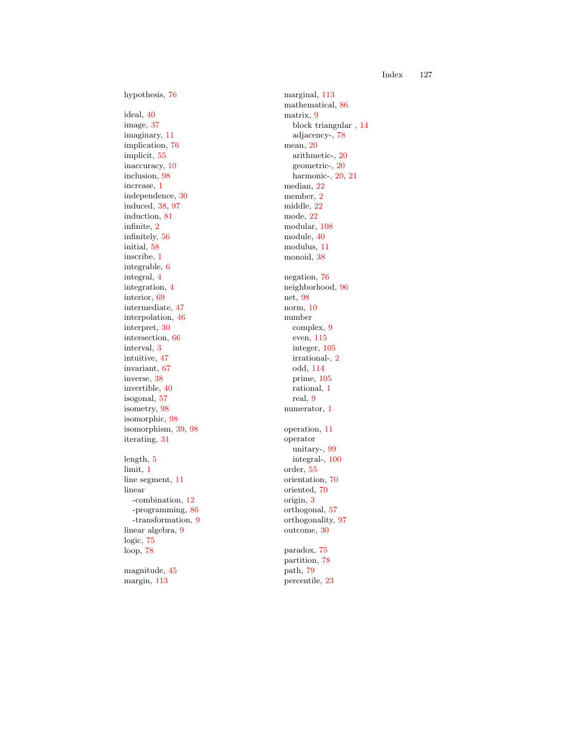hypothesis, 76

ideal, 40
image, 37
imaginary, 11
implication, 76
implicit, 55
inaccuracy, 10
inclusion, 98
increase, 1
independence, 30
induced, 38, 97
induction, 81
infinite, 2
infinitely, 56
initial, 58
inscribe, 1
integrable, 6
integral, 4
integration, 4
interior, 69
intermediate, 47
interpolation, 46
interpret, 30
intersection, 66
interval, 3
intuitive, 47
invariant, 67
inverse, 38
invertible, 40
isogonal, 57
isometry, 98
isomorphic, 98
isomorphism, 39, 98
iterating, 31

length, 5
limit, 1
line segment, 11
linear
  -combination, 12
  -programming, 86
  -transformation, 9
linear algebra, 9
logic, 75
loop, 78

magnitude, 45
margin, 113
marginal, 113
mathematical, 86
matrix, 9
  block triangular , 14
  adjacency-, 78
mean, 20
  arithmetic-, 20
  geometric-, 20
  harmonic-, 20, 21
median, 22
member, 2
middle, 22
mode, 22
modular, 108
module, 40
modulus, 11
monoid, 38

negation, 76
neighborhood, 96
net, 98
norm, 10
number
  complex, 9
  even, 115
  integer, 105
  irrational-, 2
  odd, 114
  prime, 105
  rational, 1
  real, 9
numerator, 1

operation, 11
operator
  unitary-, 99
  integral-, 100
order, 55
orientation, 70
oriented, 70
origin, 3
orthogonal, 57
orthogonality, 97
outcome, 30

paradox, 75
partition, 78
path, 79
percentile, 23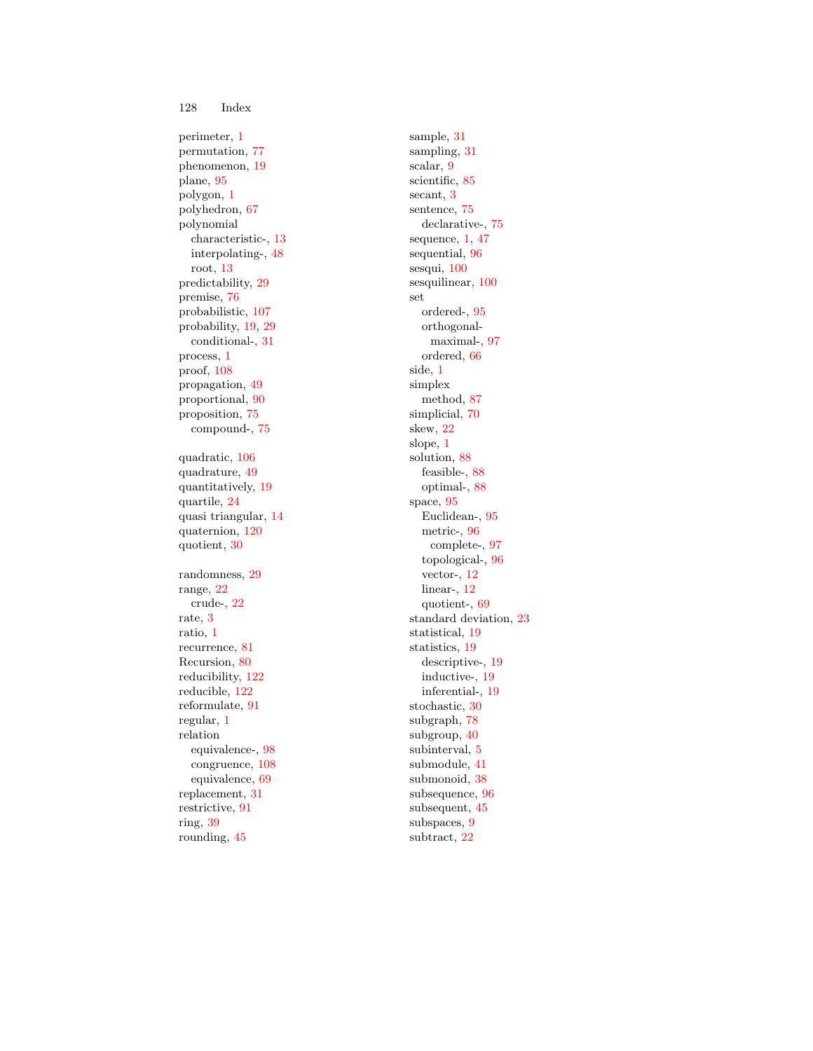perimeter, 1
permutation, 77
phenomenon, 19
plane, 95
polygon, 1
polyhedron, 67
polynomial
  characteristic-, 13
  interpolating-, 48
  root, 13
predictability, 29
premise, 76
probabilistic, 107
probability, 19, 29
  conditional-, 31
process, 1
proof, 108
propagation, 49
proportional, 90
proposition, 75
  compound-, 75

quadratic, 106
quadrature, 49
quantitatively, 19
quartile, 24
quasi triangular, 14
quaternion, 120
quotient, 30

randomness, 29
range, 22
  crude-, 22
rate, 3
ratio, 1
recurrence, 81
Recursion, 80
reducibility, 122
reducible, 122
reformulate, 91
regular, 1
relation
  equivalence-, 98
  congruence, 108
  equivalence, 69
replacement, 31
restrictive, 91
ring, 39
rounding, 45

sample, 31
sampling, 31
scalar, 9
scientific, 85
secant, 3
sentence, 75
  declarative-, 75
sequence, 1, 47
sequential, 96
sesqui, 100
sesquilinear, 100
set
  ordered-, 95
  orthogonal-
    maximal-, 97
  ordered, 66
side, 1
simplex
  method, 87
simplicial, 70
skew, 22
slope, 1
solution, 88
  feasible-, 88
  optimal-, 88
space, 95
  Euclidean-, 95
  metric-, 96
    complete-, 97
  topological-, 96
  vector-, 12
  linear-, 12
  quotient-, 69
standard deviation, 23
statistical, 19
statistics, 19
  descriptive-, 19
  inductive-, 19
  inferential-, 19
stochastic, 30
subgraph, 78
subgroup, 40
subinterval, 5
submodule, 41
submonoid, 38
subsequence, 96
subsequent, 45
subspaces, 9
subtract, 22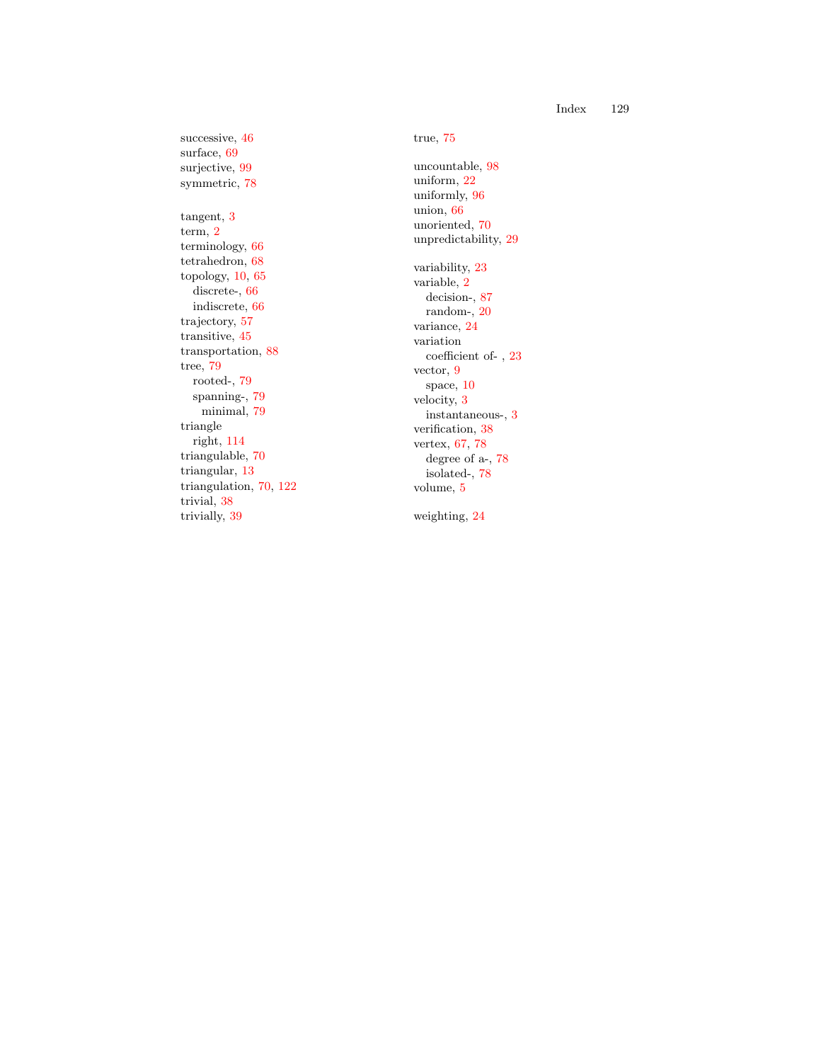successive, 46
surface, 69
surjective, 99
symmetric, 78

tangent, 3
term, 2
terminology, 66
tetrahedron, 68
topology, 10, 65
  discrete-, 66
  indiscrete, 66
trajectory, 57
transitive, 45
transportation, 88
tree, 79
  rooted-, 79
  spanning-, 79
    minimal, 79
triangle
  right, 114
triangulable, 70
triangular, 13
triangulation, 70, 122
trivial, 38
trivially, 39

true, 75

uncountable, 98
uniform, 22
uniformly, 96
union, 66
unoriented, 70
unpredictability, 29

variability, 23
variable, 2
  decision-, 87
  random-, 20
variance, 24
variation
  coefficient of- , 23
vector, 9
  space, 10
velocity, 3
  instantaneous-, 3
verification, 38
vertex, 67, 78
  degree of a-, 78
  isolated-, 78
volume, 5

weighting, 24